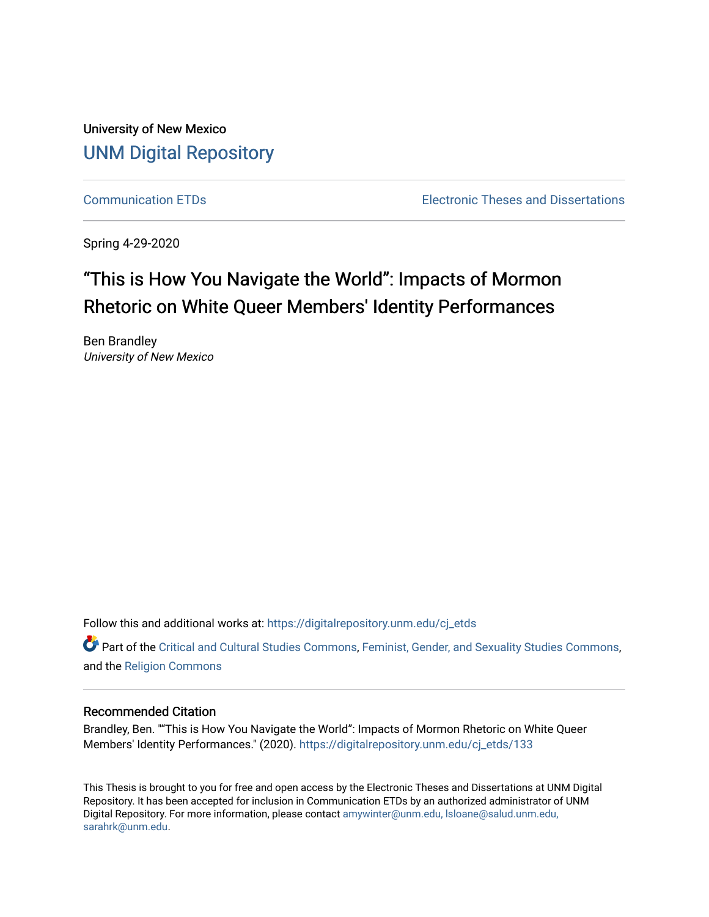University of New Mexico

# UNM Digital Repository

Communication ETDs

Electronic Theses and Dissertations

Spring 4-29-2020

# "This is How You Navigate the World": Impacts of Mormon Rhetoric on White Queer Members' Identity Performances

Ben Brandley
*University of New Mexico*

Follow this and additional works at: https://digitalrepository.unm.edu/cj_etds

Part of the Critical and Cultural Studies Commons, Feminist, Gender, and Sexuality Studies Commons, and the Religion Commons

## Recommended Citation

Brandley, Ben. ""This is How You Navigate the World": Impacts of Mormon Rhetoric on White Queer Members' Identity Performances." (2020). https://digitalrepository.unm.edu/cj_etds/133

This Thesis is brought to you for free and open access by the Electronic Theses and Dissertations at UNM Digital Repository. It has been accepted for inclusion in Communication ETDs by an authorized administrator of UNM Digital Repository. For more information, please contact amywinter@unm.edu, lsloane@salud.unm.edu, sarahrk@unm.edu.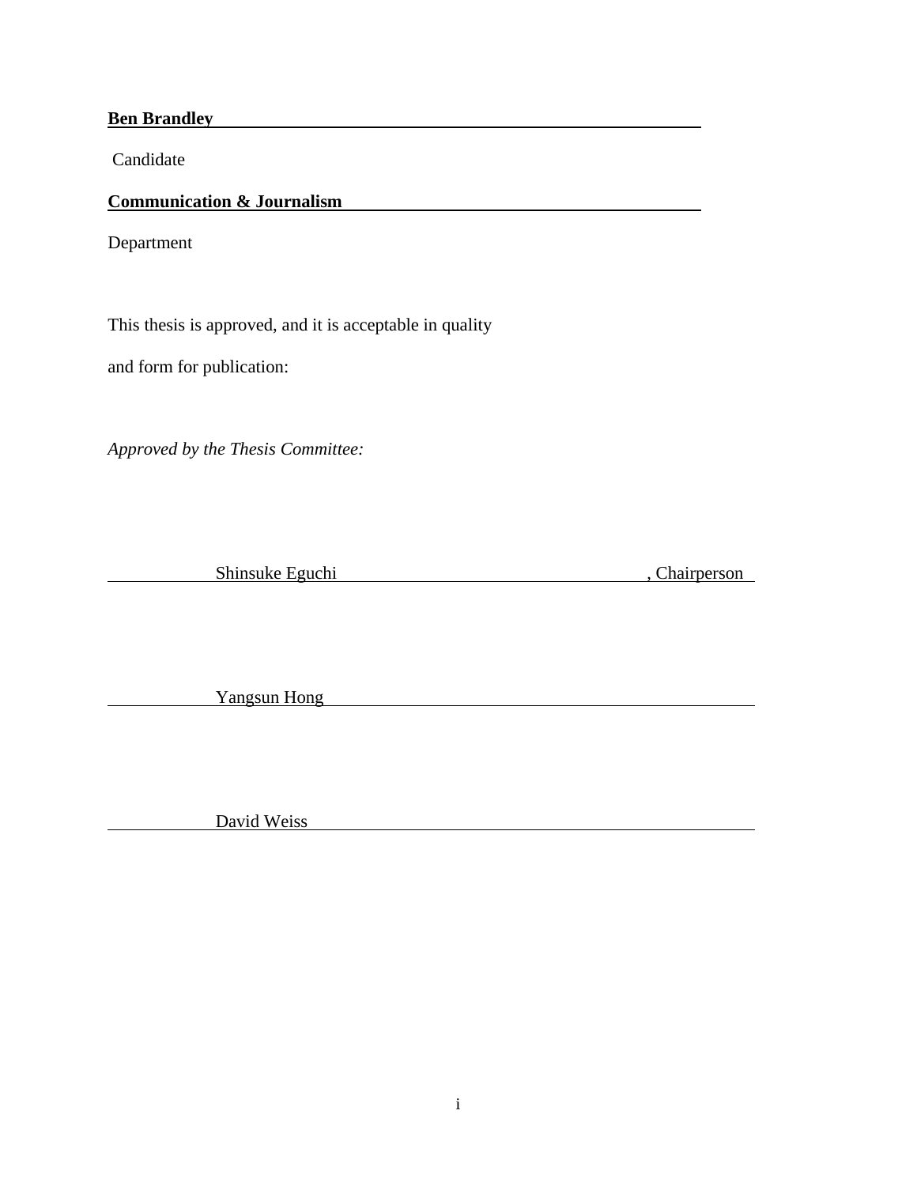**Ben Brandley**

Candidate

**Communication & Journalism**

Department

This thesis is approved, and it is acceptable in quality

and form for publication:

*Approved by the Thesis Committee:*

Shinsuke Eguchi, Chairperson

Yangsun Hong

David Weiss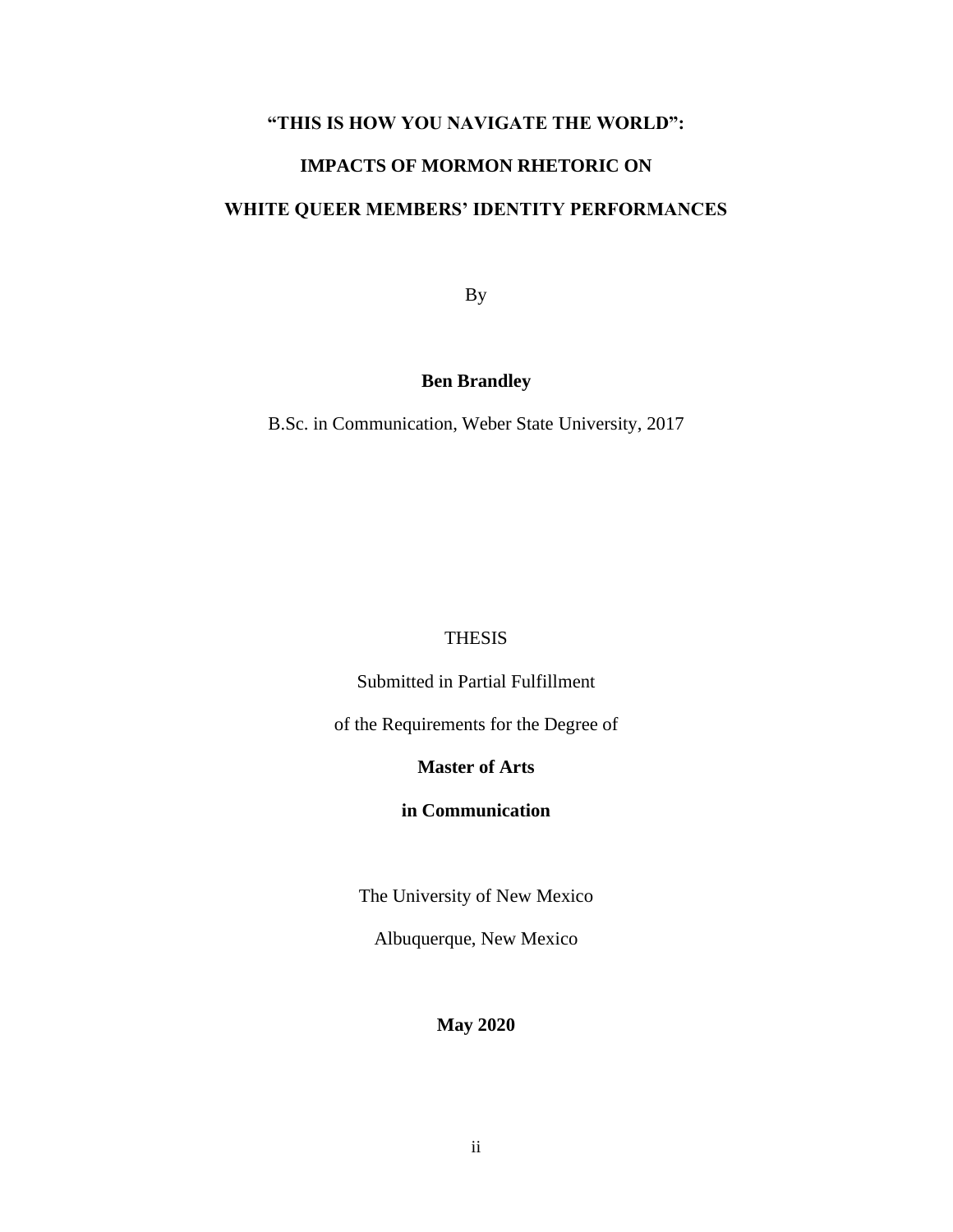# "THIS IS HOW YOU NAVIGATE THE WORLD":

# IMPACTS OF MORMON RHETORIC ON

# WHITE QUEER MEMBERS' IDENTITY PERFORMANCES

By

**Ben Brandley**

B.Sc. in Communication, Weber State University, 2017

THESIS

Submitted in Partial Fulfillment

of the Requirements for the Degree of

**Master of Arts**

**in Communication**

The University of New Mexico

Albuquerque, New Mexico

**May 2020**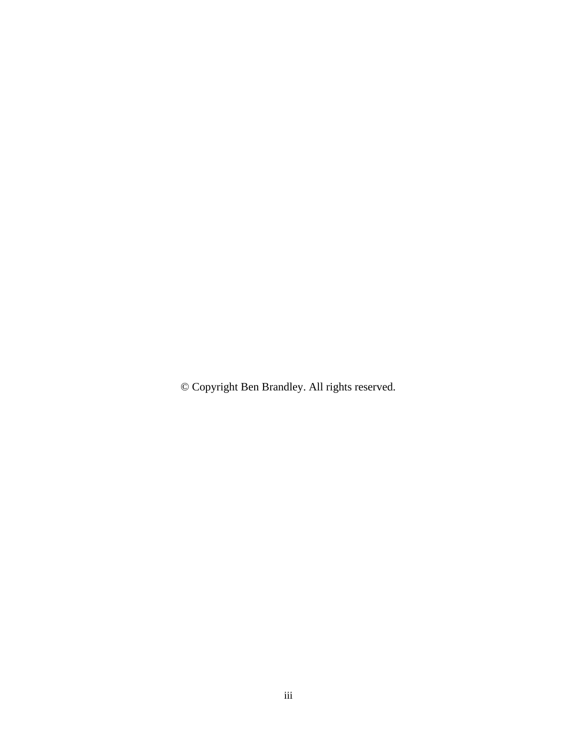© Copyright Ben Brandley. All rights reserved.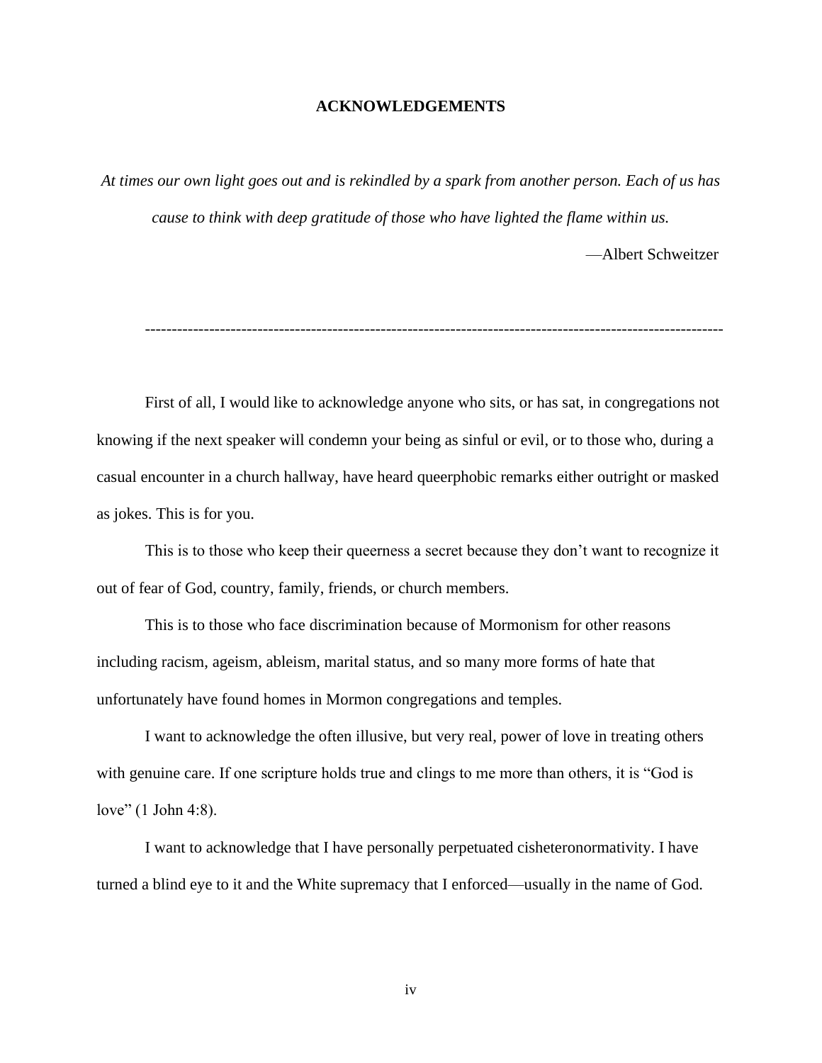## ACKNOWLEDGEMENTS

*At times our own light goes out and is rekindled by a spark from another person. Each of us has cause to think with deep gratitude of those who have lighted the flame within us.*

—Albert Schweitzer

---

First of all, I would like to acknowledge anyone who sits, or has sat, in congregations not knowing if the next speaker will condemn your being as sinful or evil, or to those who, during a casual encounter in a church hallway, have heard queerphobic remarks either outright or masked as jokes. This is for you.

This is to those who keep their queerness a secret because they don't want to recognize it out of fear of God, country, family, friends, or church members.

This is to those who face discrimination because of Mormonism for other reasons including racism, ageism, ableism, marital status, and so many more forms of hate that unfortunately have found homes in Mormon congregations and temples.

I want to acknowledge the often illusive, but very real, power of love in treating others with genuine care. If one scripture holds true and clings to me more than others, it is "God is love" (1 John 4:8).

I want to acknowledge that I have personally perpetuated cisheteronormativity. I have turned a blind eye to it and the White supremacy that I enforced—usually in the name of God.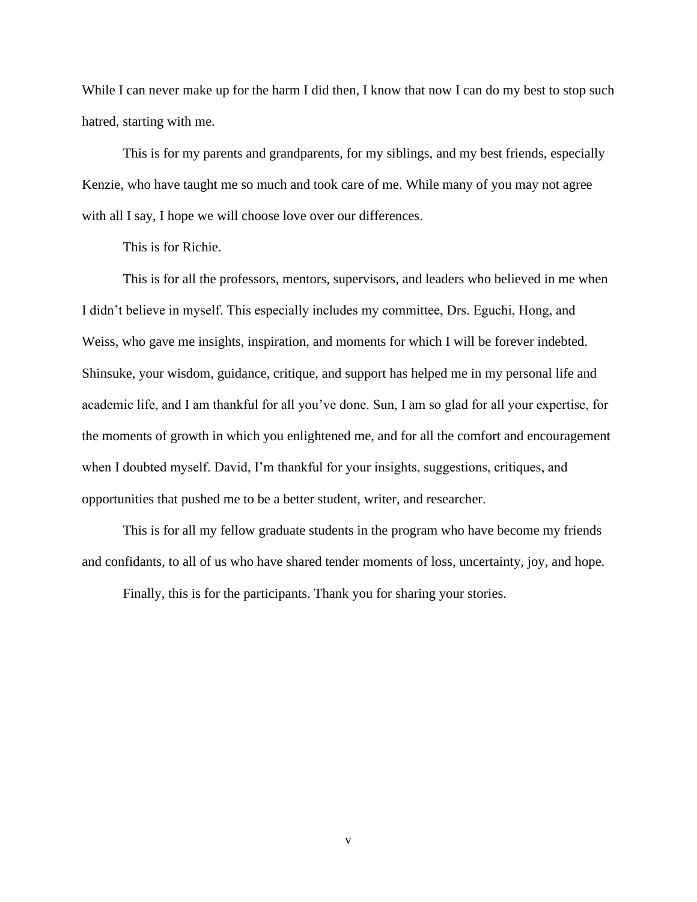While I can never make up for the harm I did then, I know that now I can do my best to stop such hatred, starting with me.

This is for my parents and grandparents, for my siblings, and my best friends, especially Kenzie, who have taught me so much and took care of me. While many of you may not agree with all I say, I hope we will choose love over our differences.

This is for Richie.

This is for all the professors, mentors, supervisors, and leaders who believed in me when I didn't believe in myself. This especially includes my committee, Drs. Eguchi, Hong, and Weiss, who gave me insights, inspiration, and moments for which I will be forever indebted. Shinsuke, your wisdom, guidance, critique, and support has helped me in my personal life and academic life, and I am thankful for all you've done. Sun, I am so glad for all your expertise, for the moments of growth in which you enlightened me, and for all the comfort and encouragement when I doubted myself. David, I'm thankful for your insights, suggestions, critiques, and opportunities that pushed me to be a better student, writer, and researcher.

This is for all my fellow graduate students in the program who have become my friends and confidants, to all of us who have shared tender moments of loss, uncertainty, joy, and hope.

Finally, this is for the participants. Thank you for sharing your stories.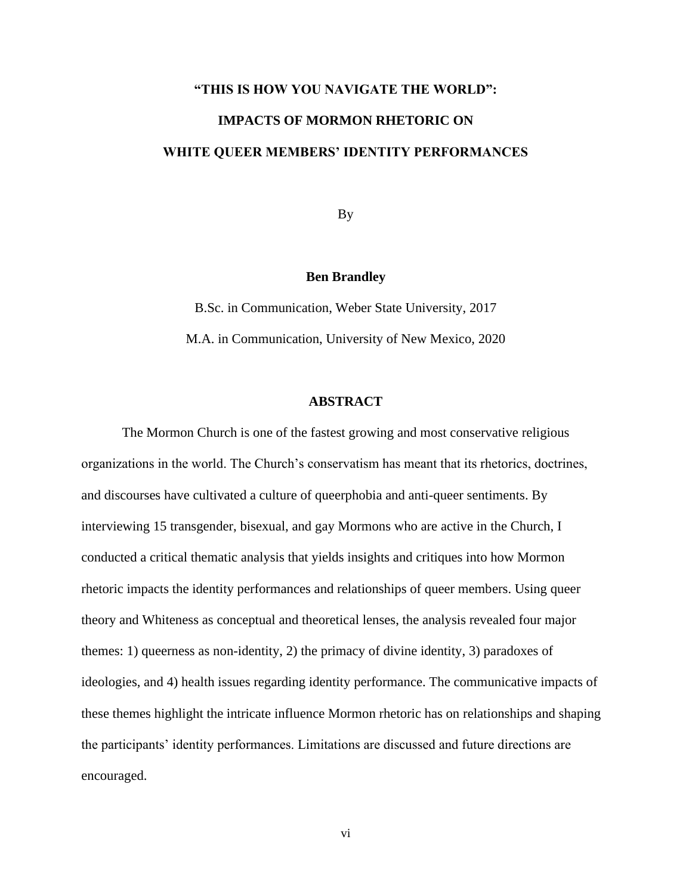# "THIS IS HOW YOU NAVIGATE THE WORLD": IMPACTS OF MORMON RHETORIC ON WHITE QUEER MEMBERS' IDENTITY PERFORMANCES

By

**Ben Brandley**

B.Sc. in Communication, Weber State University, 2017

M.A. in Communication, University of New Mexico, 2020

## ABSTRACT

The Mormon Church is one of the fastest growing and most conservative religious organizations in the world. The Church's conservatism has meant that its rhetorics, doctrines, and discourses have cultivated a culture of queerphobia and anti-queer sentiments. By interviewing 15 transgender, bisexual, and gay Mormons who are active in the Church, I conducted a critical thematic analysis that yields insights and critiques into how Mormon rhetoric impacts the identity performances and relationships of queer members. Using queer theory and Whiteness as conceptual and theoretical lenses, the analysis revealed four major themes: 1) queerness as non-identity, 2) the primacy of divine identity, 3) paradoxes of ideologies, and 4) health issues regarding identity performance. The communicative impacts of these themes highlight the intricate influence Mormon rhetoric has on relationships and shaping the participants' identity performances. Limitations are discussed and future directions are encouraged.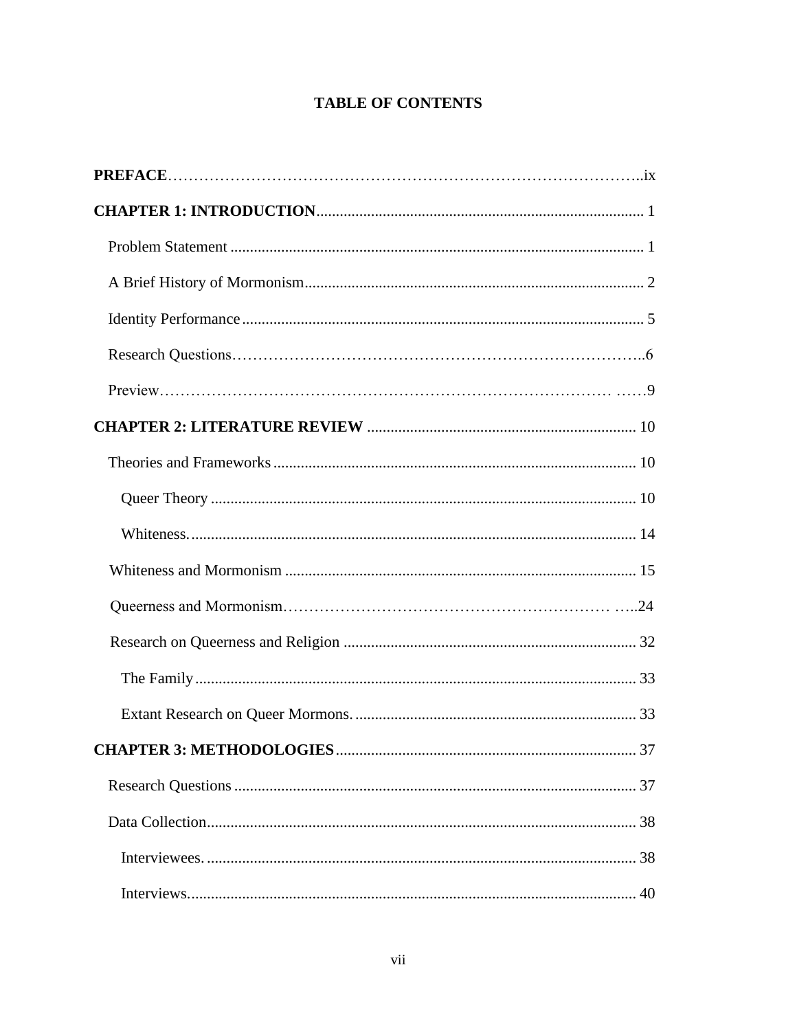# TABLE OF CONTENTS

**PREFACE**..........ix

**CHAPTER 1: INTRODUCTION**..........1

Problem Statement..........1

A Brief History of Mormonism..........2

Identity Performance..........5

Research Questions..........6

Preview..........9

**CHAPTER 2: LITERATURE REVIEW**..........10

Theories and Frameworks..........10

Queer Theory..........10

Whiteness...........14

Whiteness and Mormonism..........15

Queerness and Mormonism..........24

Research on Queerness and Religion..........32

The Family..........33

Extant Research on Queer Mormons...........33

**CHAPTER 3: METHODOLOGIES**..........37

Research Questions..........37

Data Collection..........38

Interviewees...........38

Interviews...........40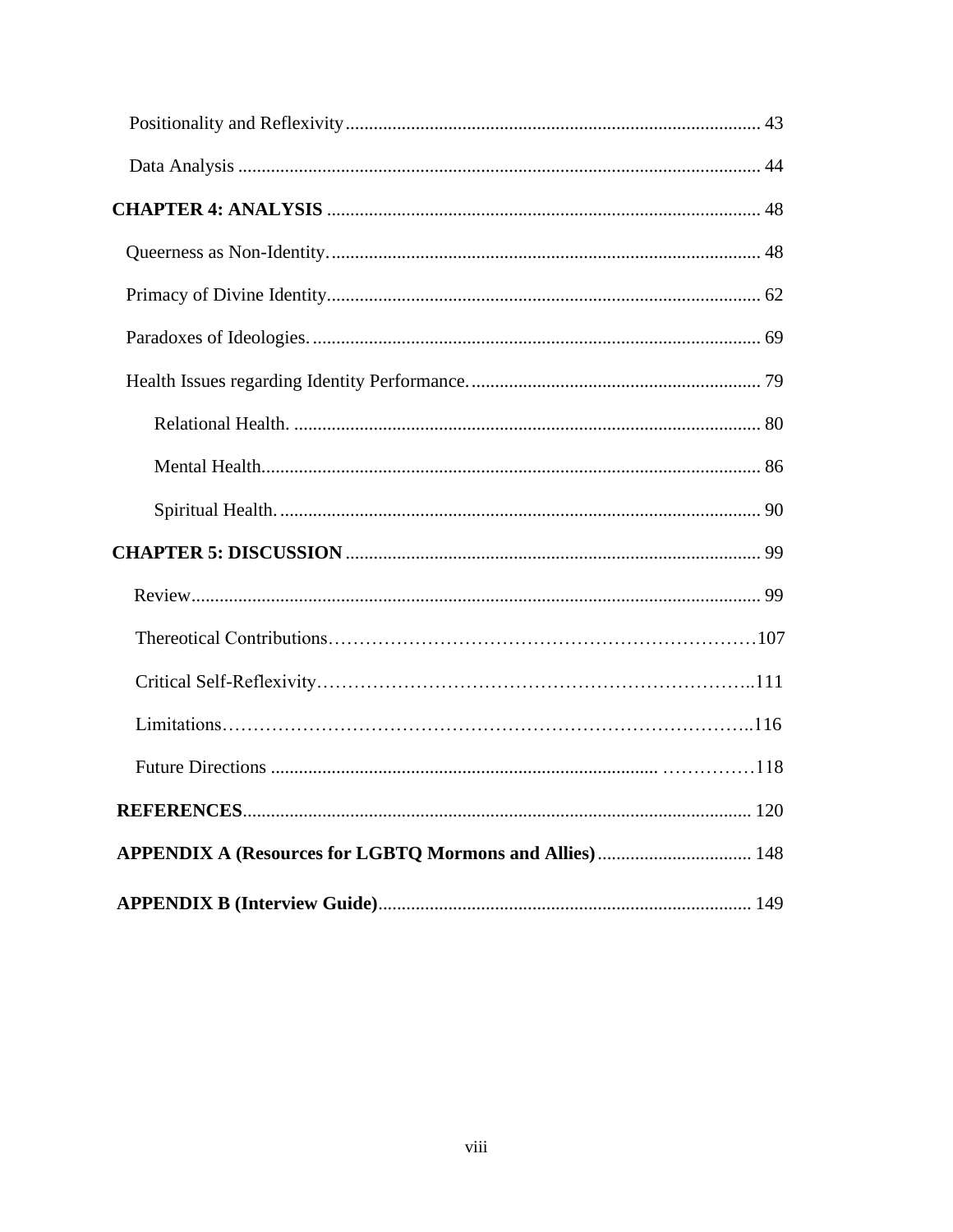Positionality and Reflexivity ........................................................................................ 43

Data Analysis ............................................................................................................... 44

**CHAPTER 4: ANALYSIS** ............................................................................................ 48

Queerness as Non-Identity............................................................................................ 48

Primacy of Divine Identity............................................................................................ 62

Paradoxes of Ideologies................................................................................................ 69

Health Issues regarding Identity Performance.............................................................. 79

Relational Health. ................................................................................................... 80

Mental Health.......................................................................................................... 86

Spiritual Health....................................................................................................... 90

**CHAPTER 5: DISCUSSION** ........................................................................................ 99

Review........................................................................................................................ 99

Thereotical Contributions……………………………………………………………107

Critical Self-Reflexivity……………………………………………………………..111

Limitations…………………………………………………………………………..116

Future Directions .................................................................................. ……………118

**REFERENCES**............................................................................................................ 120

**APPENDIX A (Resources for LGBTQ Mormons and Allies)**................................. 148

**APPENDIX B (Interview Guide)**................................................................................ 149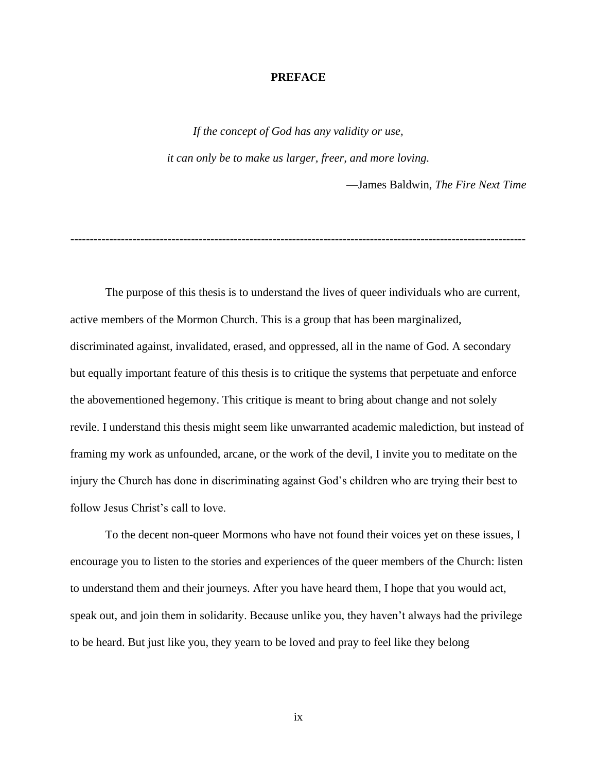# PREFACE

*If the concept of God has any validity or use,*

*it can only be to make us larger, freer, and more loving.*

—James Baldwin, *The Fire Next Time*

---

The purpose of this thesis is to understand the lives of queer individuals who are current, active members of the Mormon Church. This is a group that has been marginalized, discriminated against, invalidated, erased, and oppressed, all in the name of God. A secondary but equally important feature of this thesis is to critique the systems that perpetuate and enforce the abovementioned hegemony. This critique is meant to bring about change and not solely revile. I understand this thesis might seem like unwarranted academic malediction, but instead of framing my work as unfounded, arcane, or the work of the devil, I invite you to meditate on the injury the Church has done in discriminating against God's children who are trying their best to follow Jesus Christ's call to love.

To the decent non-queer Mormons who have not found their voices yet on these issues, I encourage you to listen to the stories and experiences of the queer members of the Church: listen to understand them and their journeys. After you have heard them, I hope that you would act, speak out, and join them in solidarity. Because unlike you, they haven't always had the privilege to be heard. But just like you, they yearn to be loved and pray to feel like they belong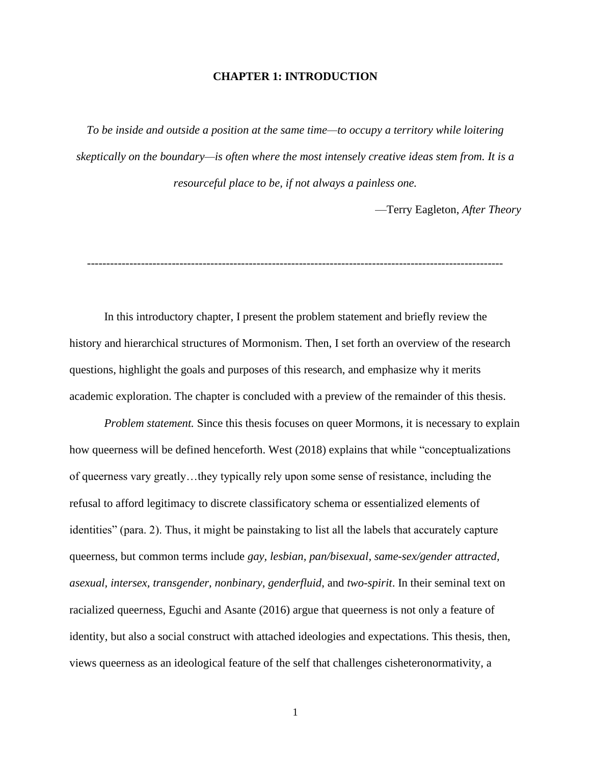# CHAPTER 1: INTRODUCTION

*To be inside and outside a position at the same time—to occupy a territory while loitering skeptically on the boundary—is often where the most intensely creative ideas stem from. It is a resourceful place to be, if not always a painless one.*

—Terry Eagleton, *After Theory*

---

In this introductory chapter, I present the problem statement and briefly review the history and hierarchical structures of Mormonism. Then, I set forth an overview of the research questions, highlight the goals and purposes of this research, and emphasize why it merits academic exploration. The chapter is concluded with a preview of the remainder of this thesis.

*Problem statement.* Since this thesis focuses on queer Mormons, it is necessary to explain how queerness will be defined henceforth. West (2018) explains that while "conceptualizations of queerness vary greatly…they typically rely upon some sense of resistance, including the refusal to afford legitimacy to discrete classificatory schema or essentialized elements of identities" (para. 2). Thus, it might be painstaking to list all the labels that accurately capture queerness, but common terms include *gay, lesbian, pan/bisexual, same-sex/gender attracted, asexual, intersex, transgender, nonbinary, genderfluid*, and *two-spirit*. In their seminal text on racialized queerness, Eguchi and Asante (2016) argue that queerness is not only a feature of identity, but also a social construct with attached ideologies and expectations. This thesis, then, views queerness as an ideological feature of the self that challenges cisheteronormativity, a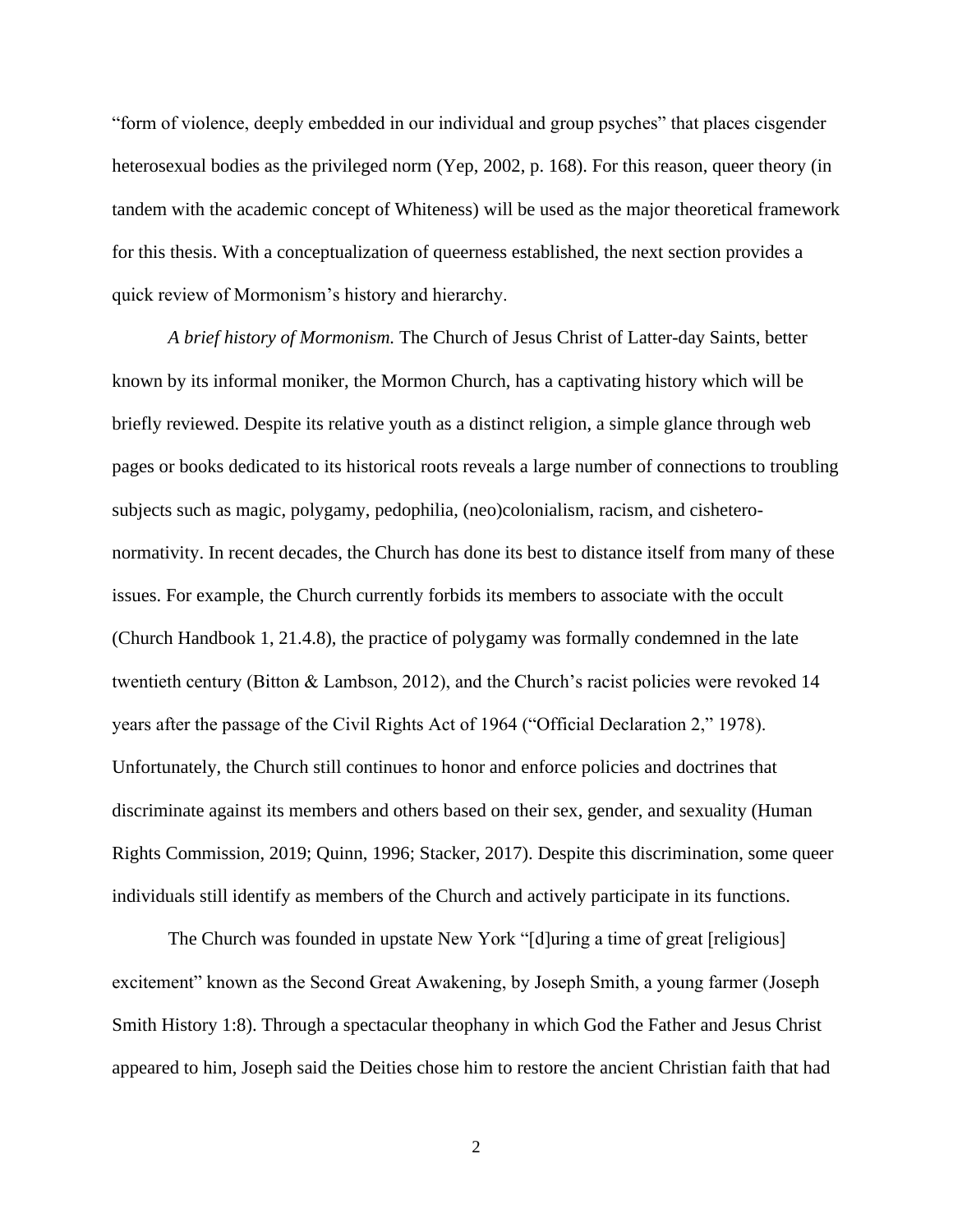"form of violence, deeply embedded in our individual and group psyches" that places cisgender heterosexual bodies as the privileged norm (Yep, 2002, p. 168). For this reason, queer theory (in tandem with the academic concept of Whiteness) will be used as the major theoretical framework for this thesis. With a conceptualization of queerness established, the next section provides a quick review of Mormonism's history and hierarchy.

*A brief history of Mormonism.* The Church of Jesus Christ of Latter-day Saints, better known by its informal moniker, the Mormon Church, has a captivating history which will be briefly reviewed. Despite its relative youth as a distinct religion, a simple glance through web pages or books dedicated to its historical roots reveals a large number of connections to troubling subjects such as magic, polygamy, pedophilia, (neo)colonialism, racism, and cishetero-normativity. In recent decades, the Church has done its best to distance itself from many of these issues. For example, the Church currently forbids its members to associate with the occult (Church Handbook 1, 21.4.8), the practice of polygamy was formally condemned in the late twentieth century (Bitton & Lambson, 2012), and the Church's racist policies were revoked 14 years after the passage of the Civil Rights Act of 1964 ("Official Declaration 2," 1978). Unfortunately, the Church still continues to honor and enforce policies and doctrines that discriminate against its members and others based on their sex, gender, and sexuality (Human Rights Commission, 2019; Quinn, 1996; Stacker, 2017). Despite this discrimination, some queer individuals still identify as members of the Church and actively participate in its functions.

The Church was founded in upstate New York "[d]uring a time of great [religious] excitement" known as the Second Great Awakening, by Joseph Smith, a young farmer (Joseph Smith History 1:8). Through a spectacular theophany in which God the Father and Jesus Christ appeared to him, Joseph said the Deities chose him to restore the ancient Christian faith that had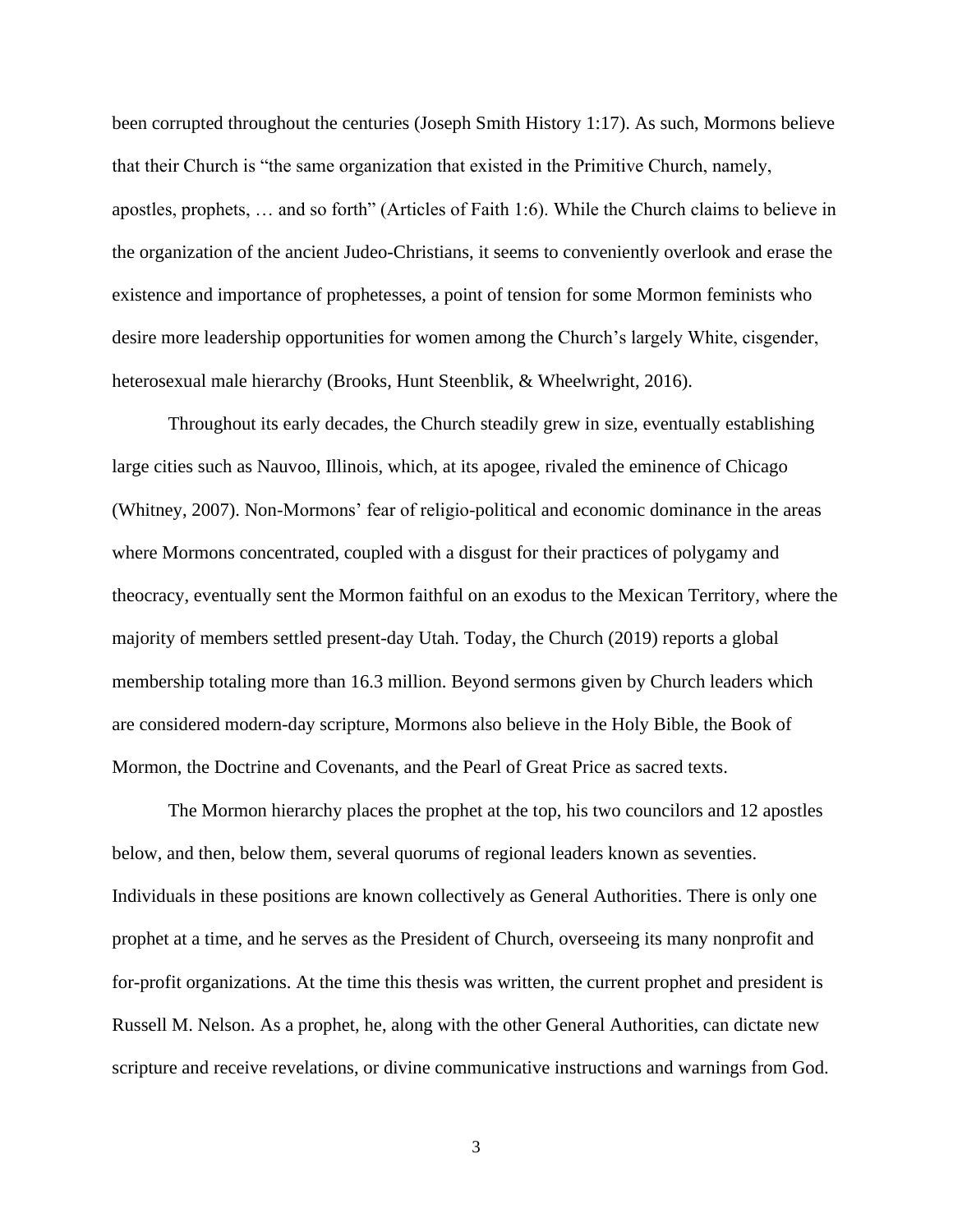been corrupted throughout the centuries (Joseph Smith History 1:17). As such, Mormons believe that their Church is "the same organization that existed in the Primitive Church, namely, apostles, prophets, … and so forth" (Articles of Faith 1:6). While the Church claims to believe in the organization of the ancient Judeo-Christians, it seems to conveniently overlook and erase the existence and importance of prophetesses, a point of tension for some Mormon feminists who desire more leadership opportunities for women among the Church's largely White, cisgender, heterosexual male hierarchy (Brooks, Hunt Steenblik, & Wheelwright, 2016).

Throughout its early decades, the Church steadily grew in size, eventually establishing large cities such as Nauvoo, Illinois, which, at its apogee, rivaled the eminence of Chicago (Whitney, 2007). Non-Mormons' fear of religio-political and economic dominance in the areas where Mormons concentrated, coupled with a disgust for their practices of polygamy and theocracy, eventually sent the Mormon faithful on an exodus to the Mexican Territory, where the majority of members settled present-day Utah. Today, the Church (2019) reports a global membership totaling more than 16.3 million. Beyond sermons given by Church leaders which are considered modern-day scripture, Mormons also believe in the Holy Bible, the Book of Mormon, the Doctrine and Covenants, and the Pearl of Great Price as sacred texts.

The Mormon hierarchy places the prophet at the top, his two councilors and 12 apostles below, and then, below them, several quorums of regional leaders known as seventies. Individuals in these positions are known collectively as General Authorities. There is only one prophet at a time, and he serves as the President of Church, overseeing its many nonprofit and for-profit organizations. At the time this thesis was written, the current prophet and president is Russell M. Nelson. As a prophet, he, along with the other General Authorities, can dictate new scripture and receive revelations, or divine communicative instructions and warnings from God.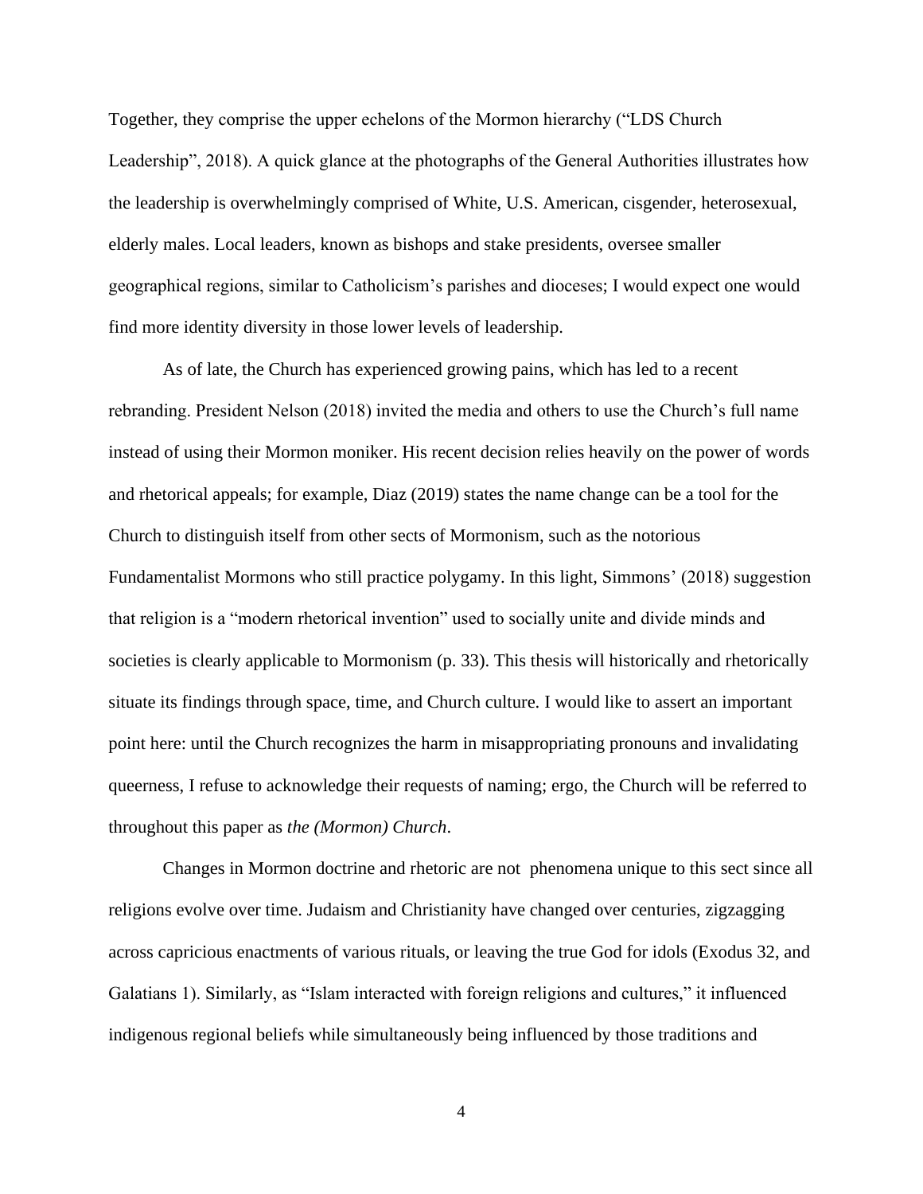Together, they comprise the upper echelons of the Mormon hierarchy ("LDS Church Leadership", 2018). A quick glance at the photographs of the General Authorities illustrates how the leadership is overwhelmingly comprised of White, U.S. American, cisgender, heterosexual, elderly males. Local leaders, known as bishops and stake presidents, oversee smaller geographical regions, similar to Catholicism's parishes and dioceses; I would expect one would find more identity diversity in those lower levels of leadership.

As of late, the Church has experienced growing pains, which has led to a recent rebranding. President Nelson (2018) invited the media and others to use the Church's full name instead of using their Mormon moniker. His recent decision relies heavily on the power of words and rhetorical appeals; for example, Diaz (2019) states the name change can be a tool for the Church to distinguish itself from other sects of Mormonism, such as the notorious Fundamentalist Mormons who still practice polygamy. In this light, Simmons' (2018) suggestion that religion is a "modern rhetorical invention" used to socially unite and divide minds and societies is clearly applicable to Mormonism (p. 33). This thesis will historically and rhetorically situate its findings through space, time, and Church culture. I would like to assert an important point here: until the Church recognizes the harm in misappropriating pronouns and invalidating queerness, I refuse to acknowledge their requests of naming; ergo, the Church will be referred to throughout this paper as *the (Mormon) Church*.

Changes in Mormon doctrine and rhetoric are not phenomena unique to this sect since all religions evolve over time. Judaism and Christianity have changed over centuries, zigzagging across capricious enactments of various rituals, or leaving the true God for idols (Exodus 32, and Galatians 1). Similarly, as "Islam interacted with foreign religions and cultures," it influenced indigenous regional beliefs while simultaneously being influenced by those traditions and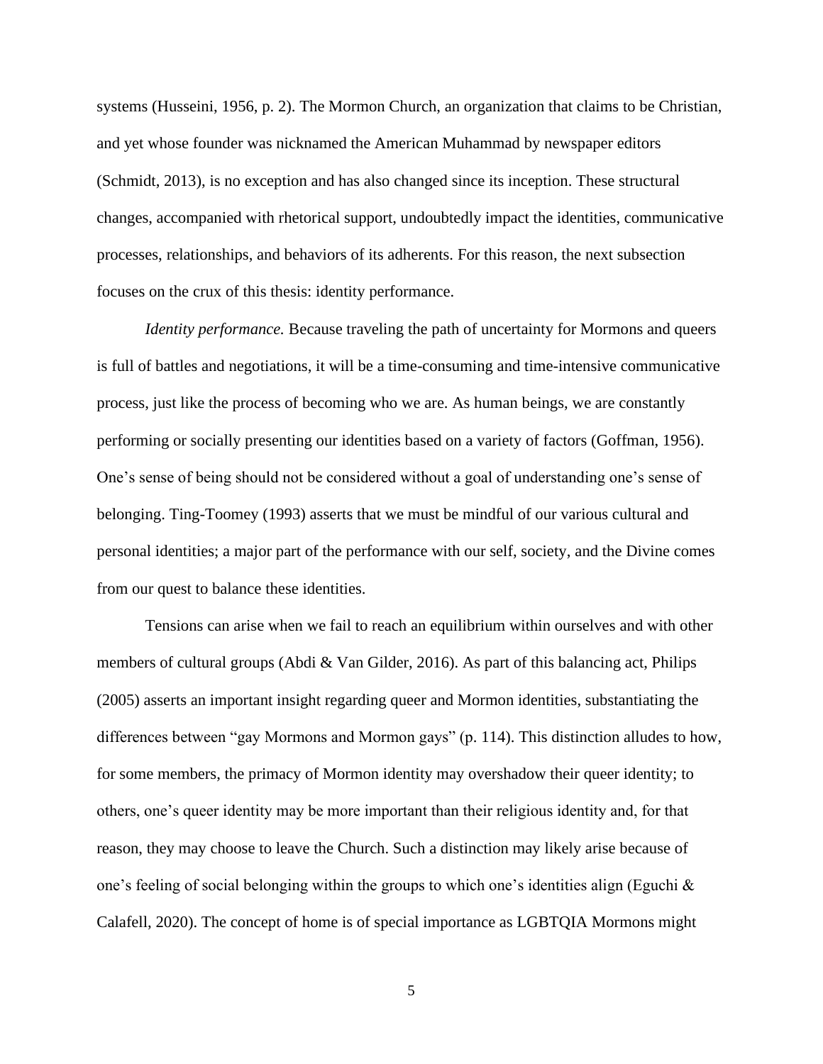systems (Husseini, 1956, p. 2). The Mormon Church, an organization that claims to be Christian, and yet whose founder was nicknamed the American Muhammad by newspaper editors (Schmidt, 2013), is no exception and has also changed since its inception. These structural changes, accompanied with rhetorical support, undoubtedly impact the identities, communicative processes, relationships, and behaviors of its adherents. For this reason, the next subsection focuses on the crux of this thesis: identity performance.

*Identity performance.* Because traveling the path of uncertainty for Mormons and queers is full of battles and negotiations, it will be a time-consuming and time-intensive communicative process, just like the process of becoming who we are. As human beings, we are constantly performing or socially presenting our identities based on a variety of factors (Goffman, 1956). One's sense of being should not be considered without a goal of understanding one's sense of belonging. Ting-Toomey (1993) asserts that we must be mindful of our various cultural and personal identities; a major part of the performance with our self, society, and the Divine comes from our quest to balance these identities.

Tensions can arise when we fail to reach an equilibrium within ourselves and with other members of cultural groups (Abdi & Van Gilder, 2016). As part of this balancing act, Philips (2005) asserts an important insight regarding queer and Mormon identities, substantiating the differences between "gay Mormons and Mormon gays" (p. 114). This distinction alludes to how, for some members, the primacy of Mormon identity may overshadow their queer identity; to others, one's queer identity may be more important than their religious identity and, for that reason, they may choose to leave the Church. Such a distinction may likely arise because of one's feeling of social belonging within the groups to which one's identities align (Eguchi & Calafell, 2020). The concept of home is of special importance as LGBTQIA Mormons might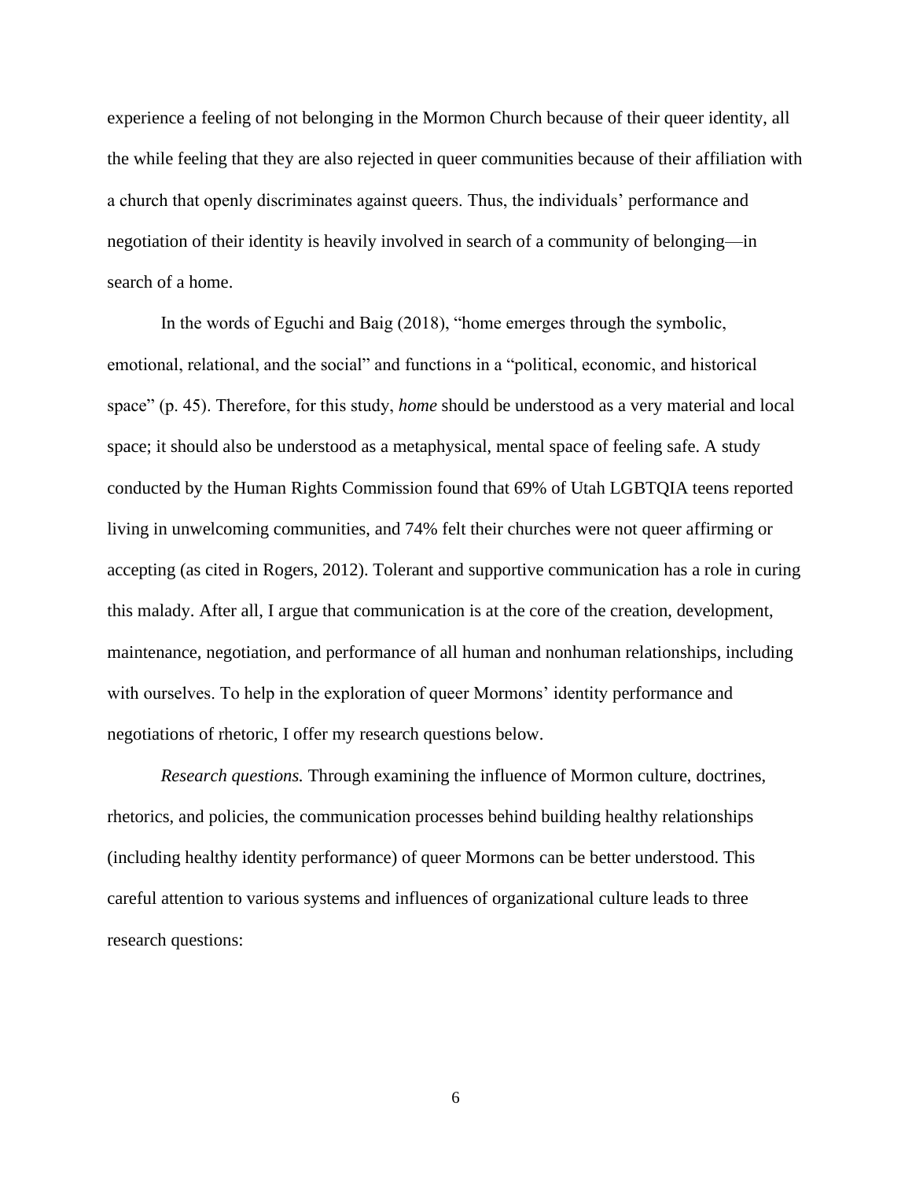experience a feeling of not belonging in the Mormon Church because of their queer identity, all the while feeling that they are also rejected in queer communities because of their affiliation with a church that openly discriminates against queers. Thus, the individuals' performance and negotiation of their identity is heavily involved in search of a community of belonging—in search of a home.

In the words of Eguchi and Baig (2018), "home emerges through the symbolic, emotional, relational, and the social" and functions in a "political, economic, and historical space" (p. 45). Therefore, for this study, *home* should be understood as a very material and local space; it should also be understood as a metaphysical, mental space of feeling safe. A study conducted by the Human Rights Commission found that 69% of Utah LGBTQIA teens reported living in unwelcoming communities, and 74% felt their churches were not queer affirming or accepting (as cited in Rogers, 2012). Tolerant and supportive communication has a role in curing this malady. After all, I argue that communication is at the core of the creation, development, maintenance, negotiation, and performance of all human and nonhuman relationships, including with ourselves. To help in the exploration of queer Mormons' identity performance and negotiations of rhetoric, I offer my research questions below.

*Research questions.* Through examining the influence of Mormon culture, doctrines, rhetorics, and policies, the communication processes behind building healthy relationships (including healthy identity performance) of queer Mormons can be better understood. This careful attention to various systems and influences of organizational culture leads to three research questions: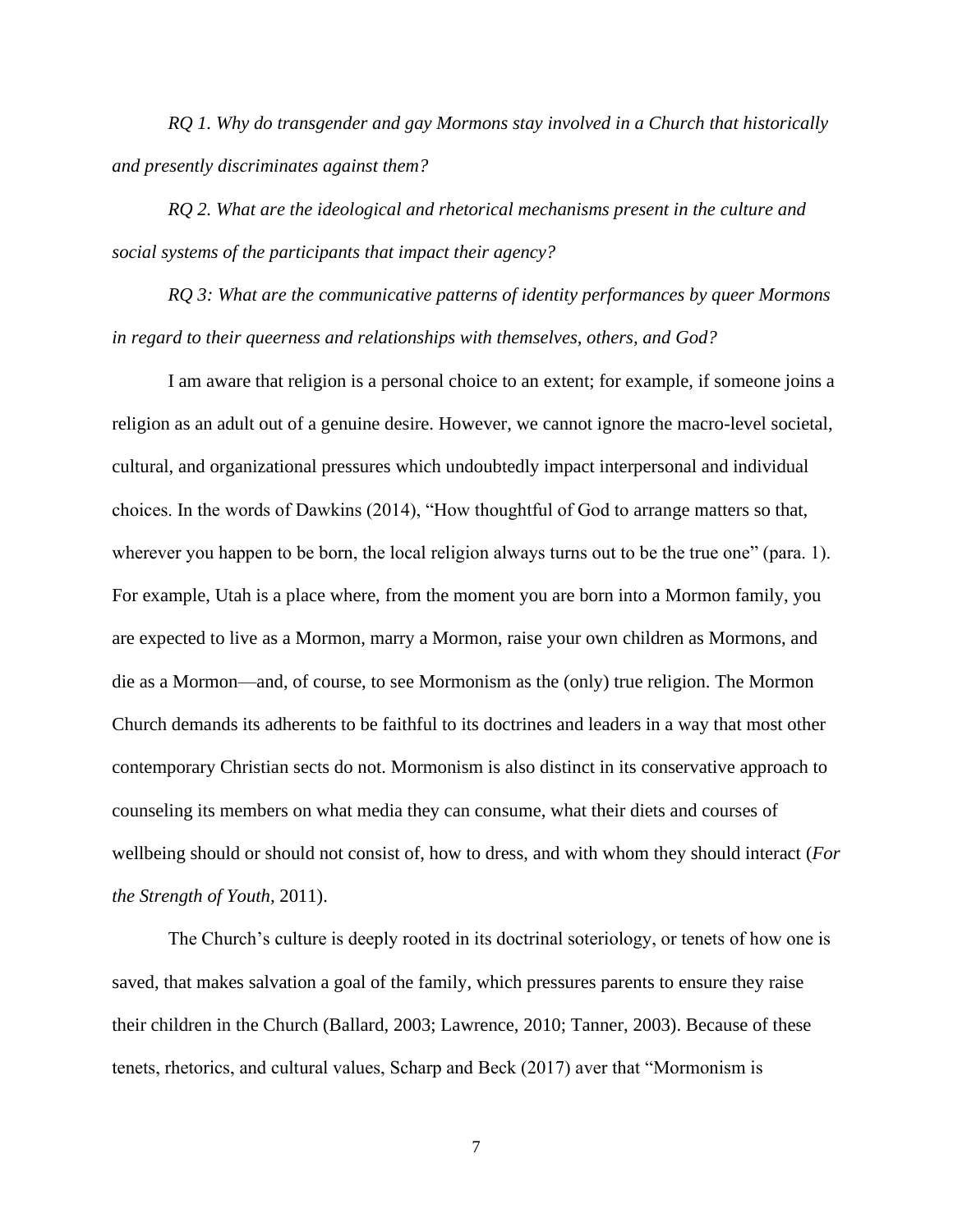*RQ 1. Why do transgender and gay Mormons stay involved in a Church that historically and presently discriminates against them?*

*RQ 2. What are the ideological and rhetorical mechanisms present in the culture and social systems of the participants that impact their agency?*

*RQ 3: What are the communicative patterns of identity performances by queer Mormons in regard to their queerness and relationships with themselves, others, and God?*

I am aware that religion is a personal choice to an extent; for example, if someone joins a religion as an adult out of a genuine desire. However, we cannot ignore the macro-level societal, cultural, and organizational pressures which undoubtedly impact interpersonal and individual choices. In the words of Dawkins (2014), "How thoughtful of God to arrange matters so that, wherever you happen to be born, the local religion always turns out to be the true one" (para. 1). For example, Utah is a place where, from the moment you are born into a Mormon family, you are expected to live as a Mormon, marry a Mormon, raise your own children as Mormons, and die as a Mormon—and, of course, to see Mormonism as the (only) true religion. The Mormon Church demands its adherents to be faithful to its doctrines and leaders in a way that most other contemporary Christian sects do not. Mormonism is also distinct in its conservative approach to counseling its members on what media they can consume, what their diets and courses of wellbeing should or should not consist of, how to dress, and with whom they should interact (*For the Strength of Youth,* 2011).

The Church's culture is deeply rooted in its doctrinal soteriology, or tenets of how one is saved, that makes salvation a goal of the family, which pressures parents to ensure they raise their children in the Church (Ballard, 2003; Lawrence, 2010; Tanner, 2003). Because of these tenets, rhetorics, and cultural values, Scharp and Beck (2017) aver that "Mormonism is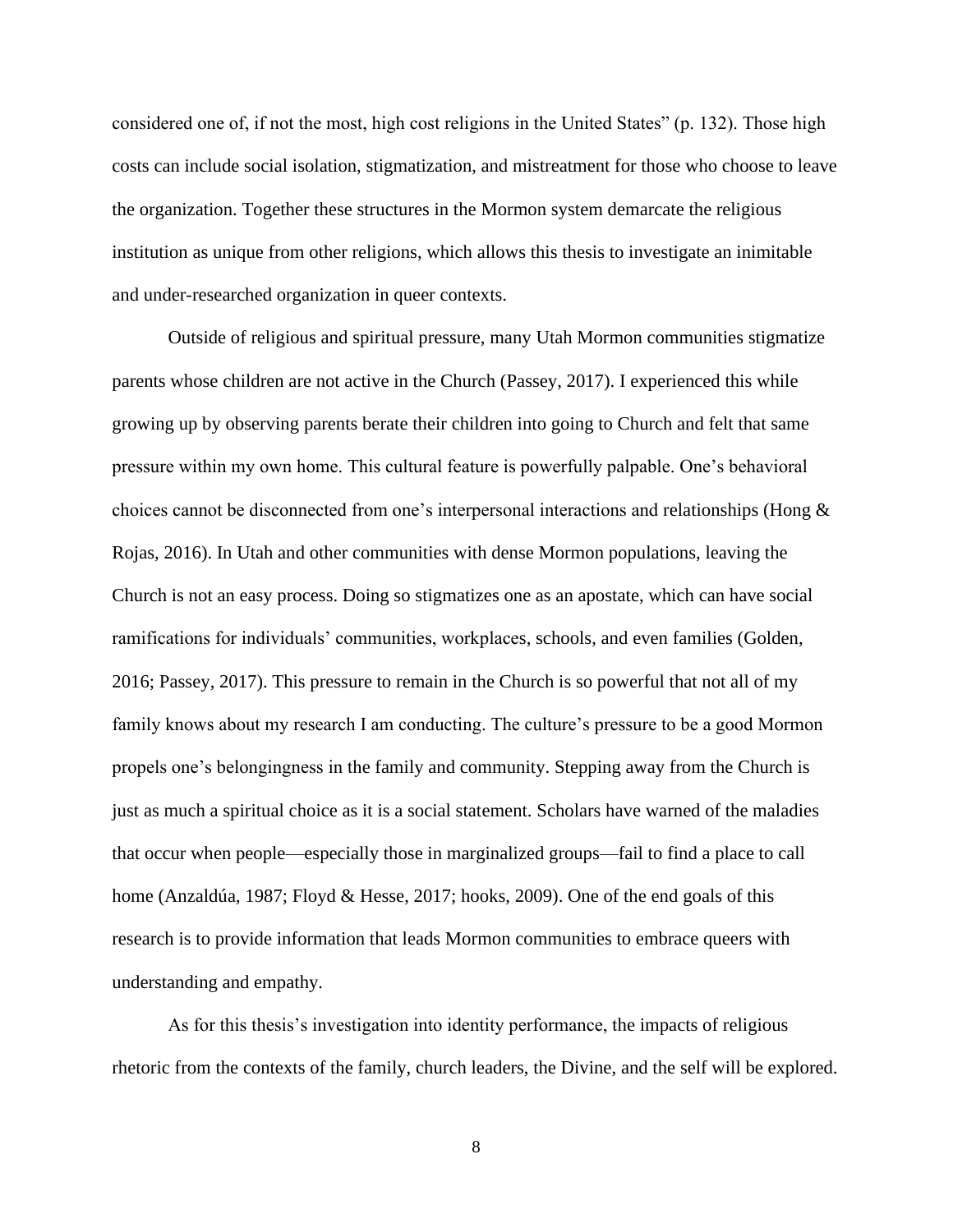considered one of, if not the most, high cost religions in the United States" (p. 132). Those high costs can include social isolation, stigmatization, and mistreatment for those who choose to leave the organization. Together these structures in the Mormon system demarcate the religious institution as unique from other religions, which allows this thesis to investigate an inimitable and under-researched organization in queer contexts.

Outside of religious and spiritual pressure, many Utah Mormon communities stigmatize parents whose children are not active in the Church (Passey, 2017). I experienced this while growing up by observing parents berate their children into going to Church and felt that same pressure within my own home. This cultural feature is powerfully palpable. One's behavioral choices cannot be disconnected from one's interpersonal interactions and relationships (Hong & Rojas, 2016). In Utah and other communities with dense Mormon populations, leaving the Church is not an easy process. Doing so stigmatizes one as an apostate, which can have social ramifications for individuals' communities, workplaces, schools, and even families (Golden, 2016; Passey, 2017). This pressure to remain in the Church is so powerful that not all of my family knows about my research I am conducting. The culture's pressure to be a good Mormon propels one's belongingness in the family and community. Stepping away from the Church is just as much a spiritual choice as it is a social statement. Scholars have warned of the maladies that occur when people—especially those in marginalized groups—fail to find a place to call home (Anzaldúa, 1987; Floyd & Hesse, 2017; hooks, 2009). One of the end goals of this research is to provide information that leads Mormon communities to embrace queers with understanding and empathy.

As for this thesis's investigation into identity performance, the impacts of religious rhetoric from the contexts of the family, church leaders, the Divine, and the self will be explored.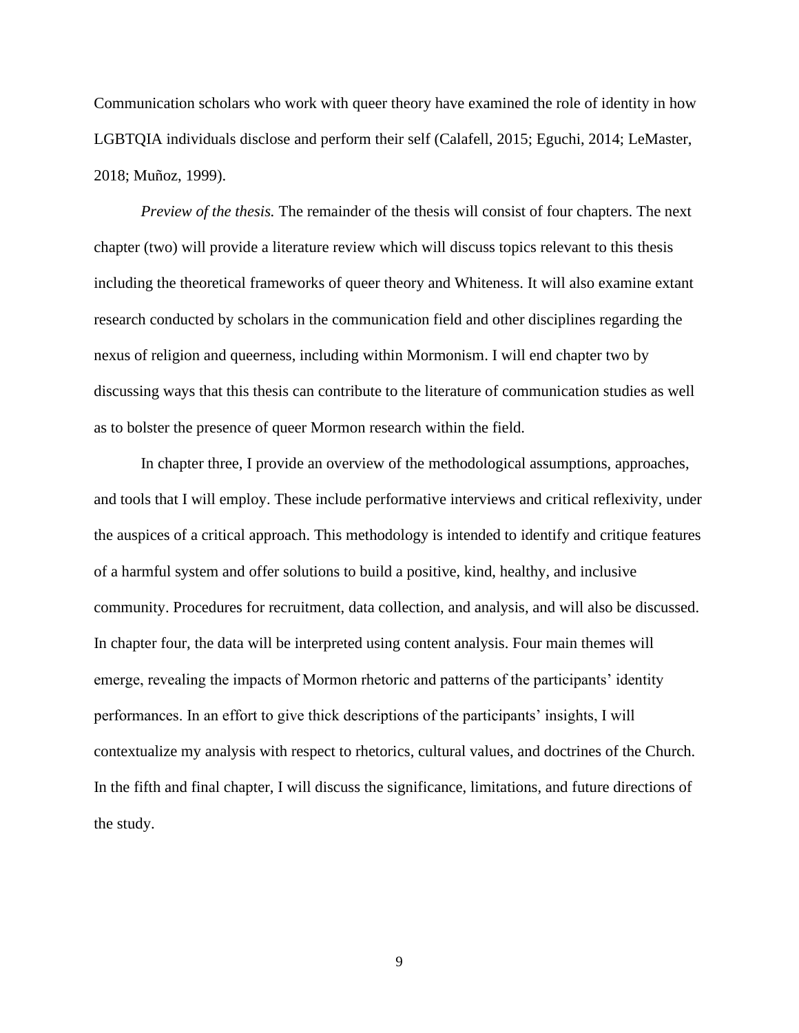Communication scholars who work with queer theory have examined the role of identity in how LGBTQIA individuals disclose and perform their self (Calafell, 2015; Eguchi, 2014; LeMaster, 2018; Muñoz, 1999).

*Preview of the thesis.* The remainder of the thesis will consist of four chapters. The next chapter (two) will provide a literature review which will discuss topics relevant to this thesis including the theoretical frameworks of queer theory and Whiteness. It will also examine extant research conducted by scholars in the communication field and other disciplines regarding the nexus of religion and queerness, including within Mormonism. I will end chapter two by discussing ways that this thesis can contribute to the literature of communication studies as well as to bolster the presence of queer Mormon research within the field.

In chapter three, I provide an overview of the methodological assumptions, approaches, and tools that I will employ. These include performative interviews and critical reflexivity, under the auspices of a critical approach. This methodology is intended to identify and critique features of a harmful system and offer solutions to build a positive, kind, healthy, and inclusive community. Procedures for recruitment, data collection, and analysis, and will also be discussed. In chapter four, the data will be interpreted using content analysis. Four main themes will emerge, revealing the impacts of Mormon rhetoric and patterns of the participants' identity performances. In an effort to give thick descriptions of the participants' insights, I will contextualize my analysis with respect to rhetorics, cultural values, and doctrines of the Church. In the fifth and final chapter, I will discuss the significance, limitations, and future directions of the study.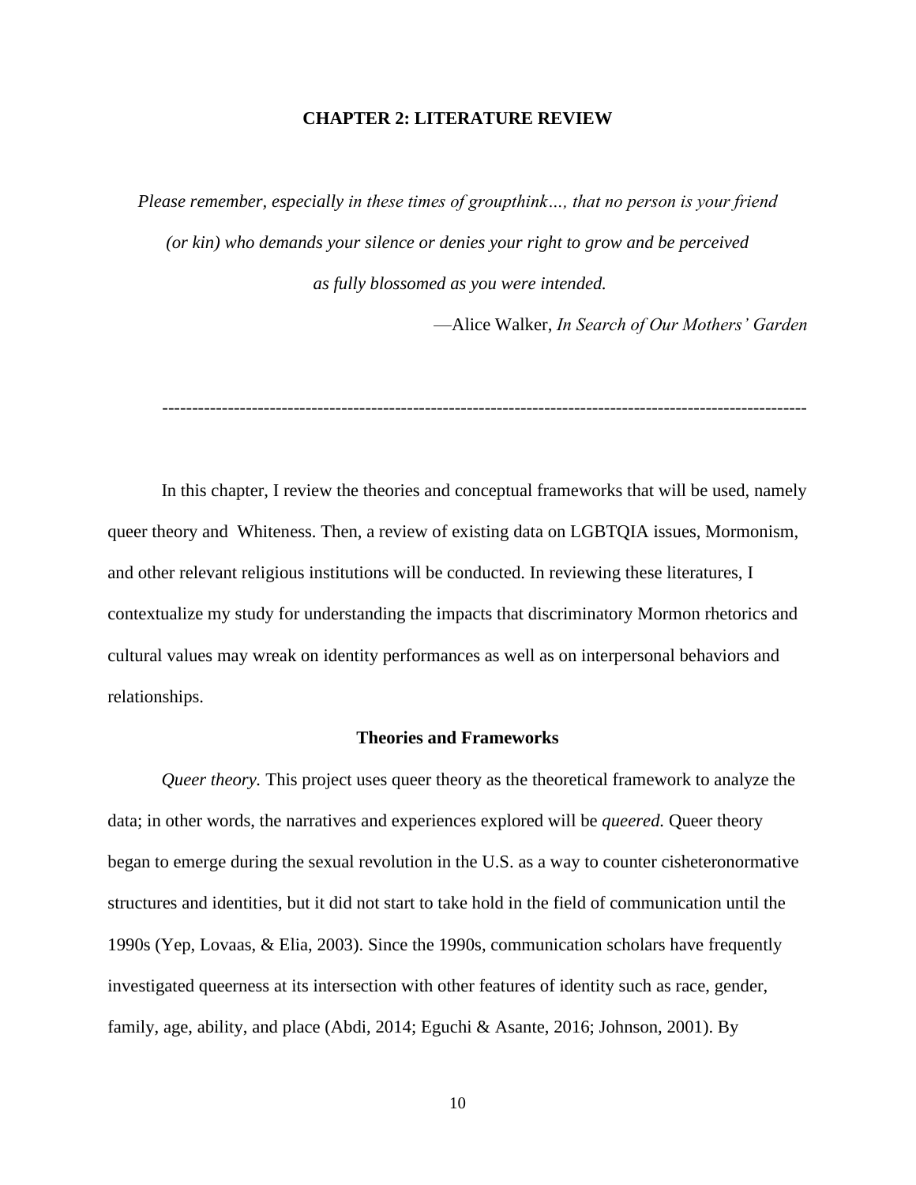# CHAPTER 2: LITERATURE REVIEW

*Please remember, especially in these times of groupthink…, that no person is your friend (or kin) who demands your silence or denies your right to grow and be perceived as fully blossomed as you were intended.*

—Alice Walker, *In Search of Our Mothers' Garden*

---

In this chapter, I review the theories and conceptual frameworks that will be used, namely queer theory and Whiteness. Then, a review of existing data on LGBTQIA issues, Mormonism, and other relevant religious institutions will be conducted. In reviewing these literatures, I contextualize my study for understanding the impacts that discriminatory Mormon rhetorics and cultural values may wreak on identity performances as well as on interpersonal behaviors and relationships.

## Theories and Frameworks

*Queer theory.* This project uses queer theory as the theoretical framework to analyze the data; in other words, the narratives and experiences explored will be *queered.* Queer theory began to emerge during the sexual revolution in the U.S. as a way to counter cisheteronormative structures and identities, but it did not start to take hold in the field of communication until the 1990s (Yep, Lovaas, & Elia, 2003). Since the 1990s, communication scholars have frequently investigated queerness at its intersection with other features of identity such as race, gender, family, age, ability, and place (Abdi, 2014; Eguchi & Asante, 2016; Johnson, 2001). By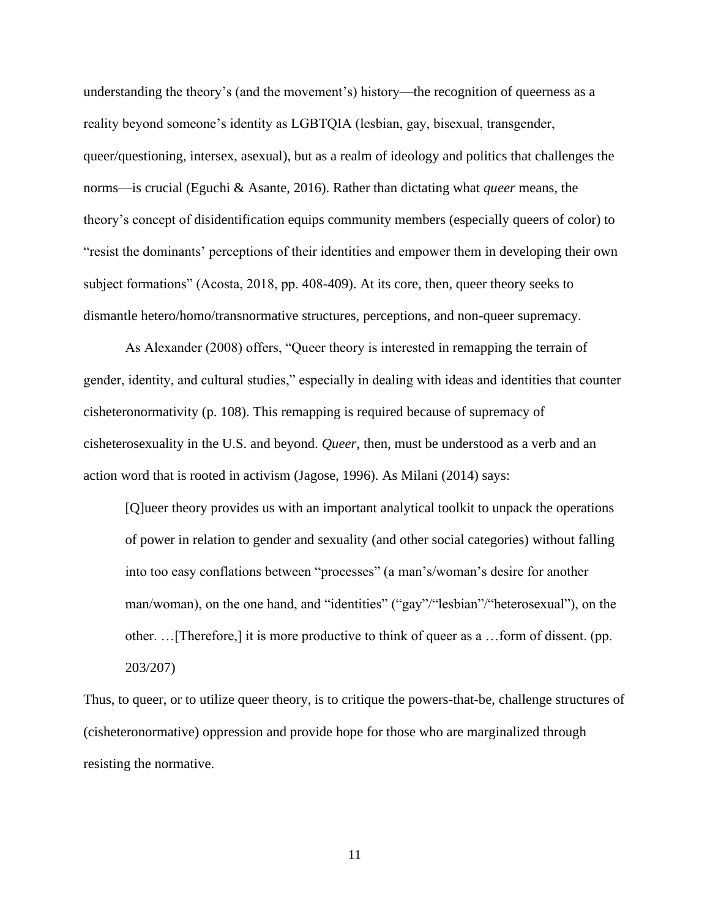understanding the theory's (and the movement's) history—the recognition of queerness as a reality beyond someone's identity as LGBTQIA (lesbian, gay, bisexual, transgender, queer/questioning, intersex, asexual), but as a realm of ideology and politics that challenges the norms—is crucial (Eguchi & Asante, 2016). Rather than dictating what *queer* means, the theory's concept of disidentification equips community members (especially queers of color) to "resist the dominants' perceptions of their identities and empower them in developing their own subject formations" (Acosta, 2018, pp. 408-409). At its core, then, queer theory seeks to dismantle hetero/homo/transnormative structures, perceptions, and non-queer supremacy.

As Alexander (2008) offers, "Queer theory is interested in remapping the terrain of gender, identity, and cultural studies," especially in dealing with ideas and identities that counter cisheteronormativity (p. 108). This remapping is required because of supremacy of cisheterosexuality in the U.S. and beyond. *Queer*, then, must be understood as a verb and an action word that is rooted in activism (Jagose, 1996). As Milani (2014) says:

> [Q]ueer theory provides us with an important analytical toolkit to unpack the operations of power in relation to gender and sexuality (and other social categories) without falling into too easy conflations between "processes" (a man's/woman's desire for another man/woman), on the one hand, and "identities" ("gay"/"lesbian"/"heterosexual"), on the other. …[Therefore,] it is more productive to think of queer as a …form of dissent. (pp. 203/207)

Thus, to queer, or to utilize queer theory, is to critique the powers-that-be, challenge structures of (cisheteronormative) oppression and provide hope for those who are marginalized through resisting the normative.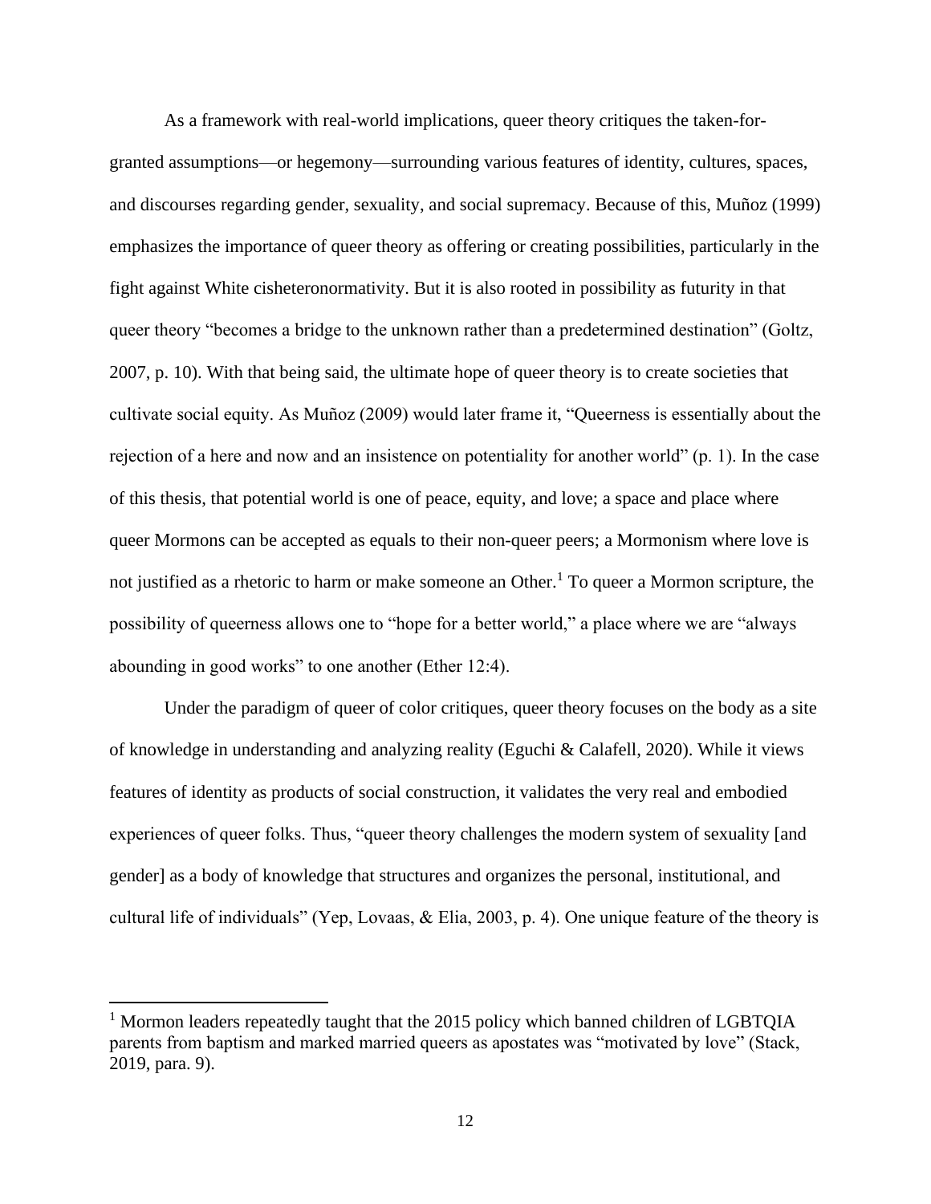As a framework with real-world implications, queer theory critiques the taken-for-granted assumptions—or hegemony—surrounding various features of identity, cultures, spaces, and discourses regarding gender, sexuality, and social supremacy. Because of this, Muñoz (1999) emphasizes the importance of queer theory as offering or creating possibilities, particularly in the fight against White cisheteronormativity. But it is also rooted in possibility as futurity in that queer theory "becomes a bridge to the unknown rather than a predetermined destination" (Goltz, 2007, p. 10). With that being said, the ultimate hope of queer theory is to create societies that cultivate social equity. As Muñoz (2009) would later frame it, "Queerness is essentially about the rejection of a here and now and an insistence on potentiality for another world" (p. 1). In the case of this thesis, that potential world is one of peace, equity, and love; a space and place where queer Mormons can be accepted as equals to their non-queer peers; a Mormonism where love is not justified as a rhetoric to harm or make someone an Other.[1] To queer a Mormon scripture, the possibility of queerness allows one to "hope for a better world," a place where we are "always abounding in good works" to one another (Ether 12:4).

Under the paradigm of queer of color critiques, queer theory focuses on the body as a site of knowledge in understanding and analyzing reality (Eguchi & Calafell, 2020). While it views features of identity as products of social construction, it validates the very real and embodied experiences of queer folks. Thus, "queer theory challenges the modern system of sexuality [and gender] as a body of knowledge that structures and organizes the personal, institutional, and cultural life of individuals" (Yep, Lovaas, & Elia, 2003, p. 4). One unique feature of the theory is

[1] Mormon leaders repeatedly taught that the 2015 policy which banned children of LGBTQIA parents from baptism and marked married queers as apostates was "motivated by love" (Stack, 2019, para. 9).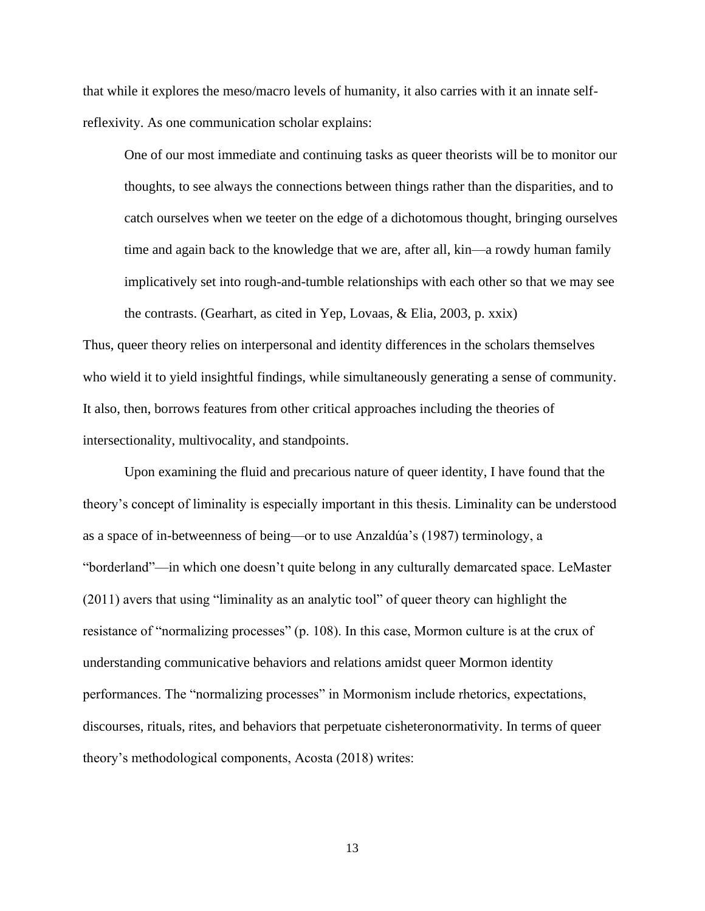that while it explores the meso/macro levels of humanity, it also carries with it an innate self-reflexivity. As one communication scholar explains:

> One of our most immediate and continuing tasks as queer theorists will be to monitor our thoughts, to see always the connections between things rather than the disparities, and to catch ourselves when we teeter on the edge of a dichotomous thought, bringing ourselves time and again back to the knowledge that we are, after all, kin—a rowdy human family implicatively set into rough-and-tumble relationships with each other so that we may see the contrasts. (Gearhart, as cited in Yep, Lovaas, & Elia, 2003, p. xxix)

Thus, queer theory relies on interpersonal and identity differences in the scholars themselves who wield it to yield insightful findings, while simultaneously generating a sense of community. It also, then, borrows features from other critical approaches including the theories of intersectionality, multivocality, and standpoints.

Upon examining the fluid and precarious nature of queer identity, I have found that the theory's concept of liminality is especially important in this thesis. Liminality can be understood as a space of in-betweenness of being—or to use Anzaldúa's (1987) terminology, a "borderland"—in which one doesn't quite belong in any culturally demarcated space. LeMaster (2011) avers that using "liminality as an analytic tool" of queer theory can highlight the resistance of "normalizing processes" (p. 108). In this case, Mormon culture is at the crux of understanding communicative behaviors and relations amidst queer Mormon identity performances. The "normalizing processes" in Mormonism include rhetorics, expectations, discourses, rituals, rites, and behaviors that perpetuate cisheteronormativity. In terms of queer theory's methodological components, Acosta (2018) writes: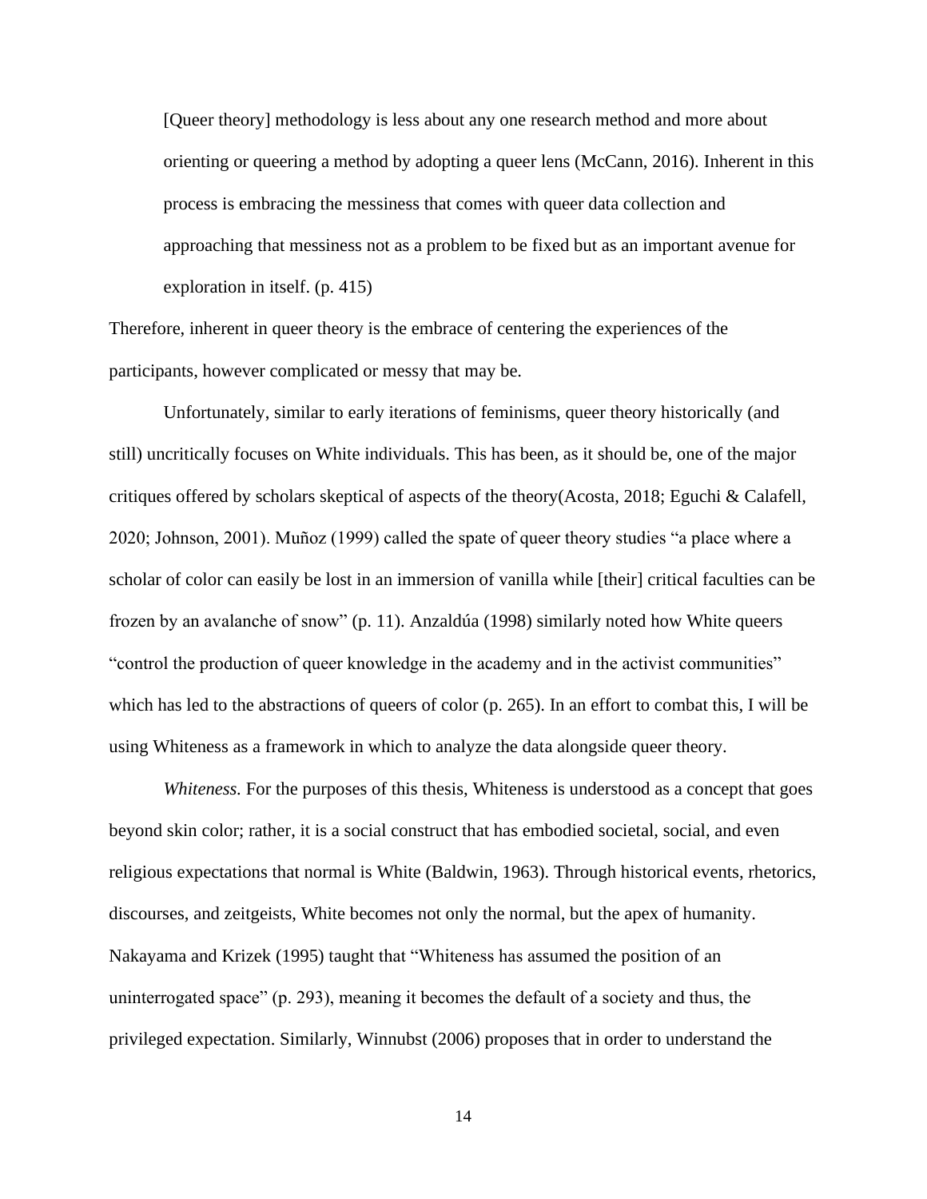> [Queer theory] methodology is less about any one research method and more about orienting or queering a method by adopting a queer lens (McCann, 2016). Inherent in this process is embracing the messiness that comes with queer data collection and approaching that messiness not as a problem to be fixed but as an important avenue for exploration in itself. (p. 415)

Therefore, inherent in queer theory is the embrace of centering the experiences of the participants, however complicated or messy that may be.

Unfortunately, similar to early iterations of feminisms, queer theory historically (and still) uncritically focuses on White individuals. This has been, as it should be, one of the major critiques offered by scholars skeptical of aspects of the theory(Acosta, 2018; Eguchi & Calafell, 2020; Johnson, 2001). Muñoz (1999) called the spate of queer theory studies "a place where a scholar of color can easily be lost in an immersion of vanilla while [their] critical faculties can be frozen by an avalanche of snow" (p. 11). Anzaldúa (1998) similarly noted how White queers "control the production of queer knowledge in the academy and in the activist communities" which has led to the abstractions of queers of color (p. 265). In an effort to combat this, I will be using Whiteness as a framework in which to analyze the data alongside queer theory.

*Whiteness.* For the purposes of this thesis, Whiteness is understood as a concept that goes beyond skin color; rather, it is a social construct that has embodied societal, social, and even religious expectations that normal is White (Baldwin, 1963). Through historical events, rhetorics, discourses, and zeitgeists, White becomes not only the normal, but the apex of humanity. Nakayama and Krizek (1995) taught that "Whiteness has assumed the position of an uninterrogated space" (p. 293), meaning it becomes the default of a society and thus, the privileged expectation. Similarly, Winnubst (2006) proposes that in order to understand the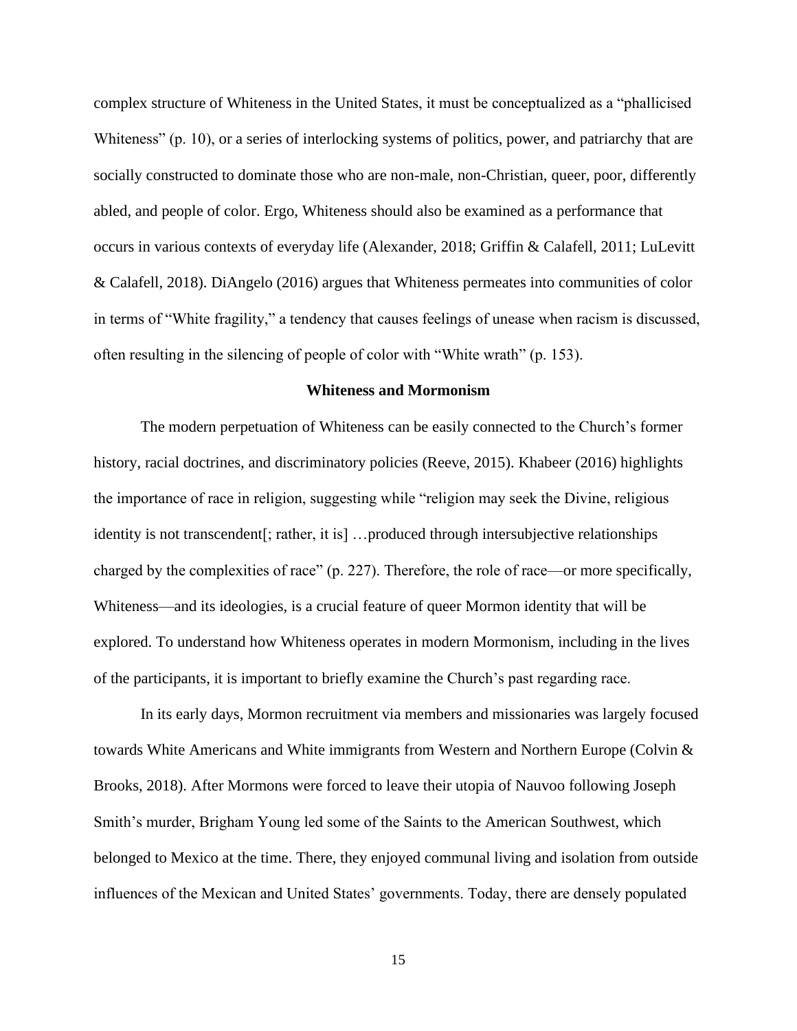complex structure of Whiteness in the United States, it must be conceptualized as a "phallicised Whiteness" (p. 10), or a series of interlocking systems of politics, power, and patriarchy that are socially constructed to dominate those who are non-male, non-Christian, queer, poor, differently abled, and people of color. Ergo, Whiteness should also be examined as a performance that occurs in various contexts of everyday life (Alexander, 2018; Griffin & Calafell, 2011; LuLevitt & Calafell, 2018). DiAngelo (2016) argues that Whiteness permeates into communities of color in terms of "White fragility," a tendency that causes feelings of unease when racism is discussed, often resulting in the silencing of people of color with "White wrath" (p. 153).

## Whiteness and Mormonism

The modern perpetuation of Whiteness can be easily connected to the Church's former history, racial doctrines, and discriminatory policies (Reeve, 2015). Khabeer (2016) highlights the importance of race in religion, suggesting while "religion may seek the Divine, religious identity is not transcendent[; rather, it is] …produced through intersubjective relationships charged by the complexities of race" (p. 227). Therefore, the role of race—or more specifically, Whiteness—and its ideologies, is a crucial feature of queer Mormon identity that will be explored. To understand how Whiteness operates in modern Mormonism, including in the lives of the participants, it is important to briefly examine the Church's past regarding race.

In its early days, Mormon recruitment via members and missionaries was largely focused towards White Americans and White immigrants from Western and Northern Europe (Colvin & Brooks, 2018). After Mormons were forced to leave their utopia of Nauvoo following Joseph Smith's murder, Brigham Young led some of the Saints to the American Southwest, which belonged to Mexico at the time. There, they enjoyed communal living and isolation from outside influences of the Mexican and United States' governments. Today, there are densely populated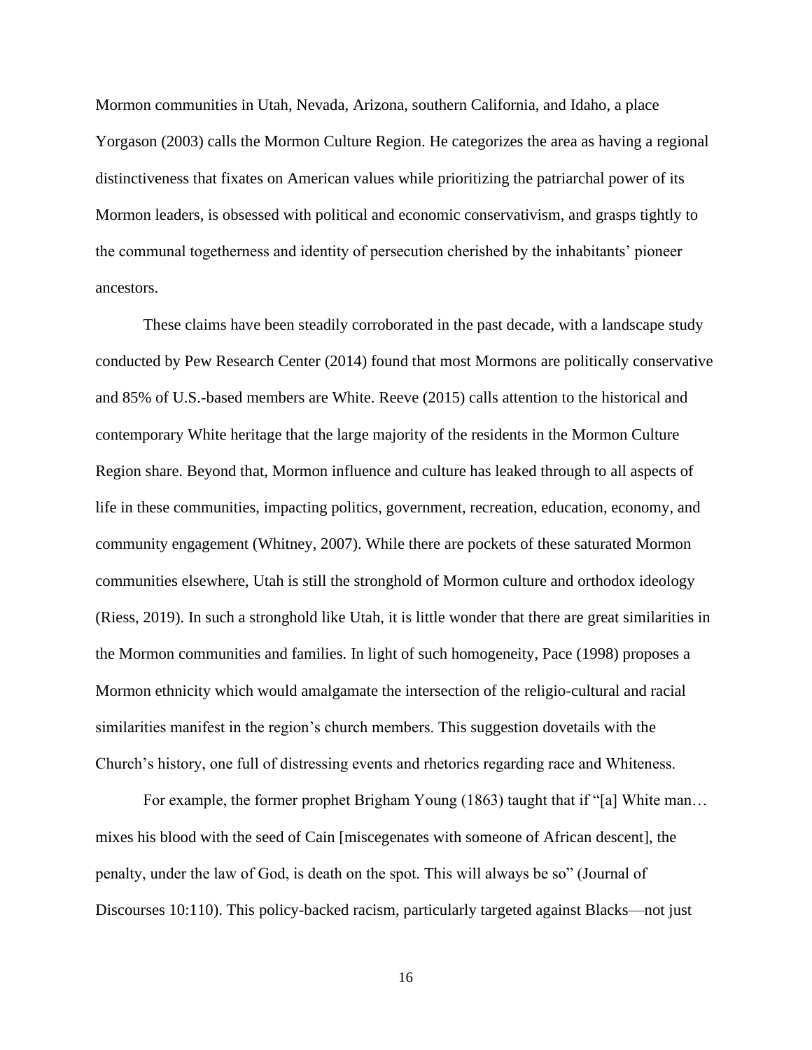Mormon communities in Utah, Nevada, Arizona, southern California, and Idaho, a place Yorgason (2003) calls the Mormon Culture Region. He categorizes the area as having a regional distinctiveness that fixates on American values while prioritizing the patriarchal power of its Mormon leaders, is obsessed with political and economic conservativism, and grasps tightly to the communal togetherness and identity of persecution cherished by the inhabitants' pioneer ancestors.

These claims have been steadily corroborated in the past decade, with a landscape study conducted by Pew Research Center (2014) found that most Mormons are politically conservative and 85% of U.S.-based members are White. Reeve (2015) calls attention to the historical and contemporary White heritage that the large majority of the residents in the Mormon Culture Region share. Beyond that, Mormon influence and culture has leaked through to all aspects of life in these communities, impacting politics, government, recreation, education, economy, and community engagement (Whitney, 2007). While there are pockets of these saturated Mormon communities elsewhere, Utah is still the stronghold of Mormon culture and orthodox ideology (Riess, 2019). In such a stronghold like Utah, it is little wonder that there are great similarities in the Mormon communities and families. In light of such homogeneity, Pace (1998) proposes a Mormon ethnicity which would amalgamate the intersection of the religio-cultural and racial similarities manifest in the region's church members. This suggestion dovetails with the Church's history, one full of distressing events and rhetorics regarding race and Whiteness.

For example, the former prophet Brigham Young (1863) taught that if "[a] White man… mixes his blood with the seed of Cain [miscegenates with someone of African descent], the penalty, under the law of God, is death on the spot. This will always be so" (Journal of Discourses 10:110). This policy-backed racism, particularly targeted against Blacks—not just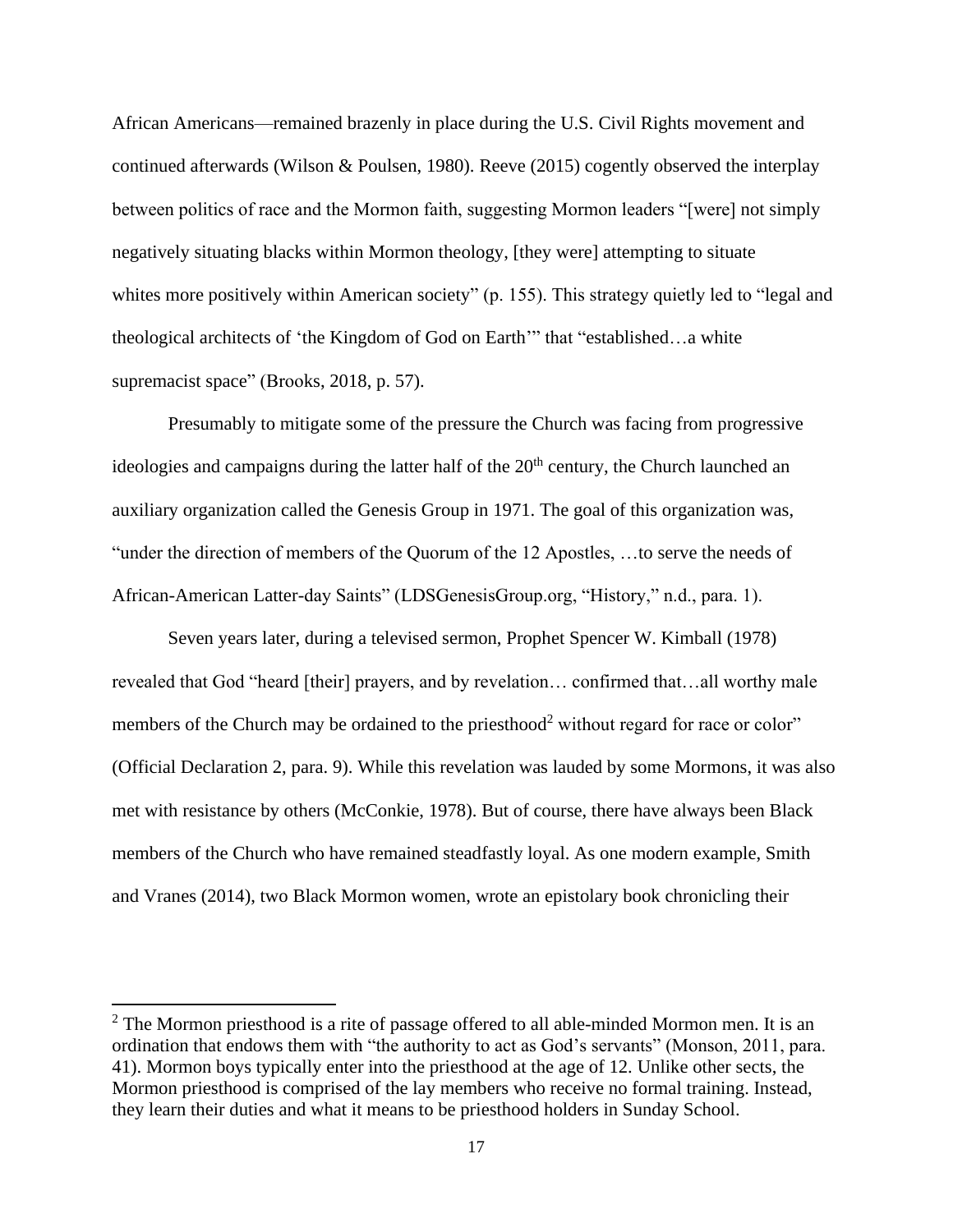African Americans—remained brazenly in place during the U.S. Civil Rights movement and continued afterwards (Wilson & Poulsen, 1980). Reeve (2015) cogently observed the interplay between politics of race and the Mormon faith, suggesting Mormon leaders "[were] not simply negatively situating blacks within Mormon theology, [they were] attempting to situate whites more positively within American society" (p. 155). This strategy quietly led to "legal and theological architects of 'the Kingdom of God on Earth'" that "established…a white supremacist space" (Brooks, 2018, p. 57).

Presumably to mitigate some of the pressure the Church was facing from progressive ideologies and campaigns during the latter half of the 20th century, the Church launched an auxiliary organization called the Genesis Group in 1971. The goal of this organization was, "under the direction of members of the Quorum of the 12 Apostles, …to serve the needs of African-American Latter-day Saints" (LDSGenesisGroup.org, "History," n.d., para. 1).

Seven years later, during a televised sermon, Prophet Spencer W. Kimball (1978) revealed that God "heard [their] prayers, and by revelation… confirmed that…all worthy male members of the Church may be ordained to the priesthood[2] without regard for race or color" (Official Declaration 2, para. 9). While this revelation was lauded by some Mormons, it was also met with resistance by others (McConkie, 1978). But of course, there have always been Black members of the Church who have remained steadfastly loyal. As one modern example, Smith and Vranes (2014), two Black Mormon women, wrote an epistolary book chronicling their

---

[2] The Mormon priesthood is a rite of passage offered to all able-minded Mormon men. It is an ordination that endows them with "the authority to act as God's servants" (Monson, 2011, para. 41). Mormon boys typically enter into the priesthood at the age of 12. Unlike other sects, the Mormon priesthood is comprised of the lay members who receive no formal training. Instead, they learn their duties and what it means to be priesthood holders in Sunday School.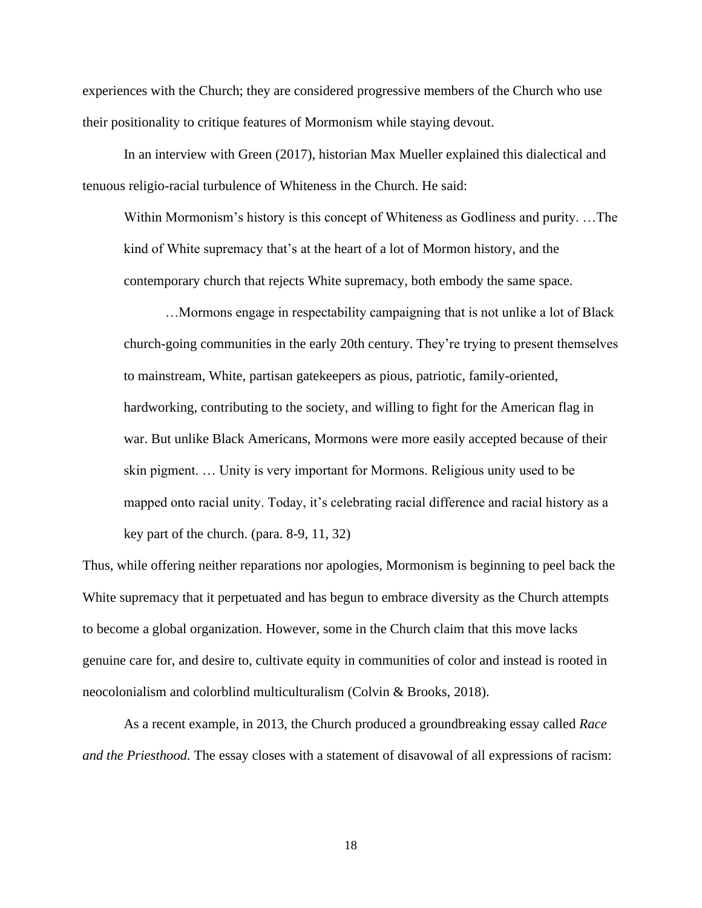experiences with the Church; they are considered progressive members of the Church who use their positionality to critique features of Mormonism while staying devout.

In an interview with Green (2017), historian Max Mueller explained this dialectical and tenuous religio-racial turbulence of Whiteness in the Church. He said:

> Within Mormonism's history is this concept of Whiteness as Godliness and purity. …The kind of White supremacy that's at the heart of a lot of Mormon history, and the contemporary church that rejects White supremacy, both embody the same space.
>
> …Mormons engage in respectability campaigning that is not unlike a lot of Black church-going communities in the early 20th century. They're trying to present themselves to mainstream, White, partisan gatekeepers as pious, patriotic, family-oriented, hardworking, contributing to the society, and willing to fight for the American flag in war. But unlike Black Americans, Mormons were more easily accepted because of their skin pigment. … Unity is very important for Mormons. Religious unity used to be mapped onto racial unity. Today, it's celebrating racial difference and racial history as a key part of the church. (para. 8-9, 11, 32)

Thus, while offering neither reparations nor apologies, Mormonism is beginning to peel back the White supremacy that it perpetuated and has begun to embrace diversity as the Church attempts to become a global organization. However, some in the Church claim that this move lacks genuine care for, and desire to, cultivate equity in communities of color and instead is rooted in neocolonialism and colorblind multiculturalism (Colvin & Brooks, 2018).

As a recent example, in 2013, the Church produced a groundbreaking essay called *Race and the Priesthood.* The essay closes with a statement of disavowal of all expressions of racism: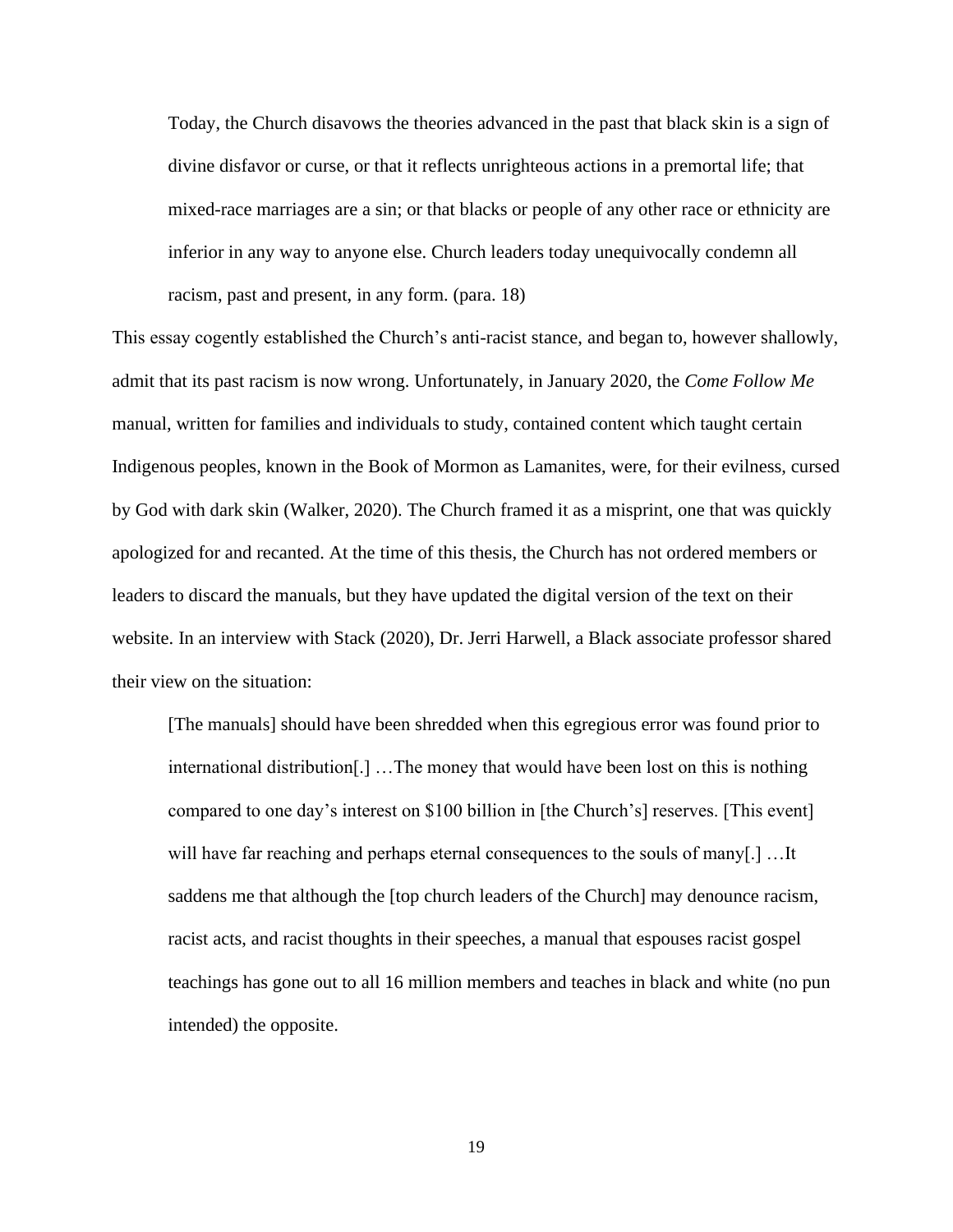> Today, the Church disavows the theories advanced in the past that black skin is a sign of divine disfavor or curse, or that it reflects unrighteous actions in a premortal life; that mixed-race marriages are a sin; or that blacks or people of any other race or ethnicity are inferior in any way to anyone else. Church leaders today unequivocally condemn all racism, past and present, in any form. (para. 18)

This essay cogently established the Church's anti-racist stance, and began to, however shallowly, admit that its past racism is now wrong. Unfortunately, in January 2020, the *Come Follow Me* manual, written for families and individuals to study, contained content which taught certain Indigenous peoples, known in the Book of Mormon as Lamanites, were, for their evilness, cursed by God with dark skin (Walker, 2020). The Church framed it as a misprint, one that was quickly apologized for and recanted. At the time of this thesis, the Church has not ordered members or leaders to discard the manuals, but they have updated the digital version of the text on their website. In an interview with Stack (2020), Dr. Jerri Harwell, a Black associate professor shared their view on the situation:

> [The manuals] should have been shredded when this egregious error was found prior to international distribution[.] …The money that would have been lost on this is nothing compared to one day's interest on $100 billion in [the Church's] reserves. [This event] will have far reaching and perhaps eternal consequences to the souls of many[.] …It saddens me that although the [top church leaders of the Church] may denounce racism, racist acts, and racist thoughts in their speeches, a manual that espouses racist gospel teachings has gone out to all 16 million members and teaches in black and white (no pun intended) the opposite.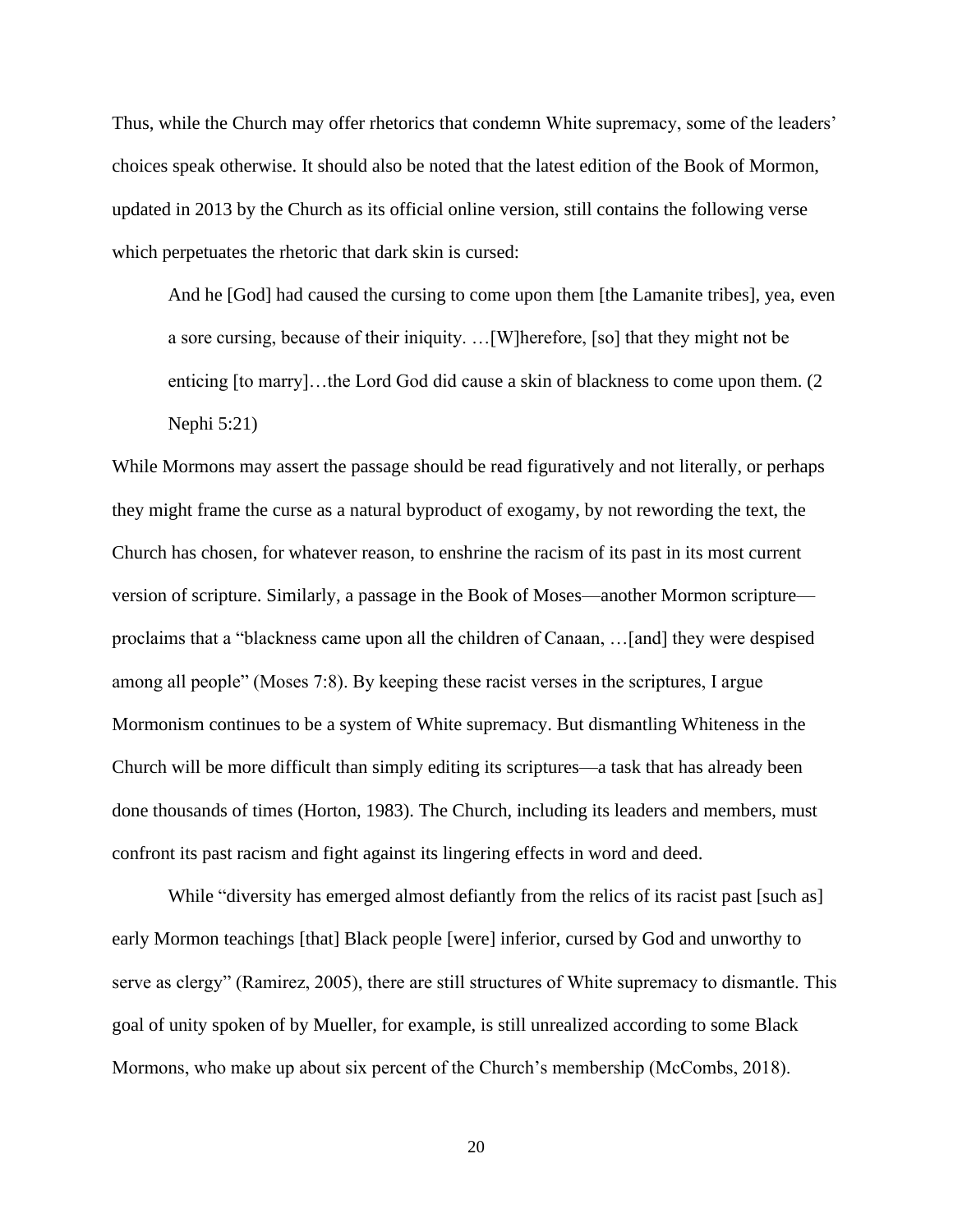Thus, while the Church may offer rhetorics that condemn White supremacy, some of the leaders' choices speak otherwise. It should also be noted that the latest edition of the Book of Mormon, updated in 2013 by the Church as its official online version, still contains the following verse which perpetuates the rhetoric that dark skin is cursed:

> And he [God] had caused the cursing to come upon them [the Lamanite tribes], yea, even a sore cursing, because of their iniquity. …[W]herefore, [so] that they might not be enticing [to marry]…the Lord God did cause a skin of blackness to come upon them. (2 Nephi 5:21)

While Mormons may assert the passage should be read figuratively and not literally, or perhaps they might frame the curse as a natural byproduct of exogamy, by not rewording the text, the Church has chosen, for whatever reason, to enshrine the racism of its past in its most current version of scripture. Similarly, a passage in the Book of Moses—another Mormon scripture—proclaims that a "blackness came upon all the children of Canaan, …[and] they were despised among all people" (Moses 7:8). By keeping these racist verses in the scriptures, I argue Mormonism continues to be a system of White supremacy. But dismantling Whiteness in the Church will be more difficult than simply editing its scriptures—a task that has already been done thousands of times (Horton, 1983). The Church, including its leaders and members, must confront its past racism and fight against its lingering effects in word and deed.

While "diversity has emerged almost defiantly from the relics of its racist past [such as] early Mormon teachings [that] Black people [were] inferior, cursed by God and unworthy to serve as clergy" (Ramirez, 2005), there are still structures of White supremacy to dismantle. This goal of unity spoken of by Mueller, for example, is still unrealized according to some Black Mormons, who make up about six percent of the Church's membership (McCombs, 2018).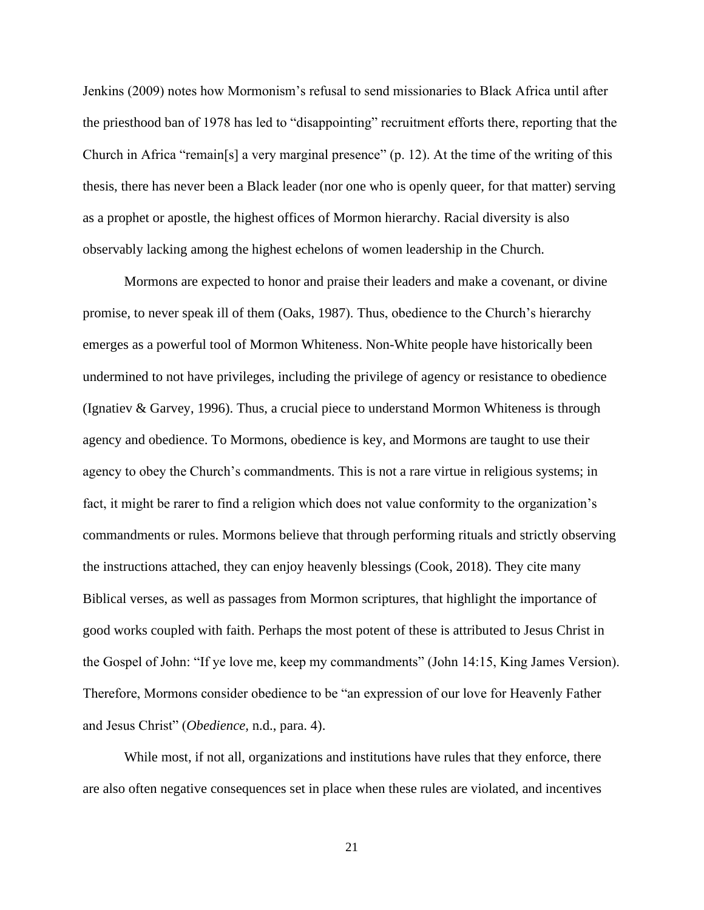Jenkins (2009) notes how Mormonism's refusal to send missionaries to Black Africa until after the priesthood ban of 1978 has led to "disappointing" recruitment efforts there, reporting that the Church in Africa "remain[s] a very marginal presence" (p. 12). At the time of the writing of this thesis, there has never been a Black leader (nor one who is openly queer, for that matter) serving as a prophet or apostle, the highest offices of Mormon hierarchy. Racial diversity is also observably lacking among the highest echelons of women leadership in the Church.

Mormons are expected to honor and praise their leaders and make a covenant, or divine promise, to never speak ill of them (Oaks, 1987). Thus, obedience to the Church's hierarchy emerges as a powerful tool of Mormon Whiteness. Non-White people have historically been undermined to not have privileges, including the privilege of agency or resistance to obedience (Ignatiev & Garvey, 1996). Thus, a crucial piece to understand Mormon Whiteness is through agency and obedience. To Mormons, obedience is key, and Mormons are taught to use their agency to obey the Church's commandments. This is not a rare virtue in religious systems; in fact, it might be rarer to find a religion which does not value conformity to the organization's commandments or rules. Mormons believe that through performing rituals and strictly observing the instructions attached, they can enjoy heavenly blessings (Cook, 2018). They cite many Biblical verses, as well as passages from Mormon scriptures, that highlight the importance of good works coupled with faith. Perhaps the most potent of these is attributed to Jesus Christ in the Gospel of John: "If ye love me, keep my commandments" (John 14:15, King James Version). Therefore, Mormons consider obedience to be "an expression of our love for Heavenly Father and Jesus Christ" (*Obedience,* n.d., para. 4).

While most, if not all, organizations and institutions have rules that they enforce, there are also often negative consequences set in place when these rules are violated, and incentives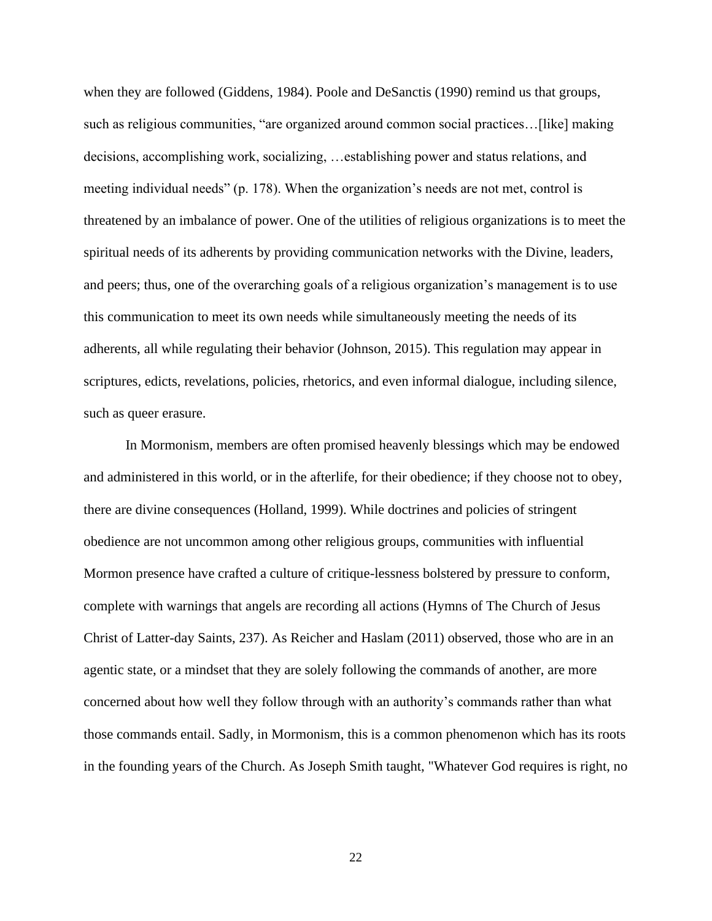when they are followed (Giddens, 1984). Poole and DeSanctis (1990) remind us that groups, such as religious communities, "are organized around common social practices…[like] making decisions, accomplishing work, socializing, …establishing power and status relations, and meeting individual needs" (p. 178). When the organization's needs are not met, control is threatened by an imbalance of power. One of the utilities of religious organizations is to meet the spiritual needs of its adherents by providing communication networks with the Divine, leaders, and peers; thus, one of the overarching goals of a religious organization's management is to use this communication to meet its own needs while simultaneously meeting the needs of its adherents, all while regulating their behavior (Johnson, 2015). This regulation may appear in scriptures, edicts, revelations, policies, rhetorics, and even informal dialogue, including silence, such as queer erasure.

In Mormonism, members are often promised heavenly blessings which may be endowed and administered in this world, or in the afterlife, for their obedience; if they choose not to obey, there are divine consequences (Holland, 1999). While doctrines and policies of stringent obedience are not uncommon among other religious groups, communities with influential Mormon presence have crafted a culture of critique-lessness bolstered by pressure to conform, complete with warnings that angels are recording all actions (Hymns of The Church of Jesus Christ of Latter-day Saints, 237). As Reicher and Haslam (2011) observed, those who are in an agentic state, or a mindset that they are solely following the commands of another, are more concerned about how well they follow through with an authority's commands rather than what those commands entail. Sadly, in Mormonism, this is a common phenomenon which has its roots in the founding years of the Church. As Joseph Smith taught, "Whatever God requires is right, no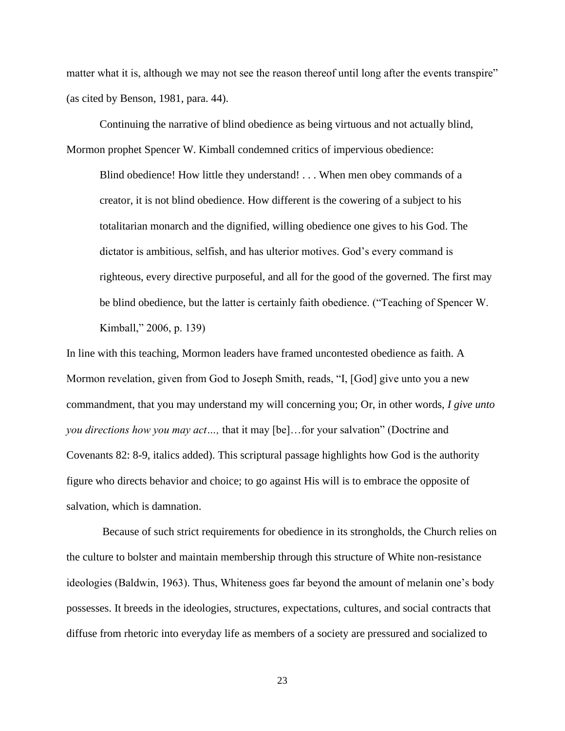matter what it is, although we may not see the reason thereof until long after the events transpire" (as cited by Benson, 1981, para. 44).

Continuing the narrative of blind obedience as being virtuous and not actually blind, Mormon prophet Spencer W. Kimball condemned critics of impervious obedience:

> Blind obedience! How little they understand! . . . When men obey commands of a creator, it is not blind obedience. How different is the cowering of a subject to his totalitarian monarch and the dignified, willing obedience one gives to his God. The dictator is ambitious, selfish, and has ulterior motives. God's every command is righteous, every directive purposeful, and all for the good of the governed. The first may be blind obedience, but the latter is certainly faith obedience. ("Teaching of Spencer W. Kimball," 2006, p. 139)

In line with this teaching, Mormon leaders have framed uncontested obedience as faith. A Mormon revelation, given from God to Joseph Smith, reads, "I, [God] give unto you a new commandment, that you may understand my will concerning you; Or, in other words, *I give unto you directions how you may act…,* that it may [be]…for your salvation" (Doctrine and Covenants 82: 8-9, italics added). This scriptural passage highlights how God is the authority figure who directs behavior and choice; to go against His will is to embrace the opposite of salvation, which is damnation.

Because of such strict requirements for obedience in its strongholds, the Church relies on the culture to bolster and maintain membership through this structure of White non-resistance ideologies (Baldwin, 1963). Thus, Whiteness goes far beyond the amount of melanin one's body possesses. It breeds in the ideologies, structures, expectations, cultures, and social contracts that diffuse from rhetoric into everyday life as members of a society are pressured and socialized to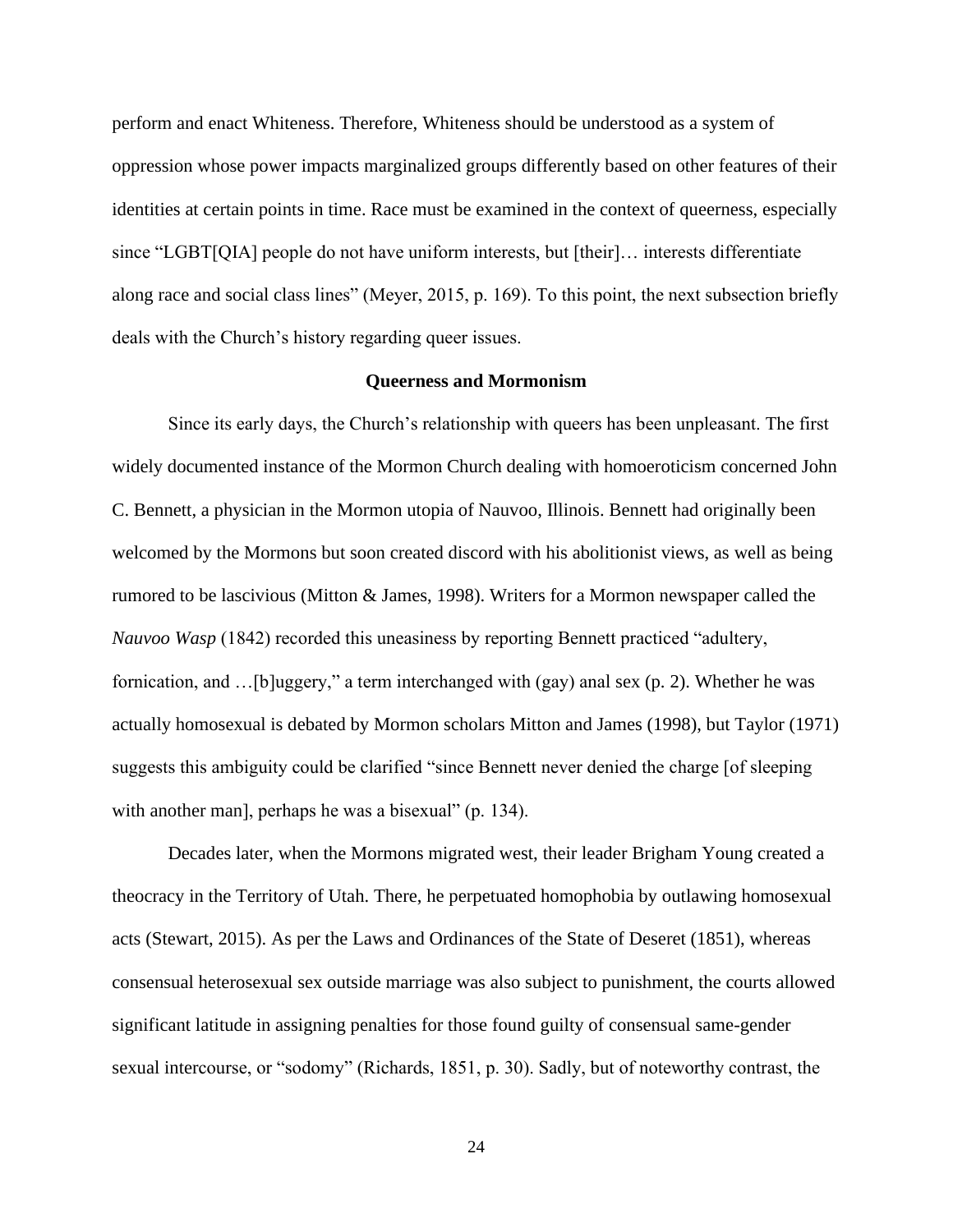perform and enact Whiteness. Therefore, Whiteness should be understood as a system of oppression whose power impacts marginalized groups differently based on other features of their identities at certain points in time. Race must be examined in the context of queerness, especially since "LGBT[QIA] people do not have uniform interests, but [their]… interests differentiate along race and social class lines" (Meyer, 2015, p. 169). To this point, the next subsection briefly deals with the Church's history regarding queer issues.

### Queerness and Mormonism

Since its early days, the Church's relationship with queers has been unpleasant. The first widely documented instance of the Mormon Church dealing with homoeroticism concerned John C. Bennett, a physician in the Mormon utopia of Nauvoo, Illinois. Bennett had originally been welcomed by the Mormons but soon created discord with his abolitionist views, as well as being rumored to be lascivious (Mitton & James, 1998). Writers for a Mormon newspaper called the *Nauvoo Wasp* (1842) recorded this uneasiness by reporting Bennett practiced "adultery, fornication, and …[b]uggery," a term interchanged with (gay) anal sex (p. 2). Whether he was actually homosexual is debated by Mormon scholars Mitton and James (1998), but Taylor (1971) suggests this ambiguity could be clarified "since Bennett never denied the charge [of sleeping with another man], perhaps he was a bisexual" (p. 134).

Decades later, when the Mormons migrated west, their leader Brigham Young created a theocracy in the Territory of Utah. There, he perpetuated homophobia by outlawing homosexual acts (Stewart, 2015). As per the Laws and Ordinances of the State of Deseret (1851), whereas consensual heterosexual sex outside marriage was also subject to punishment, the courts allowed significant latitude in assigning penalties for those found guilty of consensual same-gender sexual intercourse, or "sodomy" (Richards, 1851, p. 30). Sadly, but of noteworthy contrast, the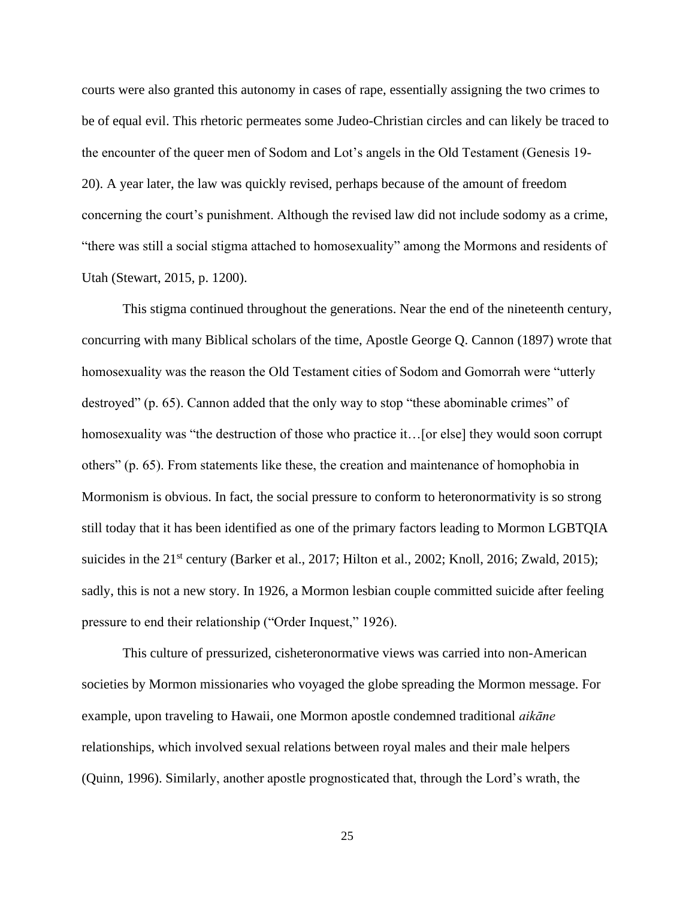courts were also granted this autonomy in cases of rape, essentially assigning the two crimes to be of equal evil. This rhetoric permeates some Judeo-Christian circles and can likely be traced to the encounter of the queer men of Sodom and Lot's angels in the Old Testament (Genesis 19-20). A year later, the law was quickly revised, perhaps because of the amount of freedom concerning the court's punishment. Although the revised law did not include sodomy as a crime, "there was still a social stigma attached to homosexuality" among the Mormons and residents of Utah (Stewart, 2015, p. 1200).

This stigma continued throughout the generations. Near the end of the nineteenth century, concurring with many Biblical scholars of the time, Apostle George Q. Cannon (1897) wrote that homosexuality was the reason the Old Testament cities of Sodom and Gomorrah were "utterly destroyed" (p. 65). Cannon added that the only way to stop "these abominable crimes" of homosexuality was "the destruction of those who practice it…[or else] they would soon corrupt others" (p. 65). From statements like these, the creation and maintenance of homophobia in Mormonism is obvious. In fact, the social pressure to conform to heteronormativity is so strong still today that it has been identified as one of the primary factors leading to Mormon LGBTQIA suicides in the 21st century (Barker et al., 2017; Hilton et al., 2002; Knoll, 2016; Zwald, 2015); sadly, this is not a new story. In 1926, a Mormon lesbian couple committed suicide after feeling pressure to end their relationship ("Order Inquest," 1926).

This culture of pressurized, cisheteronormative views was carried into non-American societies by Mormon missionaries who voyaged the globe spreading the Mormon message. For example, upon traveling to Hawaii, one Mormon apostle condemned traditional *aikāne* relationships, which involved sexual relations between royal males and their male helpers (Quinn, 1996). Similarly, another apostle prognosticated that, through the Lord's wrath, the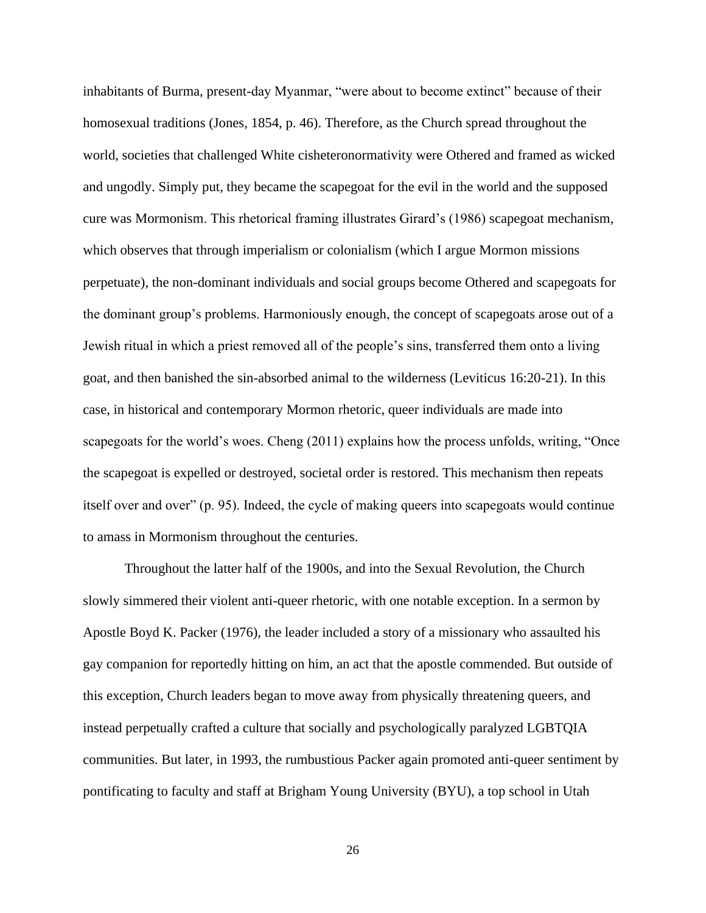inhabitants of Burma, present-day Myanmar, "were about to become extinct" because of their homosexual traditions (Jones, 1854, p. 46). Therefore, as the Church spread throughout the world, societies that challenged White cisheteronormativity were Othered and framed as wicked and ungodly. Simply put, they became the scapegoat for the evil in the world and the supposed cure was Mormonism. This rhetorical framing illustrates Girard's (1986) scapegoat mechanism, which observes that through imperialism or colonialism (which I argue Mormon missions perpetuate), the non-dominant individuals and social groups become Othered and scapegoats for the dominant group's problems. Harmoniously enough, the concept of scapegoats arose out of a Jewish ritual in which a priest removed all of the people's sins, transferred them onto a living goat, and then banished the sin-absorbed animal to the wilderness (Leviticus 16:20-21). In this case, in historical and contemporary Mormon rhetoric, queer individuals are made into scapegoats for the world's woes. Cheng (2011) explains how the process unfolds, writing, "Once the scapegoat is expelled or destroyed, societal order is restored. This mechanism then repeats itself over and over" (p. 95). Indeed, the cycle of making queers into scapegoats would continue to amass in Mormonism throughout the centuries.

Throughout the latter half of the 1900s, and into the Sexual Revolution, the Church slowly simmered their violent anti-queer rhetoric, with one notable exception. In a sermon by Apostle Boyd K. Packer (1976), the leader included a story of a missionary who assaulted his gay companion for reportedly hitting on him, an act that the apostle commended. But outside of this exception, Church leaders began to move away from physically threatening queers, and instead perpetually crafted a culture that socially and psychologically paralyzed LGBTQIA communities. But later, in 1993, the rumbustious Packer again promoted anti-queer sentiment by pontificating to faculty and staff at Brigham Young University (BYU), a top school in Utah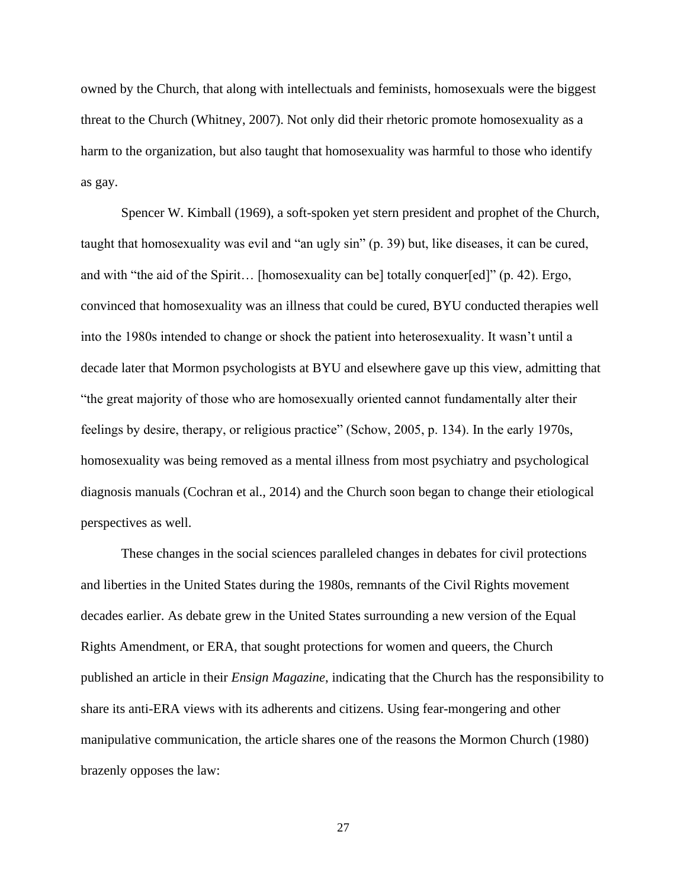owned by the Church, that along with intellectuals and feminists, homosexuals were the biggest threat to the Church (Whitney, 2007). Not only did their rhetoric promote homosexuality as a harm to the organization, but also taught that homosexuality was harmful to those who identify as gay.

Spencer W. Kimball (1969), a soft-spoken yet stern president and prophet of the Church, taught that homosexuality was evil and "an ugly sin" (p. 39) but, like diseases, it can be cured, and with "the aid of the Spirit… [homosexuality can be] totally conquer[ed]" (p. 42). Ergo, convinced that homosexuality was an illness that could be cured, BYU conducted therapies well into the 1980s intended to change or shock the patient into heterosexuality. It wasn't until a decade later that Mormon psychologists at BYU and elsewhere gave up this view, admitting that "the great majority of those who are homosexually oriented cannot fundamentally alter their feelings by desire, therapy, or religious practice" (Schow, 2005, p. 134). In the early 1970s, homosexuality was being removed as a mental illness from most psychiatry and psychological diagnosis manuals (Cochran et al., 2014) and the Church soon began to change their etiological perspectives as well.

These changes in the social sciences paralleled changes in debates for civil protections and liberties in the United States during the 1980s, remnants of the Civil Rights movement decades earlier. As debate grew in the United States surrounding a new version of the Equal Rights Amendment, or ERA, that sought protections for women and queers, the Church published an article in their *Ensign Magazine*, indicating that the Church has the responsibility to share its anti-ERA views with its adherents and citizens. Using fear-mongering and other manipulative communication, the article shares one of the reasons the Mormon Church (1980) brazenly opposes the law: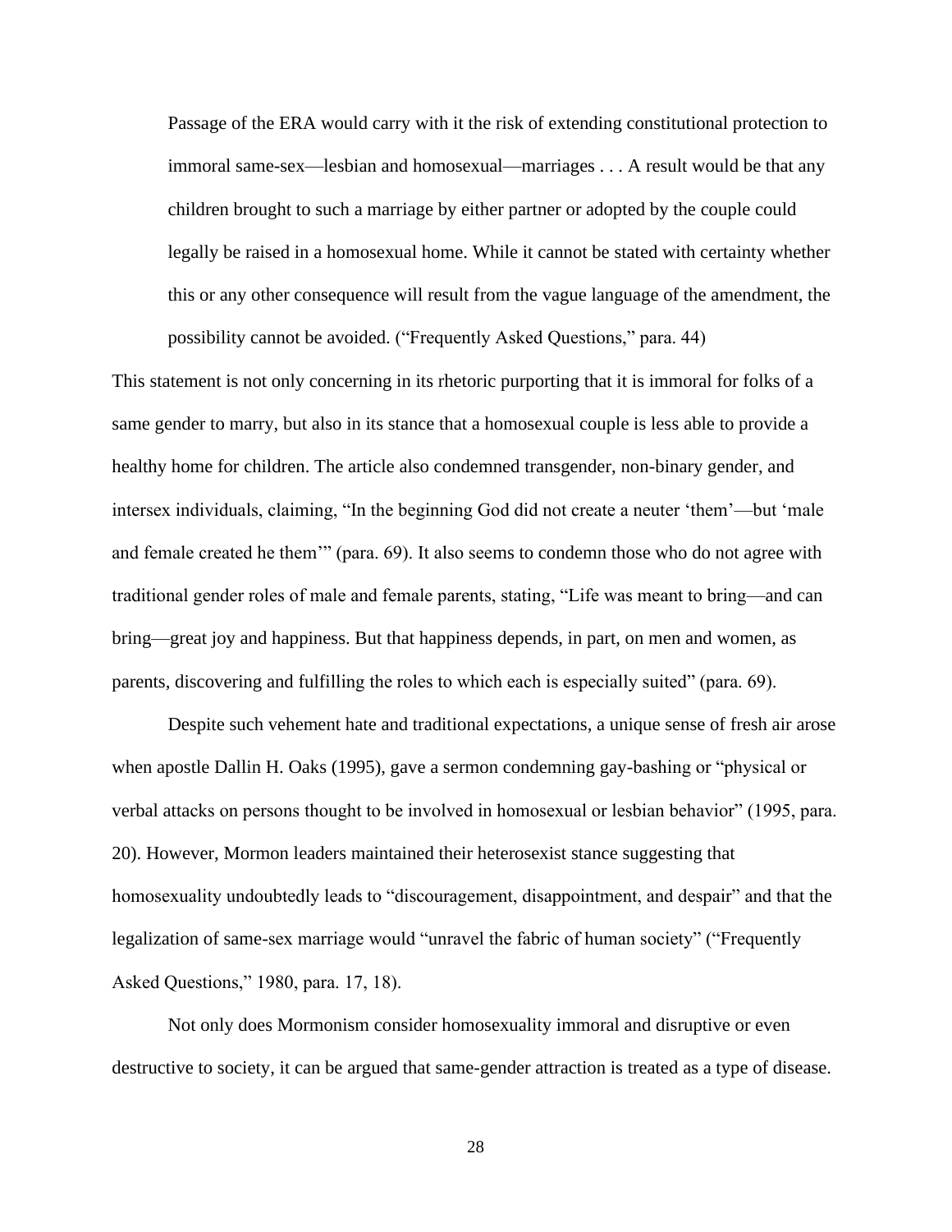> Passage of the ERA would carry with it the risk of extending constitutional protection to immoral same-sex—lesbian and homosexual—marriages . . . A result would be that any children brought to such a marriage by either partner or adopted by the couple could legally be raised in a homosexual home. While it cannot be stated with certainty whether this or any other consequence will result from the vague language of the amendment, the possibility cannot be avoided. ("Frequently Asked Questions," para. 44)

This statement is not only concerning in its rhetoric purporting that it is immoral for folks of a same gender to marry, but also in its stance that a homosexual couple is less able to provide a healthy home for children. The article also condemned transgender, non-binary gender, and intersex individuals, claiming, "In the beginning God did not create a neuter 'them'—but 'male and female created he them'" (para. 69). It also seems to condemn those who do not agree with traditional gender roles of male and female parents, stating, "Life was meant to bring—and can bring—great joy and happiness. But that happiness depends, in part, on men and women, as parents, discovering and fulfilling the roles to which each is especially suited" (para. 69).

Despite such vehement hate and traditional expectations, a unique sense of fresh air arose when apostle Dallin H. Oaks (1995), gave a sermon condemning gay-bashing or "physical or verbal attacks on persons thought to be involved in homosexual or lesbian behavior" (1995, para. 20). However, Mormon leaders maintained their heterosexist stance suggesting that homosexuality undoubtedly leads to "discouragement, disappointment, and despair" and that the legalization of same-sex marriage would "unravel the fabric of human society" ("Frequently Asked Questions," 1980, para. 17, 18).

Not only does Mormonism consider homosexuality immoral and disruptive or even destructive to society, it can be argued that same-gender attraction is treated as a type of disease.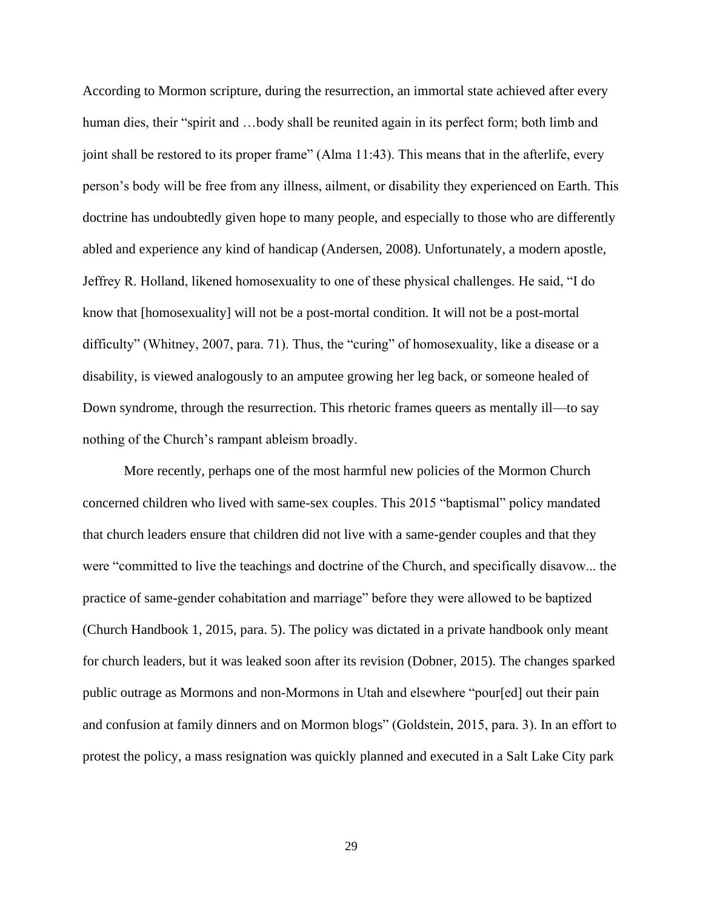According to Mormon scripture, during the resurrection, an immortal state achieved after every human dies, their "spirit and …body shall be reunited again in its perfect form; both limb and joint shall be restored to its proper frame" (Alma 11:43). This means that in the afterlife, every person's body will be free from any illness, ailment, or disability they experienced on Earth. This doctrine has undoubtedly given hope to many people, and especially to those who are differently abled and experience any kind of handicap (Andersen, 2008). Unfortunately, a modern apostle, Jeffrey R. Holland, likened homosexuality to one of these physical challenges. He said, "I do know that [homosexuality] will not be a post-mortal condition. It will not be a post-mortal difficulty" (Whitney, 2007, para. 71). Thus, the "curing" of homosexuality, like a disease or a disability, is viewed analogously to an amputee growing her leg back, or someone healed of Down syndrome, through the resurrection. This rhetoric frames queers as mentally ill—to say nothing of the Church's rampant ableism broadly.

More recently, perhaps one of the most harmful new policies of the Mormon Church concerned children who lived with same-sex couples. This 2015 "baptismal" policy mandated that church leaders ensure that children did not live with a same-gender couples and that they were "committed to live the teachings and doctrine of the Church, and specifically disavow... the practice of same-gender cohabitation and marriage" before they were allowed to be baptized (Church Handbook 1, 2015, para. 5). The policy was dictated in a private handbook only meant for church leaders, but it was leaked soon after its revision (Dobner, 2015). The changes sparked public outrage as Mormons and non-Mormons in Utah and elsewhere "pour[ed] out their pain and confusion at family dinners and on Mormon blogs" (Goldstein, 2015, para. 3). In an effort to protest the policy, a mass resignation was quickly planned and executed in a Salt Lake City park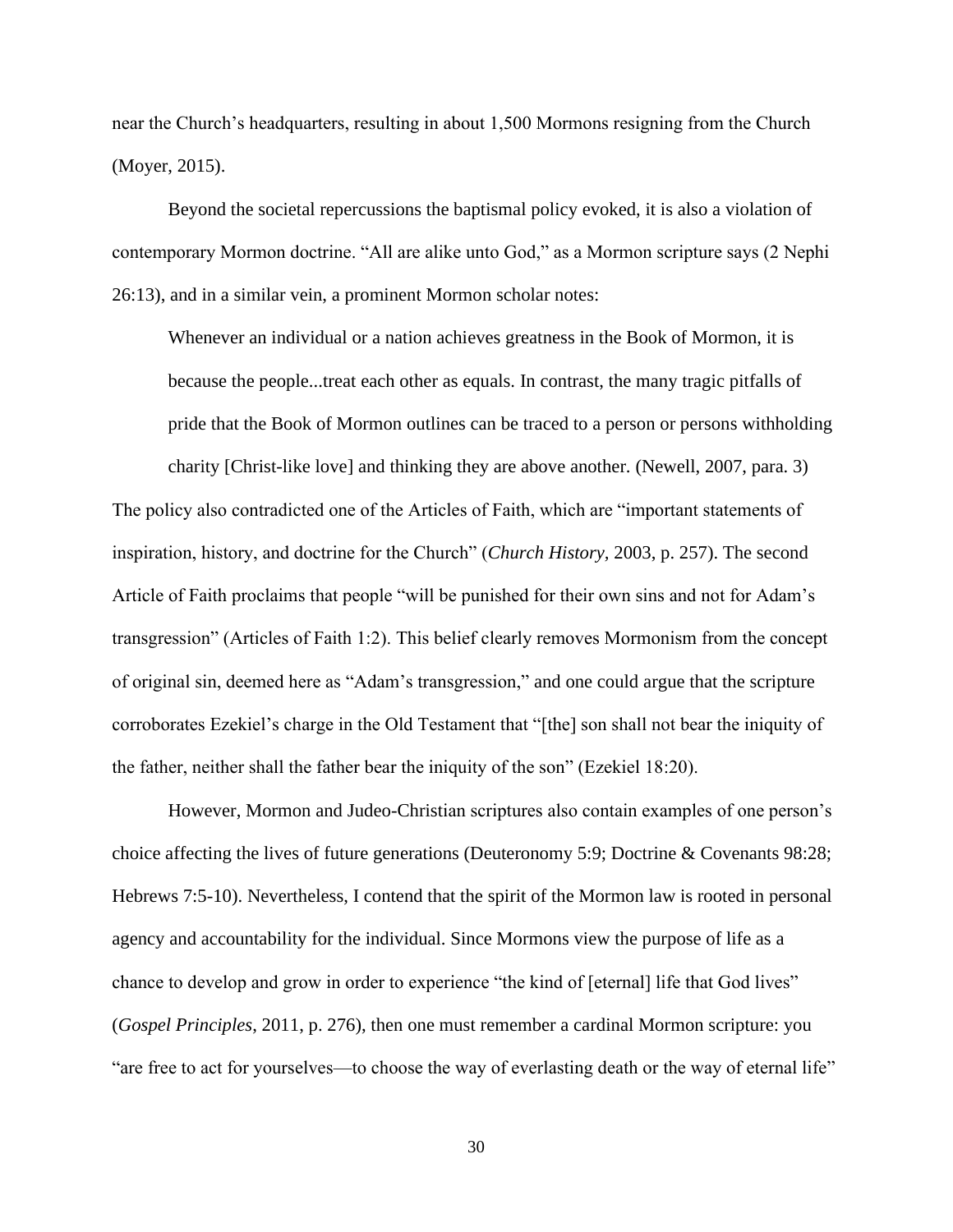near the Church's headquarters, resulting in about 1,500 Mormons resigning from the Church (Moyer, 2015).

Beyond the societal repercussions the baptismal policy evoked, it is also a violation of contemporary Mormon doctrine. "All are alike unto God," as a Mormon scripture says (2 Nephi 26:13), and in a similar vein, a prominent Mormon scholar notes:

> Whenever an individual or a nation achieves greatness in the Book of Mormon, it is because the people...treat each other as equals. In contrast, the many tragic pitfalls of pride that the Book of Mormon outlines can be traced to a person or persons withholding charity [Christ-like love] and thinking they are above another. (Newell, 2007, para. 3)

The policy also contradicted one of the Articles of Faith, which are "important statements of inspiration, history, and doctrine for the Church" (*Church History*, 2003, p. 257). The second Article of Faith proclaims that people "will be punished for their own sins and not for Adam's transgression" (Articles of Faith 1:2). This belief clearly removes Mormonism from the concept of original sin, deemed here as "Adam's transgression," and one could argue that the scripture corroborates Ezekiel's charge in the Old Testament that "[the] son shall not bear the iniquity of the father, neither shall the father bear the iniquity of the son" (Ezekiel 18:20).

However, Mormon and Judeo-Christian scriptures also contain examples of one person's choice affecting the lives of future generations (Deuteronomy 5:9; Doctrine & Covenants 98:28; Hebrews 7:5-10). Nevertheless, I contend that the spirit of the Mormon law is rooted in personal agency and accountability for the individual. Since Mormons view the purpose of life as a chance to develop and grow in order to experience "the kind of [eternal] life that God lives" (*Gospel Principles*, 2011, p. 276), then one must remember a cardinal Mormon scripture: you "are free to act for yourselves—to choose the way of everlasting death or the way of eternal life"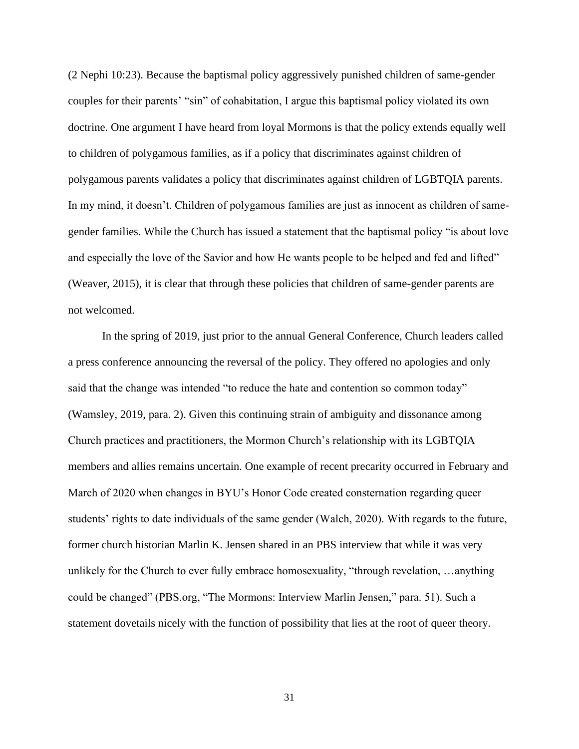(2 Nephi 10:23). Because the baptismal policy aggressively punished children of same-gender couples for their parents' "sin" of cohabitation, I argue this baptismal policy violated its own doctrine. One argument I have heard from loyal Mormons is that the policy extends equally well to children of polygamous families, as if a policy that discriminates against children of polygamous parents validates a policy that discriminates against children of LGBTQIA parents. In my mind, it doesn't. Children of polygamous families are just as innocent as children of same-gender families. While the Church has issued a statement that the baptismal policy "is about love and especially the love of the Savior and how He wants people to be helped and fed and lifted" (Weaver, 2015), it is clear that through these policies that children of same-gender parents are not welcomed.

In the spring of 2019, just prior to the annual General Conference, Church leaders called a press conference announcing the reversal of the policy. They offered no apologies and only said that the change was intended "to reduce the hate and contention so common today" (Wamsley, 2019, para. 2). Given this continuing strain of ambiguity and dissonance among Church practices and practitioners, the Mormon Church's relationship with its LGBTQIA members and allies remains uncertain. One example of recent precarity occurred in February and March of 2020 when changes in BYU's Honor Code created consternation regarding queer students' rights to date individuals of the same gender (Walch, 2020). With regards to the future, former church historian Marlin K. Jensen shared in an PBS interview that while it was very unlikely for the Church to ever fully embrace homosexuality, "through revelation, …anything could be changed" (PBS.org, "The Mormons: Interview Marlin Jensen," para. 51). Such a statement dovetails nicely with the function of possibility that lies at the root of queer theory.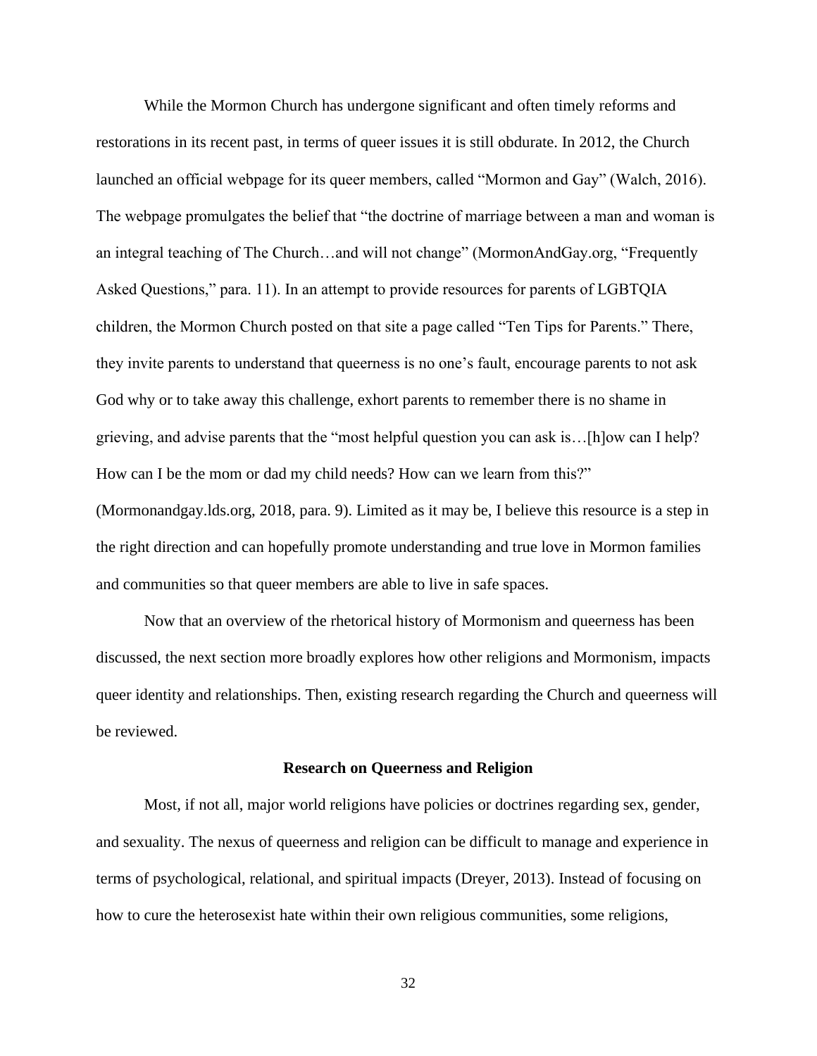While the Mormon Church has undergone significant and often timely reforms and restorations in its recent past, in terms of queer issues it is still obdurate. In 2012, the Church launched an official webpage for its queer members, called "Mormon and Gay" (Walch, 2016). The webpage promulgates the belief that "the doctrine of marriage between a man and woman is an integral teaching of The Church…and will not change" (MormonAndGay.org, "Frequently Asked Questions," para. 11). In an attempt to provide resources for parents of LGBTQIA children, the Mormon Church posted on that site a page called "Ten Tips for Parents." There, they invite parents to understand that queerness is no one's fault, encourage parents to not ask God why or to take away this challenge, exhort parents to remember there is no shame in grieving, and advise parents that the "most helpful question you can ask is…[h]ow can I help? How can I be the mom or dad my child needs? How can we learn from this?" (Mormonandgay.lds.org, 2018, para. 9). Limited as it may be, I believe this resource is a step in the right direction and can hopefully promote understanding and true love in Mormon families and communities so that queer members are able to live in safe spaces.

Now that an overview of the rhetorical history of Mormonism and queerness has been discussed, the next section more broadly explores how other religions and Mormonism, impacts queer identity and relationships. Then, existing research regarding the Church and queerness will be reviewed.

## Research on Queerness and Religion

Most, if not all, major world religions have policies or doctrines regarding sex, gender, and sexuality. The nexus of queerness and religion can be difficult to manage and experience in terms of psychological, relational, and spiritual impacts (Dreyer, 2013). Instead of focusing on how to cure the heterosexist hate within their own religious communities, some religions,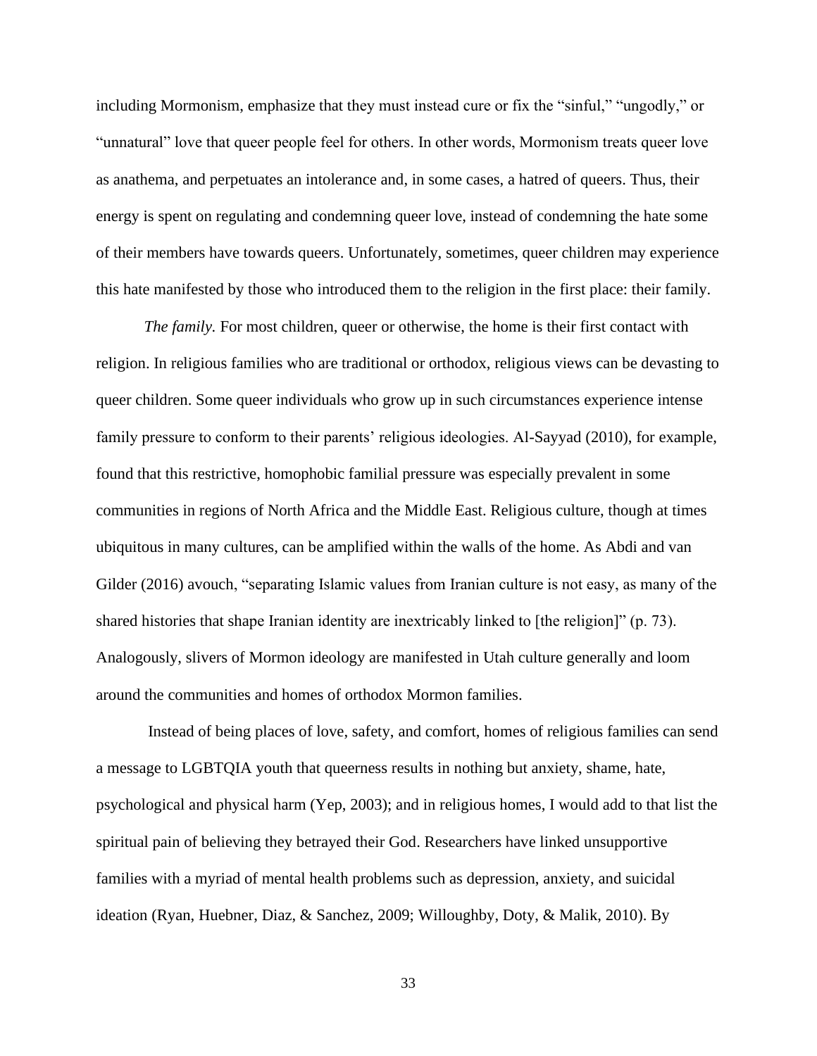including Mormonism, emphasize that they must instead cure or fix the “sinful,” “ungodly,” or “unnatural” love that queer people feel for others. In other words, Mormonism treats queer love as anathema, and perpetuates an intolerance and, in some cases, a hatred of queers. Thus, their energy is spent on regulating and condemning queer love, instead of condemning the hate some of their members have towards queers. Unfortunately, sometimes, queer children may experience this hate manifested by those who introduced them to the religion in the first place: their family.

*The family.* For most children, queer or otherwise, the home is their first contact with religion. In religious families who are traditional or orthodox, religious views can be devasting to queer children. Some queer individuals who grow up in such circumstances experience intense family pressure to conform to their parents’ religious ideologies. Al-Sayyad (2010), for example, found that this restrictive, homophobic familial pressure was especially prevalent in some communities in regions of North Africa and the Middle East. Religious culture, though at times ubiquitous in many cultures, can be amplified within the walls of the home. As Abdi and van Gilder (2016) avouch, “separating Islamic values from Iranian culture is not easy, as many of the shared histories that shape Iranian identity are inextricably linked to [the religion]” (p. 73). Analogously, slivers of Mormon ideology are manifested in Utah culture generally and loom around the communities and homes of orthodox Mormon families.

Instead of being places of love, safety, and comfort, homes of religious families can send a message to LGBTQIA youth that queerness results in nothing but anxiety, shame, hate, psychological and physical harm (Yep, 2003); and in religious homes, I would add to that list the spiritual pain of believing they betrayed their God. Researchers have linked unsupportive families with a myriad of mental health problems such as depression, anxiety, and suicidal ideation (Ryan, Huebner, Diaz, & Sanchez, 2009; Willoughby, Doty, & Malik, 2010). By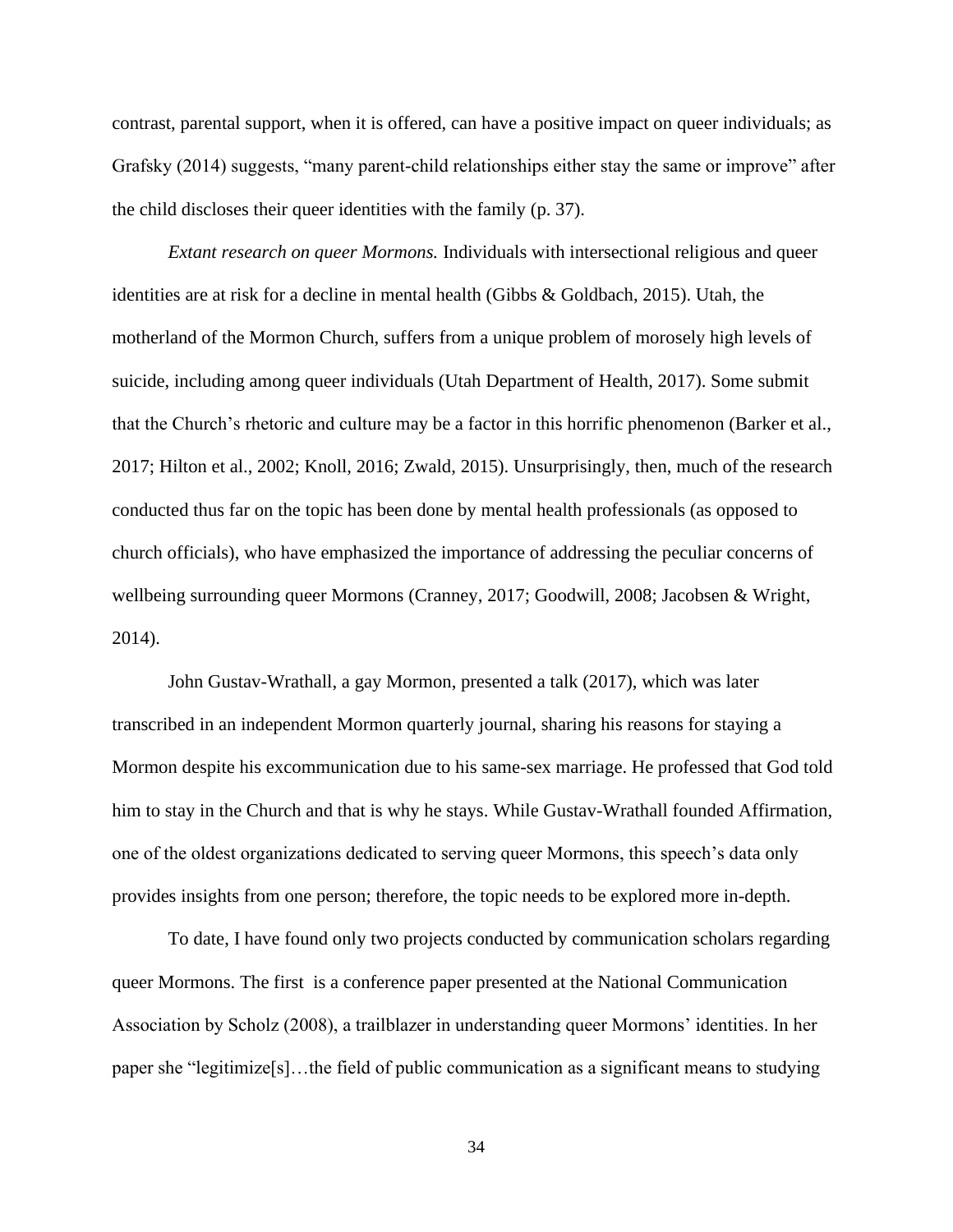contrast, parental support, when it is offered, can have a positive impact on queer individuals; as Grafsky (2014) suggests, "many parent-child relationships either stay the same or improve" after the child discloses their queer identities with the family (p. 37).

*Extant research on queer Mormons.* Individuals with intersectional religious and queer identities are at risk for a decline in mental health (Gibbs & Goldbach, 2015). Utah, the motherland of the Mormon Church, suffers from a unique problem of morosely high levels of suicide, including among queer individuals (Utah Department of Health, 2017). Some submit that the Church's rhetoric and culture may be a factor in this horrific phenomenon (Barker et al., 2017; Hilton et al., 2002; Knoll, 2016; Zwald, 2015). Unsurprisingly, then, much of the research conducted thus far on the topic has been done by mental health professionals (as opposed to church officials), who have emphasized the importance of addressing the peculiar concerns of wellbeing surrounding queer Mormons (Cranney, 2017; Goodwill, 2008; Jacobsen & Wright, 2014).

John Gustav-Wrathall, a gay Mormon, presented a talk (2017), which was later transcribed in an independent Mormon quarterly journal, sharing his reasons for staying a Mormon despite his excommunication due to his same-sex marriage. He professed that God told him to stay in the Church and that is why he stays. While Gustav-Wrathall founded Affirmation, one of the oldest organizations dedicated to serving queer Mormons, this speech's data only provides insights from one person; therefore, the topic needs to be explored more in-depth.

To date, I have found only two projects conducted by communication scholars regarding queer Mormons. The first is a conference paper presented at the National Communication Association by Scholz (2008), a trailblazer in understanding queer Mormons' identities. In her paper she "legitimize[s]…the field of public communication as a significant means to studying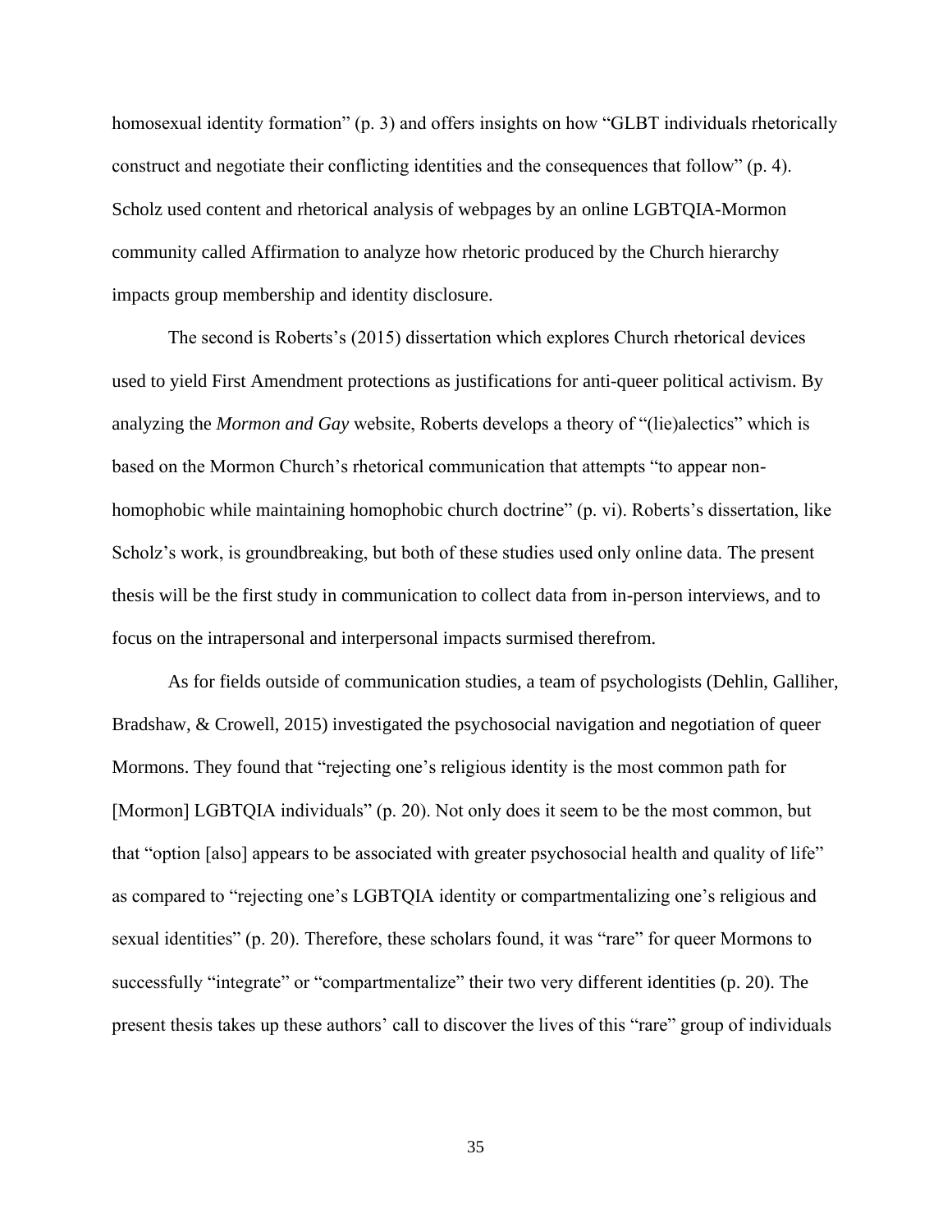homosexual identity formation" (p. 3) and offers insights on how "GLBT individuals rhetorically construct and negotiate their conflicting identities and the consequences that follow" (p. 4). Scholz used content and rhetorical analysis of webpages by an online LGBTQIA-Mormon community called Affirmation to analyze how rhetoric produced by the Church hierarchy impacts group membership and identity disclosure.

The second is Roberts's (2015) dissertation which explores Church rhetorical devices used to yield First Amendment protections as justifications for anti-queer political activism. By analyzing the *Mormon and Gay* website, Roberts develops a theory of "(lie)alectics" which is based on the Mormon Church's rhetorical communication that attempts "to appear non-homophobic while maintaining homophobic church doctrine" (p. vi). Roberts's dissertation, like Scholz's work, is groundbreaking, but both of these studies used only online data. The present thesis will be the first study in communication to collect data from in-person interviews, and to focus on the intrapersonal and interpersonal impacts surmised therefrom.

As for fields outside of communication studies, a team of psychologists (Dehlin, Galliher, Bradshaw, & Crowell, 2015) investigated the psychosocial navigation and negotiation of queer Mormons. They found that "rejecting one's religious identity is the most common path for [Mormon] LGBTQIA individuals" (p. 20). Not only does it seem to be the most common, but that "option [also] appears to be associated with greater psychosocial health and quality of life" as compared to "rejecting one's LGBTQIA identity or compartmentalizing one's religious and sexual identities" (p. 20). Therefore, these scholars found, it was "rare" for queer Mormons to successfully "integrate" or "compartmentalize" their two very different identities (p. 20). The present thesis takes up these authors' call to discover the lives of this "rare" group of individuals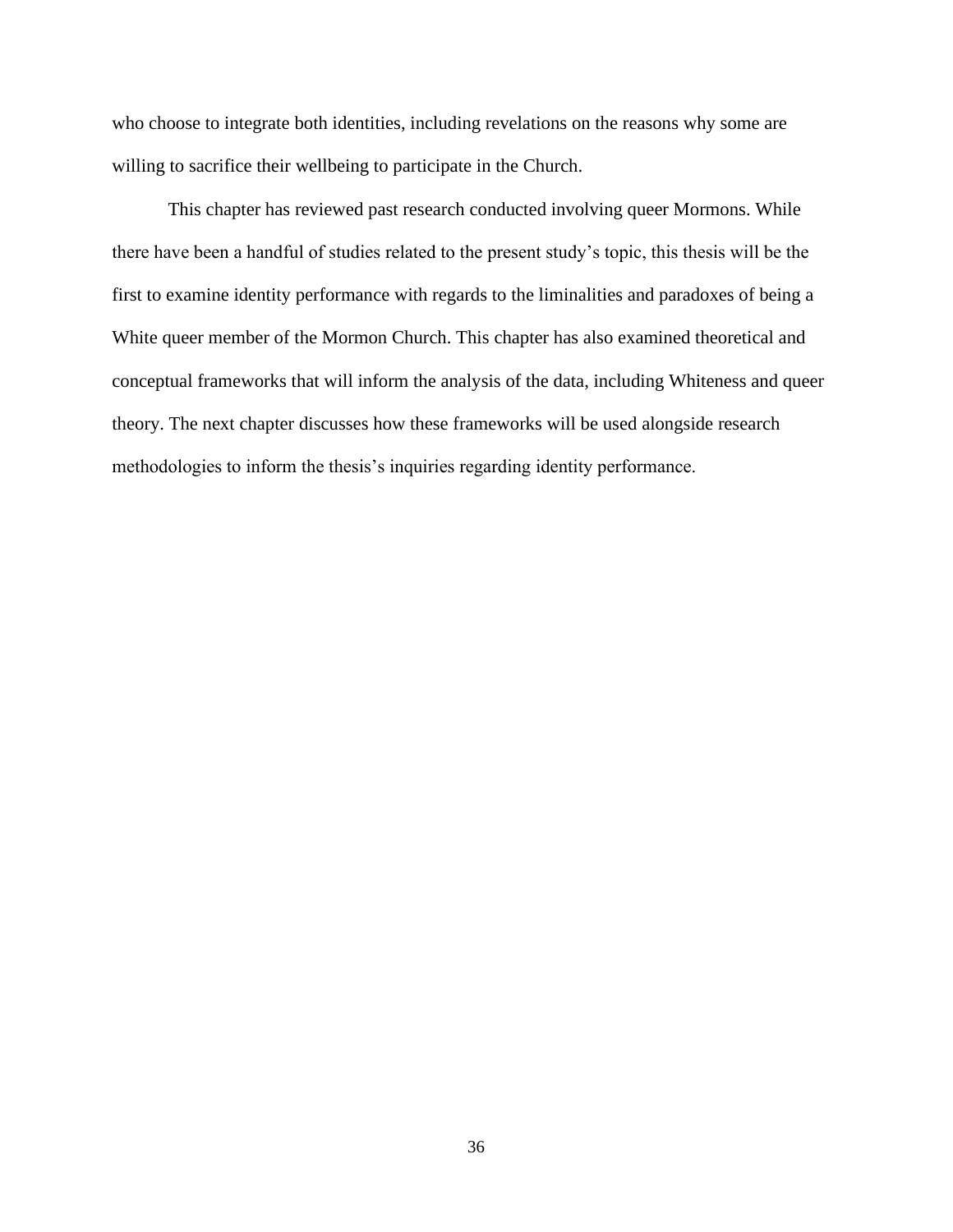who choose to integrate both identities, including revelations on the reasons why some are willing to sacrifice their wellbeing to participate in the Church.

This chapter has reviewed past research conducted involving queer Mormons. While there have been a handful of studies related to the present study's topic, this thesis will be the first to examine identity performance with regards to the liminalities and paradoxes of being a White queer member of the Mormon Church. This chapter has also examined theoretical and conceptual frameworks that will inform the analysis of the data, including Whiteness and queer theory. The next chapter discusses how these frameworks will be used alongside research methodologies to inform the thesis's inquiries regarding identity performance.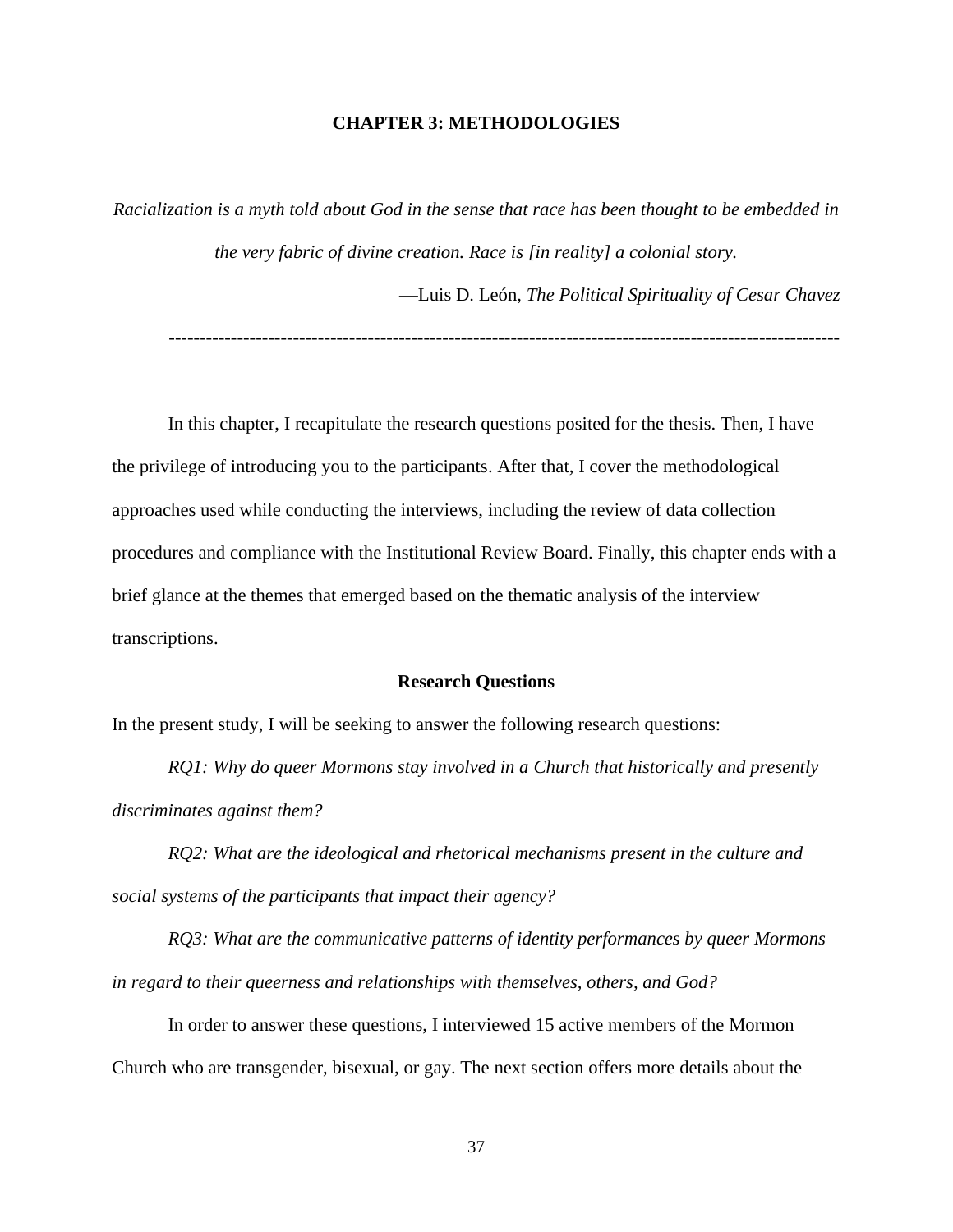# CHAPTER 3: METHODOLOGIES

*Racialization is a myth told about God in the sense that race has been thought to be embedded in the very fabric of divine creation. Race is [in reality] a colonial story.*

—Luis D. León, *The Political Spirituality of Cesar Chavez*

---

In this chapter, I recapitulate the research questions posited for the thesis. Then, I have the privilege of introducing you to the participants. After that, I cover the methodological approaches used while conducting the interviews, including the review of data collection procedures and compliance with the Institutional Review Board. Finally, this chapter ends with a brief glance at the themes that emerged based on the thematic analysis of the interview transcriptions.

## Research Questions

In the present study, I will be seeking to answer the following research questions:

*RQ1: Why do queer Mormons stay involved in a Church that historically and presently discriminates against them?*

*RQ2: What are the ideological and rhetorical mechanisms present in the culture and social systems of the participants that impact their agency?*

*RQ3: What are the communicative patterns of identity performances by queer Mormons in regard to their queerness and relationships with themselves, others, and God?*

In order to answer these questions, I interviewed 15 active members of the Mormon Church who are transgender, bisexual, or gay. The next section offers more details about the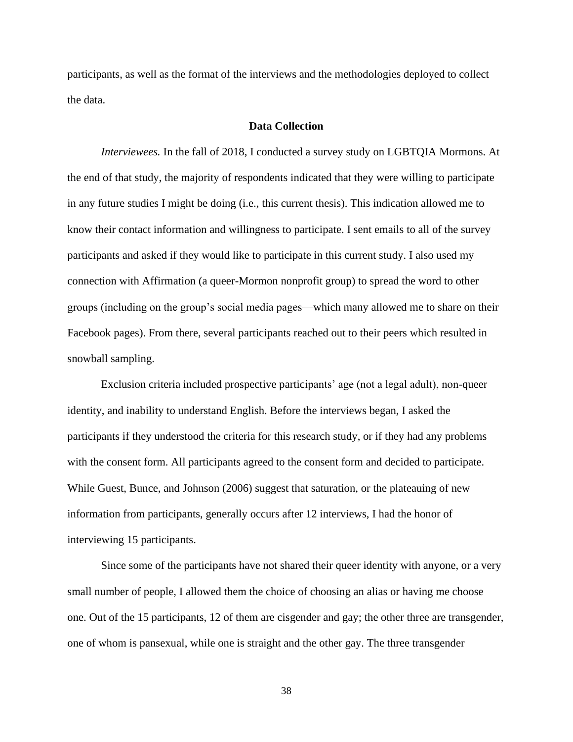participants, as well as the format of the interviews and the methodologies deployed to collect the data.

## Data Collection

*Interviewees.* In the fall of 2018, I conducted a survey study on LGBTQIA Mormons. At the end of that study, the majority of respondents indicated that they were willing to participate in any future studies I might be doing (i.e., this current thesis). This indication allowed me to know their contact information and willingness to participate. I sent emails to all of the survey participants and asked if they would like to participate in this current study. I also used my connection with Affirmation (a queer-Mormon nonprofit group) to spread the word to other groups (including on the group's social media pages—which many allowed me to share on their Facebook pages). From there, several participants reached out to their peers which resulted in snowball sampling.

Exclusion criteria included prospective participants' age (not a legal adult), non-queer identity, and inability to understand English. Before the interviews began, I asked the participants if they understood the criteria for this research study, or if they had any problems with the consent form. All participants agreed to the consent form and decided to participate. While Guest, Bunce, and Johnson (2006) suggest that saturation, or the plateauing of new information from participants, generally occurs after 12 interviews, I had the honor of interviewing 15 participants.

Since some of the participants have not shared their queer identity with anyone, or a very small number of people, I allowed them the choice of choosing an alias or having me choose one. Out of the 15 participants, 12 of them are cisgender and gay; the other three are transgender, one of whom is pansexual, while one is straight and the other gay. The three transgender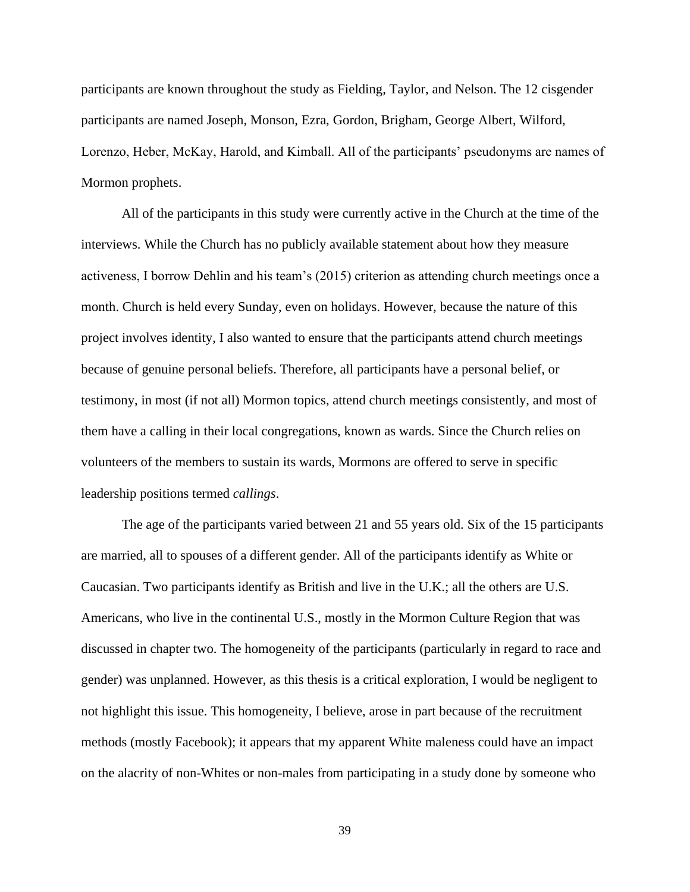participants are known throughout the study as Fielding, Taylor, and Nelson. The 12 cisgender participants are named Joseph, Monson, Ezra, Gordon, Brigham, George Albert, Wilford, Lorenzo, Heber, McKay, Harold, and Kimball. All of the participants' pseudonyms are names of Mormon prophets.

All of the participants in this study were currently active in the Church at the time of the interviews. While the Church has no publicly available statement about how they measure activeness, I borrow Dehlin and his team's (2015) criterion as attending church meetings once a month. Church is held every Sunday, even on holidays. However, because the nature of this project involves identity, I also wanted to ensure that the participants attend church meetings because of genuine personal beliefs. Therefore, all participants have a personal belief, or testimony, in most (if not all) Mormon topics, attend church meetings consistently, and most of them have a calling in their local congregations, known as wards. Since the Church relies on volunteers of the members to sustain its wards, Mormons are offered to serve in specific leadership positions termed *callings*.

The age of the participants varied between 21 and 55 years old. Six of the 15 participants are married, all to spouses of a different gender. All of the participants identify as White or Caucasian. Two participants identify as British and live in the U.K.; all the others are U.S. Americans, who live in the continental U.S., mostly in the Mormon Culture Region that was discussed in chapter two. The homogeneity of the participants (particularly in regard to race and gender) was unplanned. However, as this thesis is a critical exploration, I would be negligent to not highlight this issue. This homogeneity, I believe, arose in part because of the recruitment methods (mostly Facebook); it appears that my apparent White maleness could have an impact on the alacrity of non-Whites or non-males from participating in a study done by someone who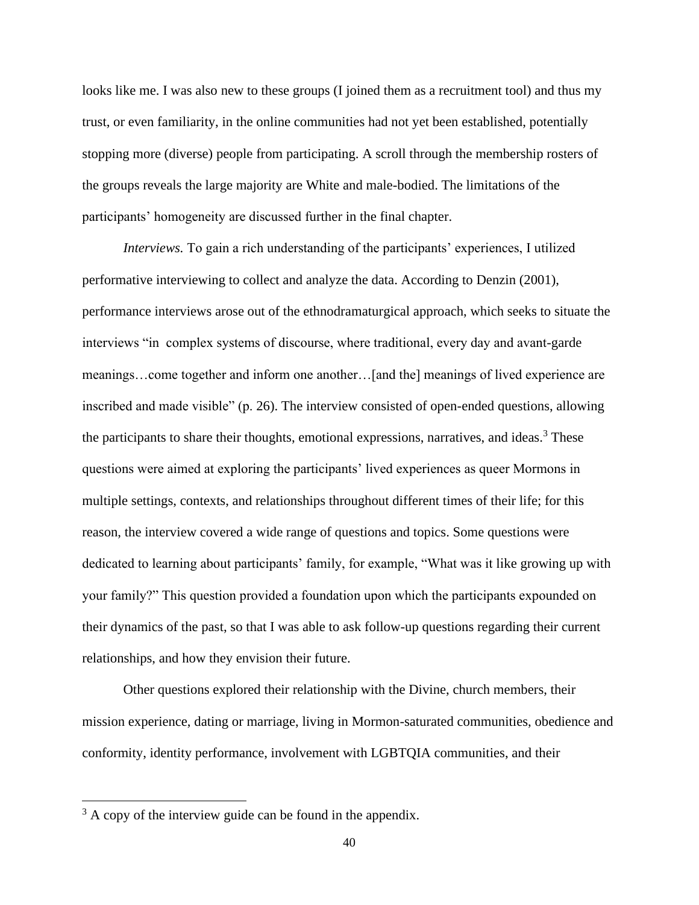looks like me. I was also new to these groups (I joined them as a recruitment tool) and thus my trust, or even familiarity, in the online communities had not yet been established, potentially stopping more (diverse) people from participating. A scroll through the membership rosters of the groups reveals the large majority are White and male-bodied. The limitations of the participants' homogeneity are discussed further in the final chapter.

*Interviews.* To gain a rich understanding of the participants' experiences, I utilized performative interviewing to collect and analyze the data. According to Denzin (2001), performance interviews arose out of the ethnodramaturgical approach, which seeks to situate the interviews "in complex systems of discourse, where traditional, every day and avant-garde meanings…come together and inform one another…[and the] meanings of lived experience are inscribed and made visible" (p. 26). The interview consisted of open-ended questions, allowing the participants to share their thoughts, emotional expressions, narratives, and ideas.[3] These questions were aimed at exploring the participants' lived experiences as queer Mormons in multiple settings, contexts, and relationships throughout different times of their life; for this reason, the interview covered a wide range of questions and topics. Some questions were dedicated to learning about participants' family, for example, "What was it like growing up with your family?" This question provided a foundation upon which the participants expounded on their dynamics of the past, so that I was able to ask follow-up questions regarding their current relationships, and how they envision their future.

Other questions explored their relationship with the Divine, church members, their mission experience, dating or marriage, living in Mormon-saturated communities, obedience and conformity, identity performance, involvement with LGBTQIA communities, and their

[3] A copy of the interview guide can be found in the appendix.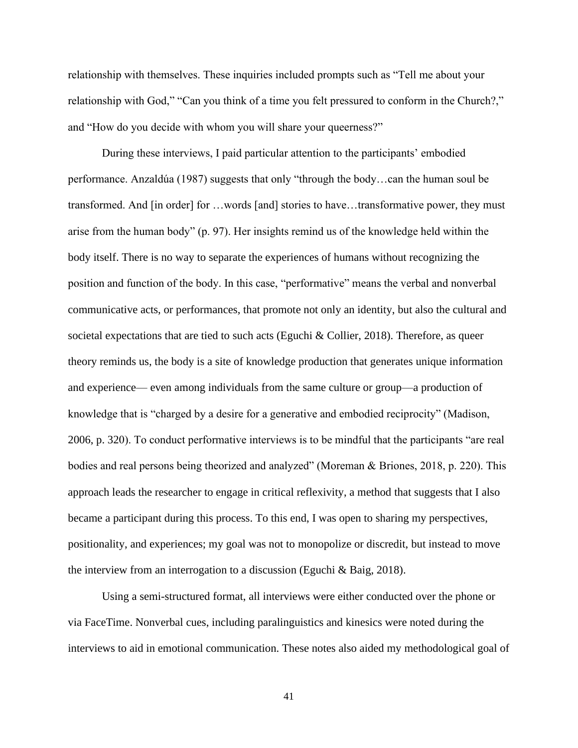relationship with themselves. These inquiries included prompts such as "Tell me about your relationship with God," "Can you think of a time you felt pressured to conform in the Church?," and "How do you decide with whom you will share your queerness?"

During these interviews, I paid particular attention to the participants' embodied performance. Anzaldúa (1987) suggests that only "through the body…can the human soul be transformed. And [in order] for …words [and] stories to have…transformative power, they must arise from the human body" (p. 97). Her insights remind us of the knowledge held within the body itself. There is no way to separate the experiences of humans without recognizing the position and function of the body. In this case, "performative" means the verbal and nonverbal communicative acts, or performances, that promote not only an identity, but also the cultural and societal expectations that are tied to such acts (Eguchi & Collier, 2018). Therefore, as queer theory reminds us, the body is a site of knowledge production that generates unique information and experience— even among individuals from the same culture or group—a production of knowledge that is "charged by a desire for a generative and embodied reciprocity" (Madison, 2006, p. 320). To conduct performative interviews is to be mindful that the participants "are real bodies and real persons being theorized and analyzed" (Moreman & Briones, 2018, p. 220). This approach leads the researcher to engage in critical reflexivity, a method that suggests that I also became a participant during this process. To this end, I was open to sharing my perspectives, positionality, and experiences; my goal was not to monopolize or discredit, but instead to move the interview from an interrogation to a discussion (Eguchi & Baig, 2018).

Using a semi-structured format, all interviews were either conducted over the phone or via FaceTime. Nonverbal cues, including paralinguistics and kinesics were noted during the interviews to aid in emotional communication. These notes also aided my methodological goal of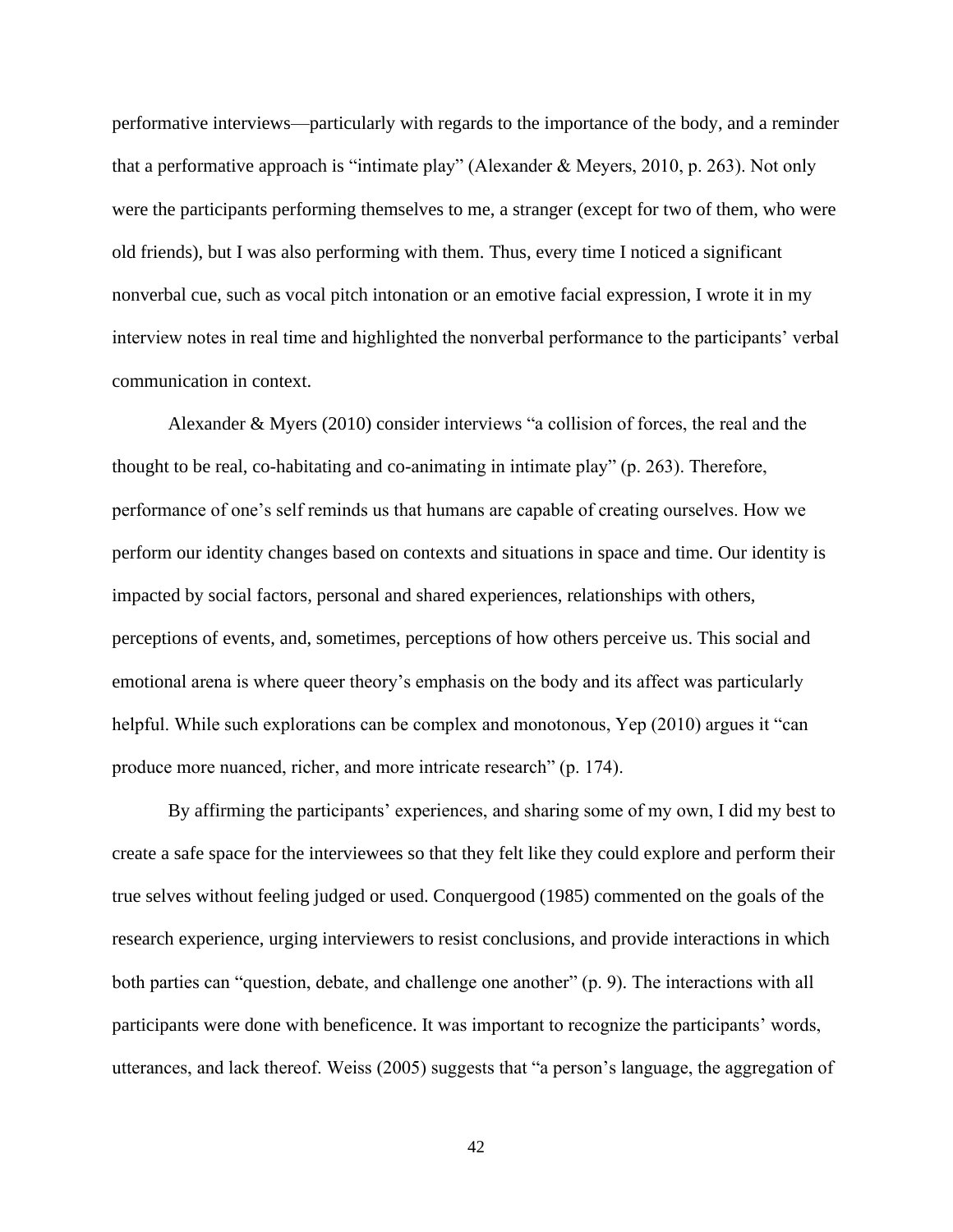performative interviews—particularly with regards to the importance of the body, and a reminder that a performative approach is "intimate play" (Alexander & Meyers, 2010, p. 263). Not only were the participants performing themselves to me, a stranger (except for two of them, who were old friends), but I was also performing with them. Thus, every time I noticed a significant nonverbal cue, such as vocal pitch intonation or an emotive facial expression, I wrote it in my interview notes in real time and highlighted the nonverbal performance to the participants' verbal communication in context.

Alexander & Myers (2010) consider interviews "a collision of forces, the real and the thought to be real, co-habitating and co-animating in intimate play" (p. 263). Therefore, performance of one's self reminds us that humans are capable of creating ourselves. How we perform our identity changes based on contexts and situations in space and time. Our identity is impacted by social factors, personal and shared experiences, relationships with others, perceptions of events, and, sometimes, perceptions of how others perceive us. This social and emotional arena is where queer theory's emphasis on the body and its affect was particularly helpful. While such explorations can be complex and monotonous, Yep (2010) argues it "can produce more nuanced, richer, and more intricate research" (p. 174).

By affirming the participants' experiences, and sharing some of my own, I did my best to create a safe space for the interviewees so that they felt like they could explore and perform their true selves without feeling judged or used. Conquergood (1985) commented on the goals of the research experience, urging interviewers to resist conclusions, and provide interactions in which both parties can "question, debate, and challenge one another" (p. 9). The interactions with all participants were done with beneficence. It was important to recognize the participants' words, utterances, and lack thereof. Weiss (2005) suggests that "a person's language, the aggregation of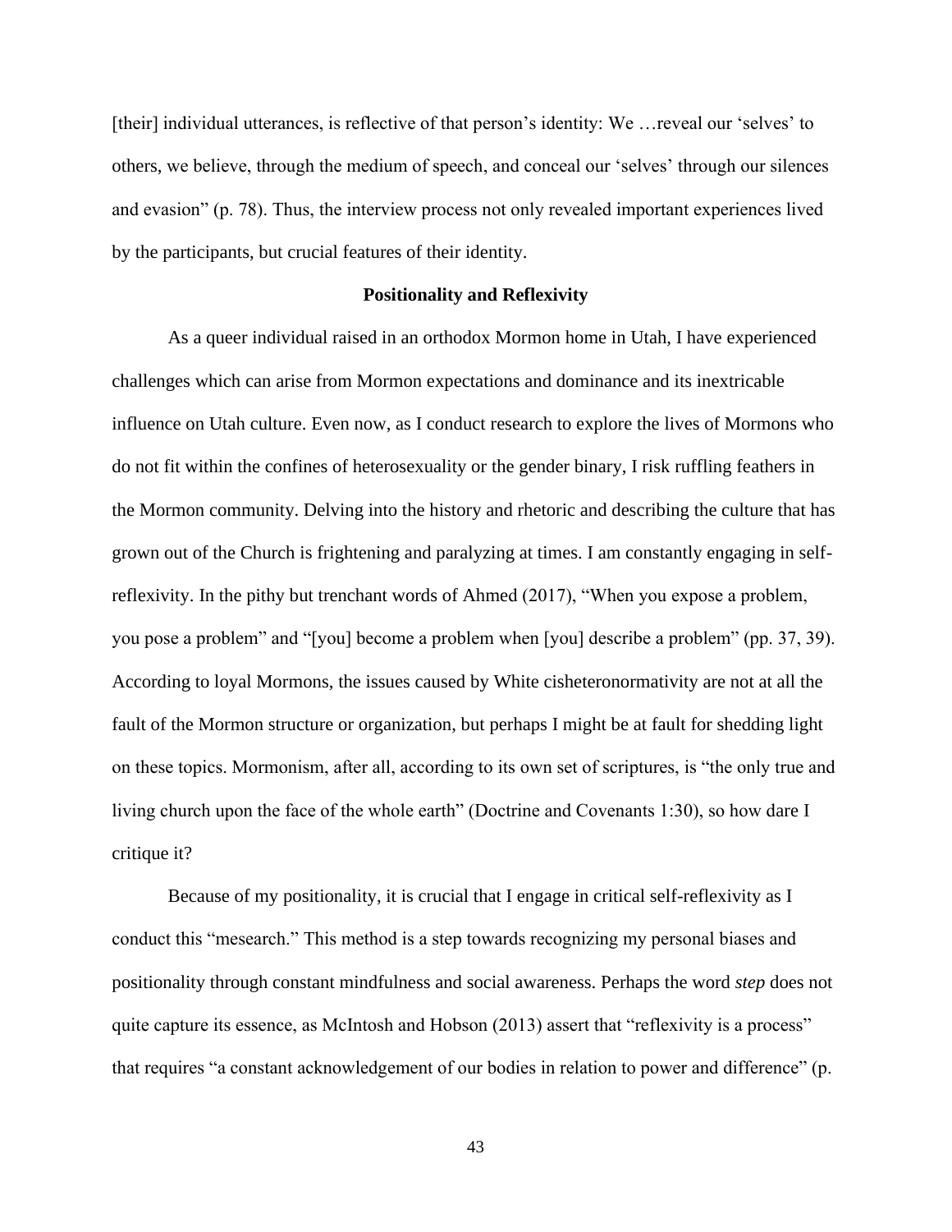[their] individual utterances, is reflective of that person's identity: We …reveal our 'selves' to others, we believe, through the medium of speech, and conceal our 'selves' through our silences and evasion" (p. 78). Thus, the interview process not only revealed important experiences lived by the participants, but crucial features of their identity.

## Positionality and Reflexivity

As a queer individual raised in an orthodox Mormon home in Utah, I have experienced challenges which can arise from Mormon expectations and dominance and its inextricable influence on Utah culture. Even now, as I conduct research to explore the lives of Mormons who do not fit within the confines of heterosexuality or the gender binary, I risk ruffling feathers in the Mormon community. Delving into the history and rhetoric and describing the culture that has grown out of the Church is frightening and paralyzing at times. I am constantly engaging in self-reflexivity. In the pithy but trenchant words of Ahmed (2017), "When you expose a problem, you pose a problem" and "[you] become a problem when [you] describe a problem" (pp. 37, 39). According to loyal Mormons, the issues caused by White cisheteronormativity are not at all the fault of the Mormon structure or organization, but perhaps I might be at fault for shedding light on these topics. Mormonism, after all, according to its own set of scriptures, is "the only true and living church upon the face of the whole earth" (Doctrine and Covenants 1:30), so how dare I critique it?

Because of my positionality, it is crucial that I engage in critical self-reflexivity as I conduct this "mesearch." This method is a step towards recognizing my personal biases and positionality through constant mindfulness and social awareness. Perhaps the word *step* does not quite capture its essence, as McIntosh and Hobson (2013) assert that "reflexivity is a process" that requires "a constant acknowledgement of our bodies in relation to power and difference" (p.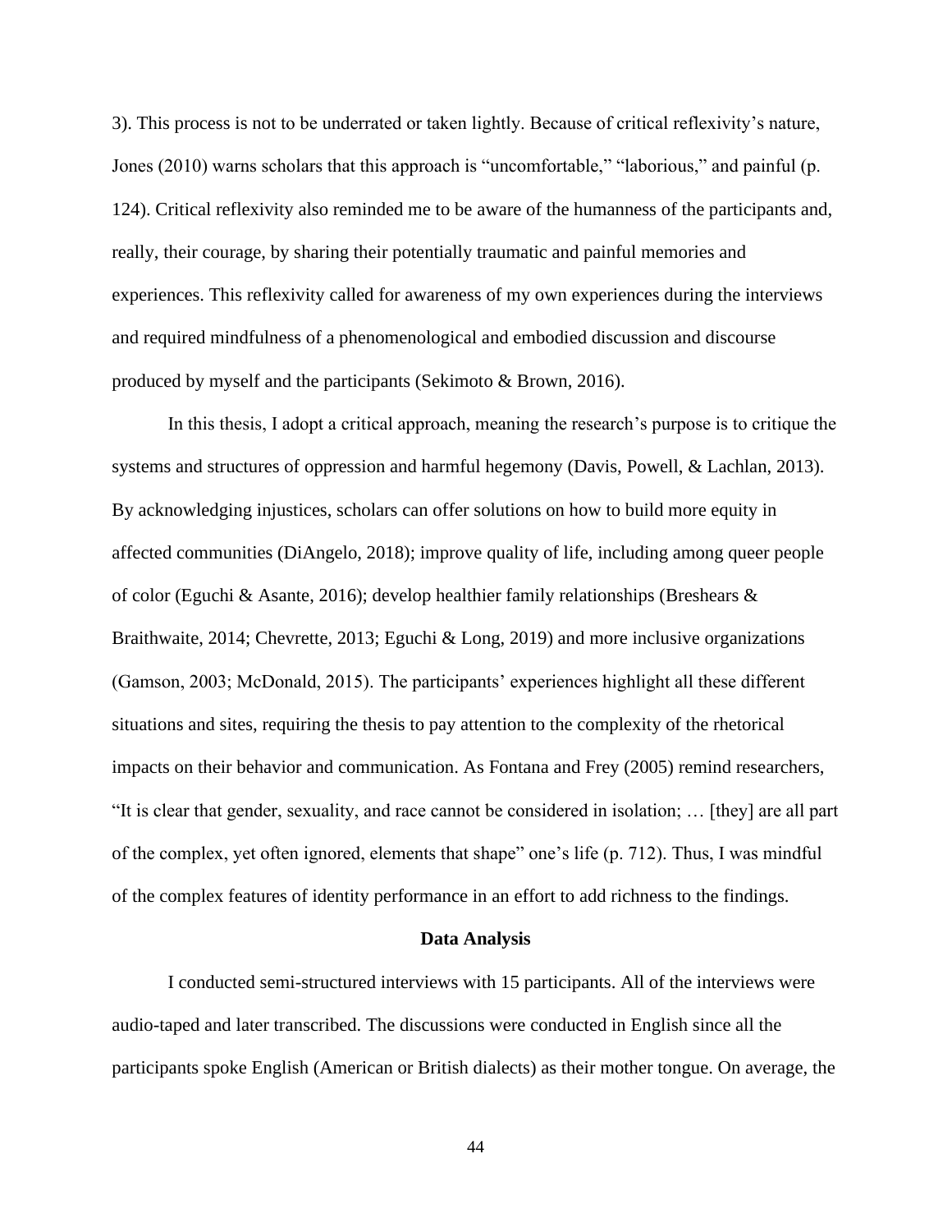3). This process is not to be underrated or taken lightly. Because of critical reflexivity's nature, Jones (2010) warns scholars that this approach is "uncomfortable," "laborious," and painful (p. 124). Critical reflexivity also reminded me to be aware of the humanness of the participants and, really, their courage, by sharing their potentially traumatic and painful memories and experiences. This reflexivity called for awareness of my own experiences during the interviews and required mindfulness of a phenomenological and embodied discussion and discourse produced by myself and the participants (Sekimoto & Brown, 2016).

In this thesis, I adopt a critical approach, meaning the research's purpose is to critique the systems and structures of oppression and harmful hegemony (Davis, Powell, & Lachlan, 2013). By acknowledging injustices, scholars can offer solutions on how to build more equity in affected communities (DiAngelo, 2018); improve quality of life, including among queer people of color (Eguchi & Asante, 2016); develop healthier family relationships (Breshears & Braithwaite, 2014; Chevrette, 2013; Eguchi & Long, 2019) and more inclusive organizations (Gamson, 2003; McDonald, 2015). The participants' experiences highlight all these different situations and sites, requiring the thesis to pay attention to the complexity of the rhetorical impacts on their behavior and communication. As Fontana and Frey (2005) remind researchers, "It is clear that gender, sexuality, and race cannot be considered in isolation; … [they] are all part of the complex, yet often ignored, elements that shape" one's life (p. 712). Thus, I was mindful of the complex features of identity performance in an effort to add richness to the findings.

## Data Analysis

I conducted semi-structured interviews with 15 participants. All of the interviews were audio-taped and later transcribed. The discussions were conducted in English since all the participants spoke English (American or British dialects) as their mother tongue. On average, the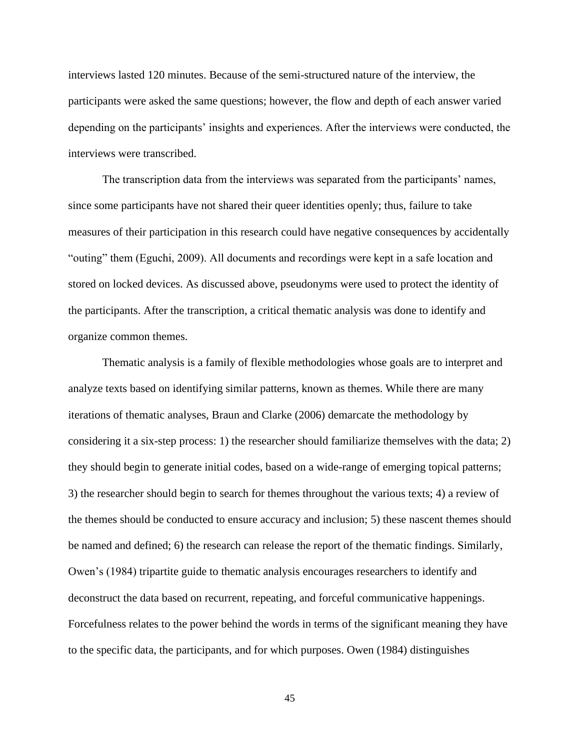interviews lasted 120 minutes. Because of the semi-structured nature of the interview, the participants were asked the same questions; however, the flow and depth of each answer varied depending on the participants' insights and experiences. After the interviews were conducted, the interviews were transcribed.

The transcription data from the interviews was separated from the participants' names, since some participants have not shared their queer identities openly; thus, failure to take measures of their participation in this research could have negative consequences by accidentally "outing" them (Eguchi, 2009). All documents and recordings were kept in a safe location and stored on locked devices. As discussed above, pseudonyms were used to protect the identity of the participants. After the transcription, a critical thematic analysis was done to identify and organize common themes.

Thematic analysis is a family of flexible methodologies whose goals are to interpret and analyze texts based on identifying similar patterns, known as themes. While there are many iterations of thematic analyses, Braun and Clarke (2006) demarcate the methodology by considering it a six-step process: 1) the researcher should familiarize themselves with the data; 2) they should begin to generate initial codes, based on a wide-range of emerging topical patterns; 3) the researcher should begin to search for themes throughout the various texts; 4) a review of the themes should be conducted to ensure accuracy and inclusion; 5) these nascent themes should be named and defined; 6) the research can release the report of the thematic findings. Similarly, Owen's (1984) tripartite guide to thematic analysis encourages researchers to identify and deconstruct the data based on recurrent, repeating, and forceful communicative happenings. Forcefulness relates to the power behind the words in terms of the significant meaning they have to the specific data, the participants, and for which purposes. Owen (1984) distinguishes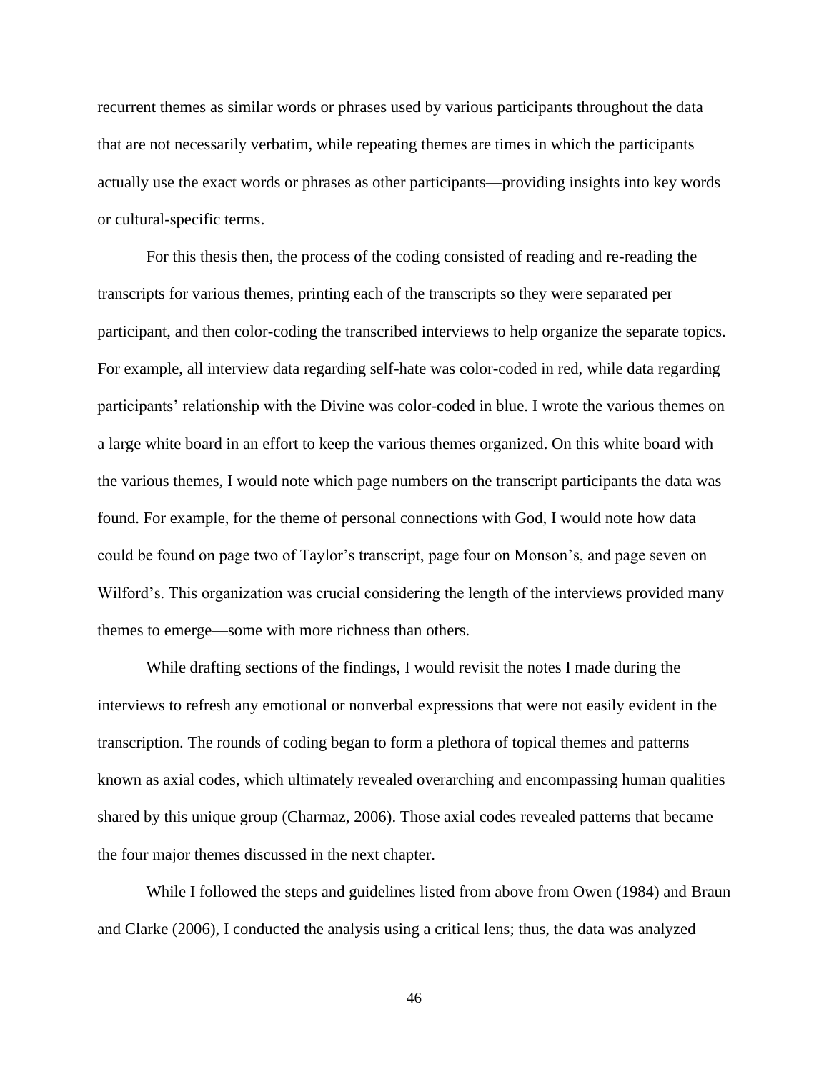recurrent themes as similar words or phrases used by various participants throughout the data that are not necessarily verbatim, while repeating themes are times in which the participants actually use the exact words or phrases as other participants—providing insights into key words or cultural-specific terms.

For this thesis then, the process of the coding consisted of reading and re-reading the transcripts for various themes, printing each of the transcripts so they were separated per participant, and then color-coding the transcribed interviews to help organize the separate topics. For example, all interview data regarding self-hate was color-coded in red, while data regarding participants' relationship with the Divine was color-coded in blue. I wrote the various themes on a large white board in an effort to keep the various themes organized. On this white board with the various themes, I would note which page numbers on the transcript participants the data was found. For example, for the theme of personal connections with God, I would note how data could be found on page two of Taylor's transcript, page four on Monson's, and page seven on Wilford's. This organization was crucial considering the length of the interviews provided many themes to emerge—some with more richness than others.

While drafting sections of the findings, I would revisit the notes I made during the interviews to refresh any emotional or nonverbal expressions that were not easily evident in the transcription. The rounds of coding began to form a plethora of topical themes and patterns known as axial codes, which ultimately revealed overarching and encompassing human qualities shared by this unique group (Charmaz, 2006). Those axial codes revealed patterns that became the four major themes discussed in the next chapter.

While I followed the steps and guidelines listed from above from Owen (1984) and Braun and Clarke (2006), I conducted the analysis using a critical lens; thus, the data was analyzed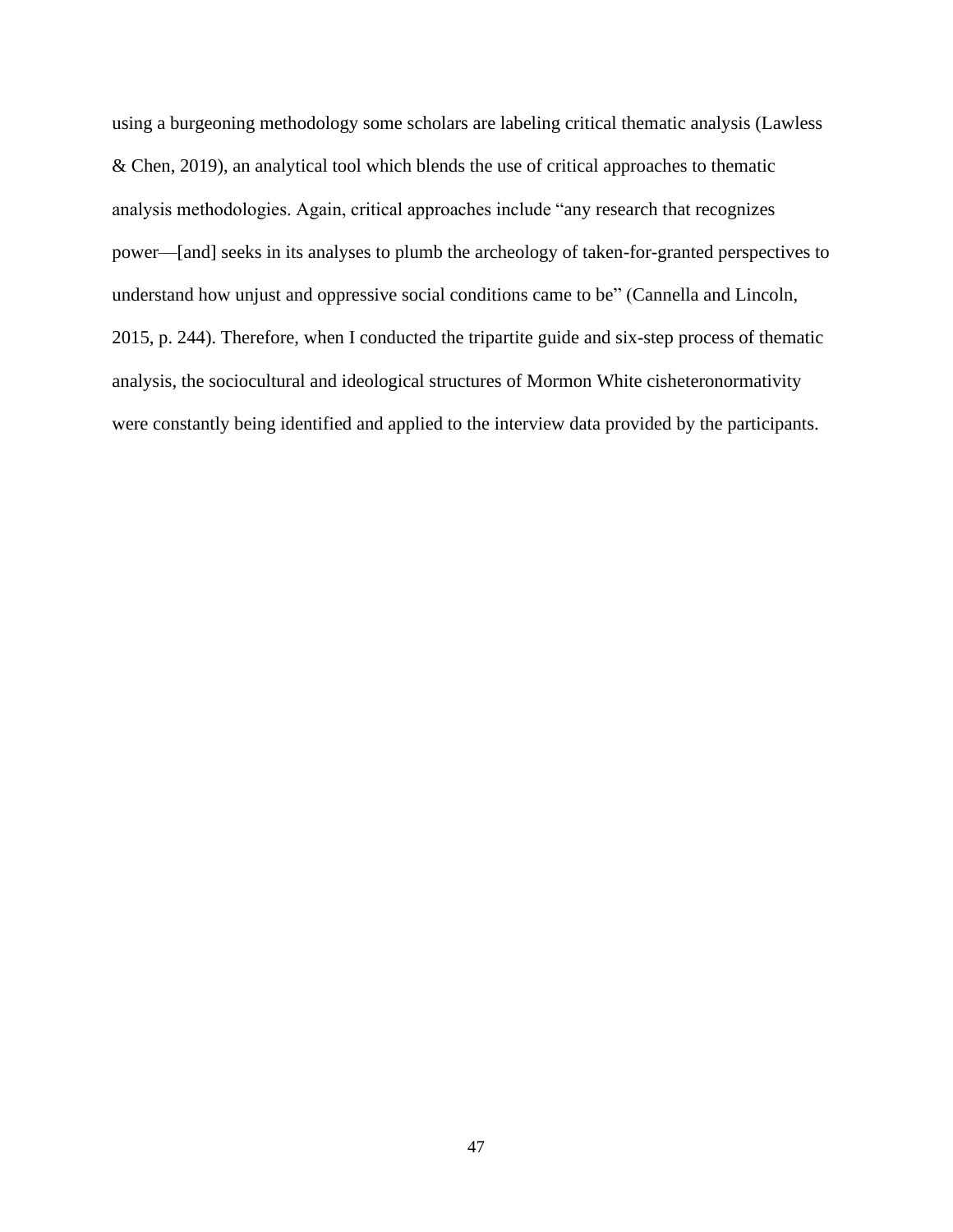using a burgeoning methodology some scholars are labeling critical thematic analysis (Lawless & Chen, 2019), an analytical tool which blends the use of critical approaches to thematic analysis methodologies. Again, critical approaches include "any research that recognizes power—[and] seeks in its analyses to plumb the archeology of taken-for-granted perspectives to understand how unjust and oppressive social conditions came to be" (Cannella and Lincoln, 2015, p. 244). Therefore, when I conducted the tripartite guide and six-step process of thematic analysis, the sociocultural and ideological structures of Mormon White cisheteronormativity were constantly being identified and applied to the interview data provided by the participants.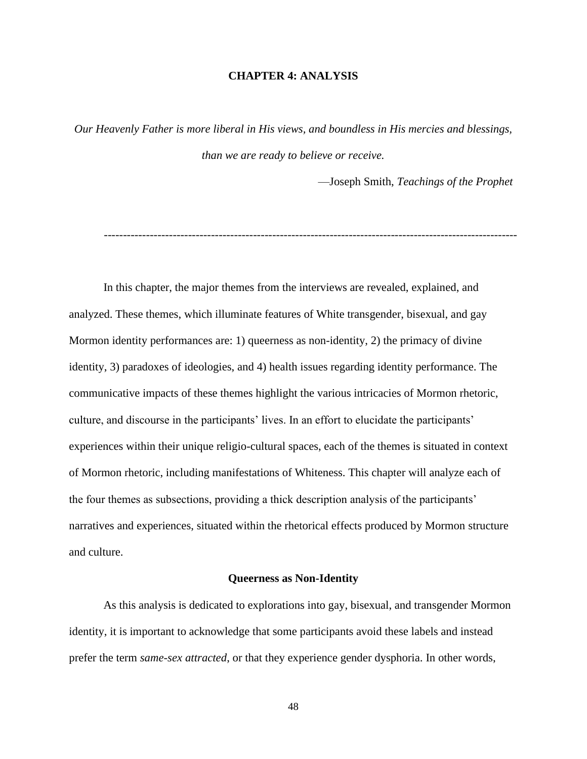# CHAPTER 4: ANALYSIS

*Our Heavenly Father is more liberal in His views, and boundless in His mercies and blessings, than we are ready to believe or receive.*

—Joseph Smith, *Teachings of the Prophet*

---

In this chapter, the major themes from the interviews are revealed, explained, and analyzed. These themes, which illuminate features of White transgender, bisexual, and gay Mormon identity performances are: 1) queerness as non-identity, 2) the primacy of divine identity, 3) paradoxes of ideologies, and 4) health issues regarding identity performance. The communicative impacts of these themes highlight the various intricacies of Mormon rhetoric, culture, and discourse in the participants' lives. In an effort to elucidate the participants' experiences within their unique religio-cultural spaces, each of the themes is situated in context of Mormon rhetoric, including manifestations of Whiteness. This chapter will analyze each of the four themes as subsections, providing a thick description analysis of the participants' narratives and experiences, situated within the rhetorical effects produced by Mormon structure and culture.

## Queerness as Non-Identity

As this analysis is dedicated to explorations into gay, bisexual, and transgender Mormon identity, it is important to acknowledge that some participants avoid these labels and instead prefer the term *same-sex attracted*, or that they experience gender dysphoria. In other words,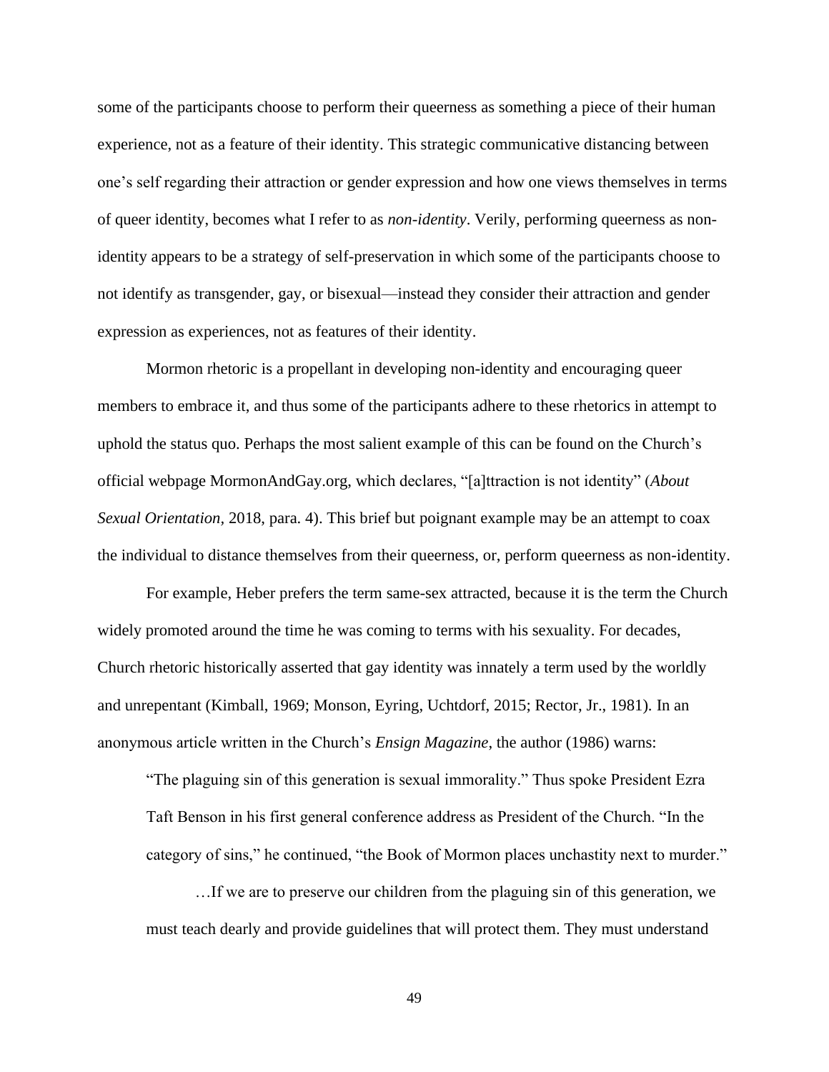some of the participants choose to perform their queerness as something a piece of their human experience, not as a feature of their identity. This strategic communicative distancing between one's self regarding their attraction or gender expression and how one views themselves in terms of queer identity, becomes what I refer to as *non-identity*. Verily, performing queerness as non-identity appears to be a strategy of self-preservation in which some of the participants choose to not identify as transgender, gay, or bisexual—instead they consider their attraction and gender expression as experiences, not as features of their identity.

Mormon rhetoric is a propellant in developing non-identity and encouraging queer members to embrace it, and thus some of the participants adhere to these rhetorics in attempt to uphold the status quo. Perhaps the most salient example of this can be found on the Church's official webpage MormonAndGay.org, which declares, "[a]ttraction is not identity" (*About Sexual Orientation*, 2018, para. 4). This brief but poignant example may be an attempt to coax the individual to distance themselves from their queerness, or, perform queerness as non-identity.

For example, Heber prefers the term same-sex attracted, because it is the term the Church widely promoted around the time he was coming to terms with his sexuality. For decades, Church rhetoric historically asserted that gay identity was innately a term used by the worldly and unrepentant (Kimball, 1969; Monson, Eyring, Uchtdorf, 2015; Rector, Jr., 1981). In an anonymous article written in the Church's *Ensign Magazine*, the author (1986) warns:

> "The plaguing sin of this generation is sexual immorality." Thus spoke President Ezra Taft Benson in his first general conference address as President of the Church. "In the category of sins," he continued, "the Book of Mormon places unchastity next to murder."
>
> …If we are to preserve our children from the plaguing sin of this generation, we must teach dearly and provide guidelines that will protect them. They must understand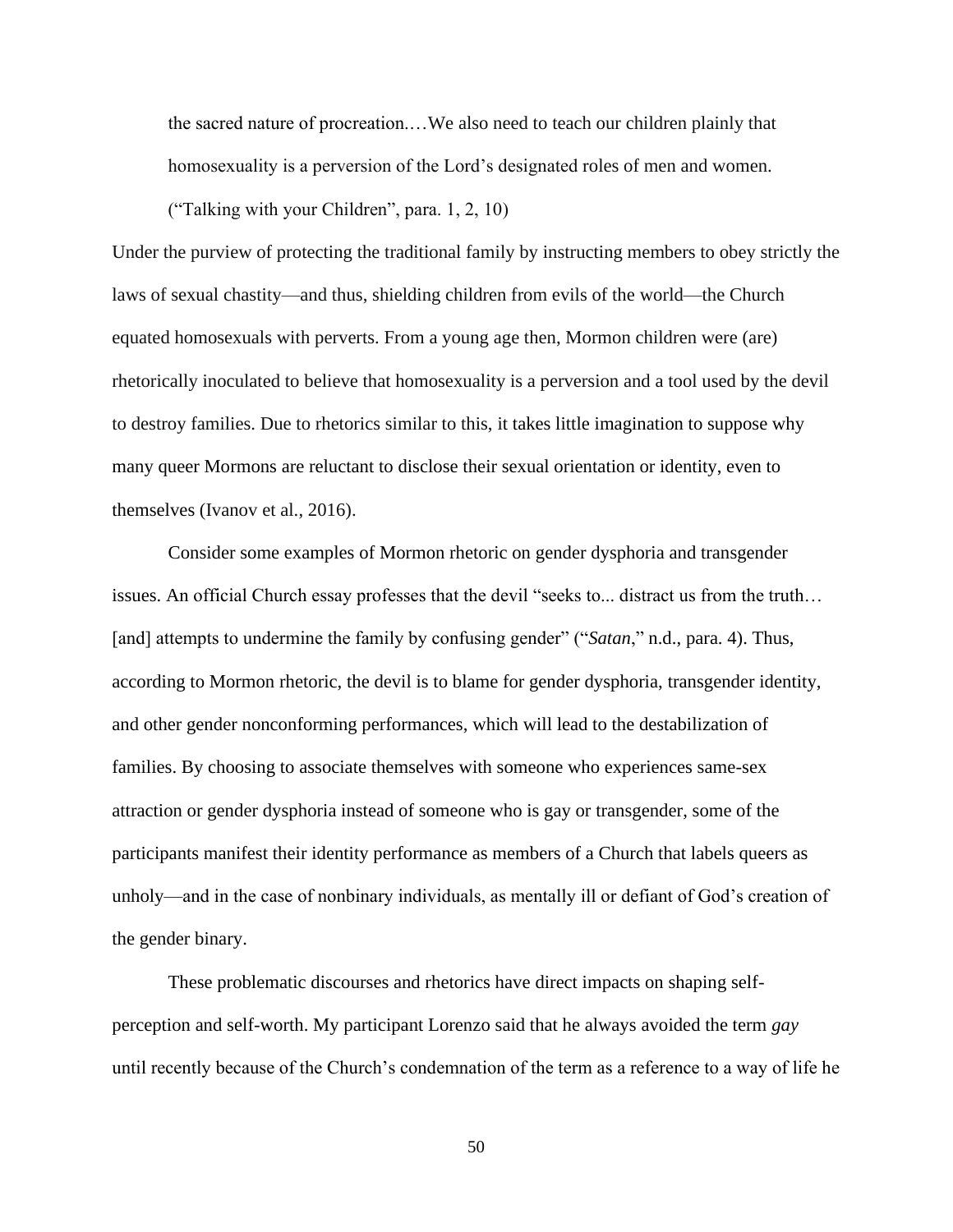> the sacred nature of procreation.…We also need to teach our children plainly that homosexuality is a perversion of the Lord's designated roles of men and women. ("Talking with your Children", para. 1, 2, 10)

Under the purview of protecting the traditional family by instructing members to obey strictly the laws of sexual chastity—and thus, shielding children from evils of the world—the Church equated homosexuals with perverts. From a young age then, Mormon children were (are) rhetorically inoculated to believe that homosexuality is a perversion and a tool used by the devil to destroy families. Due to rhetorics similar to this, it takes little imagination to suppose why many queer Mormons are reluctant to disclose their sexual orientation or identity, even to themselves (Ivanov et al., 2016).

Consider some examples of Mormon rhetoric on gender dysphoria and transgender issues. An official Church essay professes that the devil "seeks to... distract us from the truth… [and] attempts to undermine the family by confusing gender" ("*Satan*," n.d., para. 4). Thus, according to Mormon rhetoric, the devil is to blame for gender dysphoria, transgender identity, and other gender nonconforming performances, which will lead to the destabilization of families. By choosing to associate themselves with someone who experiences same-sex attraction or gender dysphoria instead of someone who is gay or transgender, some of the participants manifest their identity performance as members of a Church that labels queers as unholy—and in the case of nonbinary individuals, as mentally ill or defiant of God's creation of the gender binary.

These problematic discourses and rhetorics have direct impacts on shaping self-perception and self-worth. My participant Lorenzo said that he always avoided the term *gay* until recently because of the Church's condemnation of the term as a reference to a way of life he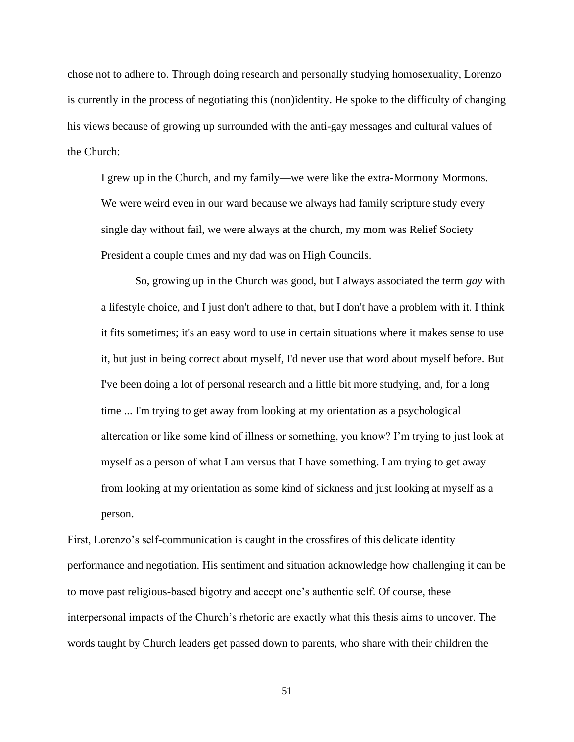chose not to adhere to. Through doing research and personally studying homosexuality, Lorenzo is currently in the process of negotiating this (non)identity. He spoke to the difficulty of changing his views because of growing up surrounded with the anti-gay messages and cultural values of the Church:

> I grew up in the Church, and my family—we were like the extra-Mormony Mormons. We were weird even in our ward because we always had family scripture study every single day without fail, we were always at the church, my mom was Relief Society President a couple times and my dad was on High Councils.
>
> So, growing up in the Church was good, but I always associated the term *gay* with a lifestyle choice, and I just don't adhere to that, but I don't have a problem with it. I think it fits sometimes; it's an easy word to use in certain situations where it makes sense to use it, but just in being correct about myself, I'd never use that word about myself before. But I've been doing a lot of personal research and a little bit more studying, and, for a long time ... I'm trying to get away from looking at my orientation as a psychological altercation or like some kind of illness or something, you know? I'm trying to just look at myself as a person of what I am versus that I have something. I am trying to get away from looking at my orientation as some kind of sickness and just looking at myself as a person.

First, Lorenzo's self-communication is caught in the crossfires of this delicate identity performance and negotiation. His sentiment and situation acknowledge how challenging it can be to move past religious-based bigotry and accept one's authentic self. Of course, these interpersonal impacts of the Church's rhetoric are exactly what this thesis aims to uncover. The words taught by Church leaders get passed down to parents, who share with their children the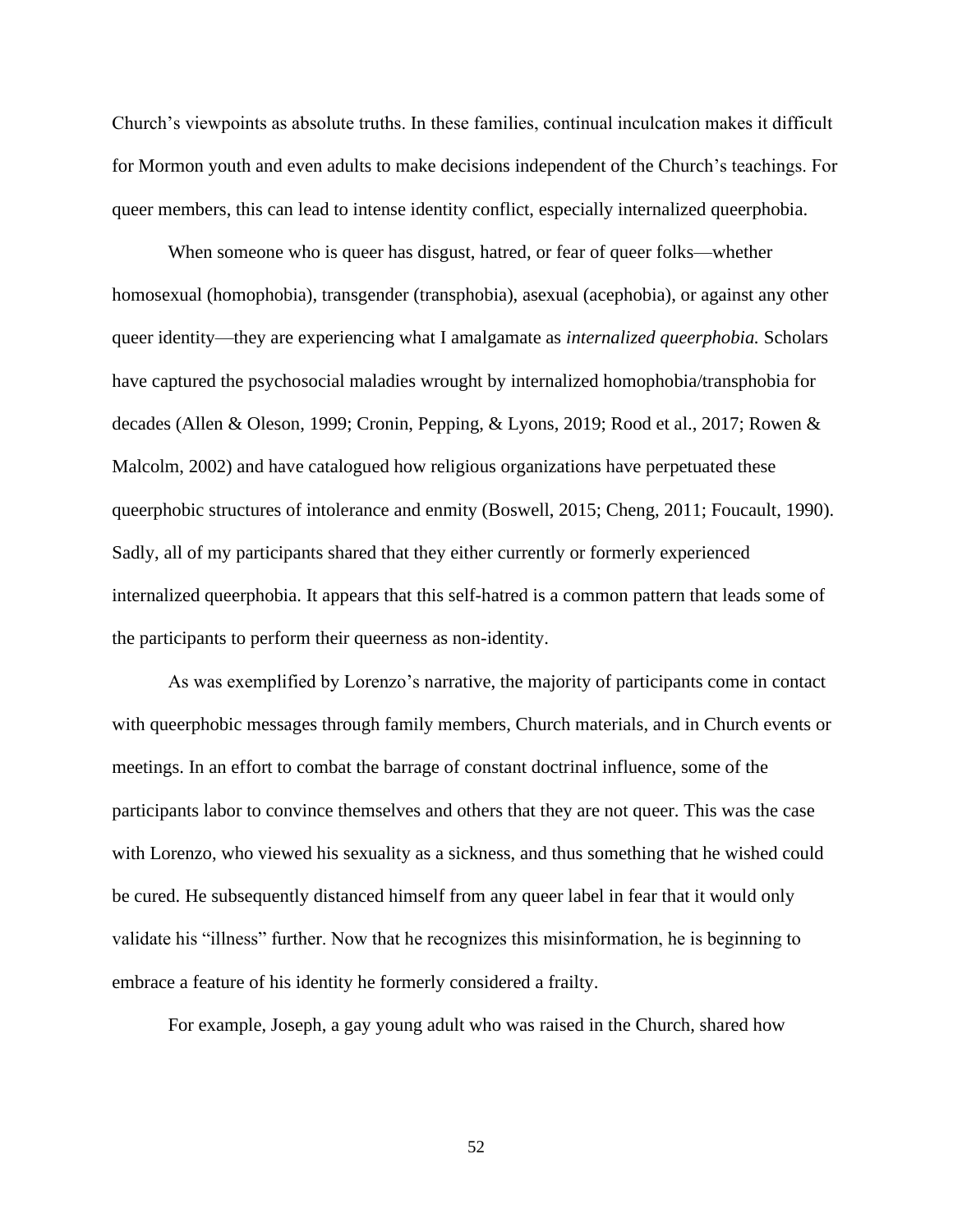Church's viewpoints as absolute truths. In these families, continual inculcation makes it difficult for Mormon youth and even adults to make decisions independent of the Church's teachings. For queer members, this can lead to intense identity conflict, especially internalized queerphobia.

When someone who is queer has disgust, hatred, or fear of queer folks—whether homosexual (homophobia), transgender (transphobia), asexual (acephobia), or against any other queer identity—they are experiencing what I amalgamate as *internalized queerphobia.* Scholars have captured the psychosocial maladies wrought by internalized homophobia/transphobia for decades (Allen & Oleson, 1999; Cronin, Pepping, & Lyons, 2019; Rood et al., 2017; Rowen & Malcolm, 2002) and have catalogued how religious organizations have perpetuated these queerphobic structures of intolerance and enmity (Boswell, 2015; Cheng, 2011; Foucault, 1990). Sadly, all of my participants shared that they either currently or formerly experienced internalized queerphobia. It appears that this self-hatred is a common pattern that leads some of the participants to perform their queerness as non-identity.

As was exemplified by Lorenzo's narrative, the majority of participants come in contact with queerphobic messages through family members, Church materials, and in Church events or meetings. In an effort to combat the barrage of constant doctrinal influence, some of the participants labor to convince themselves and others that they are not queer. This was the case with Lorenzo, who viewed his sexuality as a sickness, and thus something that he wished could be cured. He subsequently distanced himself from any queer label in fear that it would only validate his "illness" further. Now that he recognizes this misinformation, he is beginning to embrace a feature of his identity he formerly considered a frailty.

For example, Joseph, a gay young adult who was raised in the Church, shared how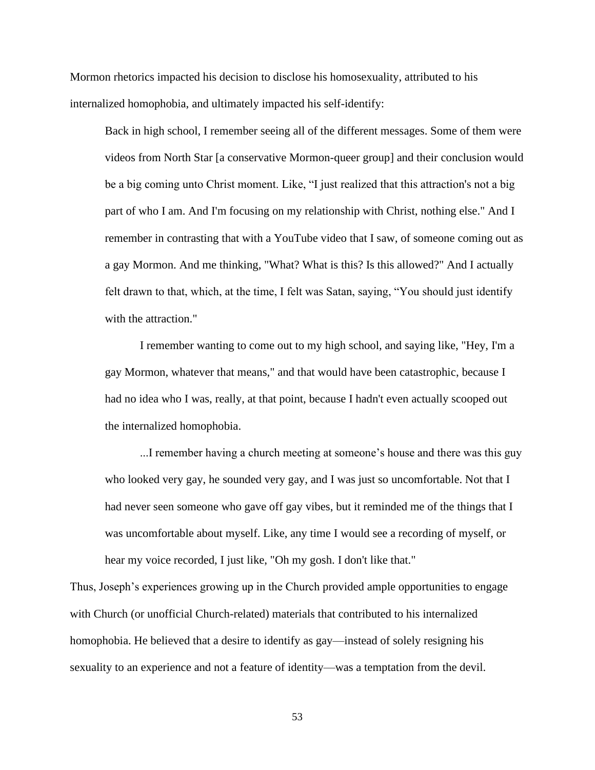Mormon rhetorics impacted his decision to disclose his homosexuality, attributed to his internalized homophobia, and ultimately impacted his self-identify:

> Back in high school, I remember seeing all of the different messages. Some of them were videos from North Star [a conservative Mormon-queer group] and their conclusion would be a big coming unto Christ moment. Like, “I just realized that this attraction's not a big part of who I am. And I'm focusing on my relationship with Christ, nothing else." And I remember in contrasting that with a YouTube video that I saw, of someone coming out as a gay Mormon. And me thinking, "What? What is this? Is this allowed?" And I actually felt drawn to that, which, at the time, I felt was Satan, saying, “You should just identify with the attraction."
>
> I remember wanting to come out to my high school, and saying like, "Hey, I'm a gay Mormon, whatever that means," and that would have been catastrophic, because I had no idea who I was, really, at that point, because I hadn't even actually scooped out the internalized homophobia.
>
> ...I remember having a church meeting at someone’s house and there was this guy who looked very gay, he sounded very gay, and I was just so uncomfortable. Not that I had never seen someone who gave off gay vibes, but it reminded me of the things that I was uncomfortable about myself. Like, any time I would see a recording of myself, or hear my voice recorded, I just like, "Oh my gosh. I don't like that."

Thus, Joseph’s experiences growing up in the Church provided ample opportunities to engage with Church (or unofficial Church-related) materials that contributed to his internalized homophobia. He believed that a desire to identify as gay—instead of solely resigning his sexuality to an experience and not a feature of identity—was a temptation from the devil.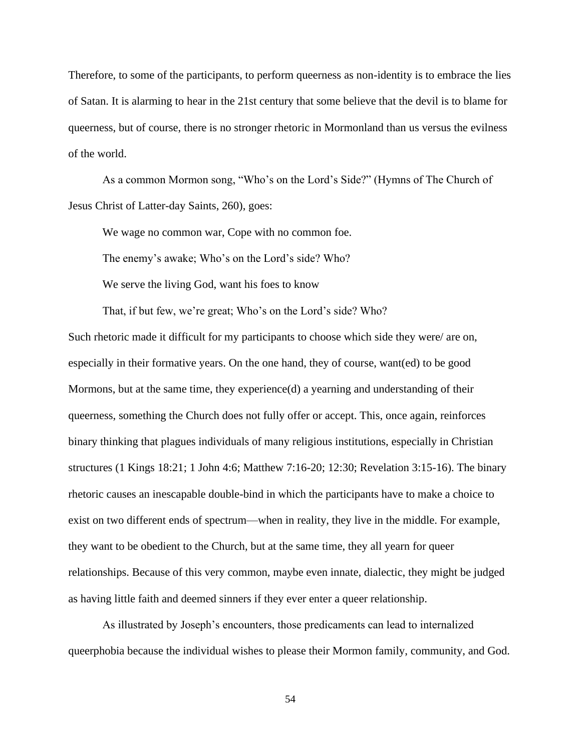Therefore, to some of the participants, to perform queerness as non-identity is to embrace the lies of Satan. It is alarming to hear in the 21st century that some believe that the devil is to blame for queerness, but of course, there is no stronger rhetoric in Mormonland than us versus the evilness of the world.

As a common Mormon song, "Who's on the Lord's Side?" (Hymns of The Church of Jesus Christ of Latter-day Saints, 260), goes:

> We wage no common war, Cope with no common foe.
>
> The enemy's awake; Who's on the Lord's side? Who?
>
> We serve the living God, want his foes to know
>
> That, if but few, we're great; Who's on the Lord's side? Who?

Such rhetoric made it difficult for my participants to choose which side they were/ are on, especially in their formative years. On the one hand, they of course, want(ed) to be good Mormons, but at the same time, they experience(d) a yearning and understanding of their queerness, something the Church does not fully offer or accept. This, once again, reinforces binary thinking that plagues individuals of many religious institutions, especially in Christian structures (1 Kings 18:21; 1 John 4:6; Matthew 7:16-20; 12:30; Revelation 3:15-16). The binary rhetoric causes an inescapable double-bind in which the participants have to make a choice to exist on two different ends of spectrum—when in reality, they live in the middle. For example, they want to be obedient to the Church, but at the same time, they all yearn for queer relationships. Because of this very common, maybe even innate, dialectic, they might be judged as having little faith and deemed sinners if they ever enter a queer relationship.

As illustrated by Joseph's encounters, those predicaments can lead to internalized queerphobia because the individual wishes to please their Mormon family, community, and God.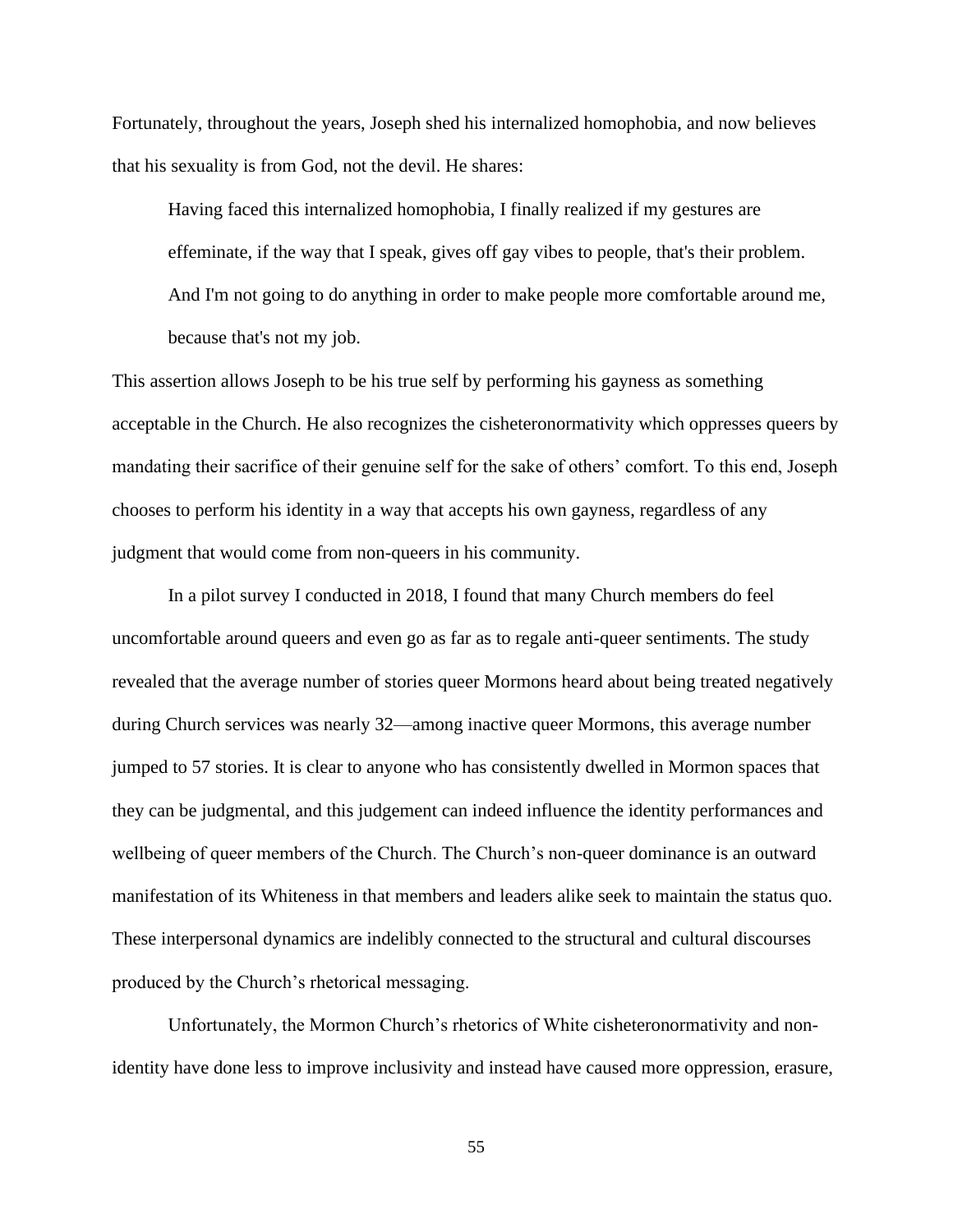Fortunately, throughout the years, Joseph shed his internalized homophobia, and now believes that his sexuality is from God, not the devil. He shares:

> Having faced this internalized homophobia, I finally realized if my gestures are effeminate, if the way that I speak, gives off gay vibes to people, that's their problem. And I'm not going to do anything in order to make people more comfortable around me, because that's not my job.

This assertion allows Joseph to be his true self by performing his gayness as something acceptable in the Church. He also recognizes the cisheteronormativity which oppresses queers by mandating their sacrifice of their genuine self for the sake of others' comfort. To this end, Joseph chooses to perform his identity in a way that accepts his own gayness, regardless of any judgment that would come from non-queers in his community.

In a pilot survey I conducted in 2018, I found that many Church members do feel uncomfortable around queers and even go as far as to regale anti-queer sentiments. The study revealed that the average number of stories queer Mormons heard about being treated negatively during Church services was nearly 32—among inactive queer Mormons, this average number jumped to 57 stories. It is clear to anyone who has consistently dwelled in Mormon spaces that they can be judgmental, and this judgement can indeed influence the identity performances and wellbeing of queer members of the Church. The Church's non-queer dominance is an outward manifestation of its Whiteness in that members and leaders alike seek to maintain the status quo. These interpersonal dynamics are indelibly connected to the structural and cultural discourses produced by the Church's rhetorical messaging.

Unfortunately, the Mormon Church's rhetorics of White cisheteronormativity and non-identity have done less to improve inclusivity and instead have caused more oppression, erasure,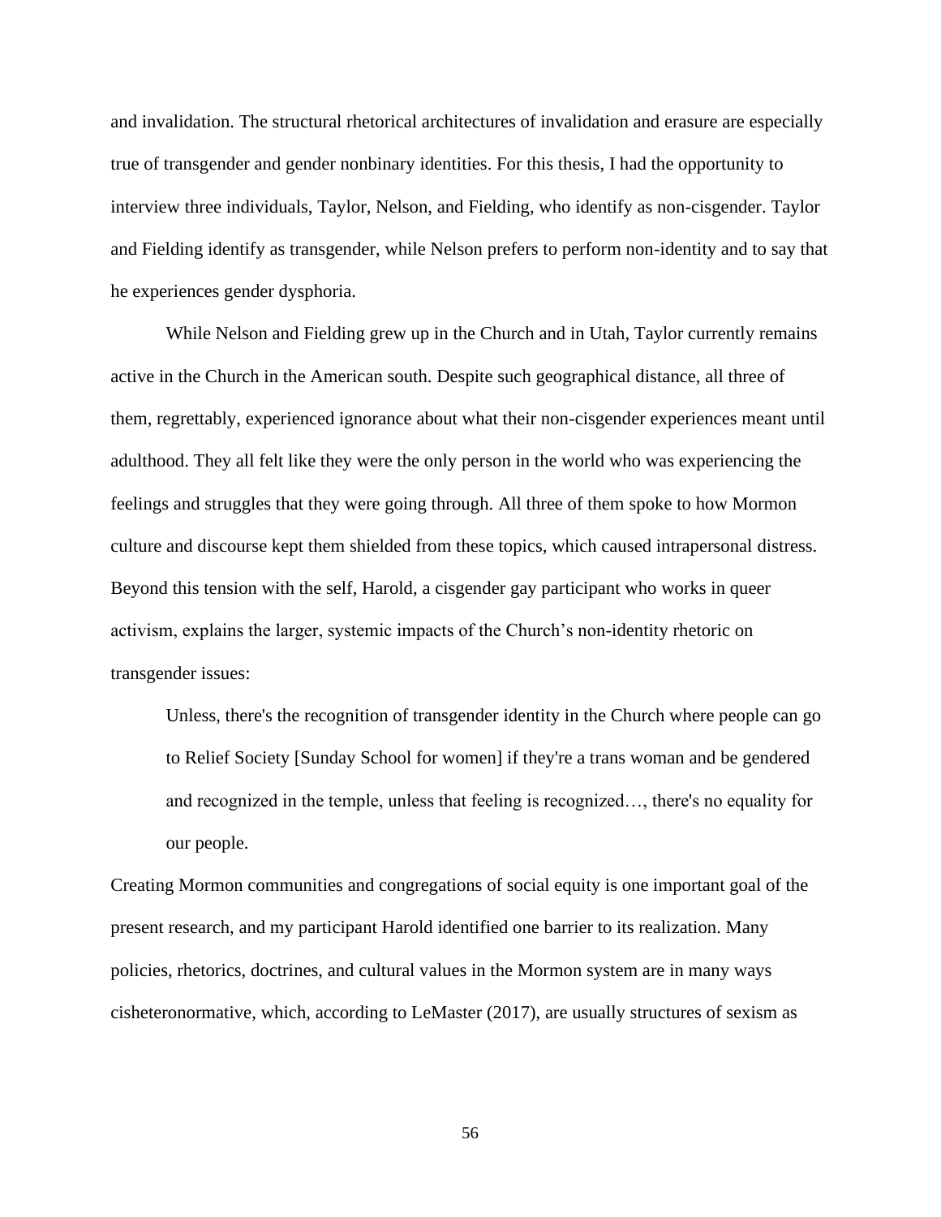and invalidation. The structural rhetorical architectures of invalidation and erasure are especially true of transgender and gender nonbinary identities. For this thesis, I had the opportunity to interview three individuals, Taylor, Nelson, and Fielding, who identify as non-cisgender. Taylor and Fielding identify as transgender, while Nelson prefers to perform non-identity and to say that he experiences gender dysphoria.

While Nelson and Fielding grew up in the Church and in Utah, Taylor currently remains active in the Church in the American south. Despite such geographical distance, all three of them, regrettably, experienced ignorance about what their non-cisgender experiences meant until adulthood. They all felt like they were the only person in the world who was experiencing the feelings and struggles that they were going through. All three of them spoke to how Mormon culture and discourse kept them shielded from these topics, which caused intrapersonal distress. Beyond this tension with the self, Harold, a cisgender gay participant who works in queer activism, explains the larger, systemic impacts of the Church's non-identity rhetoric on transgender issues:

> Unless, there's the recognition of transgender identity in the Church where people can go to Relief Society [Sunday School for women] if they're a trans woman and be gendered and recognized in the temple, unless that feeling is recognized…, there's no equality for our people.

Creating Mormon communities and congregations of social equity is one important goal of the present research, and my participant Harold identified one barrier to its realization. Many policies, rhetorics, doctrines, and cultural values in the Mormon system are in many ways cisheteronormative, which, according to LeMaster (2017), are usually structures of sexism as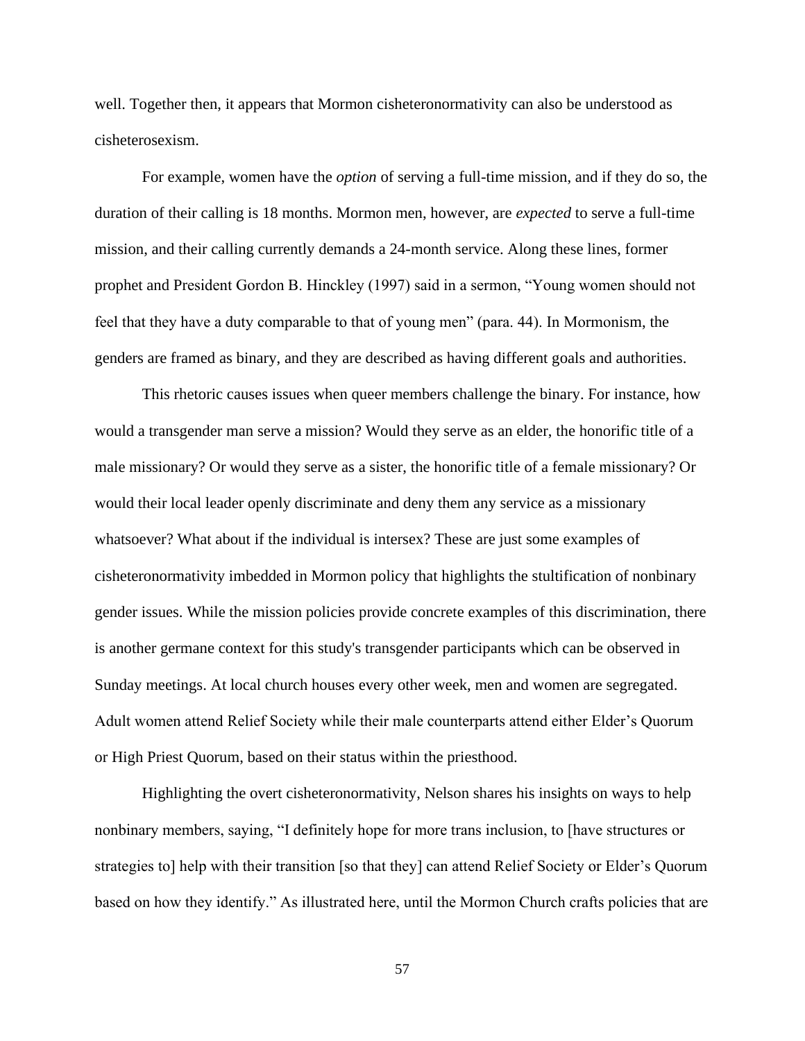well. Together then, it appears that Mormon cisheteronormativity can also be understood as cisheterosexism.

For example, women have the *option* of serving a full-time mission, and if they do so, the duration of their calling is 18 months. Mormon men, however, are *expected* to serve a full-time mission, and their calling currently demands a 24-month service. Along these lines, former prophet and President Gordon B. Hinckley (1997) said in a sermon, "Young women should not feel that they have a duty comparable to that of young men" (para. 44). In Mormonism, the genders are framed as binary, and they are described as having different goals and authorities.

This rhetoric causes issues when queer members challenge the binary. For instance, how would a transgender man serve a mission? Would they serve as an elder, the honorific title of a male missionary? Or would they serve as a sister, the honorific title of a female missionary? Or would their local leader openly discriminate and deny them any service as a missionary whatsoever? What about if the individual is intersex? These are just some examples of cisheteronormativity imbedded in Mormon policy that highlights the stultification of nonbinary gender issues. While the mission policies provide concrete examples of this discrimination, there is another germane context for this study's transgender participants which can be observed in Sunday meetings. At local church houses every other week, men and women are segregated. Adult women attend Relief Society while their male counterparts attend either Elder's Quorum or High Priest Quorum, based on their status within the priesthood.

Highlighting the overt cisheteronormativity, Nelson shares his insights on ways to help nonbinary members, saying, "I definitely hope for more trans inclusion, to [have structures or strategies to] help with their transition [so that they] can attend Relief Society or Elder's Quorum based on how they identify." As illustrated here, until the Mormon Church crafts policies that are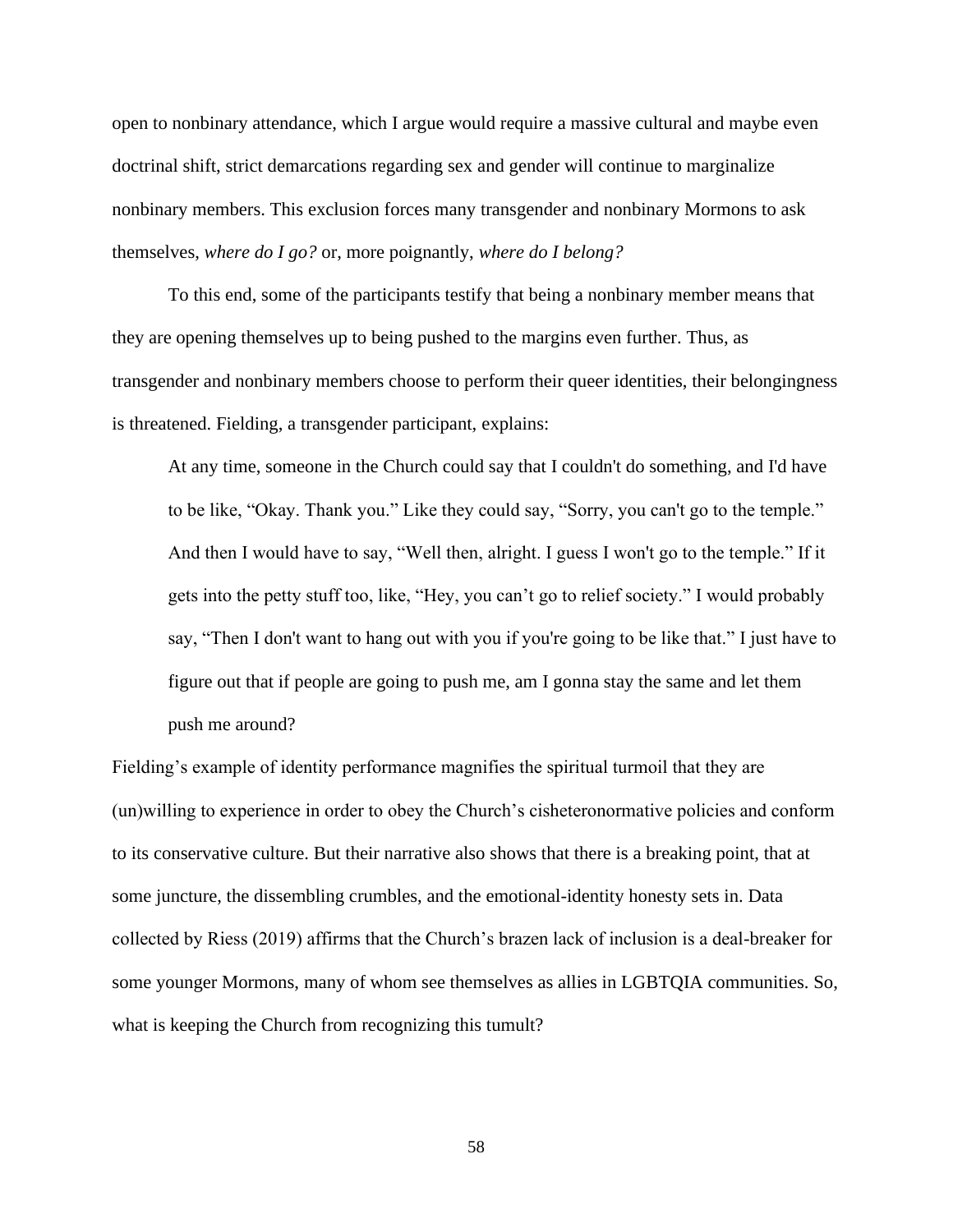open to nonbinary attendance, which I argue would require a massive cultural and maybe even doctrinal shift, strict demarcations regarding sex and gender will continue to marginalize nonbinary members. This exclusion forces many transgender and nonbinary Mormons to ask themselves, *where do I go?* or, more poignantly, *where do I belong?*

To this end, some of the participants testify that being a nonbinary member means that they are opening themselves up to being pushed to the margins even further. Thus, as transgender and nonbinary members choose to perform their queer identities, their belongingness is threatened. Fielding, a transgender participant, explains:

> At any time, someone in the Church could say that I couldn't do something, and I'd have to be like, “Okay. Thank you.” Like they could say, “Sorry, you can't go to the temple.” And then I would have to say, “Well then, alright. I guess I won't go to the temple.” If it gets into the petty stuff too, like, “Hey, you can’t go to relief society.” I would probably say, “Then I don't want to hang out with you if you're going to be like that.” I just have to figure out that if people are going to push me, am I gonna stay the same and let them push me around?

Fielding’s example of identity performance magnifies the spiritual turmoil that they are (un)willing to experience in order to obey the Church’s cisheteronormative policies and conform to its conservative culture. But their narrative also shows that there is a breaking point, that at some juncture, the dissembling crumbles, and the emotional-identity honesty sets in. Data collected by Riess (2019) affirms that the Church’s brazen lack of inclusion is a deal-breaker for some younger Mormons, many of whom see themselves as allies in LGBTQIA communities. So, what is keeping the Church from recognizing this tumult?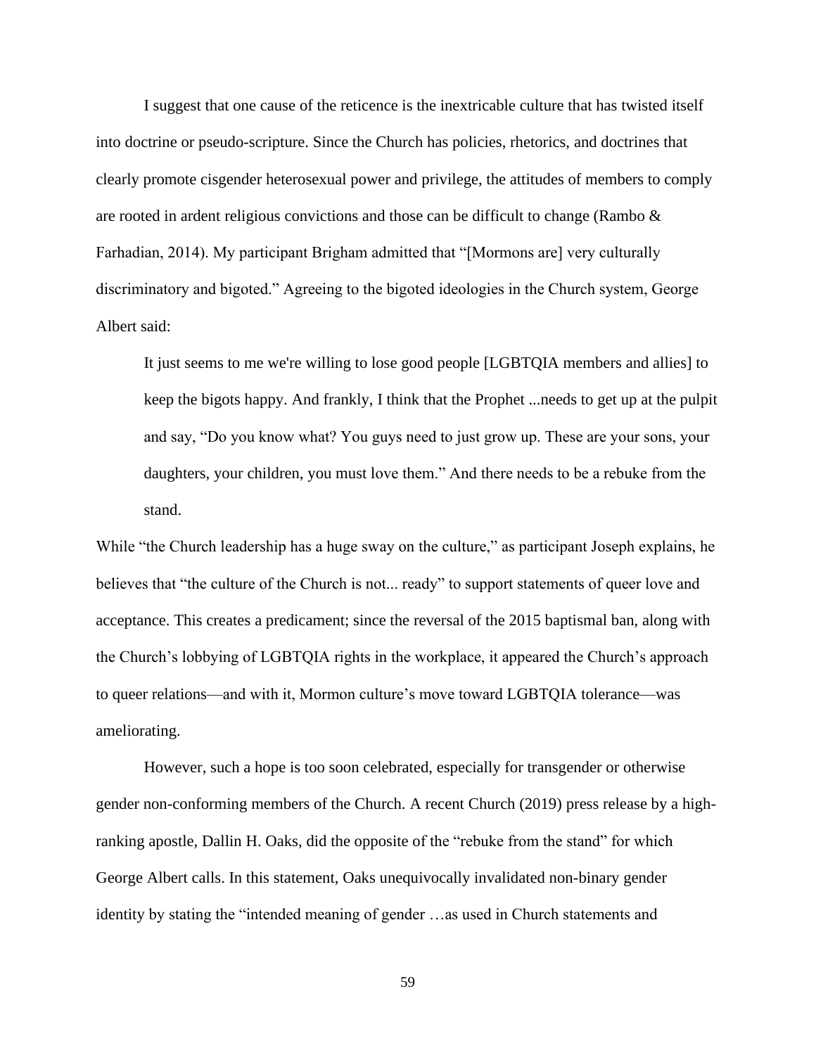I suggest that one cause of the reticence is the inextricable culture that has twisted itself into doctrine or pseudo-scripture. Since the Church has policies, rhetorics, and doctrines that clearly promote cisgender heterosexual power and privilege, the attitudes of members to comply are rooted in ardent religious convictions and those can be difficult to change (Rambo & Farhadian, 2014). My participant Brigham admitted that "[Mormons are] very culturally discriminatory and bigoted." Agreeing to the bigoted ideologies in the Church system, George Albert said:

> It just seems to me we're willing to lose good people [LGBTQIA members and allies] to keep the bigots happy. And frankly, I think that the Prophet ...needs to get up at the pulpit and say, "Do you know what? You guys need to just grow up. These are your sons, your daughters, your children, you must love them." And there needs to be a rebuke from the stand.

While "the Church leadership has a huge sway on the culture," as participant Joseph explains, he believes that "the culture of the Church is not... ready" to support statements of queer love and acceptance. This creates a predicament; since the reversal of the 2015 baptismal ban, along with the Church's lobbying of LGBTQIA rights in the workplace, it appeared the Church's approach to queer relations—and with it, Mormon culture's move toward LGBTQIA tolerance—was ameliorating.

However, such a hope is too soon celebrated, especially for transgender or otherwise gender non-conforming members of the Church. A recent Church (2019) press release by a high-ranking apostle, Dallin H. Oaks, did the opposite of the "rebuke from the stand" for which George Albert calls. In this statement, Oaks unequivocally invalidated non-binary gender identity by stating the "intended meaning of gender …as used in Church statements and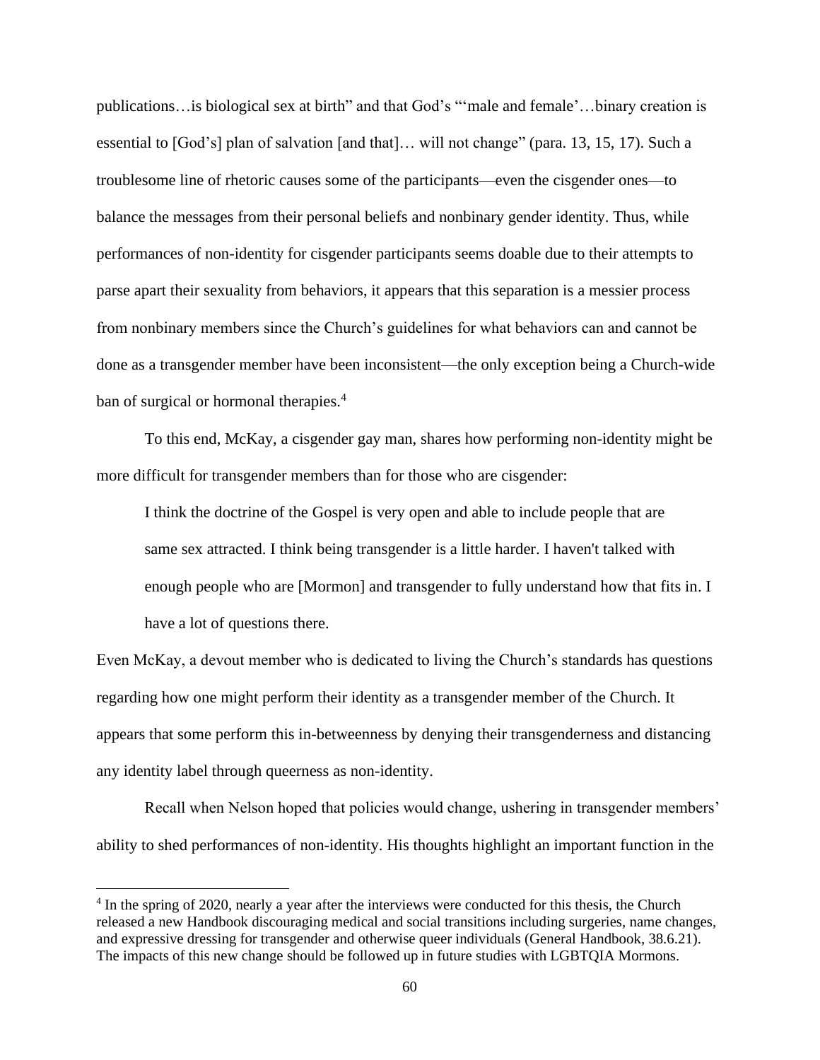publications…is biological sex at birth" and that God's "'male and female'…binary creation is essential to [God's] plan of salvation [and that]… will not change" (para. 13, 15, 17). Such a troublesome line of rhetoric causes some of the participants—even the cisgender ones—to balance the messages from their personal beliefs and nonbinary gender identity. Thus, while performances of non-identity for cisgender participants seems doable due to their attempts to parse apart their sexuality from behaviors, it appears that this separation is a messier process from nonbinary members since the Church's guidelines for what behaviors can and cannot be done as a transgender member have been inconsistent—the only exception being a Church-wide ban of surgical or hormonal therapies.[4]

To this end, McKay, a cisgender gay man, shares how performing non-identity might be more difficult for transgender members than for those who are cisgender:

> I think the doctrine of the Gospel is very open and able to include people that are same sex attracted. I think being transgender is a little harder. I haven't talked with enough people who are [Mormon] and transgender to fully understand how that fits in. I have a lot of questions there.

Even McKay, a devout member who is dedicated to living the Church's standards has questions regarding how one might perform their identity as a transgender member of the Church. It appears that some perform this in-betweenness by denying their transgenderness and distancing any identity label through queerness as non-identity.

Recall when Nelson hoped that policies would change, ushering in transgender members' ability to shed performances of non-identity. His thoughts highlight an important function in the

[4] In the spring of 2020, nearly a year after the interviews were conducted for this thesis, the Church released a new Handbook discouraging medical and social transitions including surgeries, name changes, and expressive dressing for transgender and otherwise queer individuals (General Handbook, 38.6.21). The impacts of this new change should be followed up in future studies with LGBTQIA Mormons.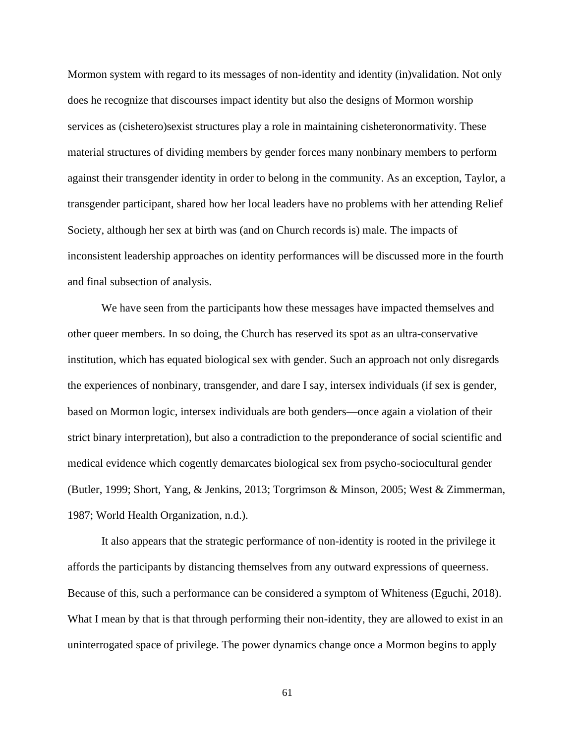Mormon system with regard to its messages of non-identity and identity (in)validation. Not only does he recognize that discourses impact identity but also the designs of Mormon worship services as (cishetero)sexist structures play a role in maintaining cisheteronormativity. These material structures of dividing members by gender forces many nonbinary members to perform against their transgender identity in order to belong in the community. As an exception, Taylor, a transgender participant, shared how her local leaders have no problems with her attending Relief Society, although her sex at birth was (and on Church records is) male. The impacts of inconsistent leadership approaches on identity performances will be discussed more in the fourth and final subsection of analysis.

We have seen from the participants how these messages have impacted themselves and other queer members. In so doing, the Church has reserved its spot as an ultra-conservative institution, which has equated biological sex with gender. Such an approach not only disregards the experiences of nonbinary, transgender, and dare I say, intersex individuals (if sex is gender, based on Mormon logic, intersex individuals are both genders—once again a violation of their strict binary interpretation), but also a contradiction to the preponderance of social scientific and medical evidence which cogently demarcates biological sex from psycho-sociocultural gender (Butler, 1999; Short, Yang, & Jenkins, 2013; Torgrimson & Minson, 2005; West & Zimmerman, 1987; World Health Organization, n.d.).

It also appears that the strategic performance of non-identity is rooted in the privilege it affords the participants by distancing themselves from any outward expressions of queerness. Because of this, such a performance can be considered a symptom of Whiteness (Eguchi, 2018). What I mean by that is that through performing their non-identity, they are allowed to exist in an uninterrogated space of privilege. The power dynamics change once a Mormon begins to apply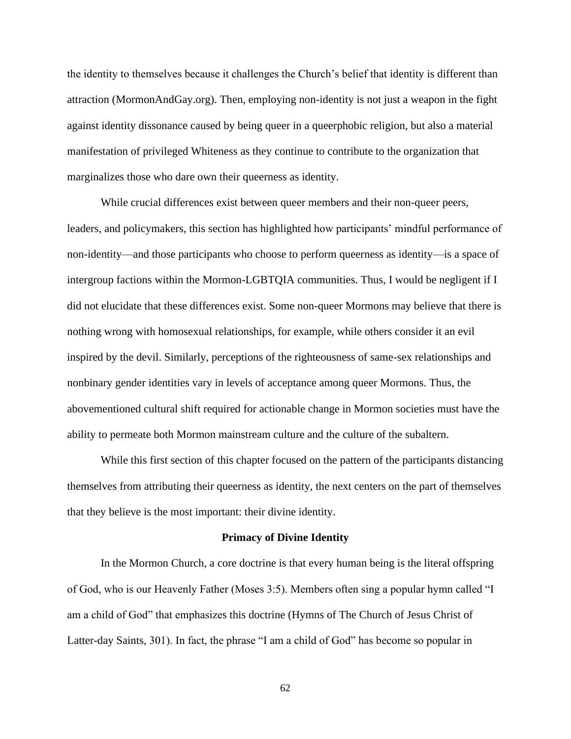the identity to themselves because it challenges the Church's belief that identity is different than attraction (MormonAndGay.org). Then, employing non-identity is not just a weapon in the fight against identity dissonance caused by being queer in a queerphobic religion, but also a material manifestation of privileged Whiteness as they continue to contribute to the organization that marginalizes those who dare own their queerness as identity.

While crucial differences exist between queer members and their non-queer peers, leaders, and policymakers, this section has highlighted how participants' mindful performance of non-identity—and those participants who choose to perform queerness as identity—is a space of intergroup factions within the Mormon-LGBTQIA communities. Thus, I would be negligent if I did not elucidate that these differences exist. Some non-queer Mormons may believe that there is nothing wrong with homosexual relationships, for example, while others consider it an evil inspired by the devil. Similarly, perceptions of the righteousness of same-sex relationships and nonbinary gender identities vary in levels of acceptance among queer Mormons. Thus, the abovementioned cultural shift required for actionable change in Mormon societies must have the ability to permeate both Mormon mainstream culture and the culture of the subaltern.

While this first section of this chapter focused on the pattern of the participants distancing themselves from attributing their queerness as identity, the next centers on the part of themselves that they believe is the most important: their divine identity.

## Primacy of Divine Identity

In the Mormon Church, a core doctrine is that every human being is the literal offspring of God, who is our Heavenly Father (Moses 3:5). Members often sing a popular hymn called "I am a child of God" that emphasizes this doctrine (Hymns of The Church of Jesus Christ of Latter-day Saints, 301). In fact, the phrase "I am a child of God" has become so popular in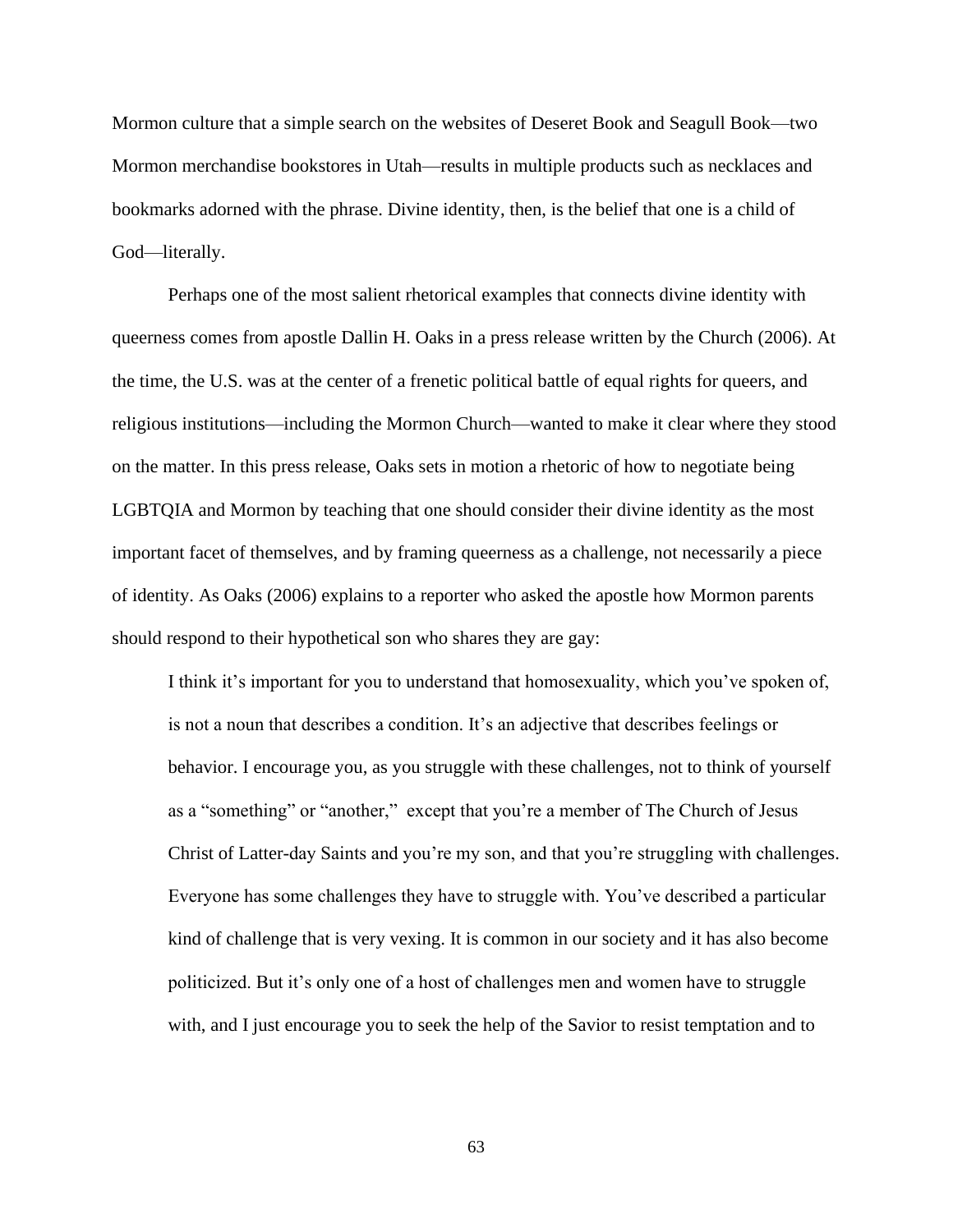Mormon culture that a simple search on the websites of Deseret Book and Seagull Book—two Mormon merchandise bookstores in Utah—results in multiple products such as necklaces and bookmarks adorned with the phrase. Divine identity, then, is the belief that one is a child of God—literally.

Perhaps one of the most salient rhetorical examples that connects divine identity with queerness comes from apostle Dallin H. Oaks in a press release written by the Church (2006). At the time, the U.S. was at the center of a frenetic political battle of equal rights for queers, and religious institutions—including the Mormon Church—wanted to make it clear where they stood on the matter. In this press release, Oaks sets in motion a rhetoric of how to negotiate being LGBTQIA and Mormon by teaching that one should consider their divine identity as the most important facet of themselves, and by framing queerness as a challenge, not necessarily a piece of identity. As Oaks (2006) explains to a reporter who asked the apostle how Mormon parents should respond to their hypothetical son who shares they are gay:

> I think it's important for you to understand that homosexuality, which you've spoken of, is not a noun that describes a condition. It's an adjective that describes feelings or behavior. I encourage you, as you struggle with these challenges, not to think of yourself as a "something" or "another," except that you're a member of The Church of Jesus Christ of Latter-day Saints and you're my son, and that you're struggling with challenges. Everyone has some challenges they have to struggle with. You've described a particular kind of challenge that is very vexing. It is common in our society and it has also become politicized. But it's only one of a host of challenges men and women have to struggle with, and I just encourage you to seek the help of the Savior to resist temptation and to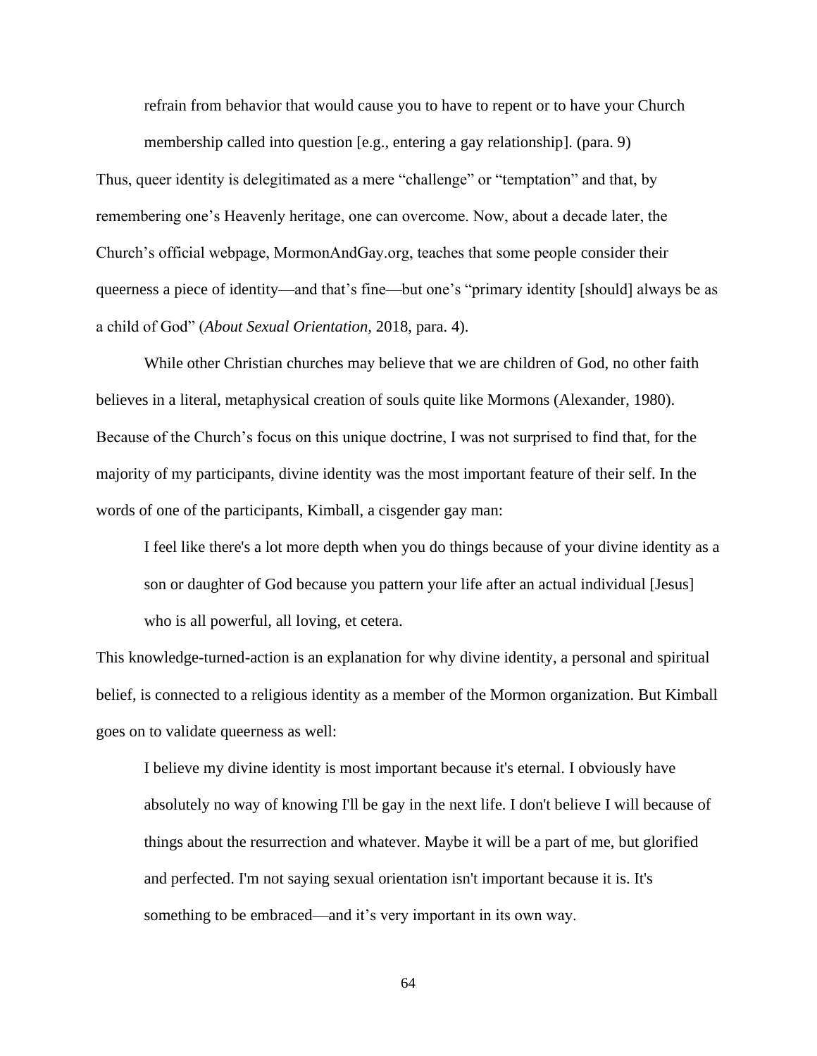> refrain from behavior that would cause you to have to repent or to have your Church membership called into question [e.g., entering a gay relationship]. (para. 9)

Thus, queer identity is delegitimated as a mere “challenge” or “temptation” and that, by remembering one’s Heavenly heritage, one can overcome. Now, about a decade later, the Church’s official webpage, MormonAndGay.org, teaches that some people consider their queerness a piece of identity—and that’s fine—but one’s “primary identity [should] always be as a child of God” (*About Sexual Orientation,* 2018, para. 4).

While other Christian churches may believe that we are children of God, no other faith believes in a literal, metaphysical creation of souls quite like Mormons (Alexander, 1980). Because of the Church’s focus on this unique doctrine, I was not surprised to find that, for the majority of my participants, divine identity was the most important feature of their self. In the words of one of the participants, Kimball, a cisgender gay man:

> I feel like there's a lot more depth when you do things because of your divine identity as a son or daughter of God because you pattern your life after an actual individual [Jesus] who is all powerful, all loving, et cetera.

This knowledge-turned-action is an explanation for why divine identity, a personal and spiritual belief, is connected to a religious identity as a member of the Mormon organization. But Kimball goes on to validate queerness as well:

> I believe my divine identity is most important because it's eternal. I obviously have absolutely no way of knowing I'll be gay in the next life. I don't believe I will because of things about the resurrection and whatever. Maybe it will be a part of me, but glorified and perfected. I'm not saying sexual orientation isn't important because it is. It's something to be embraced—and it’s very important in its own way.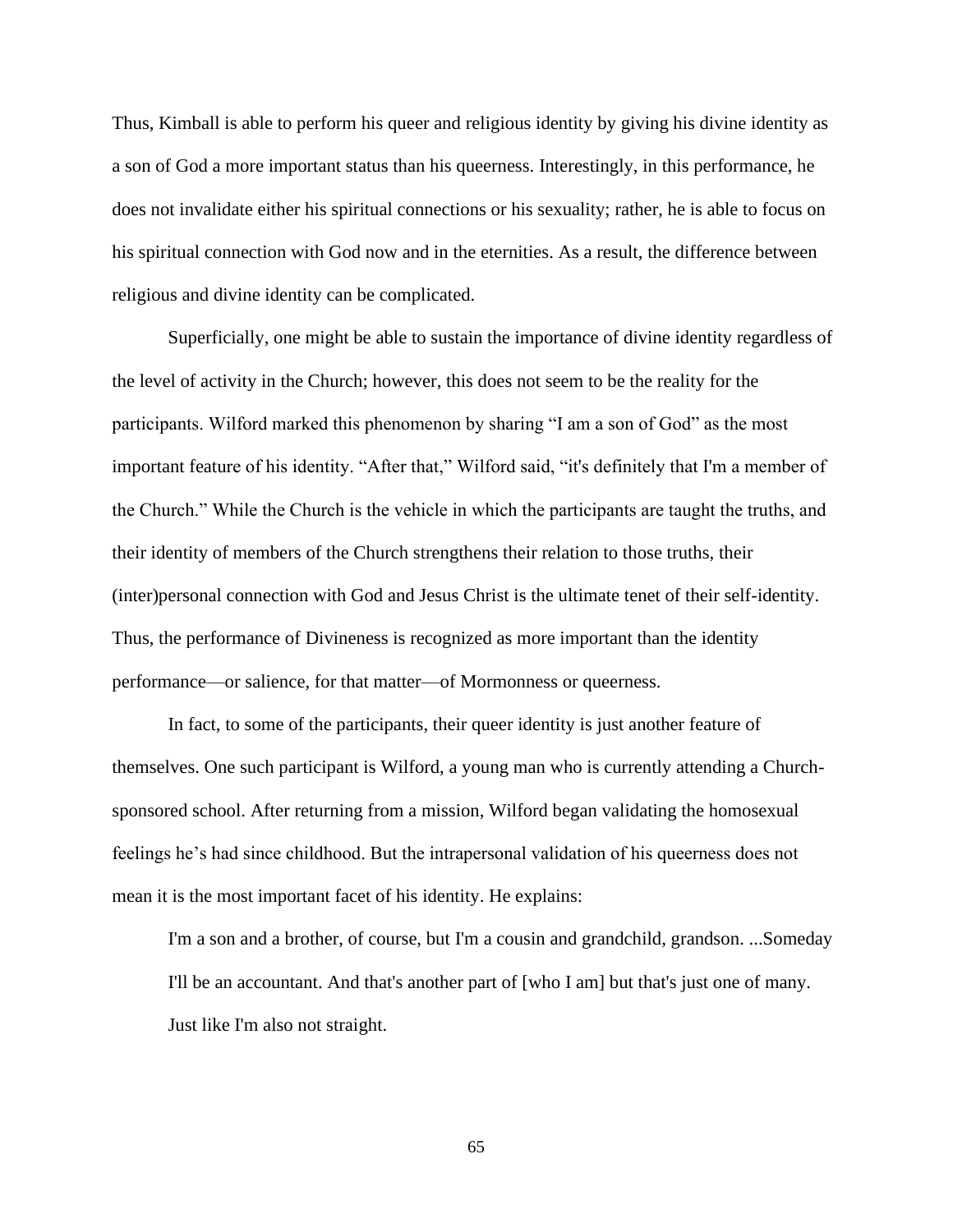Thus, Kimball is able to perform his queer and religious identity by giving his divine identity as a son of God a more important status than his queerness. Interestingly, in this performance, he does not invalidate either his spiritual connections or his sexuality; rather, he is able to focus on his spiritual connection with God now and in the eternities. As a result, the difference between religious and divine identity can be complicated.

Superficially, one might be able to sustain the importance of divine identity regardless of the level of activity in the Church; however, this does not seem to be the reality for the participants. Wilford marked this phenomenon by sharing "I am a son of God" as the most important feature of his identity. "After that," Wilford said, "it's definitely that I'm a member of the Church." While the Church is the vehicle in which the participants are taught the truths, and their identity of members of the Church strengthens their relation to those truths, their (inter)personal connection with God and Jesus Christ is the ultimate tenet of their self-identity. Thus, the performance of Divineness is recognized as more important than the identity performance—or salience, for that matter—of Mormonness or queerness.

In fact, to some of the participants, their queer identity is just another feature of themselves. One such participant is Wilford, a young man who is currently attending a Church-sponsored school. After returning from a mission, Wilford began validating the homosexual feelings he's had since childhood. But the intrapersonal validation of his queerness does not mean it is the most important facet of his identity. He explains:

> I'm a son and a brother, of course, but I'm a cousin and grandchild, grandson. ...Someday I'll be an accountant. And that's another part of [who I am] but that's just one of many. Just like I'm also not straight.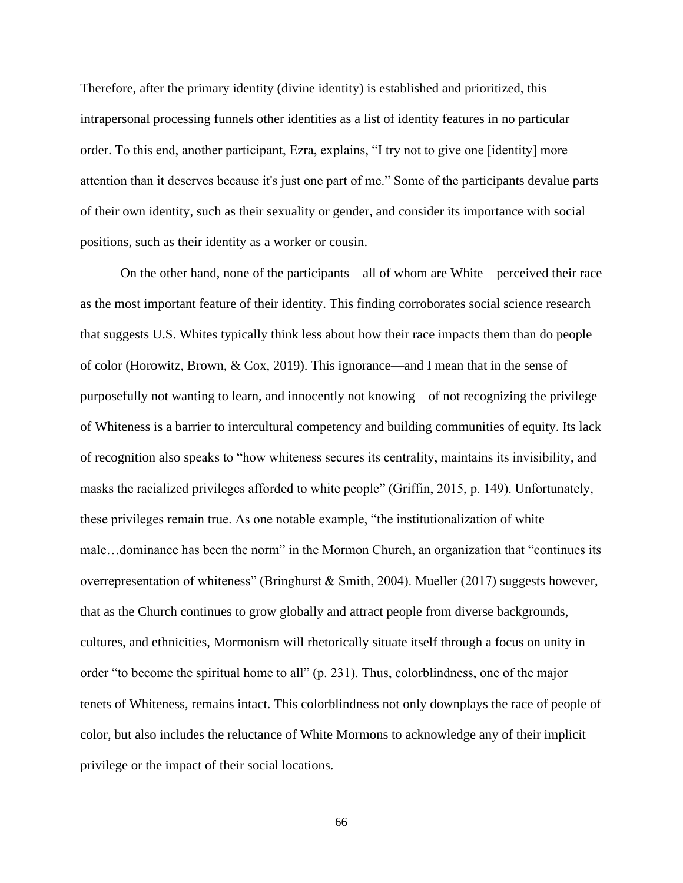Therefore, after the primary identity (divine identity) is established and prioritized, this intrapersonal processing funnels other identities as a list of identity features in no particular order. To this end, another participant, Ezra, explains, "I try not to give one [identity] more attention than it deserves because it's just one part of me." Some of the participants devalue parts of their own identity, such as their sexuality or gender, and consider its importance with social positions, such as their identity as a worker or cousin.

On the other hand, none of the participants—all of whom are White—perceived their race as the most important feature of their identity. This finding corroborates social science research that suggests U.S. Whites typically think less about how their race impacts them than do people of color (Horowitz, Brown, & Cox, 2019). This ignorance—and I mean that in the sense of purposefully not wanting to learn, and innocently not knowing—of not recognizing the privilege of Whiteness is a barrier to intercultural competency and building communities of equity. Its lack of recognition also speaks to "how whiteness secures its centrality, maintains its invisibility, and masks the racialized privileges afforded to white people" (Griffin, 2015, p. 149). Unfortunately, these privileges remain true. As one notable example, "the institutionalization of white male…dominance has been the norm" in the Mormon Church, an organization that "continues its overrepresentation of whiteness" (Bringhurst & Smith, 2004). Mueller (2017) suggests however, that as the Church continues to grow globally and attract people from diverse backgrounds, cultures, and ethnicities, Mormonism will rhetorically situate itself through a focus on unity in order "to become the spiritual home to all" (p. 231). Thus, colorblindness, one of the major tenets of Whiteness, remains intact. This colorblindness not only downplays the race of people of color, but also includes the reluctance of White Mormons to acknowledge any of their implicit privilege or the impact of their social locations.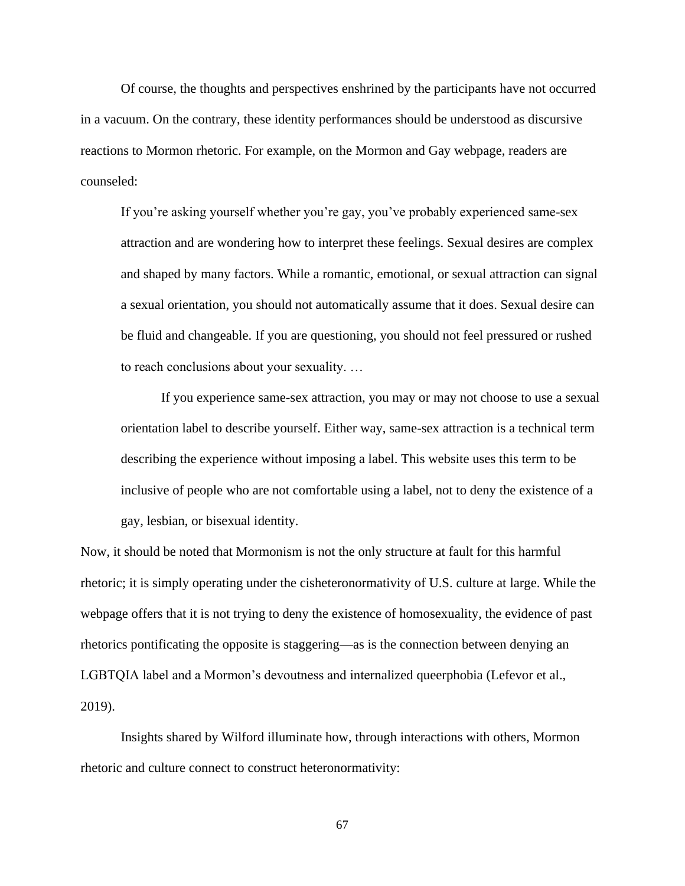Of course, the thoughts and perspectives enshrined by the participants have not occurred in a vacuum. On the contrary, these identity performances should be understood as discursive reactions to Mormon rhetoric. For example, on the Mormon and Gay webpage, readers are counseled:

> If you're asking yourself whether you're gay, you've probably experienced same-sex attraction and are wondering how to interpret these feelings. Sexual desires are complex and shaped by many factors. While a romantic, emotional, or sexual attraction can signal a sexual orientation, you should not automatically assume that it does. Sexual desire can be fluid and changeable. If you are questioning, you should not feel pressured or rushed to reach conclusions about your sexuality. …
>
> If you experience same-sex attraction, you may or may not choose to use a sexual orientation label to describe yourself. Either way, same-sex attraction is a technical term describing the experience without imposing a label. This website uses this term to be inclusive of people who are not comfortable using a label, not to deny the existence of a gay, lesbian, or bisexual identity.

Now, it should be noted that Mormonism is not the only structure at fault for this harmful rhetoric; it is simply operating under the cisheteronormativity of U.S. culture at large. While the webpage offers that it is not trying to deny the existence of homosexuality, the evidence of past rhetorics pontificating the opposite is staggering—as is the connection between denying an LGBTQIA label and a Mormon's devoutness and internalized queerphobia (Lefevor et al., 2019).

Insights shared by Wilford illuminate how, through interactions with others, Mormon rhetoric and culture connect to construct heteronormativity: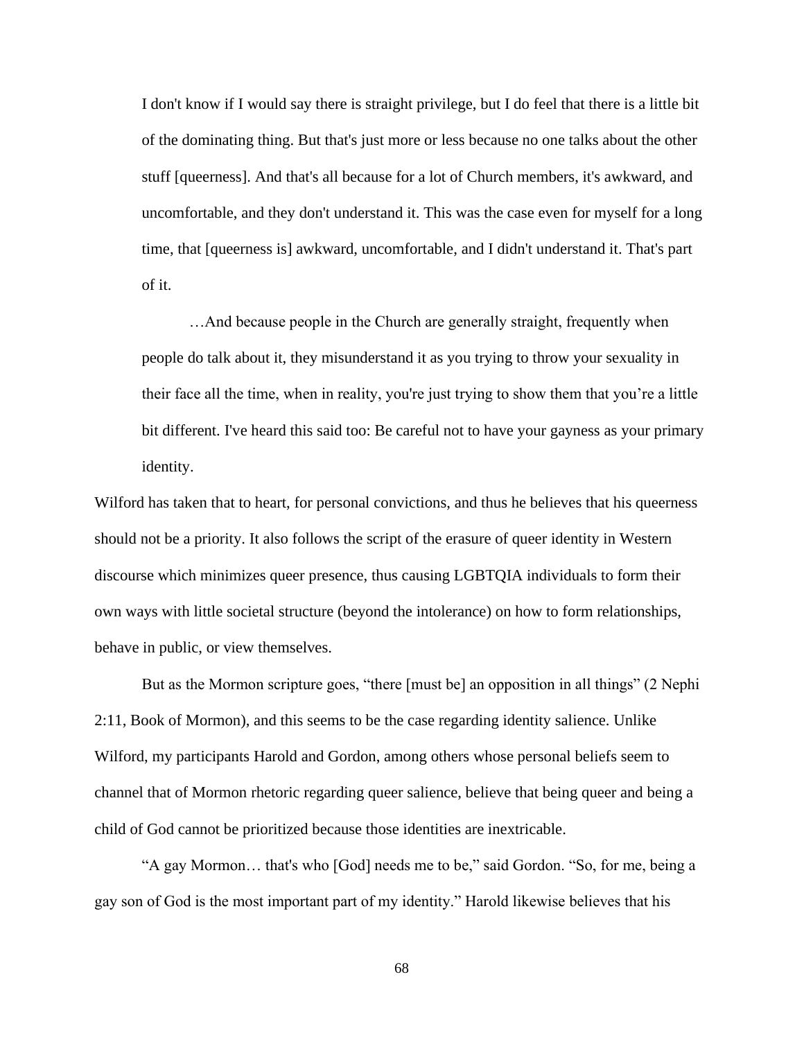> I don't know if I would say there is straight privilege, but I do feel that there is a little bit of the dominating thing. But that's just more or less because no one talks about the other stuff [queerness]. And that's all because for a lot of Church members, it's awkward, and uncomfortable, and they don't understand it. This was the case even for myself for a long time, that [queerness is] awkward, uncomfortable, and I didn't understand it. That's part of it.
>
> …And because people in the Church are generally straight, frequently when people do talk about it, they misunderstand it as you trying to throw your sexuality in their face all the time, when in reality, you're just trying to show them that you're a little bit different. I've heard this said too: Be careful not to have your gayness as your primary identity.

Wilford has taken that to heart, for personal convictions, and thus he believes that his queerness should not be a priority. It also follows the script of the erasure of queer identity in Western discourse which minimizes queer presence, thus causing LGBTQIA individuals to form their own ways with little societal structure (beyond the intolerance) on how to form relationships, behave in public, or view themselves.

But as the Mormon scripture goes, "there [must be] an opposition in all things" (2 Nephi 2:11, Book of Mormon), and this seems to be the case regarding identity salience. Unlike Wilford, my participants Harold and Gordon, among others whose personal beliefs seem to channel that of Mormon rhetoric regarding queer salience, believe that being queer and being a child of God cannot be prioritized because those identities are inextricable.

"A gay Mormon… that's who [God] needs me to be," said Gordon. "So, for me, being a gay son of God is the most important part of my identity." Harold likewise believes that his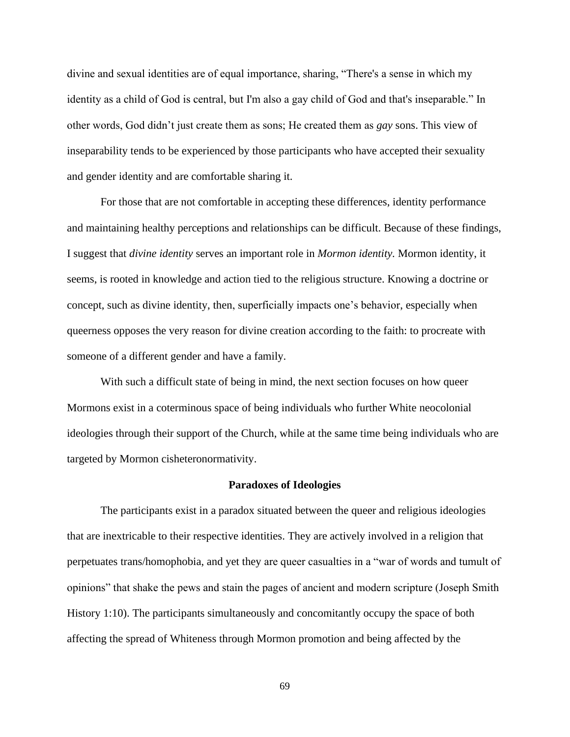divine and sexual identities are of equal importance, sharing, “There's a sense in which my identity as a child of God is central, but I'm also a gay child of God and that's inseparable.” In other words, God didn’t just create them as sons; He created them as *gay* sons. This view of inseparability tends to be experienced by those participants who have accepted their sexuality and gender identity and are comfortable sharing it.

For those that are not comfortable in accepting these differences, identity performance and maintaining healthy perceptions and relationships can be difficult. Because of these findings, I suggest that *divine identity* serves an important role in *Mormon identity.* Mormon identity, it seems, is rooted in knowledge and action tied to the religious structure. Knowing a doctrine or concept, such as divine identity, then, superficially impacts one’s behavior, especially when queerness opposes the very reason for divine creation according to the faith: to procreate with someone of a different gender and have a family.

With such a difficult state of being in mind, the next section focuses on how queer Mormons exist in a coterminous space of being individuals who further White neocolonial ideologies through their support of the Church, while at the same time being individuals who are targeted by Mormon cisheteronormativity.

## Paradoxes of Ideologies

The participants exist in a paradox situated between the queer and religious ideologies that are inextricable to their respective identities. They are actively involved in a religion that perpetuates trans/homophobia, and yet they are queer casualties in a “war of words and tumult of opinions” that shake the pews and stain the pages of ancient and modern scripture (Joseph Smith History 1:10). The participants simultaneously and concomitantly occupy the space of both affecting the spread of Whiteness through Mormon promotion and being affected by the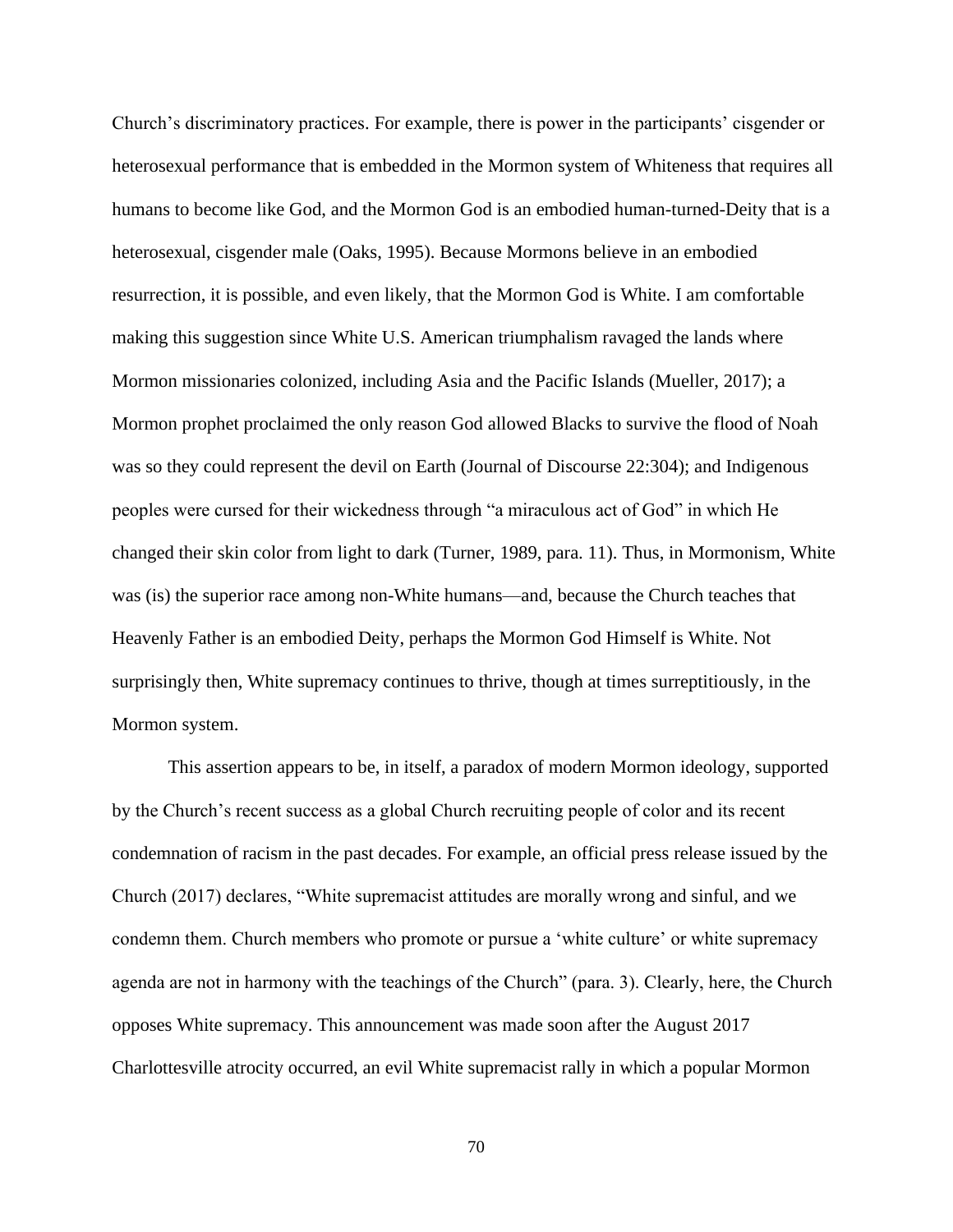Church's discriminatory practices. For example, there is power in the participants' cisgender or heterosexual performance that is embedded in the Mormon system of Whiteness that requires all humans to become like God, and the Mormon God is an embodied human-turned-Deity that is a heterosexual, cisgender male (Oaks, 1995). Because Mormons believe in an embodied resurrection, it is possible, and even likely, that the Mormon God is White. I am comfortable making this suggestion since White U.S. American triumphalism ravaged the lands where Mormon missionaries colonized, including Asia and the Pacific Islands (Mueller, 2017); a Mormon prophet proclaimed the only reason God allowed Blacks to survive the flood of Noah was so they could represent the devil on Earth (Journal of Discourse 22:304); and Indigenous peoples were cursed for their wickedness through "a miraculous act of God" in which He changed their skin color from light to dark (Turner, 1989, para. 11). Thus, in Mormonism, White was (is) the superior race among non-White humans—and, because the Church teaches that Heavenly Father is an embodied Deity, perhaps the Mormon God Himself is White. Not surprisingly then, White supremacy continues to thrive, though at times surreptitiously, in the Mormon system.

This assertion appears to be, in itself, a paradox of modern Mormon ideology, supported by the Church's recent success as a global Church recruiting people of color and its recent condemnation of racism in the past decades. For example, an official press release issued by the Church (2017) declares, "White supremacist attitudes are morally wrong and sinful, and we condemn them. Church members who promote or pursue a 'white culture' or white supremacy agenda are not in harmony with the teachings of the Church" (para. 3). Clearly, here, the Church opposes White supremacy. This announcement was made soon after the August 2017 Charlottesville atrocity occurred, an evil White supremacist rally in which a popular Mormon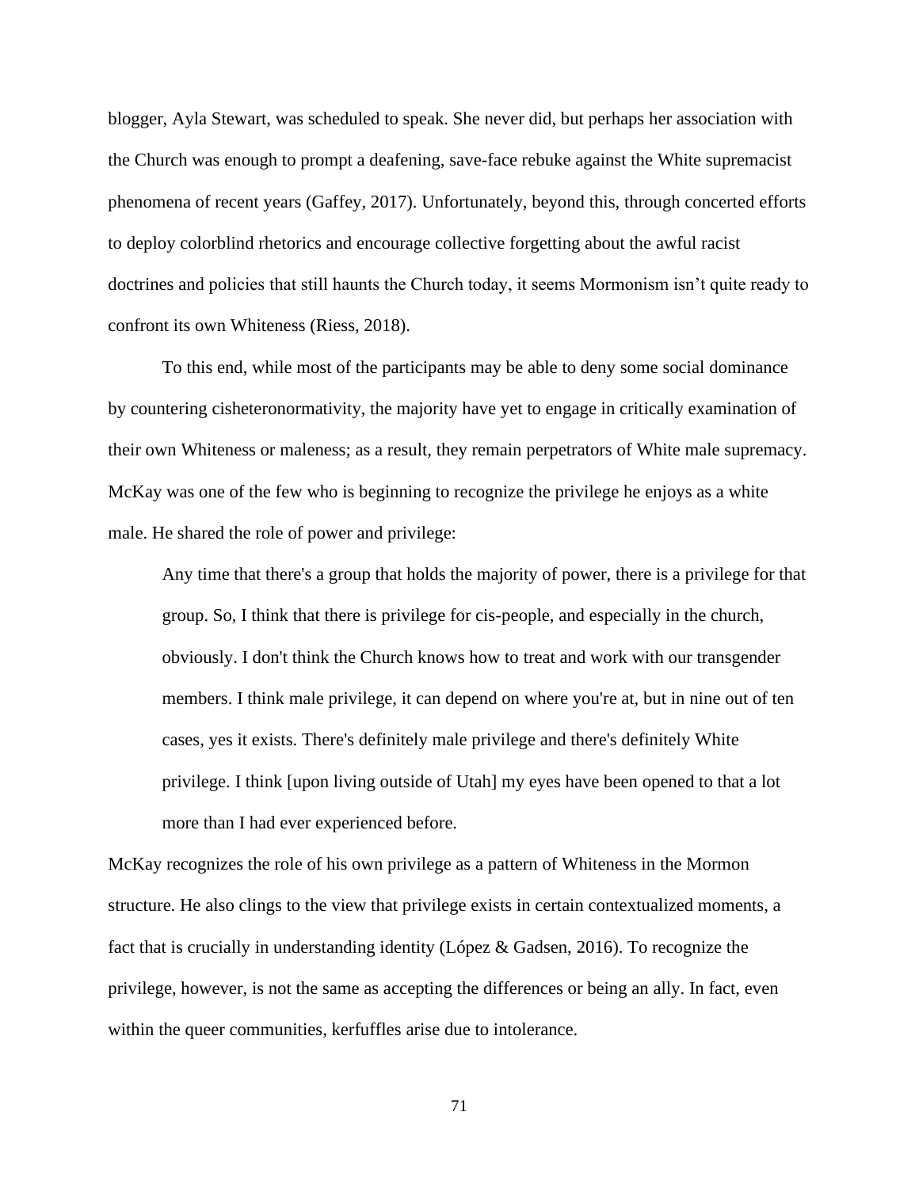blogger, Ayla Stewart, was scheduled to speak. She never did, but perhaps her association with the Church was enough to prompt a deafening, save-face rebuke against the White supremacist phenomena of recent years (Gaffey, 2017). Unfortunately, beyond this, through concerted efforts to deploy colorblind rhetorics and encourage collective forgetting about the awful racist doctrines and policies that still haunts the Church today, it seems Mormonism isn't quite ready to confront its own Whiteness (Riess, 2018).

To this end, while most of the participants may be able to deny some social dominance by countering cisheteronormativity, the majority have yet to engage in critically examination of their own Whiteness or maleness; as a result, they remain perpetrators of White male supremacy. McKay was one of the few who is beginning to recognize the privilege he enjoys as a white male. He shared the role of power and privilege:

> Any time that there's a group that holds the majority of power, there is a privilege for that group. So, I think that there is privilege for cis-people, and especially in the church, obviously. I don't think the Church knows how to treat and work with our transgender members. I think male privilege, it can depend on where you're at, but in nine out of ten cases, yes it exists. There's definitely male privilege and there's definitely White privilege. I think [upon living outside of Utah] my eyes have been opened to that a lot more than I had ever experienced before.

McKay recognizes the role of his own privilege as a pattern of Whiteness in the Mormon structure. He also clings to the view that privilege exists in certain contextualized moments, a fact that is crucially in understanding identity (López & Gadsen, 2016). To recognize the privilege, however, is not the same as accepting the differences or being an ally. In fact, even within the queer communities, kerfuffles arise due to intolerance.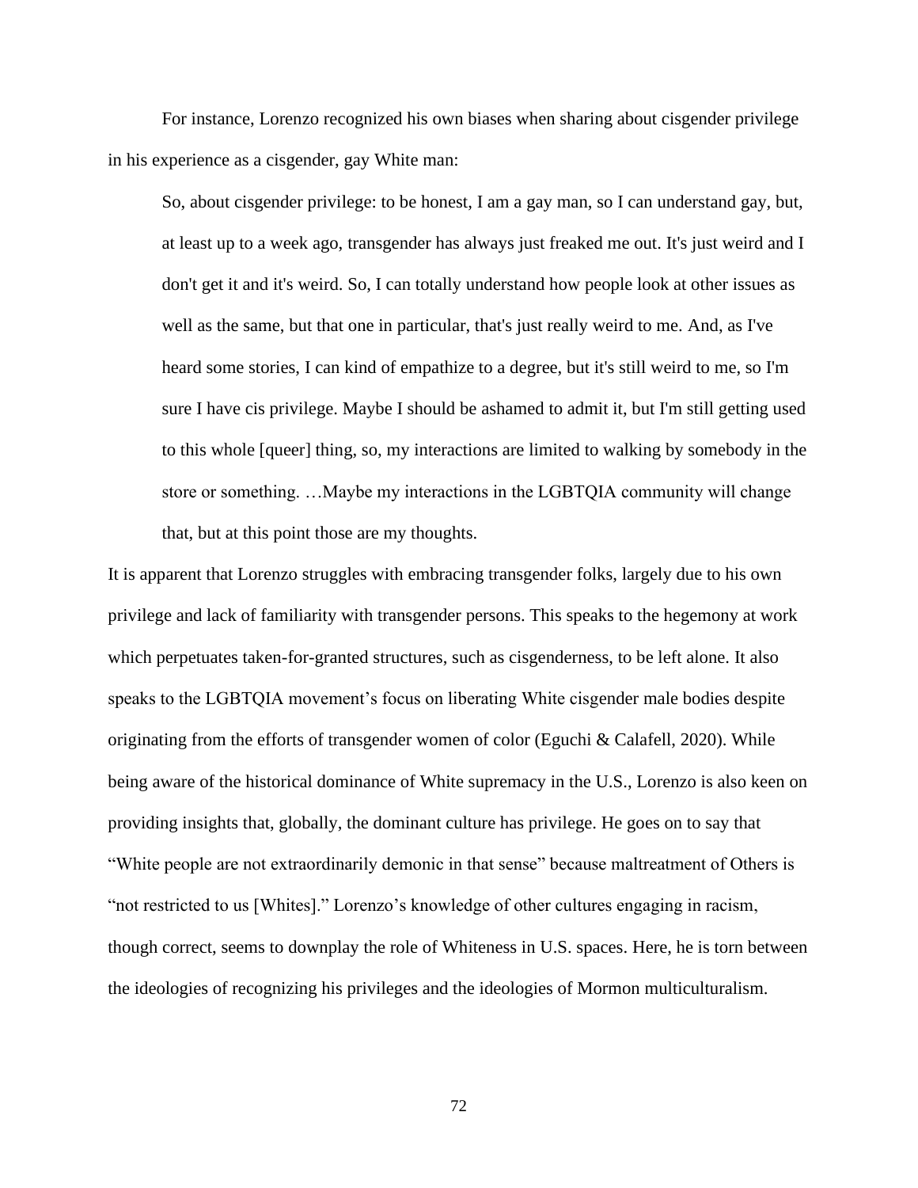For instance, Lorenzo recognized his own biases when sharing about cisgender privilege in his experience as a cisgender, gay White man:

> So, about cisgender privilege: to be honest, I am a gay man, so I can understand gay, but, at least up to a week ago, transgender has always just freaked me out. It's just weird and I don't get it and it's weird. So, I can totally understand how people look at other issues as well as the same, but that one in particular, that's just really weird to me. And, as I've heard some stories, I can kind of empathize to a degree, but it's still weird to me, so I'm sure I have cis privilege. Maybe I should be ashamed to admit it, but I'm still getting used to this whole [queer] thing, so, my interactions are limited to walking by somebody in the store or something. …Maybe my interactions in the LGBTQIA community will change that, but at this point those are my thoughts.

It is apparent that Lorenzo struggles with embracing transgender folks, largely due to his own privilege and lack of familiarity with transgender persons. This speaks to the hegemony at work which perpetuates taken-for-granted structures, such as cisgenderness, to be left alone. It also speaks to the LGBTQIA movement's focus on liberating White cisgender male bodies despite originating from the efforts of transgender women of color (Eguchi & Calafell, 2020). While being aware of the historical dominance of White supremacy in the U.S., Lorenzo is also keen on providing insights that, globally, the dominant culture has privilege. He goes on to say that "White people are not extraordinarily demonic in that sense" because maltreatment of Others is "not restricted to us [Whites]." Lorenzo's knowledge of other cultures engaging in racism, though correct, seems to downplay the role of Whiteness in U.S. spaces. Here, he is torn between the ideologies of recognizing his privileges and the ideologies of Mormon multiculturalism.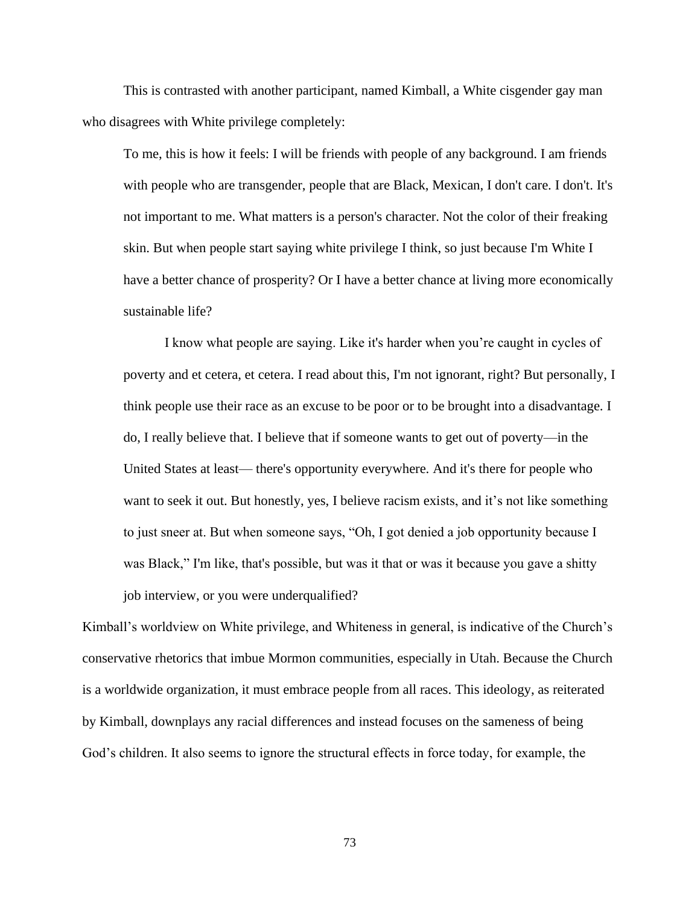This is contrasted with another participant, named Kimball, a White cisgender gay man who disagrees with White privilege completely:

> To me, this is how it feels: I will be friends with people of any background. I am friends with people who are transgender, people that are Black, Mexican, I don't care. I don't. It's not important to me. What matters is a person's character. Not the color of their freaking skin. But when people start saying white privilege I think, so just because I'm White I have a better chance of prosperity? Or I have a better chance at living more economically sustainable life?
>
> I know what people are saying. Like it's harder when you're caught in cycles of poverty and et cetera, et cetera. I read about this, I'm not ignorant, right? But personally, I think people use their race as an excuse to be poor or to be brought into a disadvantage. I do, I really believe that. I believe that if someone wants to get out of poverty—in the United States at least— there's opportunity everywhere. And it's there for people who want to seek it out. But honestly, yes, I believe racism exists, and it's not like something to just sneer at. But when someone says, "Oh, I got denied a job opportunity because I was Black," I'm like, that's possible, but was it that or was it because you gave a shitty job interview, or you were underqualified?

Kimball's worldview on White privilege, and Whiteness in general, is indicative of the Church's conservative rhetorics that imbue Mormon communities, especially in Utah. Because the Church is a worldwide organization, it must embrace people from all races. This ideology, as reiterated by Kimball, downplays any racial differences and instead focuses on the sameness of being God's children. It also seems to ignore the structural effects in force today, for example, the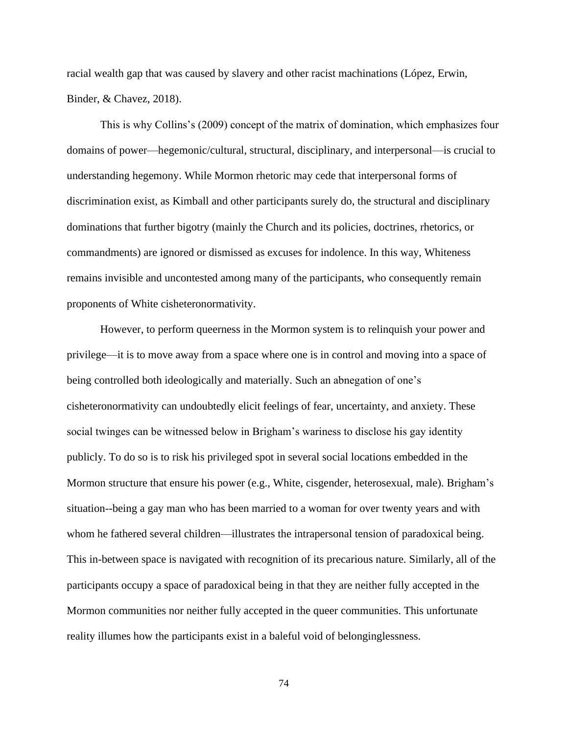racial wealth gap that was caused by slavery and other racist machinations (López, Erwin, Binder, & Chavez, 2018).

This is why Collins's (2009) concept of the matrix of domination, which emphasizes four domains of power—hegemonic/cultural, structural, disciplinary, and interpersonal—is crucial to understanding hegemony. While Mormon rhetoric may cede that interpersonal forms of discrimination exist, as Kimball and other participants surely do, the structural and disciplinary dominations that further bigotry (mainly the Church and its policies, doctrines, rhetorics, or commandments) are ignored or dismissed as excuses for indolence. In this way, Whiteness remains invisible and uncontested among many of the participants, who consequently remain proponents of White cisheteronormativity.

However, to perform queerness in the Mormon system is to relinquish your power and privilege—it is to move away from a space where one is in control and moving into a space of being controlled both ideologically and materially. Such an abnegation of one's cisheteronormativity can undoubtedly elicit feelings of fear, uncertainty, and anxiety. These social twinges can be witnessed below in Brigham's wariness to disclose his gay identity publicly. To do so is to risk his privileged spot in several social locations embedded in the Mormon structure that ensure his power (e.g., White, cisgender, heterosexual, male). Brigham's situation--being a gay man who has been married to a woman for over twenty years and with whom he fathered several children—illustrates the intrapersonal tension of paradoxical being. This in-between space is navigated with recognition of its precarious nature. Similarly, all of the participants occupy a space of paradoxical being in that they are neither fully accepted in the Mormon communities nor neither fully accepted in the queer communities. This unfortunate reality illumes how the participants exist in a baleful void of belonginglessness.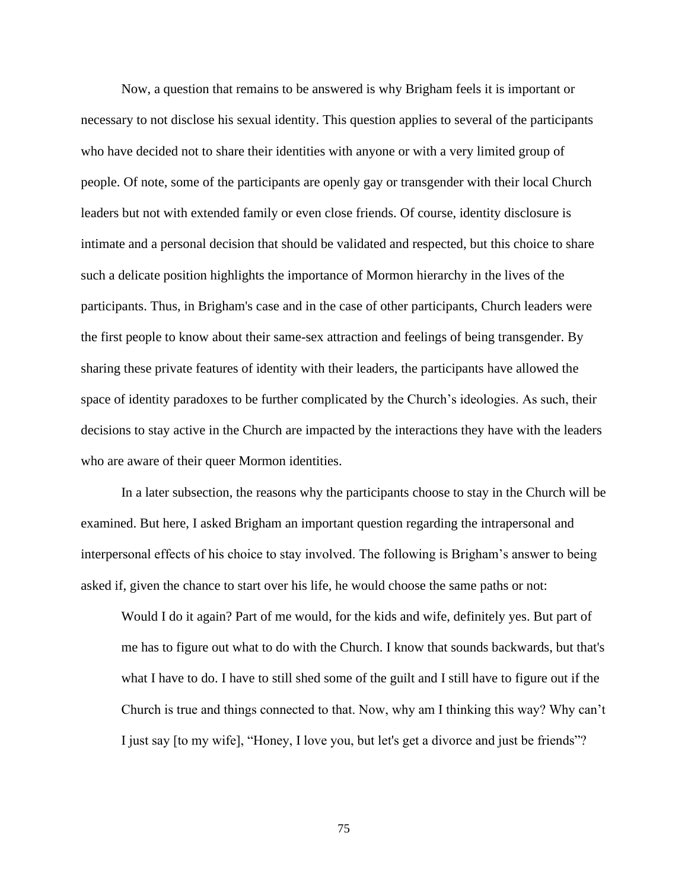Now, a question that remains to be answered is why Brigham feels it is important or necessary to not disclose his sexual identity. This question applies to several of the participants who have decided not to share their identities with anyone or with a very limited group of people. Of note, some of the participants are openly gay or transgender with their local Church leaders but not with extended family or even close friends. Of course, identity disclosure is intimate and a personal decision that should be validated and respected, but this choice to share such a delicate position highlights the importance of Mormon hierarchy in the lives of the participants. Thus, in Brigham's case and in the case of other participants, Church leaders were the first people to know about their same-sex attraction and feelings of being transgender. By sharing these private features of identity with their leaders, the participants have allowed the space of identity paradoxes to be further complicated by the Church's ideologies. As such, their decisions to stay active in the Church are impacted by the interactions they have with the leaders who are aware of their queer Mormon identities.

In a later subsection, the reasons why the participants choose to stay in the Church will be examined. But here, I asked Brigham an important question regarding the intrapersonal and interpersonal effects of his choice to stay involved. The following is Brigham's answer to being asked if, given the chance to start over his life, he would choose the same paths or not:

> Would I do it again? Part of me would, for the kids and wife, definitely yes. But part of me has to figure out what to do with the Church. I know that sounds backwards, but that's what I have to do. I have to still shed some of the guilt and I still have to figure out if the Church is true and things connected to that. Now, why am I thinking this way? Why can't I just say [to my wife], "Honey, I love you, but let's get a divorce and just be friends"?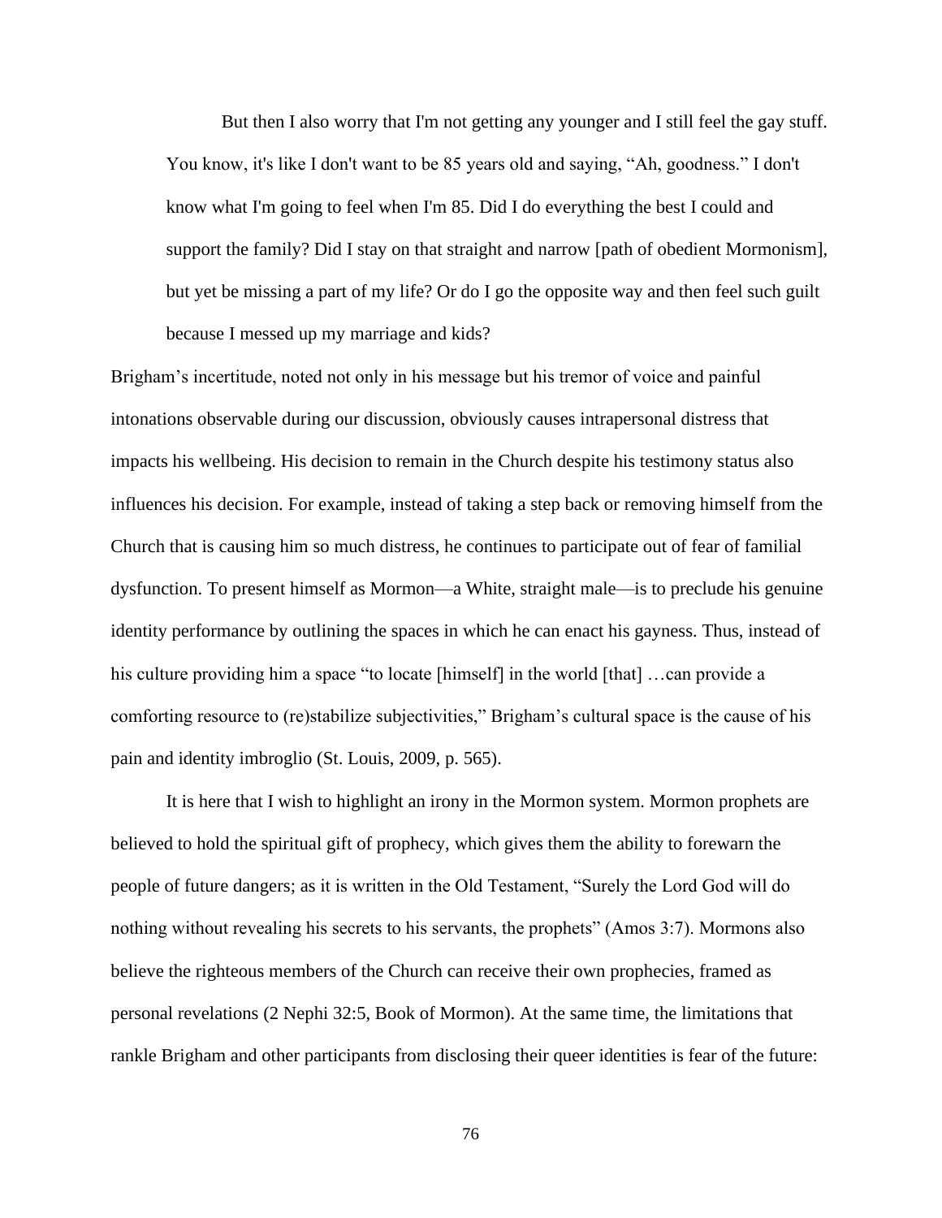> But then I also worry that I'm not getting any younger and I still feel the gay stuff. You know, it's like I don't want to be 85 years old and saying, "Ah, goodness." I don't know what I'm going to feel when I'm 85. Did I do everything the best I could and support the family? Did I stay on that straight and narrow [path of obedient Mormonism], but yet be missing a part of my life? Or do I go the opposite way and then feel such guilt because I messed up my marriage and kids?

Brigham's incertitude, noted not only in his message but his tremor of voice and painful intonations observable during our discussion, obviously causes intrapersonal distress that impacts his wellbeing. His decision to remain in the Church despite his testimony status also influences his decision. For example, instead of taking a step back or removing himself from the Church that is causing him so much distress, he continues to participate out of fear of familial dysfunction. To present himself as Mormon—a White, straight male—is to preclude his genuine identity performance by outlining the spaces in which he can enact his gayness. Thus, instead of his culture providing him a space "to locate [himself] in the world [that] …can provide a comforting resource to (re)stabilize subjectivities," Brigham's cultural space is the cause of his pain and identity imbroglio (St. Louis, 2009, p. 565).

It is here that I wish to highlight an irony in the Mormon system. Mormon prophets are believed to hold the spiritual gift of prophecy, which gives them the ability to forewarn the people of future dangers; as it is written in the Old Testament, "Surely the Lord God will do nothing without revealing his secrets to his servants, the prophets" (Amos 3:7). Mormons also believe the righteous members of the Church can receive their own prophecies, framed as personal revelations (2 Nephi 32:5, Book of Mormon). At the same time, the limitations that rankle Brigham and other participants from disclosing their queer identities is fear of the future: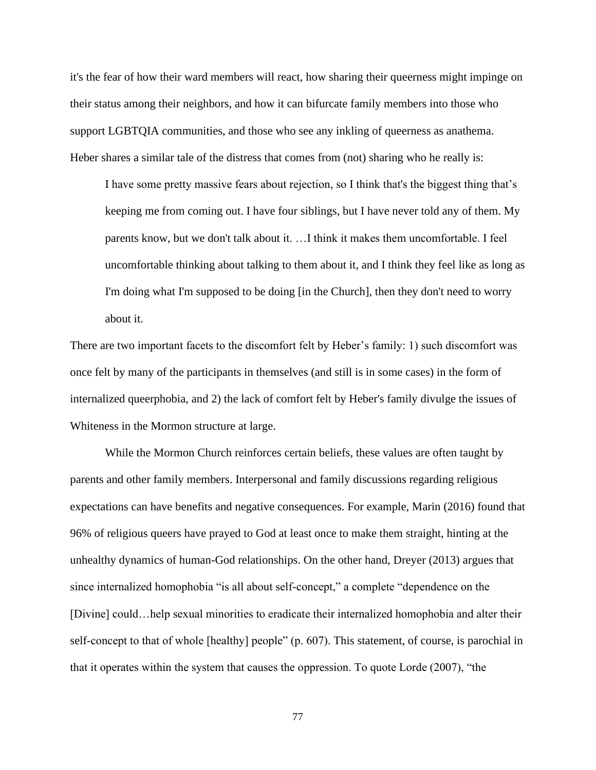it's the fear of how their ward members will react, how sharing their queerness might impinge on their status among their neighbors, and how it can bifurcate family members into those who support LGBTQIA communities, and those who see any inkling of queerness as anathema. Heber shares a similar tale of the distress that comes from (not) sharing who he really is:

> I have some pretty massive fears about rejection, so I think that's the biggest thing that's keeping me from coming out. I have four siblings, but I have never told any of them. My parents know, but we don't talk about it. …I think it makes them uncomfortable. I feel uncomfortable thinking about talking to them about it, and I think they feel like as long as I'm doing what I'm supposed to be doing [in the Church], then they don't need to worry about it.

There are two important facets to the discomfort felt by Heber's family: 1) such discomfort was once felt by many of the participants in themselves (and still is in some cases) in the form of internalized queerphobia, and 2) the lack of comfort felt by Heber's family divulge the issues of Whiteness in the Mormon structure at large.

While the Mormon Church reinforces certain beliefs, these values are often taught by parents and other family members. Interpersonal and family discussions regarding religious expectations can have benefits and negative consequences. For example, Marin (2016) found that 96% of religious queers have prayed to God at least once to make them straight, hinting at the unhealthy dynamics of human-God relationships. On the other hand, Dreyer (2013) argues that since internalized homophobia "is all about self-concept," a complete "dependence on the [Divine] could…help sexual minorities to eradicate their internalized homophobia and alter their self-concept to that of whole [healthy] people" (p. 607). This statement, of course, is parochial in that it operates within the system that causes the oppression. To quote Lorde (2007), "the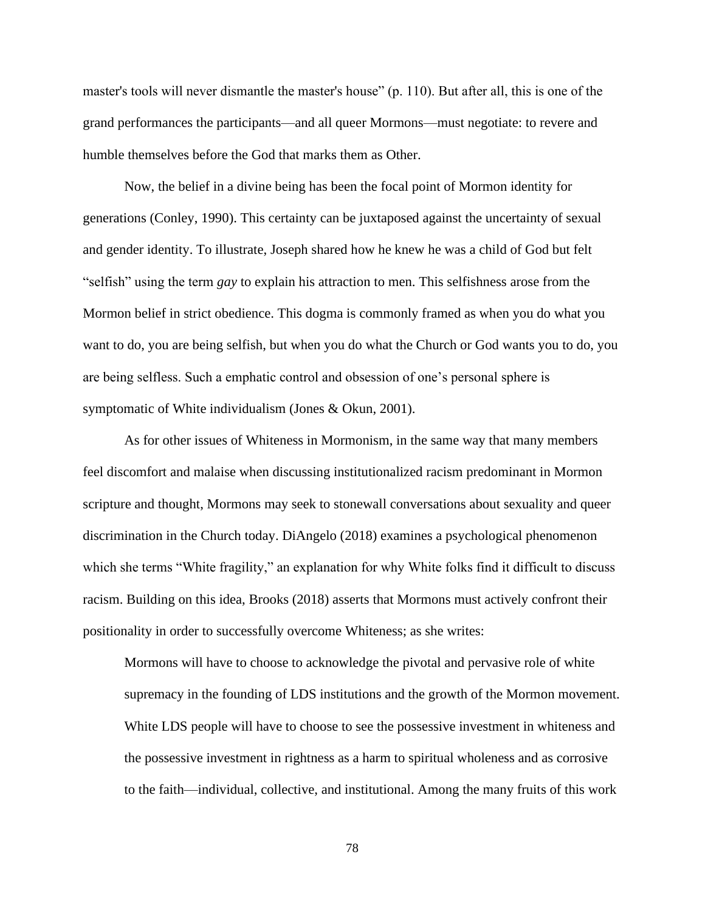master's tools will never dismantle the master's house" (p. 110). But after all, this is one of the grand performances the participants—and all queer Mormons—must negotiate: to revere and humble themselves before the God that marks them as Other.

Now, the belief in a divine being has been the focal point of Mormon identity for generations (Conley, 1990). This certainty can be juxtaposed against the uncertainty of sexual and gender identity. To illustrate, Joseph shared how he knew he was a child of God but felt "selfish" using the term *gay* to explain his attraction to men. This selfishness arose from the Mormon belief in strict obedience. This dogma is commonly framed as when you do what you want to do, you are being selfish, but when you do what the Church or God wants you to do, you are being selfless. Such a emphatic control and obsession of one's personal sphere is symptomatic of White individualism (Jones & Okun, 2001).

As for other issues of Whiteness in Mormonism, in the same way that many members feel discomfort and malaise when discussing institutionalized racism predominant in Mormon scripture and thought, Mormons may seek to stonewall conversations about sexuality and queer discrimination in the Church today. DiAngelo (2018) examines a psychological phenomenon which she terms "White fragility," an explanation for why White folks find it difficult to discuss racism. Building on this idea, Brooks (2018) asserts that Mormons must actively confront their positionality in order to successfully overcome Whiteness; as she writes:

> Mormons will have to choose to acknowledge the pivotal and pervasive role of white supremacy in the founding of LDS institutions and the growth of the Mormon movement. White LDS people will have to choose to see the possessive investment in whiteness and the possessive investment in rightness as a harm to spiritual wholeness and as corrosive to the faith—individual, collective, and institutional. Among the many fruits of this work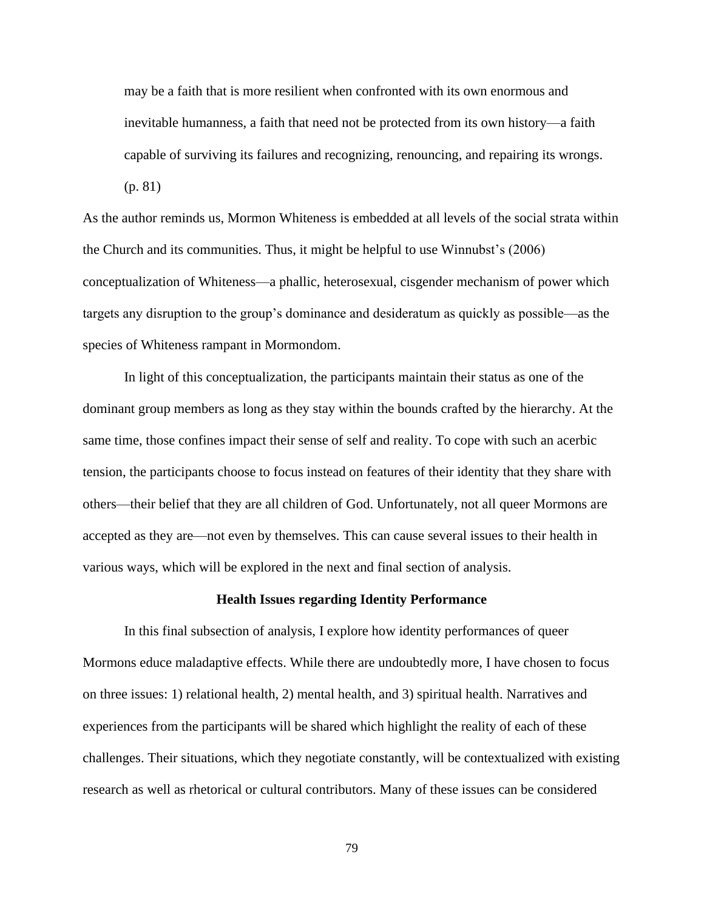> may be a faith that is more resilient when confronted with its own enormous and inevitable humanness, a faith that need not be protected from its own history—a faith capable of surviving its failures and recognizing, renouncing, and repairing its wrongs. (p. 81)

As the author reminds us, Mormon Whiteness is embedded at all levels of the social strata within the Church and its communities. Thus, it might be helpful to use Winnubst's (2006) conceptualization of Whiteness—a phallic, heterosexual, cisgender mechanism of power which targets any disruption to the group's dominance and desideratum as quickly as possible—as the species of Whiteness rampant in Mormondom.

In light of this conceptualization, the participants maintain their status as one of the dominant group members as long as they stay within the bounds crafted by the hierarchy. At the same time, those confines impact their sense of self and reality. To cope with such an acerbic tension, the participants choose to focus instead on features of their identity that they share with others—their belief that they are all children of God. Unfortunately, not all queer Mormons are accepted as they are—not even by themselves. This can cause several issues to their health in various ways, which will be explored in the next and final section of analysis.

## Health Issues regarding Identity Performance

In this final subsection of analysis, I explore how identity performances of queer Mormons educe maladaptive effects. While there are undoubtedly more, I have chosen to focus on three issues: 1) relational health, 2) mental health, and 3) spiritual health. Narratives and experiences from the participants will be shared which highlight the reality of each of these challenges. Their situations, which they negotiate constantly, will be contextualized with existing research as well as rhetorical or cultural contributors. Many of these issues can be considered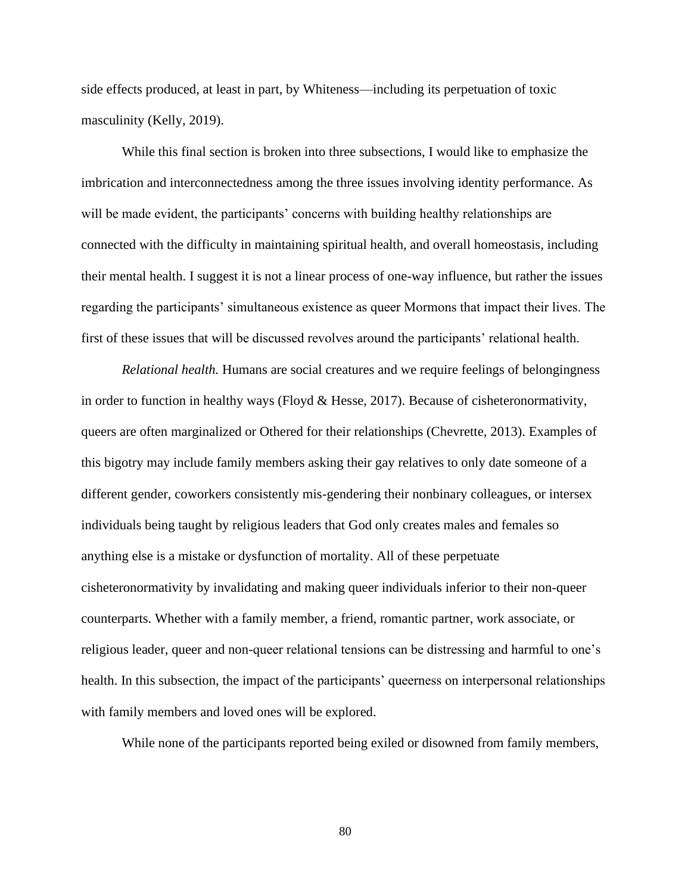side effects produced, at least in part, by Whiteness—including its perpetuation of toxic masculinity (Kelly, 2019).

While this final section is broken into three subsections, I would like to emphasize the imbrication and interconnectedness among the three issues involving identity performance. As will be made evident, the participants' concerns with building healthy relationships are connected with the difficulty in maintaining spiritual health, and overall homeostasis, including their mental health. I suggest it is not a linear process of one-way influence, but rather the issues regarding the participants' simultaneous existence as queer Mormons that impact their lives. The first of these issues that will be discussed revolves around the participants' relational health.

*Relational health.* Humans are social creatures and we require feelings of belongingness in order to function in healthy ways (Floyd & Hesse, 2017). Because of cisheteronormativity, queers are often marginalized or Othered for their relationships (Chevrette, 2013). Examples of this bigotry may include family members asking their gay relatives to only date someone of a different gender, coworkers consistently mis-gendering their nonbinary colleagues, or intersex individuals being taught by religious leaders that God only creates males and females so anything else is a mistake or dysfunction of mortality. All of these perpetuate cisheteronormativity by invalidating and making queer individuals inferior to their non-queer counterparts. Whether with a family member, a friend, romantic partner, work associate, or religious leader, queer and non-queer relational tensions can be distressing and harmful to one's health. In this subsection, the impact of the participants' queerness on interpersonal relationships with family members and loved ones will be explored.

While none of the participants reported being exiled or disowned from family members,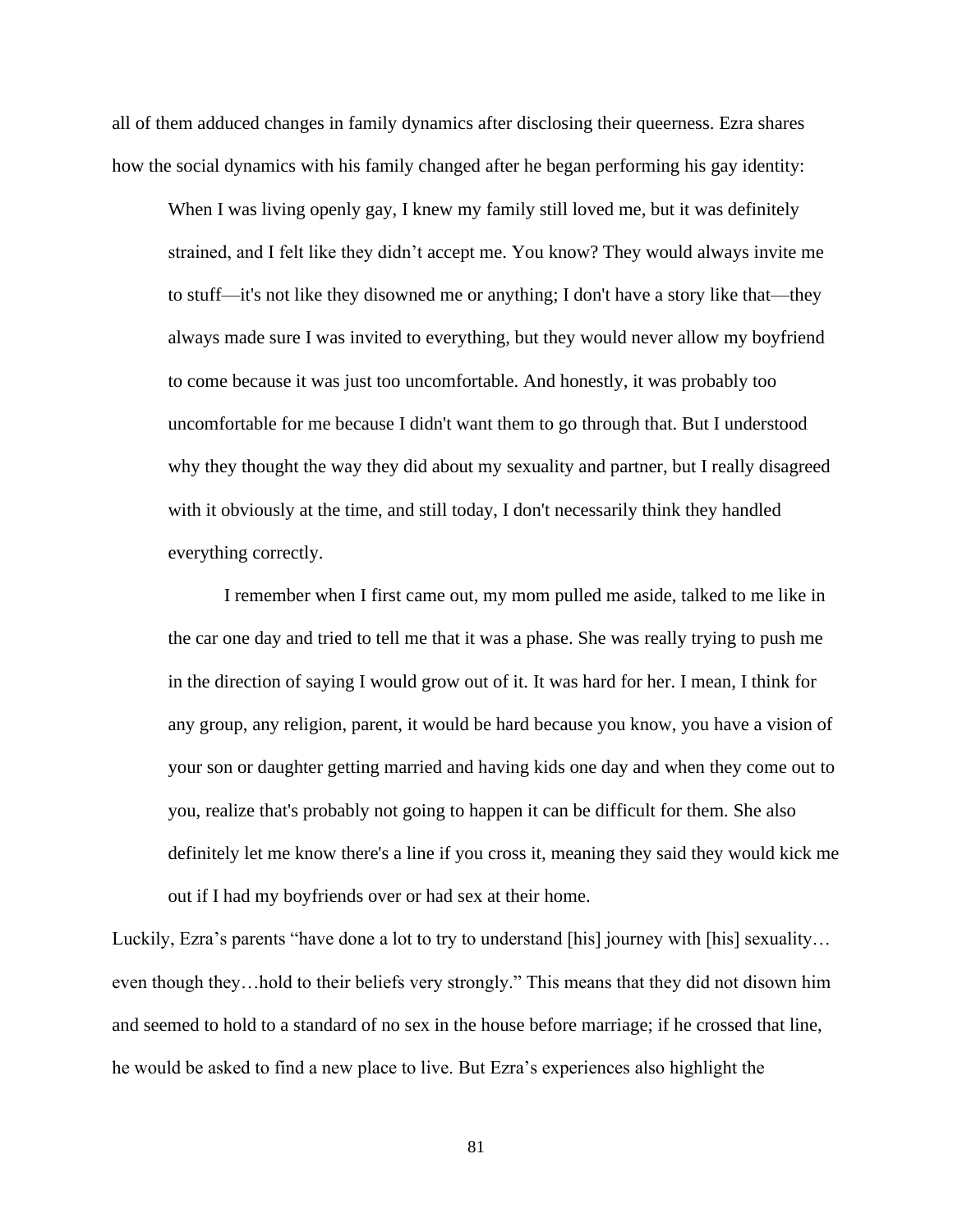all of them adduced changes in family dynamics after disclosing their queerness. Ezra shares how the social dynamics with his family changed after he began performing his gay identity:

> When I was living openly gay, I knew my family still loved me, but it was definitely strained, and I felt like they didn't accept me. You know? They would always invite me to stuff—it's not like they disowned me or anything; I don't have a story like that—they always made sure I was invited to everything, but they would never allow my boyfriend to come because it was just too uncomfortable. And honestly, it was probably too uncomfortable for me because I didn't want them to go through that. But I understood why they thought the way they did about my sexuality and partner, but I really disagreed with it obviously at the time, and still today, I don't necessarily think they handled everything correctly.
>
> I remember when I first came out, my mom pulled me aside, talked to me like in the car one day and tried to tell me that it was a phase. She was really trying to push me in the direction of saying I would grow out of it. It was hard for her. I mean, I think for any group, any religion, parent, it would be hard because you know, you have a vision of your son or daughter getting married and having kids one day and when they come out to you, realize that's probably not going to happen it can be difficult for them. She also definitely let me know there's a line if you cross it, meaning they said they would kick me out if I had my boyfriends over or had sex at their home.

Luckily, Ezra's parents "have done a lot to try to understand [his] journey with [his] sexuality… even though they…hold to their beliefs very strongly." This means that they did not disown him and seemed to hold to a standard of no sex in the house before marriage; if he crossed that line, he would be asked to find a new place to live. But Ezra's experiences also highlight the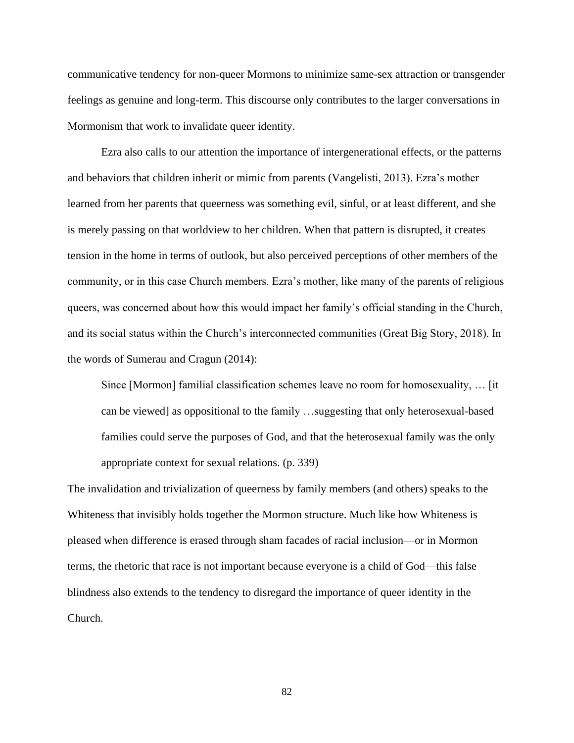communicative tendency for non-queer Mormons to minimize same-sex attraction or transgender feelings as genuine and long-term. This discourse only contributes to the larger conversations in Mormonism that work to invalidate queer identity.

Ezra also calls to our attention the importance of intergenerational effects, or the patterns and behaviors that children inherit or mimic from parents (Vangelisti, 2013). Ezra's mother learned from her parents that queerness was something evil, sinful, or at least different, and she is merely passing on that worldview to her children. When that pattern is disrupted, it creates tension in the home in terms of outlook, but also perceived perceptions of other members of the community, or in this case Church members. Ezra's mother, like many of the parents of religious queers, was concerned about how this would impact her family's official standing in the Church, and its social status within the Church's interconnected communities (Great Big Story, 2018). In the words of Sumerau and Cragun (2014):

> Since [Mormon] familial classification schemes leave no room for homosexuality, … [it can be viewed] as oppositional to the family …suggesting that only heterosexual-based families could serve the purposes of God, and that the heterosexual family was the only appropriate context for sexual relations. (p. 339)

The invalidation and trivialization of queerness by family members (and others) speaks to the Whiteness that invisibly holds together the Mormon structure. Much like how Whiteness is pleased when difference is erased through sham facades of racial inclusion—or in Mormon terms, the rhetoric that race is not important because everyone is a child of God—this false blindness also extends to the tendency to disregard the importance of queer identity in the Church.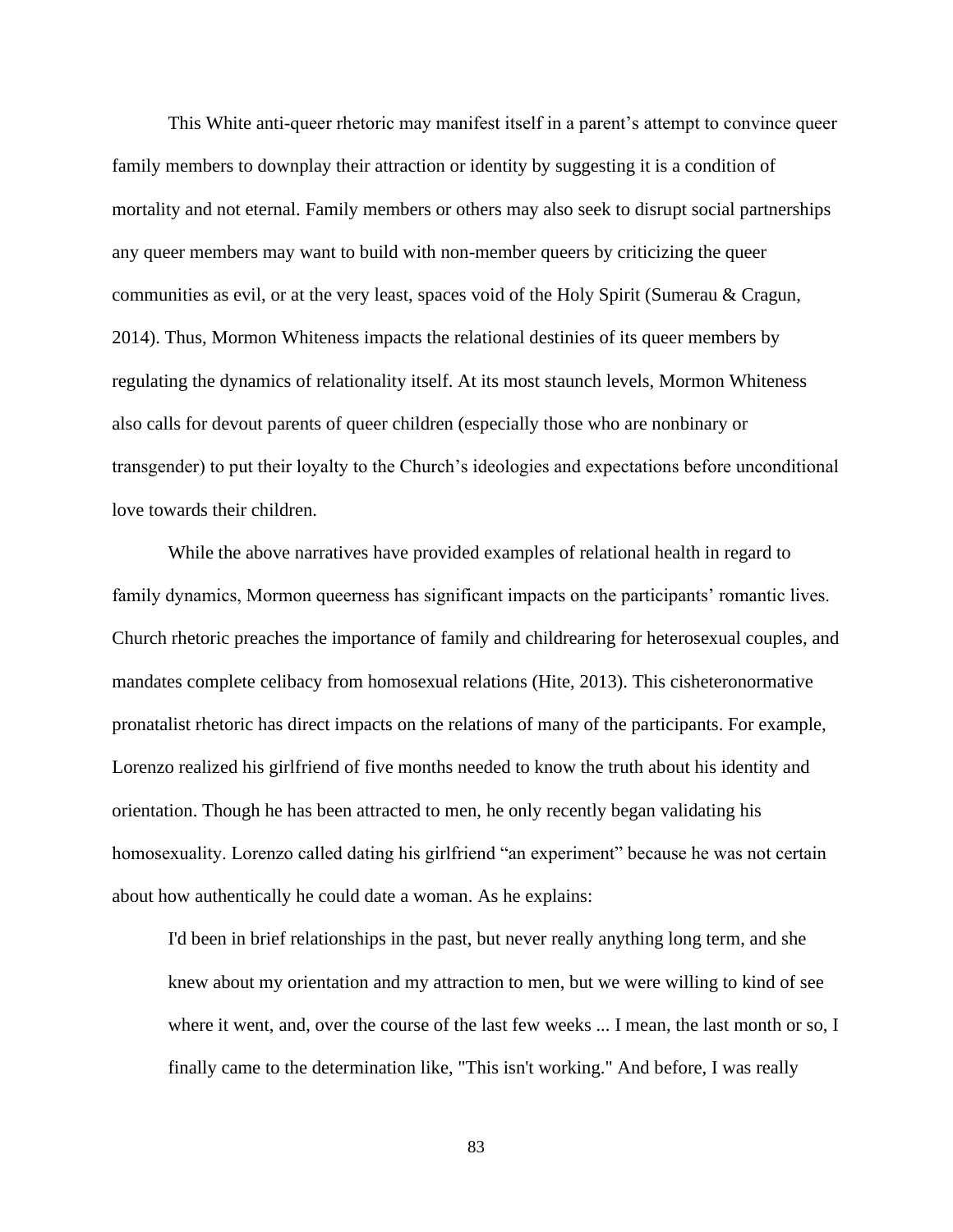This White anti-queer rhetoric may manifest itself in a parent's attempt to convince queer family members to downplay their attraction or identity by suggesting it is a condition of mortality and not eternal. Family members or others may also seek to disrupt social partnerships any queer members may want to build with non-member queers by criticizing the queer communities as evil, or at the very least, spaces void of the Holy Spirit (Sumerau & Cragun, 2014). Thus, Mormon Whiteness impacts the relational destinies of its queer members by regulating the dynamics of relationality itself. At its most staunch levels, Mormon Whiteness also calls for devout parents of queer children (especially those who are nonbinary or transgender) to put their loyalty to the Church's ideologies and expectations before unconditional love towards their children.

While the above narratives have provided examples of relational health in regard to family dynamics, Mormon queerness has significant impacts on the participants' romantic lives. Church rhetoric preaches the importance of family and childrearing for heterosexual couples, and mandates complete celibacy from homosexual relations (Hite, 2013). This cisheteronormative pronatalist rhetoric has direct impacts on the relations of many of the participants. For example, Lorenzo realized his girlfriend of five months needed to know the truth about his identity and orientation. Though he has been attracted to men, he only recently began validating his homosexuality. Lorenzo called dating his girlfriend "an experiment" because he was not certain about how authentically he could date a woman. As he explains:

> I'd been in brief relationships in the past, but never really anything long term, and she knew about my orientation and my attraction to men, but we were willing to kind of see where it went, and, over the course of the last few weeks ... I mean, the last month or so, I finally came to the determination like, "This isn't working." And before, I was really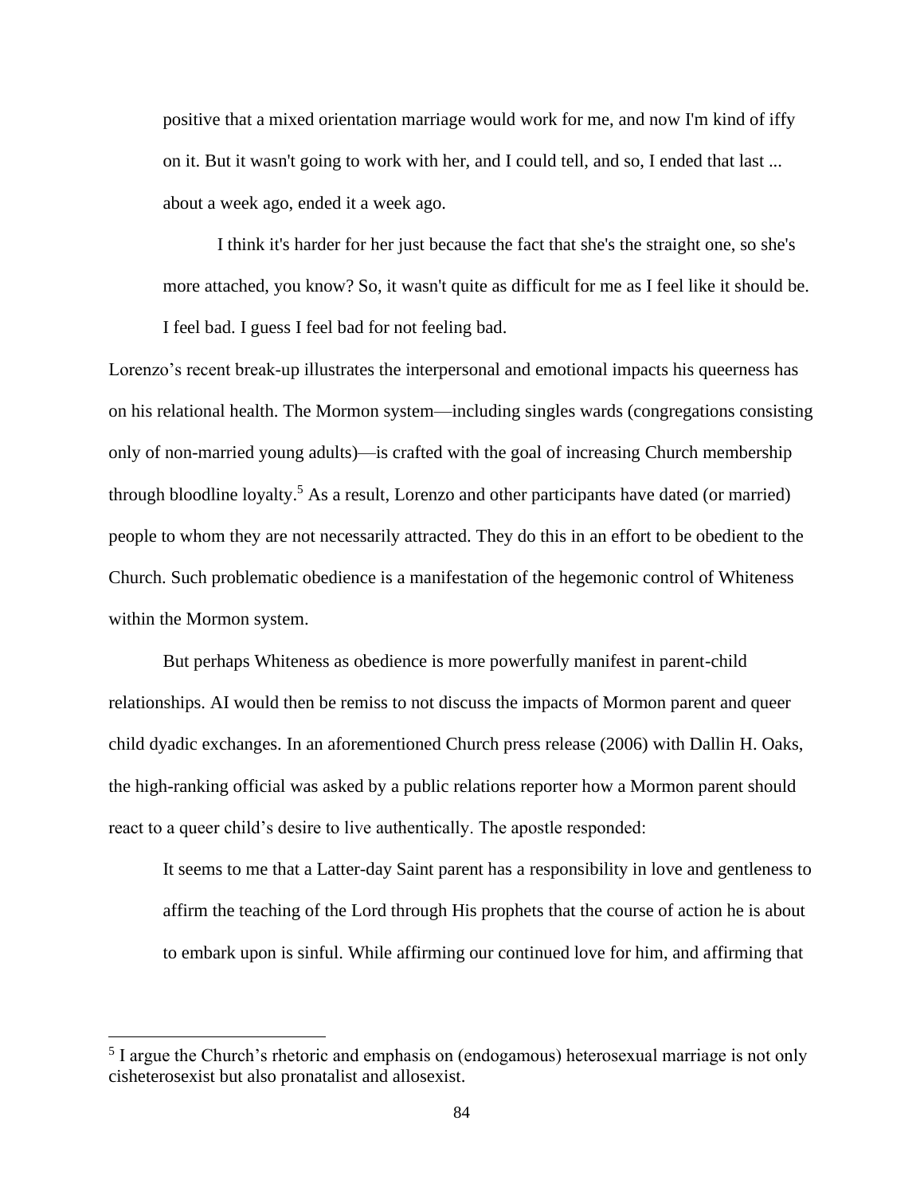> positive that a mixed orientation marriage would work for me, and now I'm kind of iffy on it. But it wasn't going to work with her, and I could tell, and so, I ended that last ... about a week ago, ended it a week ago.
>
> I think it's harder for her just because the fact that she's the straight one, so she's more attached, you know? So, it wasn't quite as difficult for me as I feel like it should be. I feel bad. I guess I feel bad for not feeling bad.

Lorenzo's recent break-up illustrates the interpersonal and emotional impacts his queerness has on his relational health. The Mormon system—including singles wards (congregations consisting only of non-married young adults)—is crafted with the goal of increasing Church membership through bloodline loyalty.[5] As a result, Lorenzo and other participants have dated (or married) people to whom they are not necessarily attracted. They do this in an effort to be obedient to the Church. Such problematic obedience is a manifestation of the hegemonic control of Whiteness within the Mormon system.

But perhaps Whiteness as obedience is more powerfully manifest in parent-child relationships. AI would then be remiss to not discuss the impacts of Mormon parent and queer child dyadic exchanges. In an aforementioned Church press release (2006) with Dallin H. Oaks, the high-ranking official was asked by a public relations reporter how a Mormon parent should react to a queer child's desire to live authentically. The apostle responded:

> It seems to me that a Latter-day Saint parent has a responsibility in love and gentleness to affirm the teaching of the Lord through His prophets that the course of action he is about to embark upon is sinful. While affirming our continued love for him, and affirming that

[5] I argue the Church's rhetoric and emphasis on (endogamous) heterosexual marriage is not only cisheterosexist but also pronatalist and allosexist.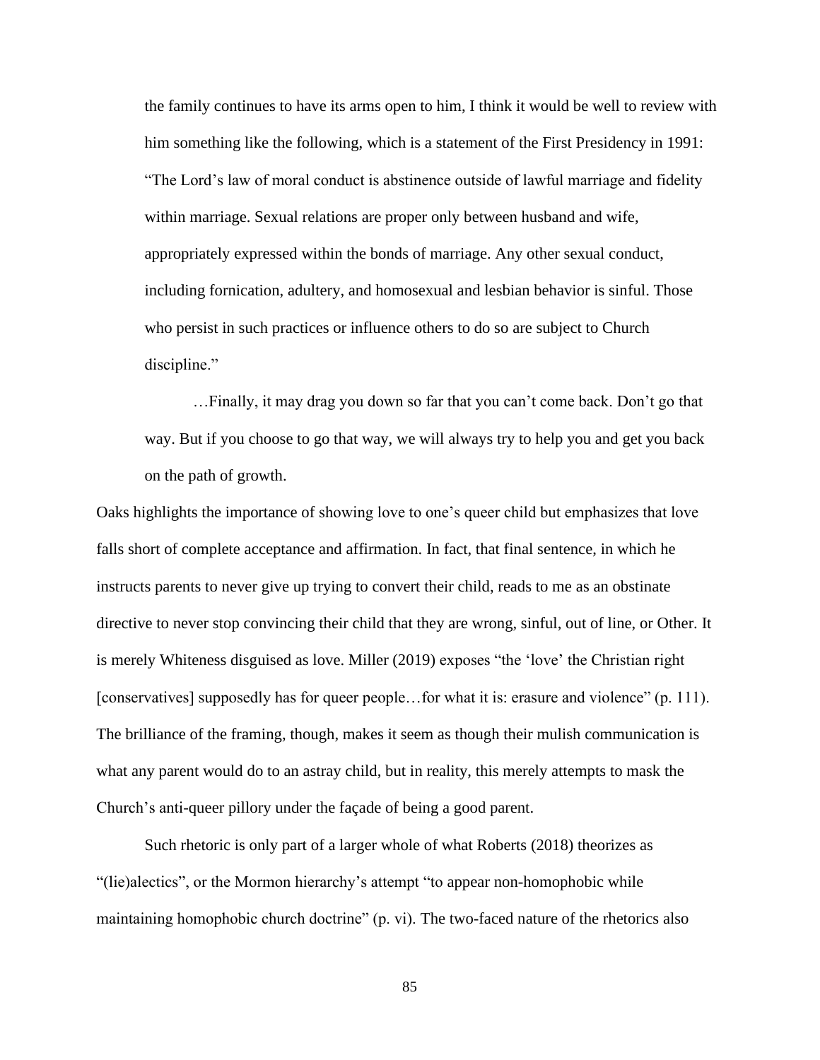> the family continues to have its arms open to him, I think it would be well to review with him something like the following, which is a statement of the First Presidency in 1991: "The Lord's law of moral conduct is abstinence outside of lawful marriage and fidelity within marriage. Sexual relations are proper only between husband and wife, appropriately expressed within the bonds of marriage. Any other sexual conduct, including fornication, adultery, and homosexual and lesbian behavior is sinful. Those who persist in such practices or influence others to do so are subject to Church discipline."
>
> …Finally, it may drag you down so far that you can't come back. Don't go that way. But if you choose to go that way, we will always try to help you and get you back on the path of growth.

Oaks highlights the importance of showing love to one's queer child but emphasizes that love falls short of complete acceptance and affirmation. In fact, that final sentence, in which he instructs parents to never give up trying to convert their child, reads to me as an obstinate directive to never stop convincing their child that they are wrong, sinful, out of line, or Other. It is merely Whiteness disguised as love. Miller (2019) exposes "the 'love' the Christian right [conservatives] supposedly has for queer people…for what it is: erasure and violence" (p. 111). The brilliance of the framing, though, makes it seem as though their mulish communication is what any parent would do to an astray child, but in reality, this merely attempts to mask the Church's anti-queer pillory under the façade of being a good parent.

Such rhetoric is only part of a larger whole of what Roberts (2018) theorizes as "(lie)alectics", or the Mormon hierarchy's attempt "to appear non-homophobic while maintaining homophobic church doctrine" (p. vi). The two-faced nature of the rhetorics also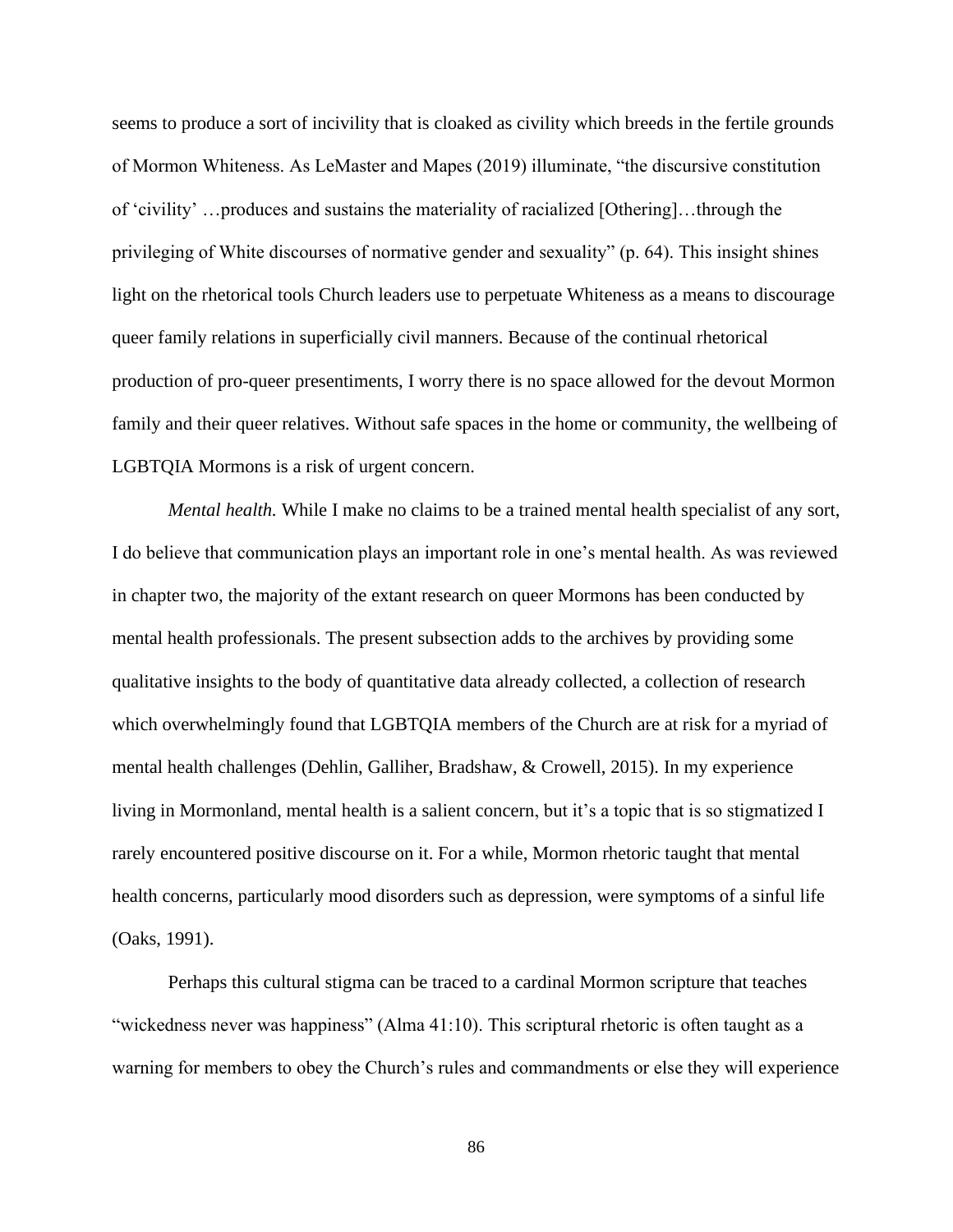seems to produce a sort of incivility that is cloaked as civility which breeds in the fertile grounds of Mormon Whiteness. As LeMaster and Mapes (2019) illuminate, "the discursive constitution of 'civility' …produces and sustains the materiality of racialized [Othering]…through the privileging of White discourses of normative gender and sexuality" (p. 64). This insight shines light on the rhetorical tools Church leaders use to perpetuate Whiteness as a means to discourage queer family relations in superficially civil manners. Because of the continual rhetorical production of pro-queer presentiments, I worry there is no space allowed for the devout Mormon family and their queer relatives. Without safe spaces in the home or community, the wellbeing of LGBTQIA Mormons is a risk of urgent concern.

*Mental health.* While I make no claims to be a trained mental health specialist of any sort, I do believe that communication plays an important role in one's mental health. As was reviewed in chapter two, the majority of the extant research on queer Mormons has been conducted by mental health professionals. The present subsection adds to the archives by providing some qualitative insights to the body of quantitative data already collected, a collection of research which overwhelmingly found that LGBTQIA members of the Church are at risk for a myriad of mental health challenges (Dehlin, Galliher, Bradshaw, & Crowell, 2015). In my experience living in Mormonland, mental health is a salient concern, but it's a topic that is so stigmatized I rarely encountered positive discourse on it. For a while, Mormon rhetoric taught that mental health concerns, particularly mood disorders such as depression, were symptoms of a sinful life (Oaks, 1991).

Perhaps this cultural stigma can be traced to a cardinal Mormon scripture that teaches "wickedness never was happiness" (Alma 41:10). This scriptural rhetoric is often taught as a warning for members to obey the Church's rules and commandments or else they will experience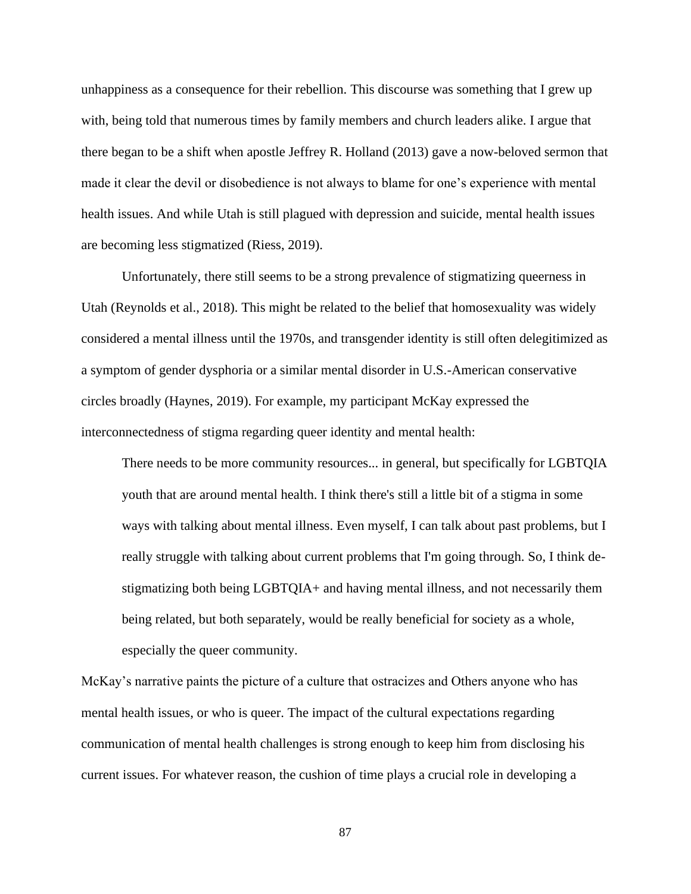unhappiness as a consequence for their rebellion. This discourse was something that I grew up with, being told that numerous times by family members and church leaders alike. I argue that there began to be a shift when apostle Jeffrey R. Holland (2013) gave a now-beloved sermon that made it clear the devil or disobedience is not always to blame for one's experience with mental health issues. And while Utah is still plagued with depression and suicide, mental health issues are becoming less stigmatized (Riess, 2019).

Unfortunately, there still seems to be a strong prevalence of stigmatizing queerness in Utah (Reynolds et al., 2018). This might be related to the belief that homosexuality was widely considered a mental illness until the 1970s, and transgender identity is still often delegitimized as a symptom of gender dysphoria or a similar mental disorder in U.S.-American conservative circles broadly (Haynes, 2019). For example, my participant McKay expressed the interconnectedness of stigma regarding queer identity and mental health:

> There needs to be more community resources... in general, but specifically for LGBTQIA youth that are around mental health. I think there's still a little bit of a stigma in some ways with talking about mental illness. Even myself, I can talk about past problems, but I really struggle with talking about current problems that I'm going through. So, I think de-stigmatizing both being LGBTQIA+ and having mental illness, and not necessarily them being related, but both separately, would be really beneficial for society as a whole, especially the queer community.

McKay's narrative paints the picture of a culture that ostracizes and Others anyone who has mental health issues, or who is queer. The impact of the cultural expectations regarding communication of mental health challenges is strong enough to keep him from disclosing his current issues. For whatever reason, the cushion of time plays a crucial role in developing a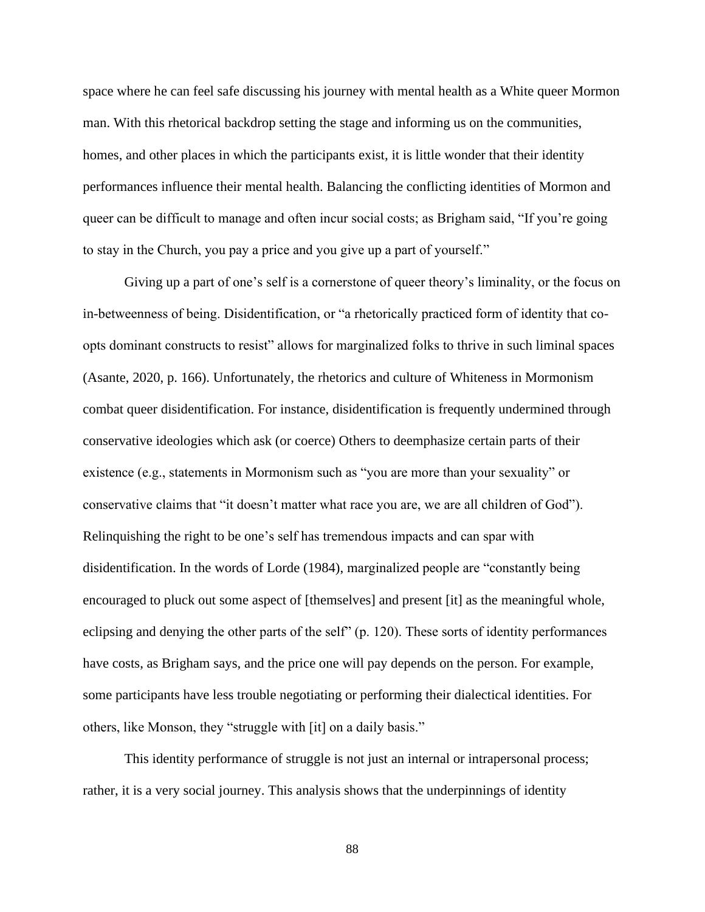space where he can feel safe discussing his journey with mental health as a White queer Mormon man. With this rhetorical backdrop setting the stage and informing us on the communities, homes, and other places in which the participants exist, it is little wonder that their identity performances influence their mental health. Balancing the conflicting identities of Mormon and queer can be difficult to manage and often incur social costs; as Brigham said, "If you're going to stay in the Church, you pay a price and you give up a part of yourself."

Giving up a part of one's self is a cornerstone of queer theory's liminality, or the focus on in-betweenness of being. Disidentification, or "a rhetorically practiced form of identity that co-opts dominant constructs to resist" allows for marginalized folks to thrive in such liminal spaces (Asante, 2020, p. 166). Unfortunately, the rhetorics and culture of Whiteness in Mormonism combat queer disidentification. For instance, disidentification is frequently undermined through conservative ideologies which ask (or coerce) Others to deemphasize certain parts of their existence (e.g., statements in Mormonism such as "you are more than your sexuality" or conservative claims that "it doesn't matter what race you are, we are all children of God"). Relinquishing the right to be one's self has tremendous impacts and can spar with disidentification. In the words of Lorde (1984), marginalized people are "constantly being encouraged to pluck out some aspect of [themselves] and present [it] as the meaningful whole, eclipsing and denying the other parts of the self" (p. 120). These sorts of identity performances have costs, as Brigham says, and the price one will pay depends on the person. For example, some participants have less trouble negotiating or performing their dialectical identities. For others, like Monson, they "struggle with [it] on a daily basis."

This identity performance of struggle is not just an internal or intrapersonal process; rather, it is a very social journey. This analysis shows that the underpinnings of identity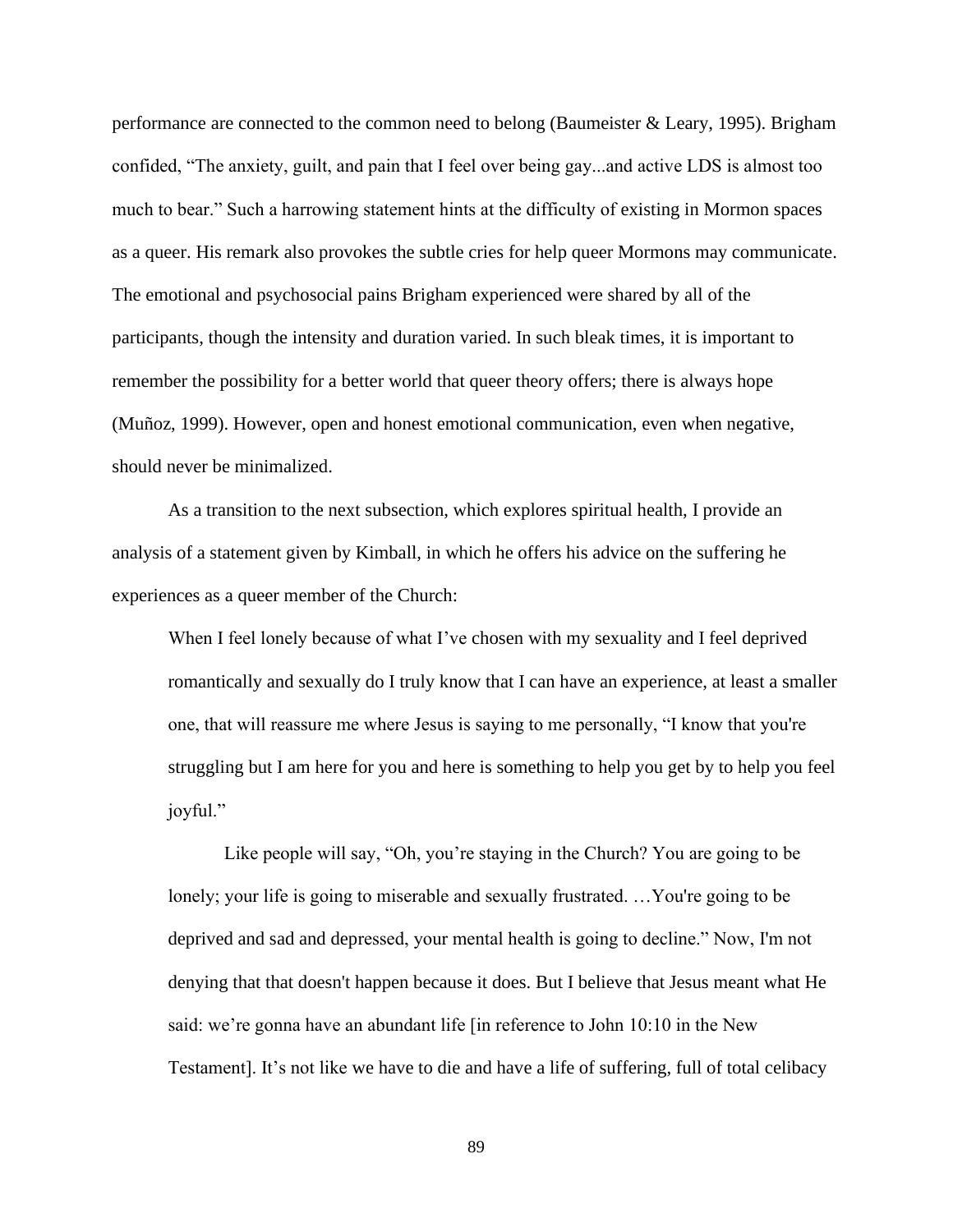performance are connected to the common need to belong (Baumeister & Leary, 1995). Brigham confided, "The anxiety, guilt, and pain that I feel over being gay...and active LDS is almost too much to bear." Such a harrowing statement hints at the difficulty of existing in Mormon spaces as a queer. His remark also provokes the subtle cries for help queer Mormons may communicate. The emotional and psychosocial pains Brigham experienced were shared by all of the participants, though the intensity and duration varied. In such bleak times, it is important to remember the possibility for a better world that queer theory offers; there is always hope (Muñoz, 1999). However, open and honest emotional communication, even when negative, should never be minimalized.

As a transition to the next subsection, which explores spiritual health, I provide an analysis of a statement given by Kimball, in which he offers his advice on the suffering he experiences as a queer member of the Church:

> When I feel lonely because of what I've chosen with my sexuality and I feel deprived romantically and sexually do I truly know that I can have an experience, at least a smaller one, that will reassure me where Jesus is saying to me personally, "I know that you're struggling but I am here for you and here is something to help you get by to help you feel joyful."
>
> Like people will say, "Oh, you're staying in the Church? You are going to be lonely; your life is going to miserable and sexually frustrated. …You're going to be deprived and sad and depressed, your mental health is going to decline." Now, I'm not denying that that doesn't happen because it does. But I believe that Jesus meant what He said: we're gonna have an abundant life [in reference to John 10:10 in the New Testament]. It's not like we have to die and have a life of suffering, full of total celibacy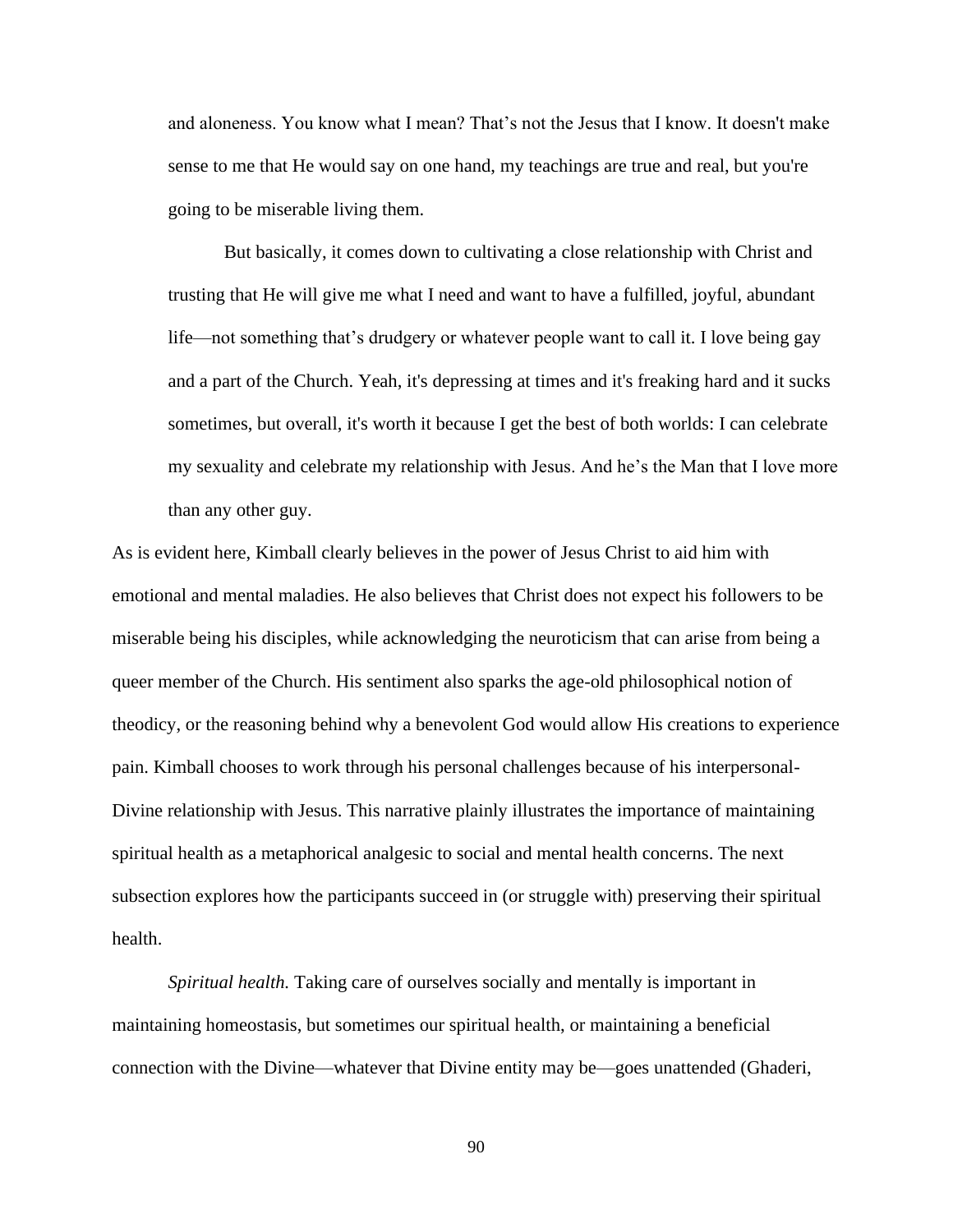> and aloneness. You know what I mean? That's not the Jesus that I know. It doesn't make sense to me that He would say on one hand, my teachings are true and real, but you're going to be miserable living them.
>
> But basically, it comes down to cultivating a close relationship with Christ and trusting that He will give me what I need and want to have a fulfilled, joyful, abundant life—not something that's drudgery or whatever people want to call it. I love being gay and a part of the Church. Yeah, it's depressing at times and it's freaking hard and it sucks sometimes, but overall, it's worth it because I get the best of both worlds: I can celebrate my sexuality and celebrate my relationship with Jesus. And he's the Man that I love more than any other guy.

As is evident here, Kimball clearly believes in the power of Jesus Christ to aid him with emotional and mental maladies. He also believes that Christ does not expect his followers to be miserable being his disciples, while acknowledging the neuroticism that can arise from being a queer member of the Church. His sentiment also sparks the age-old philosophical notion of theodicy, or the reasoning behind why a benevolent God would allow His creations to experience pain. Kimball chooses to work through his personal challenges because of his interpersonal-Divine relationship with Jesus. This narrative plainly illustrates the importance of maintaining spiritual health as a metaphorical analgesic to social and mental health concerns. The next subsection explores how the participants succeed in (or struggle with) preserving their spiritual health.

*Spiritual health.* Taking care of ourselves socially and mentally is important in maintaining homeostasis, but sometimes our spiritual health, or maintaining a beneficial connection with the Divine—whatever that Divine entity may be—goes unattended (Ghaderi,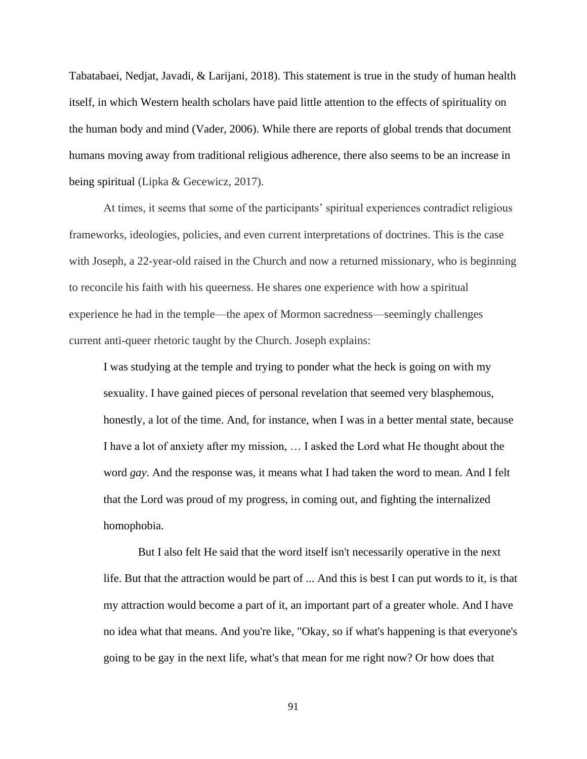Tabatabaei, Nedjat, Javadi, & Larijani, 2018). This statement is true in the study of human health itself, in which Western health scholars have paid little attention to the effects of spirituality on the human body and mind (Vader, 2006). While there are reports of global trends that document humans moving away from traditional religious adherence, there also seems to be an increase in being spiritual (Lipka & Gecewicz, 2017).

At times, it seems that some of the participants' spiritual experiences contradict religious frameworks, ideologies, policies, and even current interpretations of doctrines. This is the case with Joseph, a 22-year-old raised in the Church and now a returned missionary, who is beginning to reconcile his faith with his queerness. He shares one experience with how a spiritual experience he had in the temple—the apex of Mormon sacredness—seemingly challenges current anti-queer rhetoric taught by the Church. Joseph explains:

> I was studying at the temple and trying to ponder what the heck is going on with my sexuality. I have gained pieces of personal revelation that seemed very blasphemous, honestly, a lot of the time. And, for instance, when I was in a better mental state, because I have a lot of anxiety after my mission, … I asked the Lord what He thought about the word *gay*. And the response was, it means what I had taken the word to mean. And I felt that the Lord was proud of my progress, in coming out, and fighting the internalized homophobia.
>
> But I also felt He said that the word itself isn't necessarily operative in the next life. But that the attraction would be part of ... And this is best I can put words to it, is that my attraction would become a part of it, an important part of a greater whole. And I have no idea what that means. And you're like, "Okay, so if what's happening is that everyone's going to be gay in the next life, what's that mean for me right now? Or how does that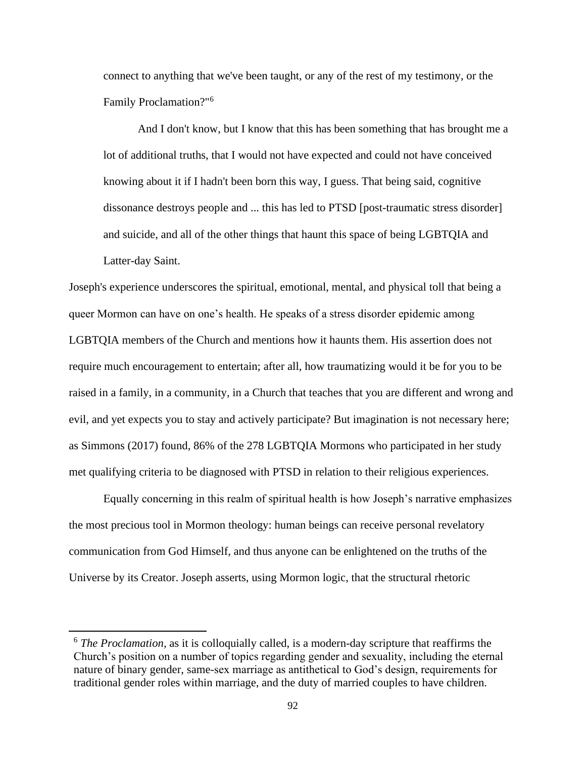> connect to anything that we've been taught, or any of the rest of my testimony, or the Family Proclamation?"[6]
>
> And I don't know, but I know that this has been something that has brought me a lot of additional truths, that I would not have expected and could not have conceived knowing about it if I hadn't been born this way, I guess. That being said, cognitive dissonance destroys people and ... this has led to PTSD [post-traumatic stress disorder] and suicide, and all of the other things that haunt this space of being LGBTQIA and Latter-day Saint.

Joseph's experience underscores the spiritual, emotional, mental, and physical toll that being a queer Mormon can have on one's health. He speaks of a stress disorder epidemic among LGBTQIA members of the Church and mentions how it haunts them. His assertion does not require much encouragement to entertain; after all, how traumatizing would it be for you to be raised in a family, in a community, in a Church that teaches that you are different and wrong and evil, and yet expects you to stay and actively participate? But imagination is not necessary here; as Simmons (2017) found, 86% of the 278 LGBTQIA Mormons who participated in her study met qualifying criteria to be diagnosed with PTSD in relation to their religious experiences.

Equally concerning in this realm of spiritual health is how Joseph's narrative emphasizes the most precious tool in Mormon theology: human beings can receive personal revelatory communication from God Himself, and thus anyone can be enlightened on the truths of the Universe by its Creator. Joseph asserts, using Mormon logic, that the structural rhetoric

---

[6] *The Proclamation,* as it is colloquially called, is a modern-day scripture that reaffirms the Church's position on a number of topics regarding gender and sexuality, including the eternal nature of binary gender, same-sex marriage as antithetical to God's design, requirements for traditional gender roles within marriage, and the duty of married couples to have children.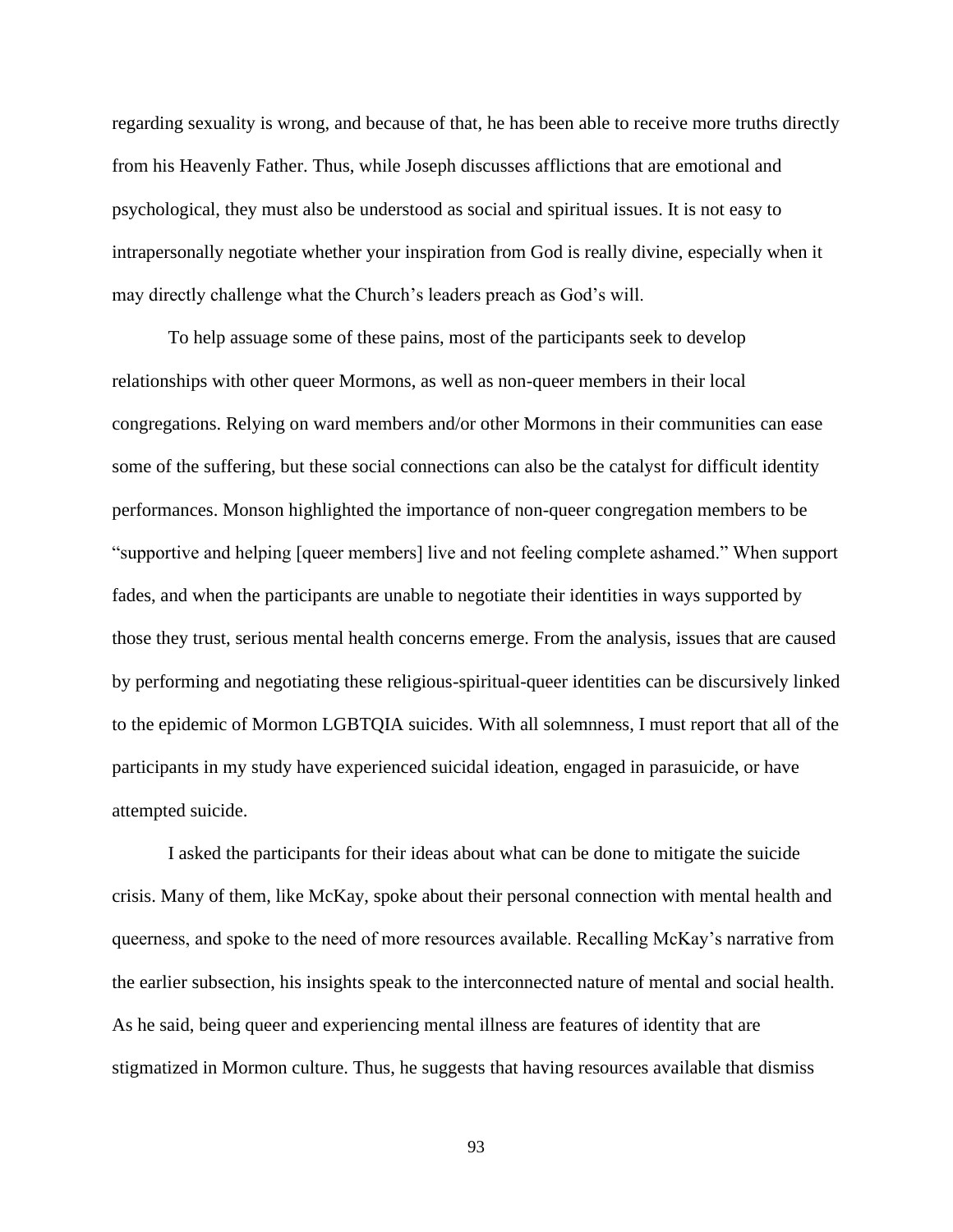regarding sexuality is wrong, and because of that, he has been able to receive more truths directly from his Heavenly Father. Thus, while Joseph discusses afflictions that are emotional and psychological, they must also be understood as social and spiritual issues. It is not easy to intrapersonally negotiate whether your inspiration from God is really divine, especially when it may directly challenge what the Church's leaders preach as God's will.

To help assuage some of these pains, most of the participants seek to develop relationships with other queer Mormons, as well as non-queer members in their local congregations. Relying on ward members and/or other Mormons in their communities can ease some of the suffering, but these social connections can also be the catalyst for difficult identity performances. Monson highlighted the importance of non-queer congregation members to be "supportive and helping [queer members] live and not feeling complete ashamed." When support fades, and when the participants are unable to negotiate their identities in ways supported by those they trust, serious mental health concerns emerge. From the analysis, issues that are caused by performing and negotiating these religious-spiritual-queer identities can be discursively linked to the epidemic of Mormon LGBTQIA suicides. With all solemnness, I must report that all of the participants in my study have experienced suicidal ideation, engaged in parasuicide, or have attempted suicide.

I asked the participants for their ideas about what can be done to mitigate the suicide crisis. Many of them, like McKay, spoke about their personal connection with mental health and queerness, and spoke to the need of more resources available. Recalling McKay's narrative from the earlier subsection, his insights speak to the interconnected nature of mental and social health. As he said, being queer and experiencing mental illness are features of identity that are stigmatized in Mormon culture. Thus, he suggests that having resources available that dismiss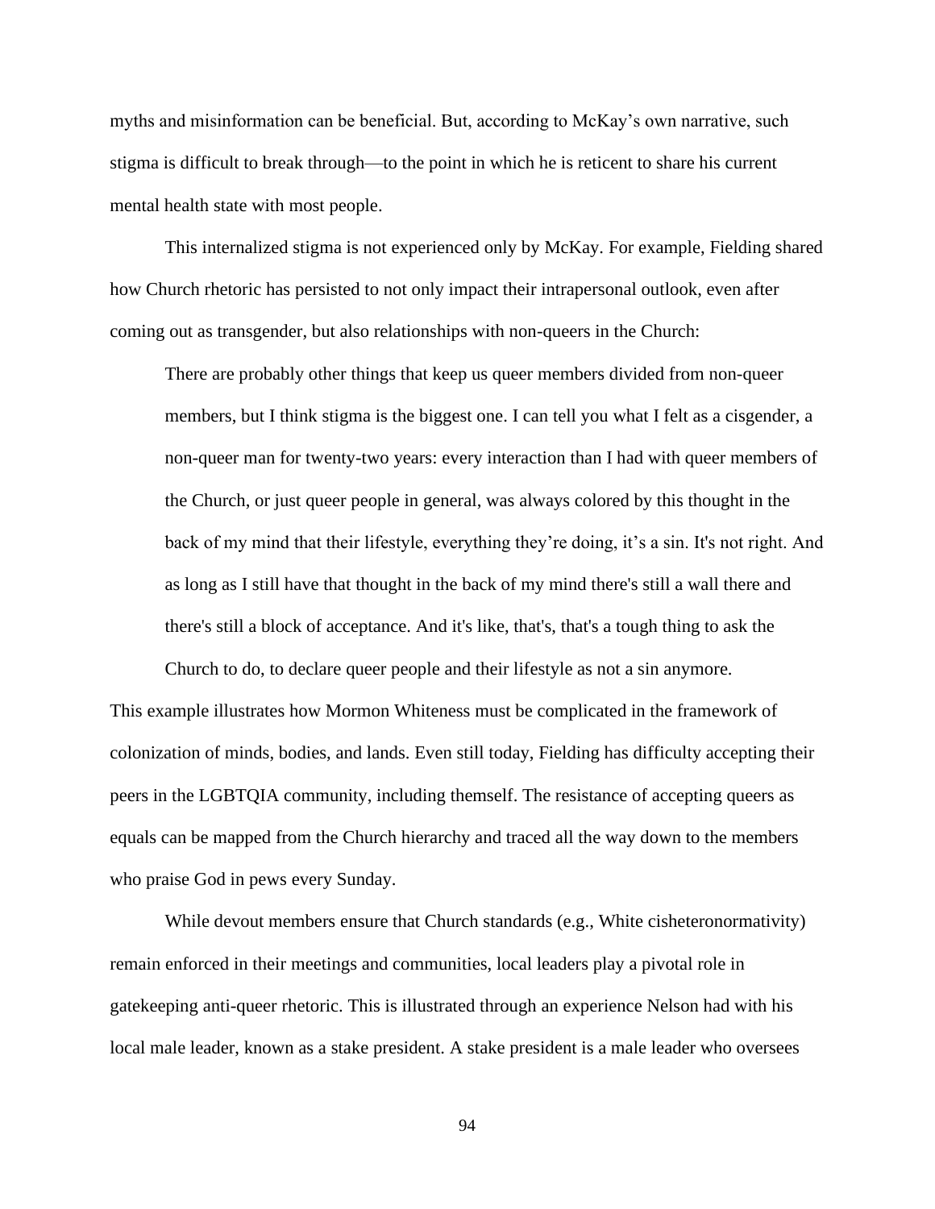myths and misinformation can be beneficial. But, according to McKay's own narrative, such stigma is difficult to break through—to the point in which he is reticent to share his current mental health state with most people.

This internalized stigma is not experienced only by McKay. For example, Fielding shared how Church rhetoric has persisted to not only impact their intrapersonal outlook, even after coming out as transgender, but also relationships with non-queers in the Church:

> There are probably other things that keep us queer members divided from non-queer members, but I think stigma is the biggest one. I can tell you what I felt as a cisgender, a non-queer man for twenty-two years: every interaction than I had with queer members of the Church, or just queer people in general, was always colored by this thought in the back of my mind that their lifestyle, everything they're doing, it's a sin. It's not right. And as long as I still have that thought in the back of my mind there's still a wall there and there's still a block of acceptance. And it's like, that's, that's a tough thing to ask the Church to do, to declare queer people and their lifestyle as not a sin anymore.

This example illustrates how Mormon Whiteness must be complicated in the framework of colonization of minds, bodies, and lands. Even still today, Fielding has difficulty accepting their peers in the LGBTQIA community, including themself. The resistance of accepting queers as equals can be mapped from the Church hierarchy and traced all the way down to the members who praise God in pews every Sunday.

While devout members ensure that Church standards (e.g., White cisheteronormativity) remain enforced in their meetings and communities, local leaders play a pivotal role in gatekeeping anti-queer rhetoric. This is illustrated through an experience Nelson had with his local male leader, known as a stake president. A stake president is a male leader who oversees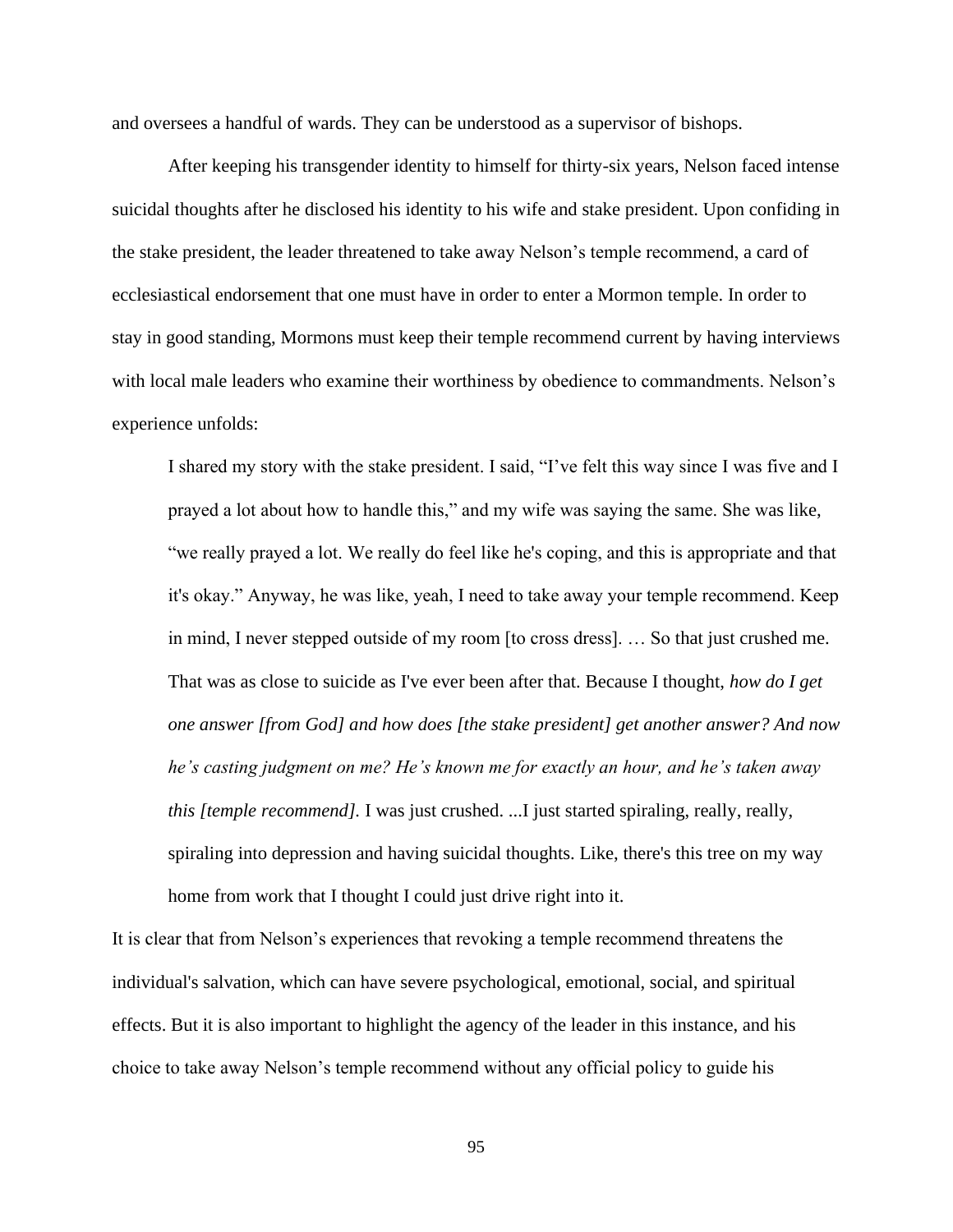and oversees a handful of wards. They can be understood as a supervisor of bishops.

After keeping his transgender identity to himself for thirty-six years, Nelson faced intense suicidal thoughts after he disclosed his identity to his wife and stake president. Upon confiding in the stake president, the leader threatened to take away Nelson's temple recommend, a card of ecclesiastical endorsement that one must have in order to enter a Mormon temple. In order to stay in good standing, Mormons must keep their temple recommend current by having interviews with local male leaders who examine their worthiness by obedience to commandments. Nelson's experience unfolds:

> I shared my story with the stake president. I said, "I've felt this way since I was five and I prayed a lot about how to handle this," and my wife was saying the same. She was like, "we really prayed a lot. We really do feel like he's coping, and this is appropriate and that it's okay." Anyway, he was like, yeah, I need to take away your temple recommend. Keep in mind, I never stepped outside of my room [to cross dress]. … So that just crushed me. That was as close to suicide as I've ever been after that. Because I thought, *how do I get one answer [from God] and how does [the stake president] get another answer? And now he's casting judgment on me? He's known me for exactly an hour, and he's taken away this [temple recommend].* I was just crushed. ...I just started spiraling, really, really, spiraling into depression and having suicidal thoughts. Like, there's this tree on my way home from work that I thought I could just drive right into it.

It is clear that from Nelson's experiences that revoking a temple recommend threatens the individual's salvation, which can have severe psychological, emotional, social, and spiritual effects. But it is also important to highlight the agency of the leader in this instance, and his choice to take away Nelson's temple recommend without any official policy to guide his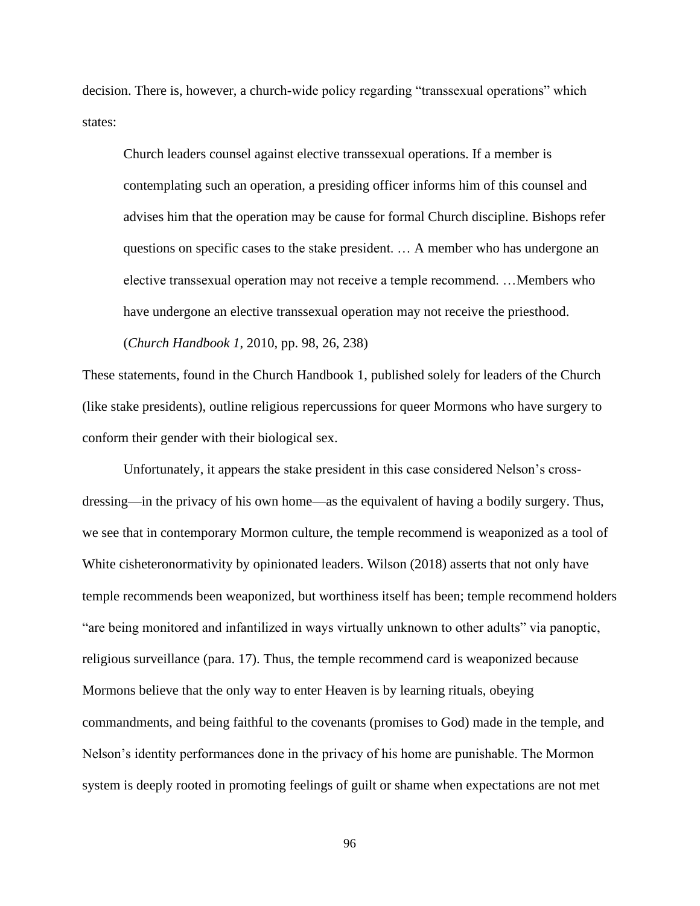decision. There is, however, a church-wide policy regarding "transsexual operations" which states:

> Church leaders counsel against elective transsexual operations. If a member is contemplating such an operation, a presiding officer informs him of this counsel and advises him that the operation may be cause for formal Church discipline. Bishops refer questions on specific cases to the stake president. … A member who has undergone an elective transsexual operation may not receive a temple recommend. …Members who have undergone an elective transsexual operation may not receive the priesthood. (*Church Handbook 1*, 2010, pp. 98, 26, 238)

These statements, found in the Church Handbook 1, published solely for leaders of the Church (like stake presidents), outline religious repercussions for queer Mormons who have surgery to conform their gender with their biological sex.

Unfortunately, it appears the stake president in this case considered Nelson's cross-dressing—in the privacy of his own home—as the equivalent of having a bodily surgery. Thus, we see that in contemporary Mormon culture, the temple recommend is weaponized as a tool of White cisheteronormativity by opinionated leaders. Wilson (2018) asserts that not only have temple recommends been weaponized, but worthiness itself has been; temple recommend holders "are being monitored and infantilized in ways virtually unknown to other adults" via panoptic, religious surveillance (para. 17). Thus, the temple recommend card is weaponized because Mormons believe that the only way to enter Heaven is by learning rituals, obeying commandments, and being faithful to the covenants (promises to God) made in the temple, and Nelson's identity performances done in the privacy of his home are punishable. The Mormon system is deeply rooted in promoting feelings of guilt or shame when expectations are not met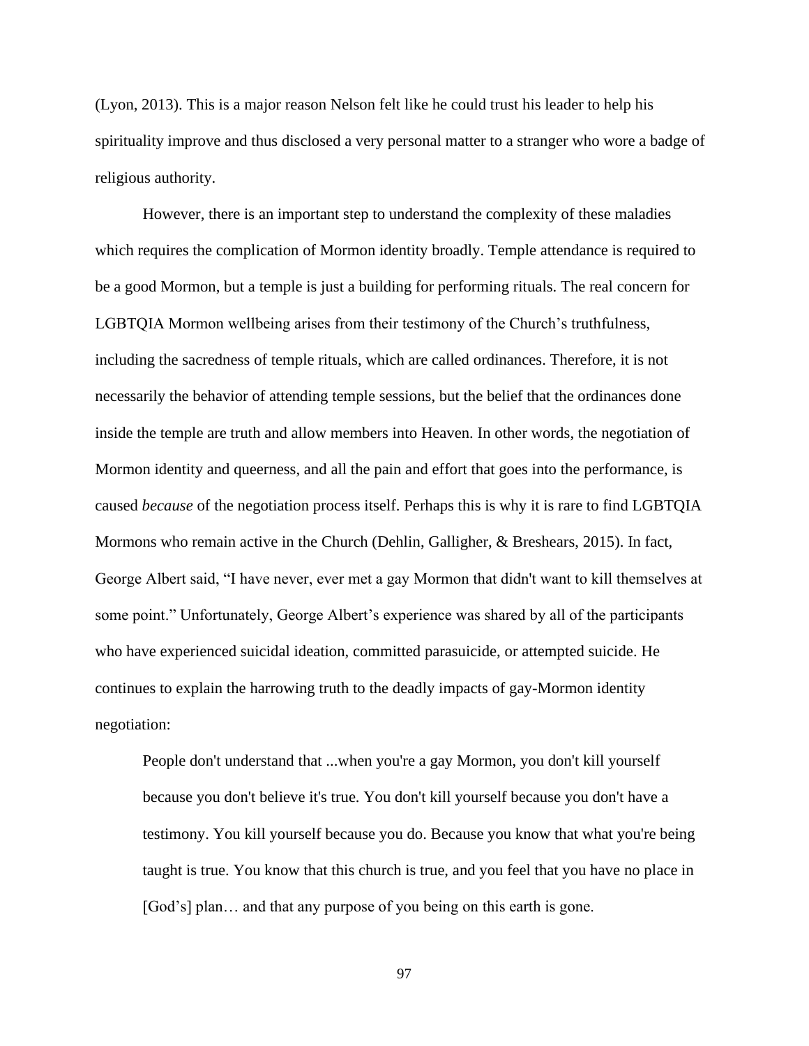(Lyon, 2013). This is a major reason Nelson felt like he could trust his leader to help his spirituality improve and thus disclosed a very personal matter to a stranger who wore a badge of religious authority.

However, there is an important step to understand the complexity of these maladies which requires the complication of Mormon identity broadly. Temple attendance is required to be a good Mormon, but a temple is just a building for performing rituals. The real concern for LGBTQIA Mormon wellbeing arises from their testimony of the Church's truthfulness, including the sacredness of temple rituals, which are called ordinances. Therefore, it is not necessarily the behavior of attending temple sessions, but the belief that the ordinances done inside the temple are truth and allow members into Heaven. In other words, the negotiation of Mormon identity and queerness, and all the pain and effort that goes into the performance, is caused *because* of the negotiation process itself. Perhaps this is why it is rare to find LGBTQIA Mormons who remain active in the Church (Dehlin, Galligher, & Breshears, 2015). In fact, George Albert said, "I have never, ever met a gay Mormon that didn't want to kill themselves at some point." Unfortunately, George Albert's experience was shared by all of the participants who have experienced suicidal ideation, committed parasuicide, or attempted suicide. He continues to explain the harrowing truth to the deadly impacts of gay-Mormon identity negotiation:

> People don't understand that ...when you're a gay Mormon, you don't kill yourself because you don't believe it's true. You don't kill yourself because you don't have a testimony. You kill yourself because you do. Because you know that what you're being taught is true. You know that this church is true, and you feel that you have no place in [God's] plan… and that any purpose of you being on this earth is gone.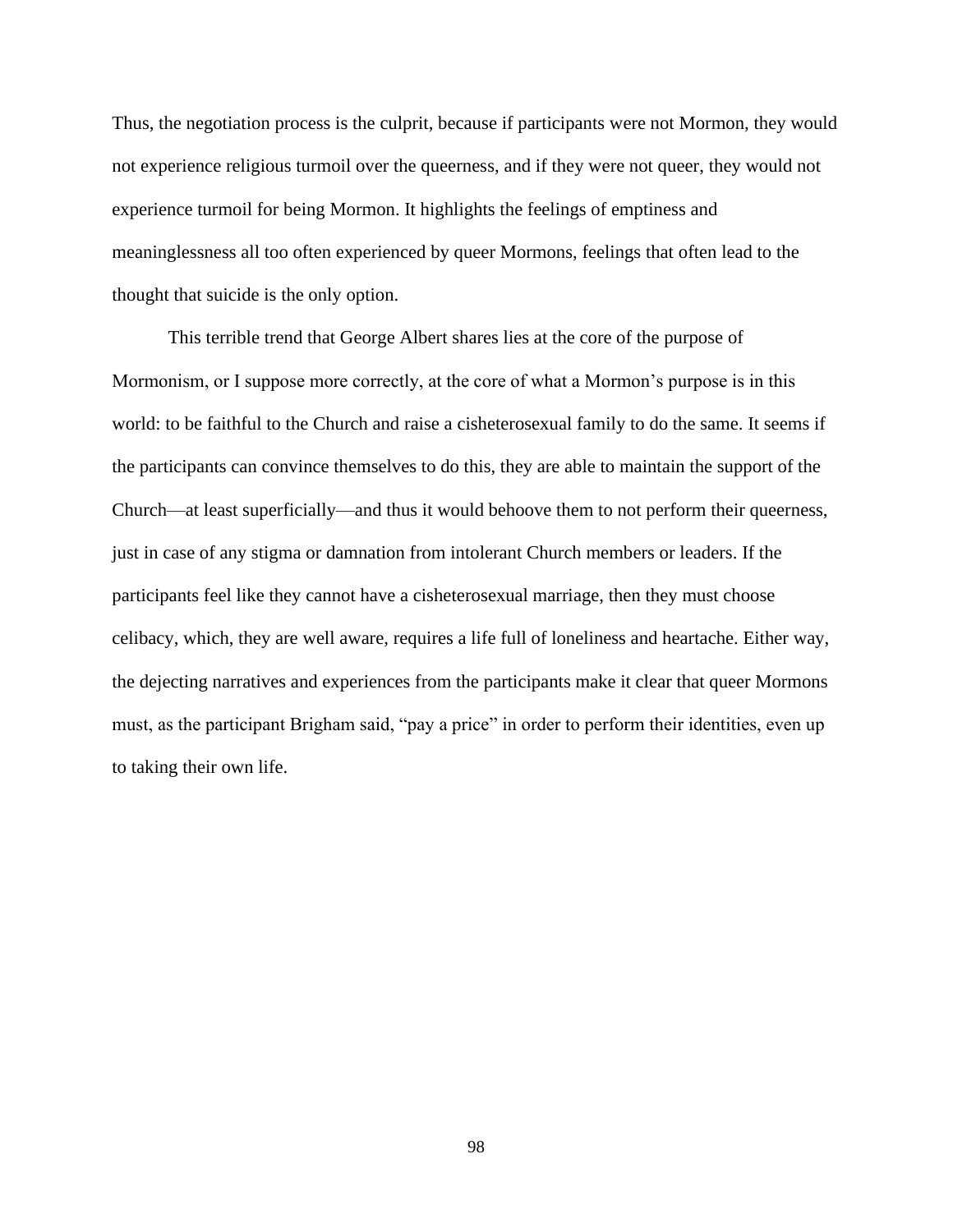Thus, the negotiation process is the culprit, because if participants were not Mormon, they would not experience religious turmoil over the queerness, and if they were not queer, they would not experience turmoil for being Mormon. It highlights the feelings of emptiness and meaninglessness all too often experienced by queer Mormons, feelings that often lead to the thought that suicide is the only option.

This terrible trend that George Albert shares lies at the core of the purpose of Mormonism, or I suppose more correctly, at the core of what a Mormon's purpose is in this world: to be faithful to the Church and raise a cisheterosexual family to do the same. It seems if the participants can convince themselves to do this, they are able to maintain the support of the Church—at least superficially—and thus it would behoove them to not perform their queerness, just in case of any stigma or damnation from intolerant Church members or leaders. If the participants feel like they cannot have a cisheterosexual marriage, then they must choose celibacy, which, they are well aware, requires a life full of loneliness and heartache. Either way, the dejecting narratives and experiences from the participants make it clear that queer Mormons must, as the participant Brigham said, "pay a price" in order to perform their identities, even up to taking their own life.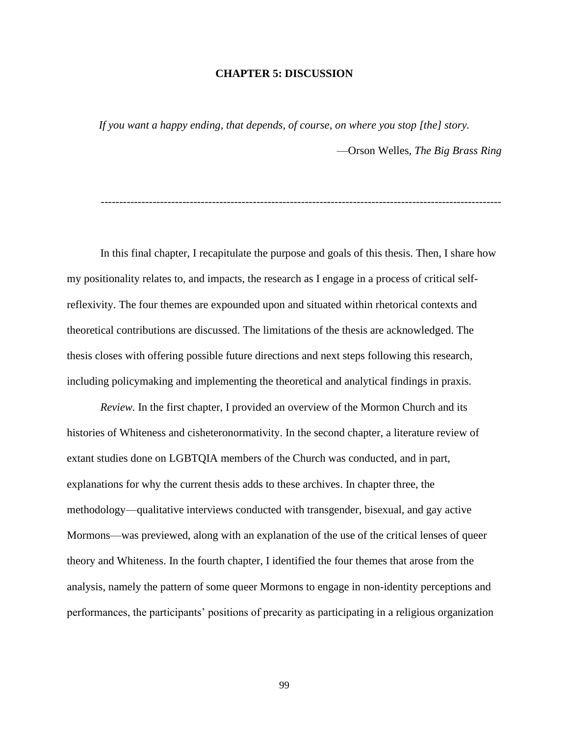# CHAPTER 5: DISCUSSION

*If you want a happy ending, that depends, of course, on where you stop [the] story.*

—Orson Welles, *The Big Brass Ring*

---

In this final chapter, I recapitulate the purpose and goals of this thesis. Then, I share how my positionality relates to, and impacts, the research as I engage in a process of critical self-reflexivity. The four themes are expounded upon and situated within rhetorical contexts and theoretical contributions are discussed. The limitations of the thesis are acknowledged. The thesis closes with offering possible future directions and next steps following this research, including policymaking and implementing the theoretical and analytical findings in praxis.

*Review.* In the first chapter, I provided an overview of the Mormon Church and its histories of Whiteness and cisheteronormativity. In the second chapter, a literature review of extant studies done on LGBTQIA members of the Church was conducted, and in part, explanations for why the current thesis adds to these archives. In chapter three, the methodology—qualitative interviews conducted with transgender, bisexual, and gay active Mormons—was previewed, along with an explanation of the use of the critical lenses of queer theory and Whiteness. In the fourth chapter, I identified the four themes that arose from the analysis, namely the pattern of some queer Mormons to engage in non-identity perceptions and performances, the participants' positions of precarity as participating in a religious organization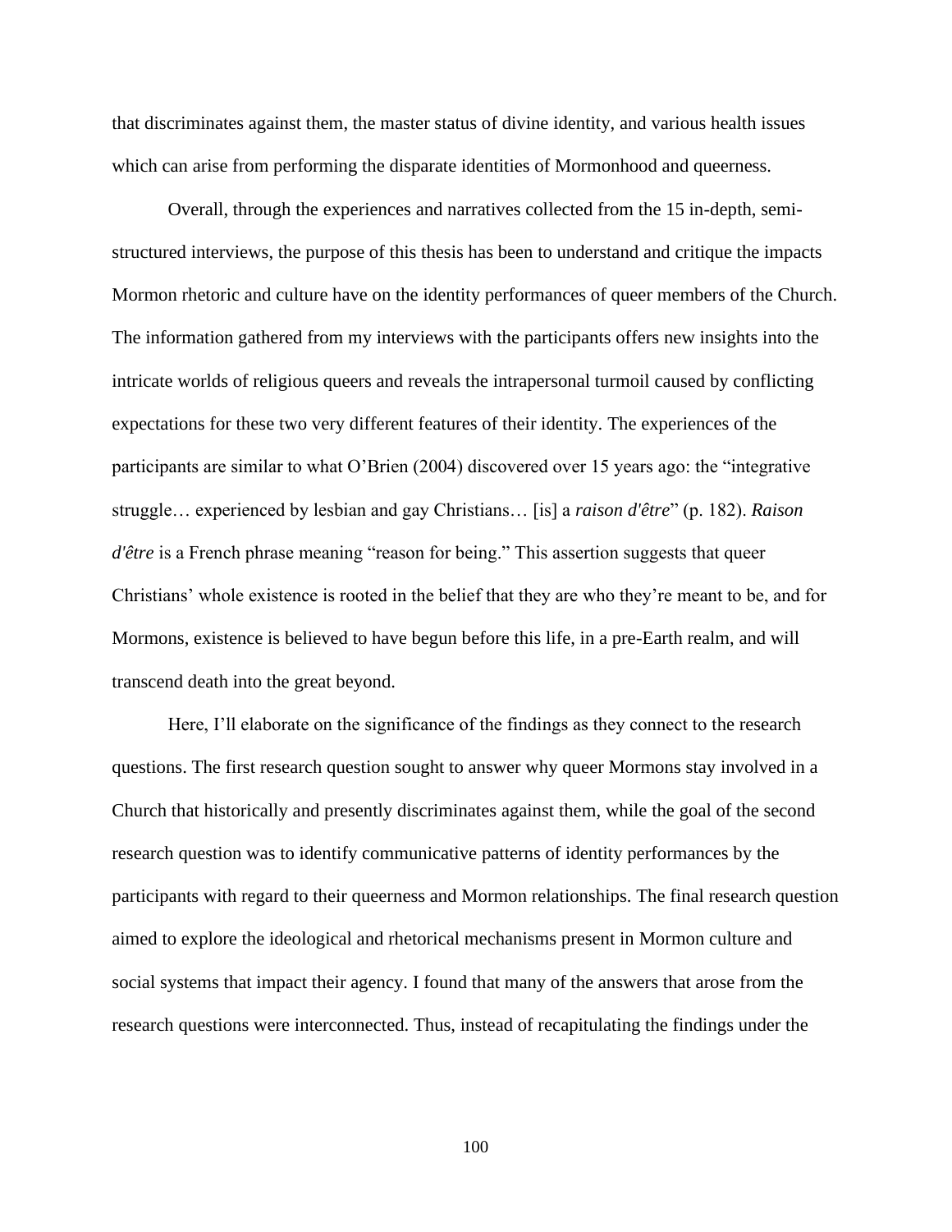that discriminates against them, the master status of divine identity, and various health issues which can arise from performing the disparate identities of Mormonhood and queerness.

Overall, through the experiences and narratives collected from the 15 in-depth, semi-structured interviews, the purpose of this thesis has been to understand and critique the impacts Mormon rhetoric and culture have on the identity performances of queer members of the Church. The information gathered from my interviews with the participants offers new insights into the intricate worlds of religious queers and reveals the intrapersonal turmoil caused by conflicting expectations for these two very different features of their identity. The experiences of the participants are similar to what O'Brien (2004) discovered over 15 years ago: the "integrative struggle… experienced by lesbian and gay Christians… [is] a *raison d'être*" (p. 182). *Raison d'être* is a French phrase meaning "reason for being." This assertion suggests that queer Christians' whole existence is rooted in the belief that they are who they're meant to be, and for Mormons, existence is believed to have begun before this life, in a pre-Earth realm, and will transcend death into the great beyond.

Here, I'll elaborate on the significance of the findings as they connect to the research questions. The first research question sought to answer why queer Mormons stay involved in a Church that historically and presently discriminates against them, while the goal of the second research question was to identify communicative patterns of identity performances by the participants with regard to their queerness and Mormon relationships. The final research question aimed to explore the ideological and rhetorical mechanisms present in Mormon culture and social systems that impact their agency. I found that many of the answers that arose from the research questions were interconnected. Thus, instead of recapitulating the findings under the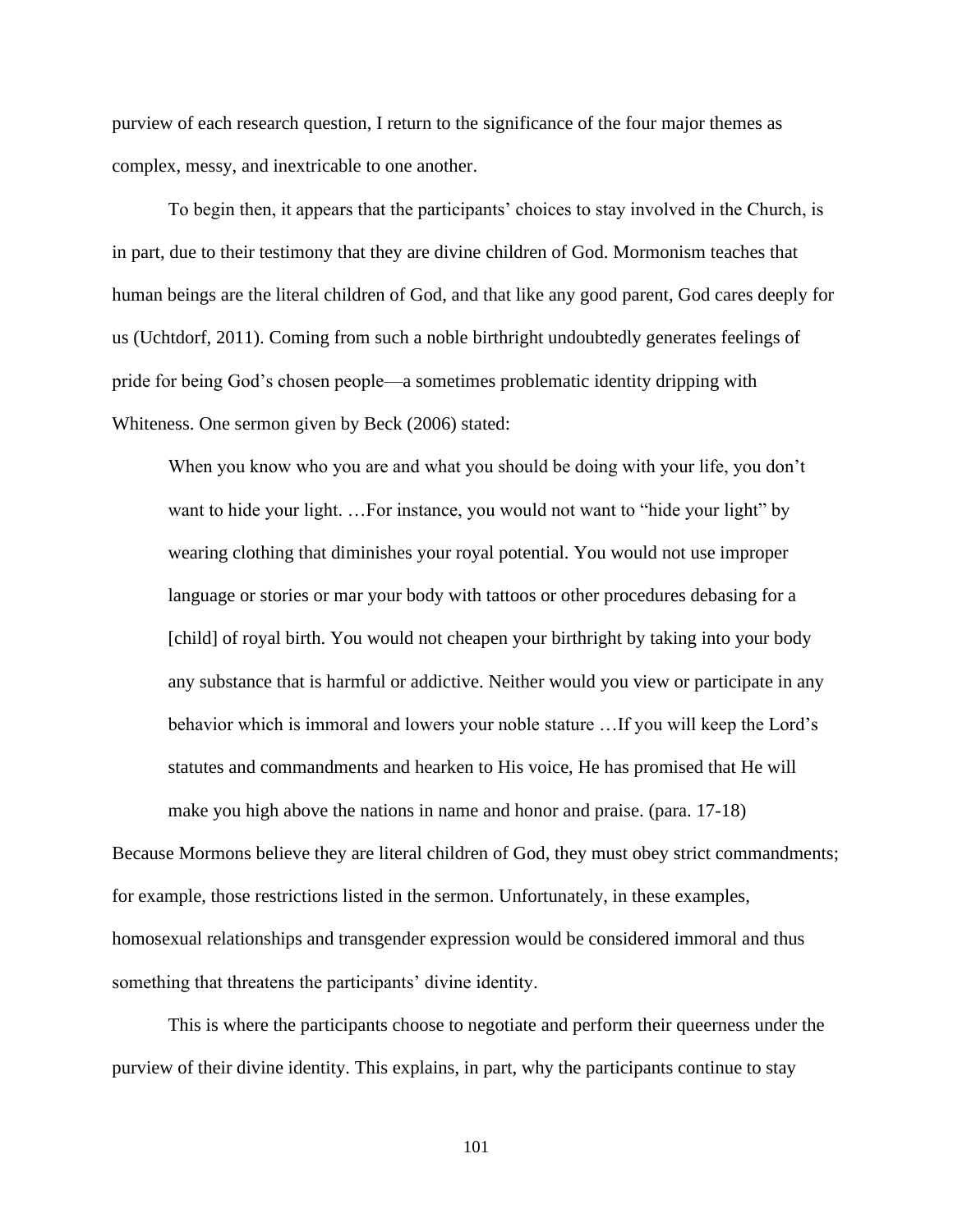purview of each research question, I return to the significance of the four major themes as complex, messy, and inextricable to one another.

To begin then, it appears that the participants' choices to stay involved in the Church, is in part, due to their testimony that they are divine children of God. Mormonism teaches that human beings are the literal children of God, and that like any good parent, God cares deeply for us (Uchtdorf, 2011). Coming from such a noble birthright undoubtedly generates feelings of pride for being God's chosen people—a sometimes problematic identity dripping with Whiteness. One sermon given by Beck (2006) stated:

> When you know who you are and what you should be doing with your life, you don't want to hide your light. …For instance, you would not want to "hide your light" by wearing clothing that diminishes your royal potential. You would not use improper language or stories or mar your body with tattoos or other procedures debasing for a [child] of royal birth. You would not cheapen your birthright by taking into your body any substance that is harmful or addictive. Neither would you view or participate in any behavior which is immoral and lowers your noble stature …If you will keep the Lord's statutes and commandments and hearken to His voice, He has promised that He will make you high above the nations in name and honor and praise. (para. 17-18)

Because Mormons believe they are literal children of God, they must obey strict commandments; for example, those restrictions listed in the sermon. Unfortunately, in these examples, homosexual relationships and transgender expression would be considered immoral and thus something that threatens the participants' divine identity.

This is where the participants choose to negotiate and perform their queerness under the purview of their divine identity. This explains, in part, why the participants continue to stay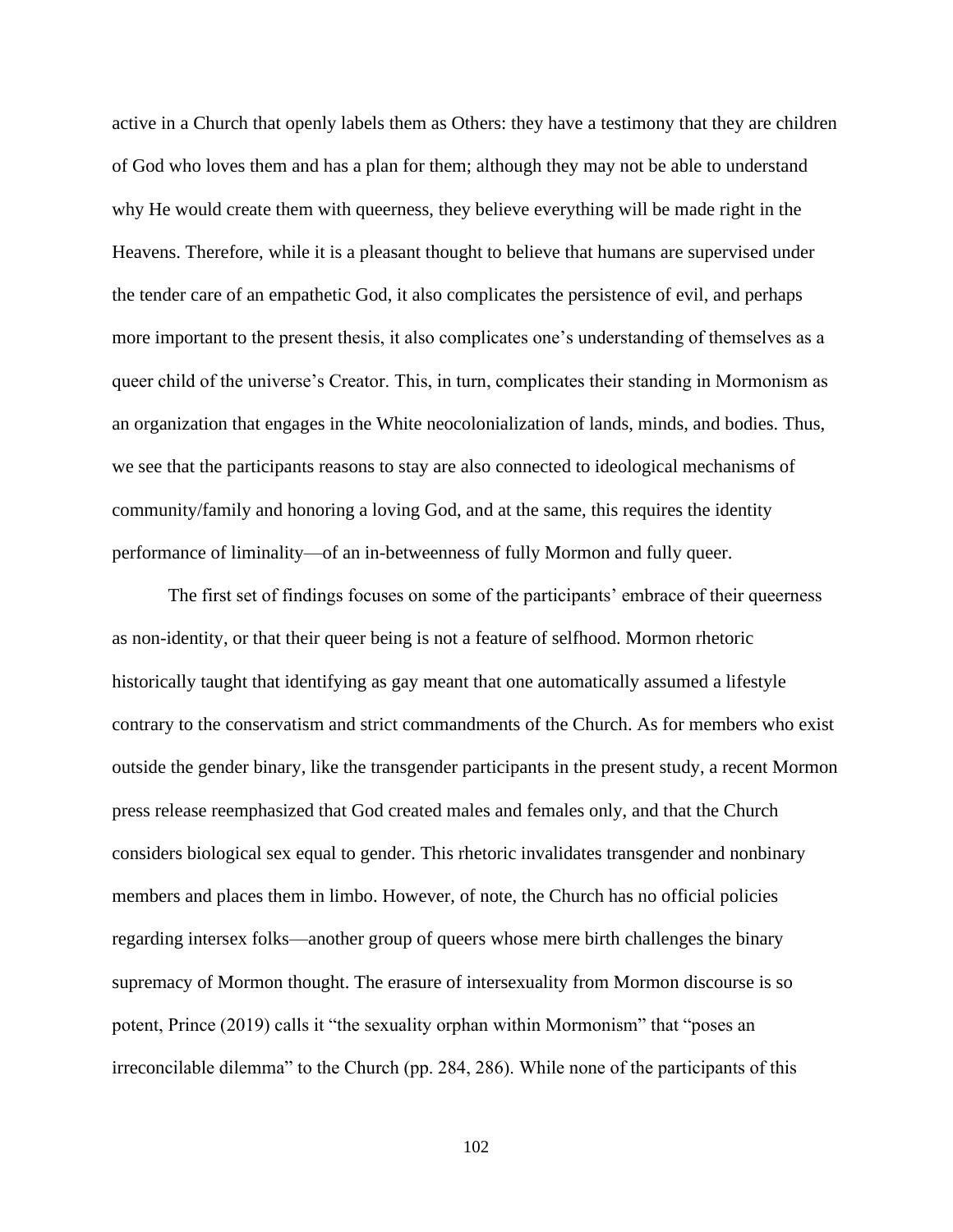active in a Church that openly labels them as Others: they have a testimony that they are children of God who loves them and has a plan for them; although they may not be able to understand why He would create them with queerness, they believe everything will be made right in the Heavens. Therefore, while it is a pleasant thought to believe that humans are supervised under the tender care of an empathetic God, it also complicates the persistence of evil, and perhaps more important to the present thesis, it also complicates one's understanding of themselves as a queer child of the universe's Creator. This, in turn, complicates their standing in Mormonism as an organization that engages in the White neocolonialization of lands, minds, and bodies. Thus, we see that the participants reasons to stay are also connected to ideological mechanisms of community/family and honoring a loving God, and at the same, this requires the identity performance of liminality—of an in-betweenness of fully Mormon and fully queer.

The first set of findings focuses on some of the participants' embrace of their queerness as non-identity, or that their queer being is not a feature of selfhood. Mormon rhetoric historically taught that identifying as gay meant that one automatically assumed a lifestyle contrary to the conservatism and strict commandments of the Church. As for members who exist outside the gender binary, like the transgender participants in the present study, a recent Mormon press release reemphasized that God created males and females only, and that the Church considers biological sex equal to gender. This rhetoric invalidates transgender and nonbinary members and places them in limbo. However, of note, the Church has no official policies regarding intersex folks—another group of queers whose mere birth challenges the binary supremacy of Mormon thought. The erasure of intersexuality from Mormon discourse is so potent, Prince (2019) calls it "the sexuality orphan within Mormonism" that "poses an irreconcilable dilemma" to the Church (pp. 284, 286). While none of the participants of this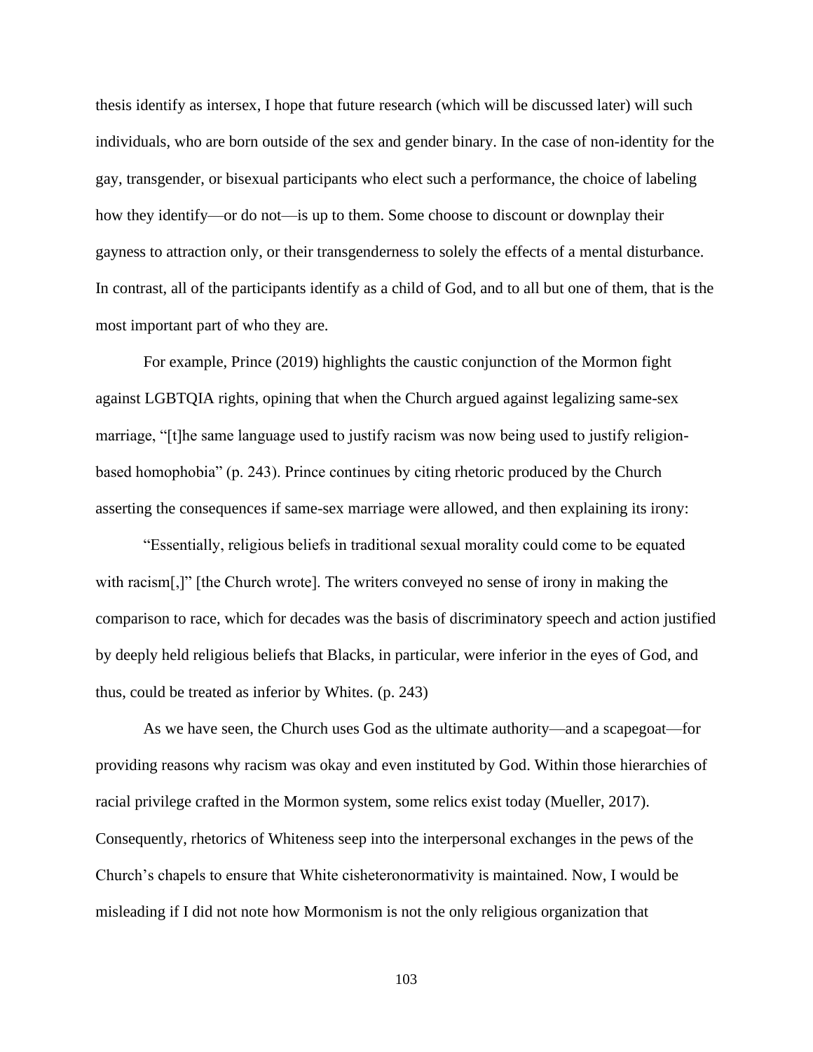thesis identify as intersex, I hope that future research (which will be discussed later) will such individuals, who are born outside of the sex and gender binary. In the case of non-identity for the gay, transgender, or bisexual participants who elect such a performance, the choice of labeling how they identify—or do not—is up to them. Some choose to discount or downplay their gayness to attraction only, or their transgenderness to solely the effects of a mental disturbance. In contrast, all of the participants identify as a child of God, and to all but one of them, that is the most important part of who they are.

For example, Prince (2019) highlights the caustic conjunction of the Mormon fight against LGBTQIA rights, opining that when the Church argued against legalizing same-sex marriage, "[t]he same language used to justify racism was now being used to justify religion-based homophobia" (p. 243). Prince continues by citing rhetoric produced by the Church asserting the consequences if same-sex marriage were allowed, and then explaining its irony:

> "Essentially, religious beliefs in traditional sexual morality could come to be equated with racism[,]" [the Church wrote]. The writers conveyed no sense of irony in making the comparison to race, which for decades was the basis of discriminatory speech and action justified by deeply held religious beliefs that Blacks, in particular, were inferior in the eyes of God, and thus, could be treated as inferior by Whites. (p. 243)

As we have seen, the Church uses God as the ultimate authority—and a scapegoat—for providing reasons why racism was okay and even instituted by God. Within those hierarchies of racial privilege crafted in the Mormon system, some relics exist today (Mueller, 2017). Consequently, rhetorics of Whiteness seep into the interpersonal exchanges in the pews of the Church's chapels to ensure that White cisheteronormativity is maintained. Now, I would be misleading if I did not note how Mormonism is not the only religious organization that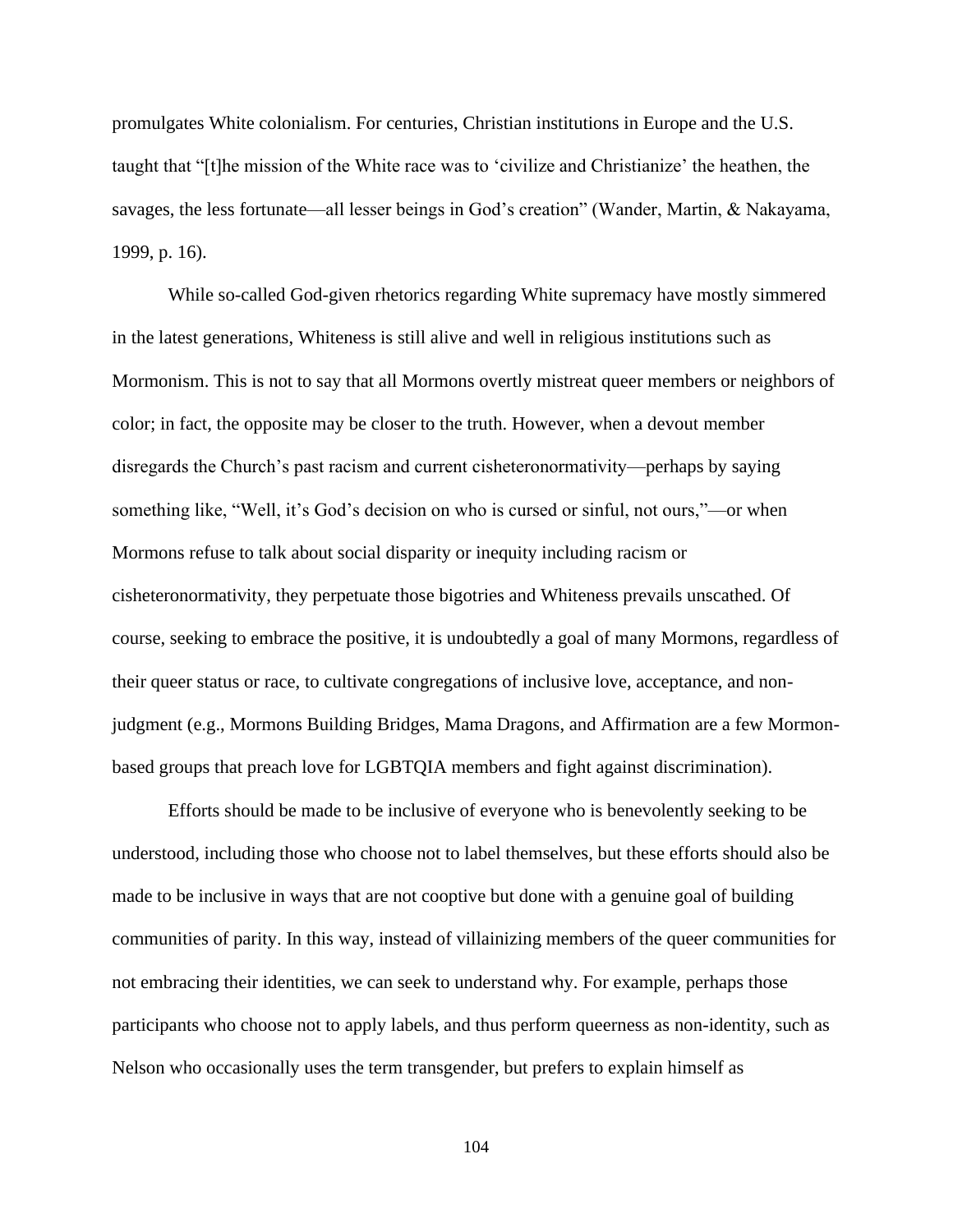promulgates White colonialism. For centuries, Christian institutions in Europe and the U.S. taught that "[t]he mission of the White race was to 'civilize and Christianize' the heathen, the savages, the less fortunate—all lesser beings in God's creation" (Wander, Martin, & Nakayama, 1999, p. 16).

While so-called God-given rhetorics regarding White supremacy have mostly simmered in the latest generations, Whiteness is still alive and well in religious institutions such as Mormonism. This is not to say that all Mormons overtly mistreat queer members or neighbors of color; in fact, the opposite may be closer to the truth. However, when a devout member disregards the Church's past racism and current cisheteronormativity—perhaps by saying something like, "Well, it's God's decision on who is cursed or sinful, not ours,"—or when Mormons refuse to talk about social disparity or inequity including racism or cisheteronormativity, they perpetuate those bigotries and Whiteness prevails unscathed. Of course, seeking to embrace the positive, it is undoubtedly a goal of many Mormons, regardless of their queer status or race, to cultivate congregations of inclusive love, acceptance, and non-judgment (e.g., Mormons Building Bridges, Mama Dragons, and Affirmation are a few Mormon-based groups that preach love for LGBTQIA members and fight against discrimination).

Efforts should be made to be inclusive of everyone who is benevolently seeking to be understood, including those who choose not to label themselves, but these efforts should also be made to be inclusive in ways that are not cooptive but done with a genuine goal of building communities of parity. In this way, instead of villainizing members of the queer communities for not embracing their identities, we can seek to understand why. For example, perhaps those participants who choose not to apply labels, and thus perform queerness as non-identity, such as Nelson who occasionally uses the term transgender, but prefers to explain himself as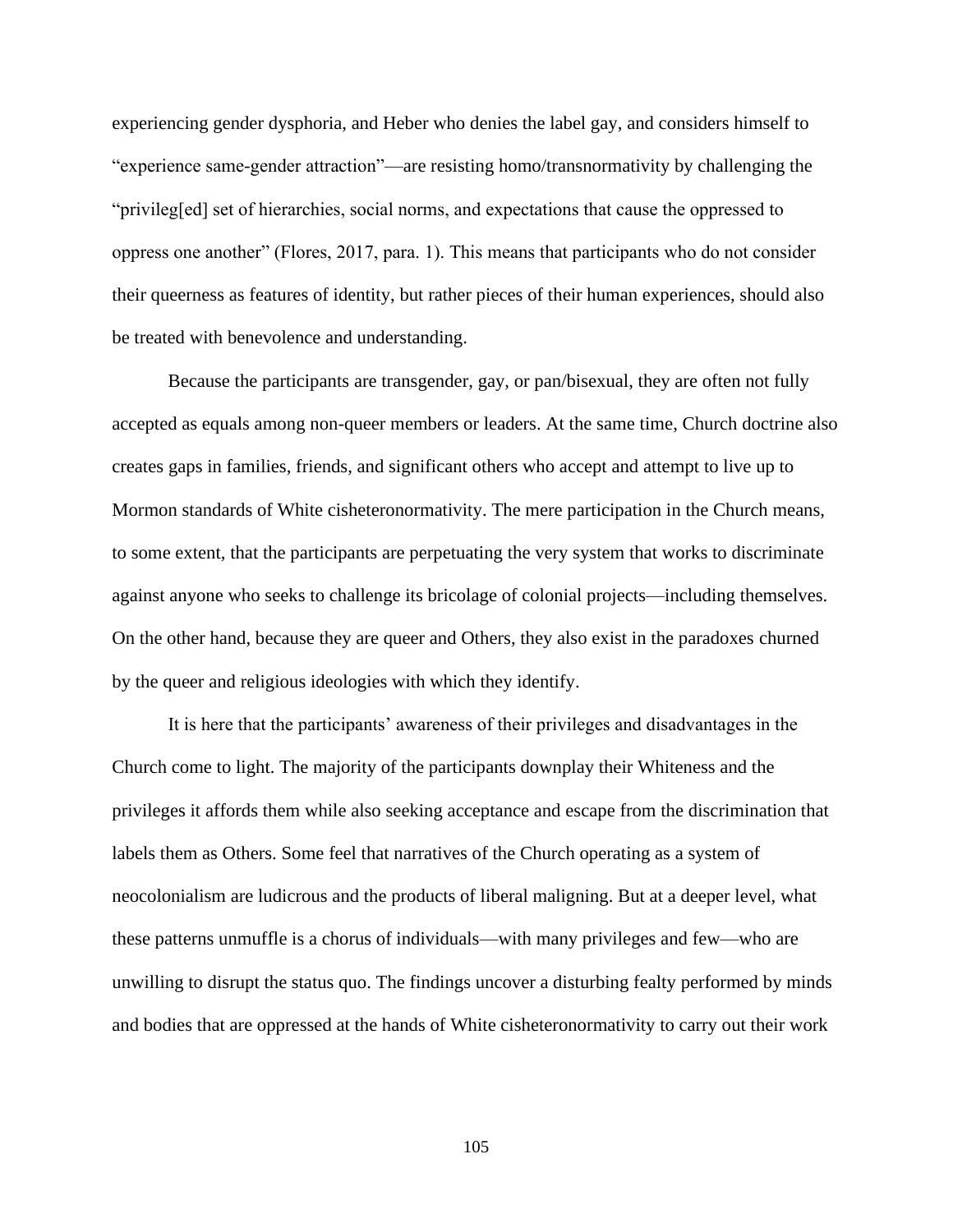experiencing gender dysphoria, and Heber who denies the label gay, and considers himself to "experience same-gender attraction"—are resisting homo/transnormativity by challenging the "privileg[ed] set of hierarchies, social norms, and expectations that cause the oppressed to oppress one another" (Flores, 2017, para. 1). This means that participants who do not consider their queerness as features of identity, but rather pieces of their human experiences, should also be treated with benevolence and understanding.

Because the participants are transgender, gay, or pan/bisexual, they are often not fully accepted as equals among non-queer members or leaders. At the same time, Church doctrine also creates gaps in families, friends, and significant others who accept and attempt to live up to Mormon standards of White cisheteronormativity. The mere participation in the Church means, to some extent, that the participants are perpetuating the very system that works to discriminate against anyone who seeks to challenge its bricolage of colonial projects—including themselves. On the other hand, because they are queer and Others, they also exist in the paradoxes churned by the queer and religious ideologies with which they identify.

It is here that the participants' awareness of their privileges and disadvantages in the Church come to light. The majority of the participants downplay their Whiteness and the privileges it affords them while also seeking acceptance and escape from the discrimination that labels them as Others. Some feel that narratives of the Church operating as a system of neocolonialism are ludicrous and the products of liberal maligning. But at a deeper level, what these patterns unmuffle is a chorus of individuals—with many privileges and few—who are unwilling to disrupt the status quo. The findings uncover a disturbing fealty performed by minds and bodies that are oppressed at the hands of White cisheteronormativity to carry out their work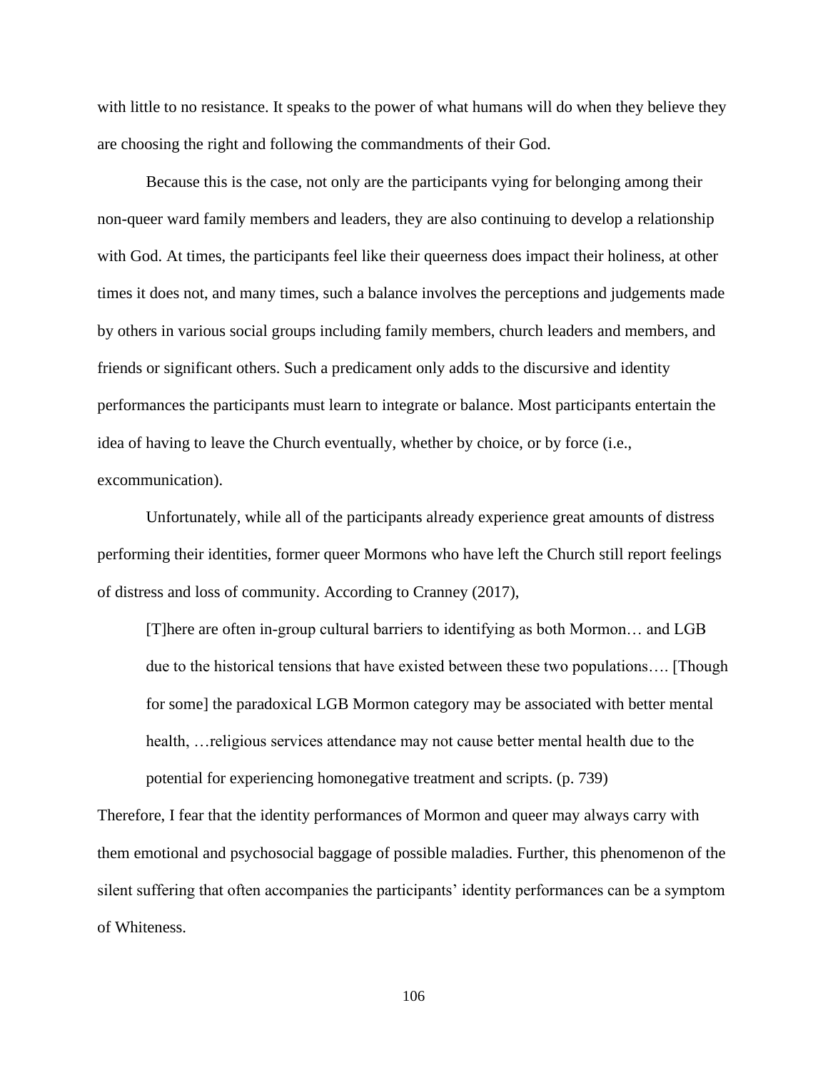with little to no resistance. It speaks to the power of what humans will do when they believe they are choosing the right and following the commandments of their God.

Because this is the case, not only are the participants vying for belonging among their non-queer ward family members and leaders, they are also continuing to develop a relationship with God. At times, the participants feel like their queerness does impact their holiness, at other times it does not, and many times, such a balance involves the perceptions and judgements made by others in various social groups including family members, church leaders and members, and friends or significant others. Such a predicament only adds to the discursive and identity performances the participants must learn to integrate or balance. Most participants entertain the idea of having to leave the Church eventually, whether by choice, or by force (i.e., excommunication).

Unfortunately, while all of the participants already experience great amounts of distress performing their identities, former queer Mormons who have left the Church still report feelings of distress and loss of community. According to Cranney (2017),

> [T]here are often in-group cultural barriers to identifying as both Mormon… and LGB due to the historical tensions that have existed between these two populations…. [Though for some] the paradoxical LGB Mormon category may be associated with better mental health, …religious services attendance may not cause better mental health due to the potential for experiencing homonegative treatment and scripts. (p. 739)

Therefore, I fear that the identity performances of Mormon and queer may always carry with them emotional and psychosocial baggage of possible maladies. Further, this phenomenon of the silent suffering that often accompanies the participants' identity performances can be a symptom of Whiteness.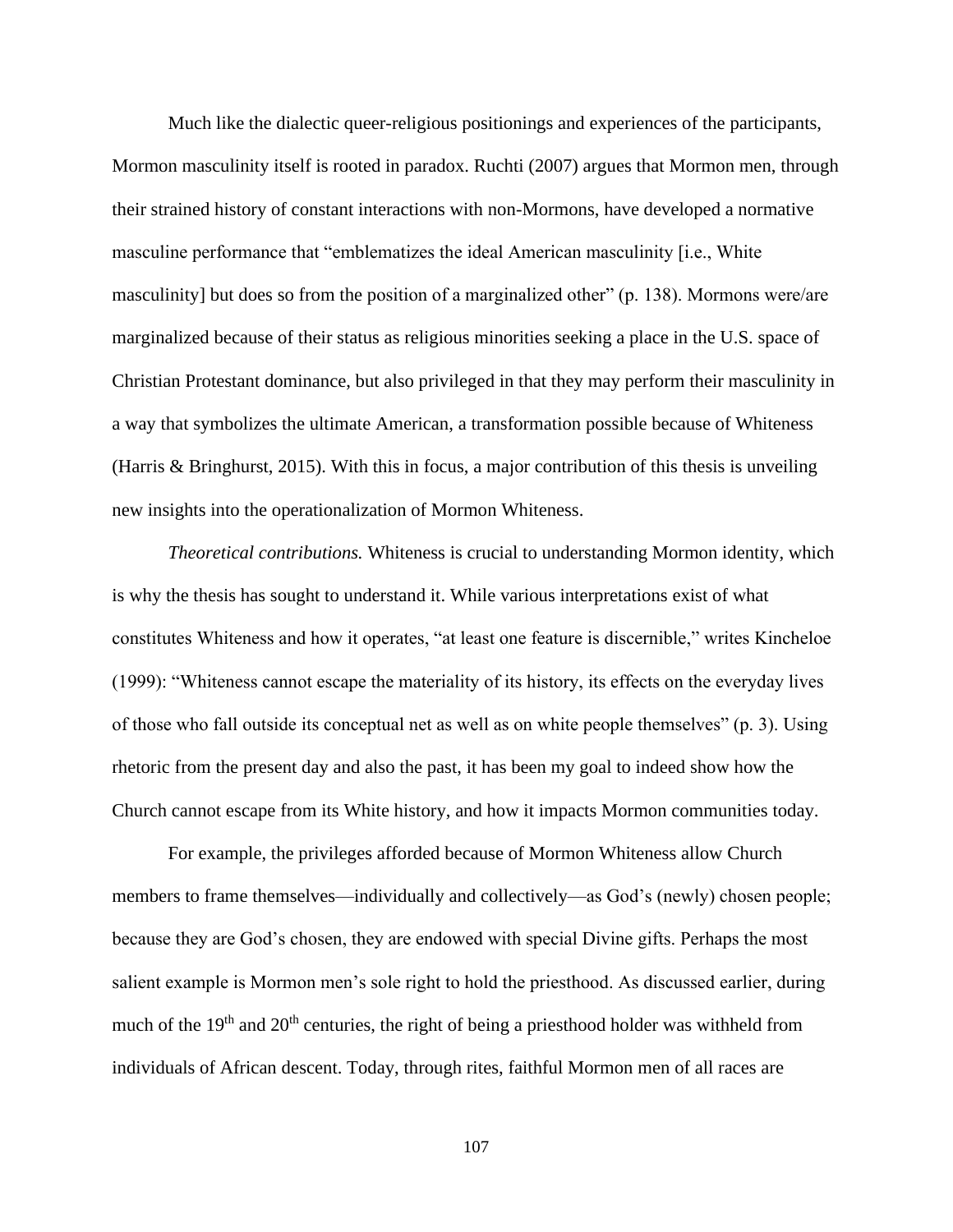Much like the dialectic queer-religious positionings and experiences of the participants, Mormon masculinity itself is rooted in paradox. Ruchti (2007) argues that Mormon men, through their strained history of constant interactions with non-Mormons, have developed a normative masculine performance that "emblematizes the ideal American masculinity [i.e., White masculinity] but does so from the position of a marginalized other" (p. 138). Mormons were/are marginalized because of their status as religious minorities seeking a place in the U.S. space of Christian Protestant dominance, but also privileged in that they may perform their masculinity in a way that symbolizes the ultimate American, a transformation possible because of Whiteness (Harris & Bringhurst, 2015). With this in focus, a major contribution of this thesis is unveiling new insights into the operationalization of Mormon Whiteness.

*Theoretical contributions.* Whiteness is crucial to understanding Mormon identity, which is why the thesis has sought to understand it. While various interpretations exist of what constitutes Whiteness and how it operates, "at least one feature is discernible," writes Kincheloe (1999): "Whiteness cannot escape the materiality of its history, its effects on the everyday lives of those who fall outside its conceptual net as well as on white people themselves" (p. 3). Using rhetoric from the present day and also the past, it has been my goal to indeed show how the Church cannot escape from its White history, and how it impacts Mormon communities today.

For example, the privileges afforded because of Mormon Whiteness allow Church members to frame themselves—individually and collectively—as God's (newly) chosen people; because they are God's chosen, they are endowed with special Divine gifts. Perhaps the most salient example is Mormon men's sole right to hold the priesthood. As discussed earlier, during much of the 19th and 20th centuries, the right of being a priesthood holder was withheld from individuals of African descent. Today, through rites, faithful Mormon men of all races are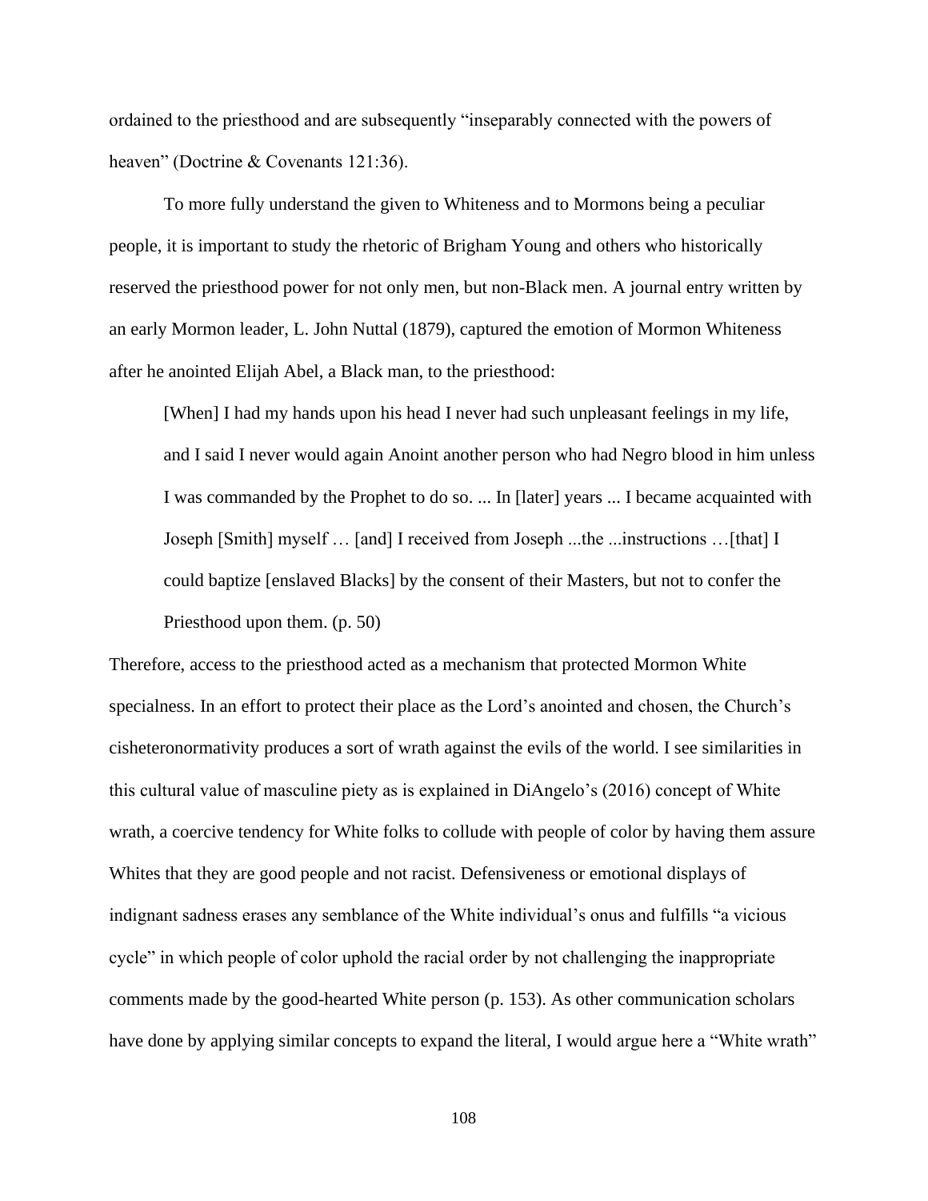ordained to the priesthood and are subsequently "inseparably connected with the powers of heaven" (Doctrine & Covenants 121:36).

To more fully understand the given to Whiteness and to Mormons being a peculiar people, it is important to study the rhetoric of Brigham Young and others who historically reserved the priesthood power for not only men, but non-Black men. A journal entry written by an early Mormon leader, L. John Nuttal (1879), captured the emotion of Mormon Whiteness after he anointed Elijah Abel, a Black man, to the priesthood:

> [When] I had my hands upon his head I never had such unpleasant feelings in my life, and I said I never would again Anoint another person who had Negro blood in him unless I was commanded by the Prophet to do so. ... In [later] years ... I became acquainted with Joseph [Smith] myself … [and] I received from Joseph ...the ...instructions …[that] I could baptize [enslaved Blacks] by the consent of their Masters, but not to confer the Priesthood upon them. (p. 50)

Therefore, access to the priesthood acted as a mechanism that protected Mormon White specialness. In an effort to protect their place as the Lord's anointed and chosen, the Church's cisheteronormativity produces a sort of wrath against the evils of the world. I see similarities in this cultural value of masculine piety as is explained in DiAngelo's (2016) concept of White wrath, a coercive tendency for White folks to collude with people of color by having them assure Whites that they are good people and not racist. Defensiveness or emotional displays of indignant sadness erases any semblance of the White individual's onus and fulfills "a vicious cycle" in which people of color uphold the racial order by not challenging the inappropriate comments made by the good-hearted White person (p. 153). As other communication scholars have done by applying similar concepts to expand the literal, I would argue here a "White wrath"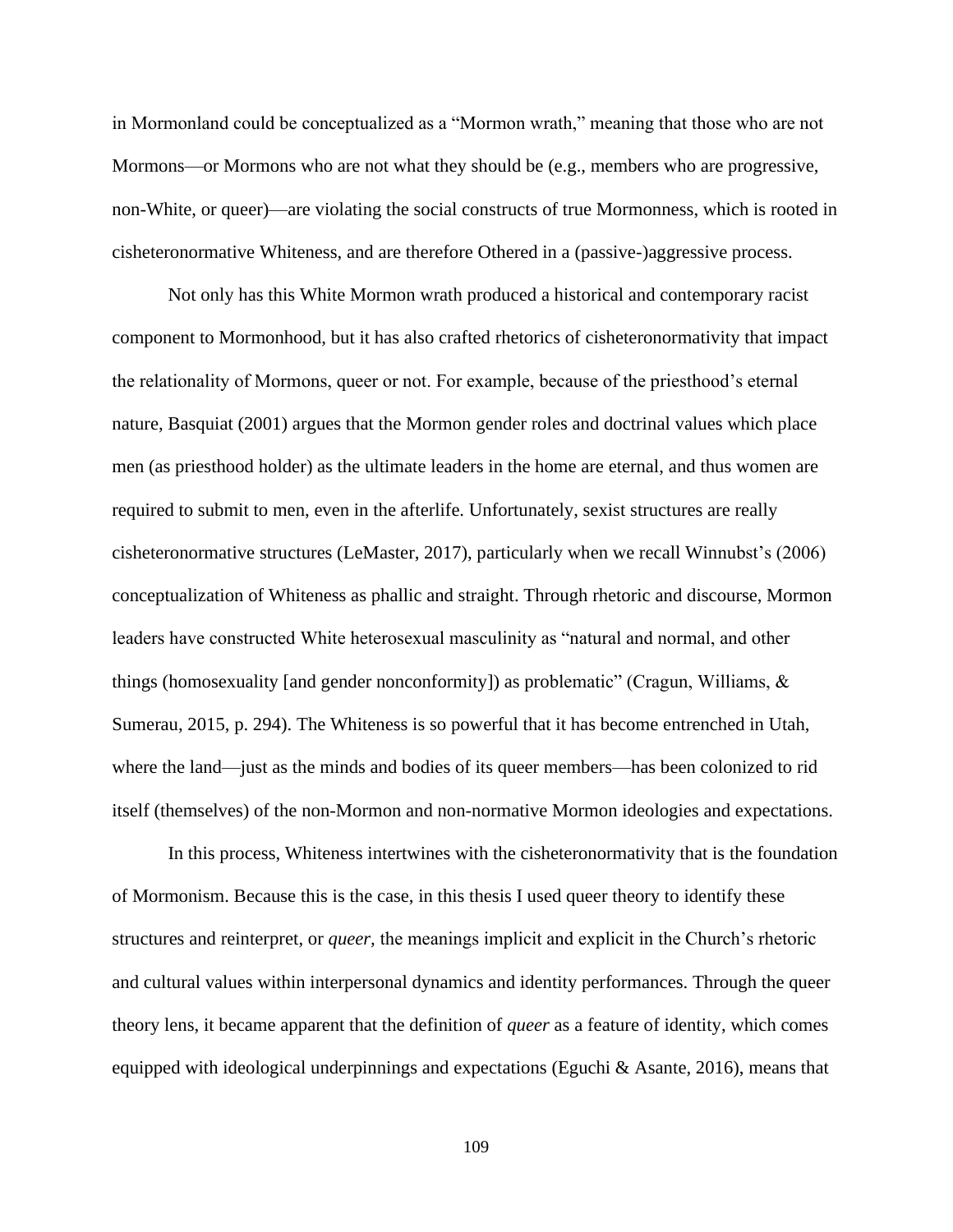in Mormonland could be conceptualized as a "Mormon wrath," meaning that those who are not Mormons—or Mormons who are not what they should be (e.g., members who are progressive, non-White, or queer)—are violating the social constructs of true Mormonness, which is rooted in cisheteronormative Whiteness, and are therefore Othered in a (passive-)aggressive process.

Not only has this White Mormon wrath produced a historical and contemporary racist component to Mormonhood, but it has also crafted rhetorics of cisheteronormativity that impact the relationality of Mormons, queer or not. For example, because of the priesthood's eternal nature, Basquiat (2001) argues that the Mormon gender roles and doctrinal values which place men (as priesthood holder) as the ultimate leaders in the home are eternal, and thus women are required to submit to men, even in the afterlife. Unfortunately, sexist structures are really cisheteronormative structures (LeMaster, 2017), particularly when we recall Winnubst's (2006) conceptualization of Whiteness as phallic and straight. Through rhetoric and discourse, Mormon leaders have constructed White heterosexual masculinity as "natural and normal, and other things (homosexuality [and gender nonconformity]) as problematic" (Cragun, Williams, & Sumerau, 2015, p. 294). The Whiteness is so powerful that it has become entrenched in Utah, where the land—just as the minds and bodies of its queer members—has been colonized to rid itself (themselves) of the non-Mormon and non-normative Mormon ideologies and expectations.

In this process, Whiteness intertwines with the cisheteronormativity that is the foundation of Mormonism. Because this is the case, in this thesis I used queer theory to identify these structures and reinterpret, or *queer*, the meanings implicit and explicit in the Church's rhetoric and cultural values within interpersonal dynamics and identity performances. Through the queer theory lens, it became apparent that the definition of *queer* as a feature of identity, which comes equipped with ideological underpinnings and expectations (Eguchi & Asante, 2016), means that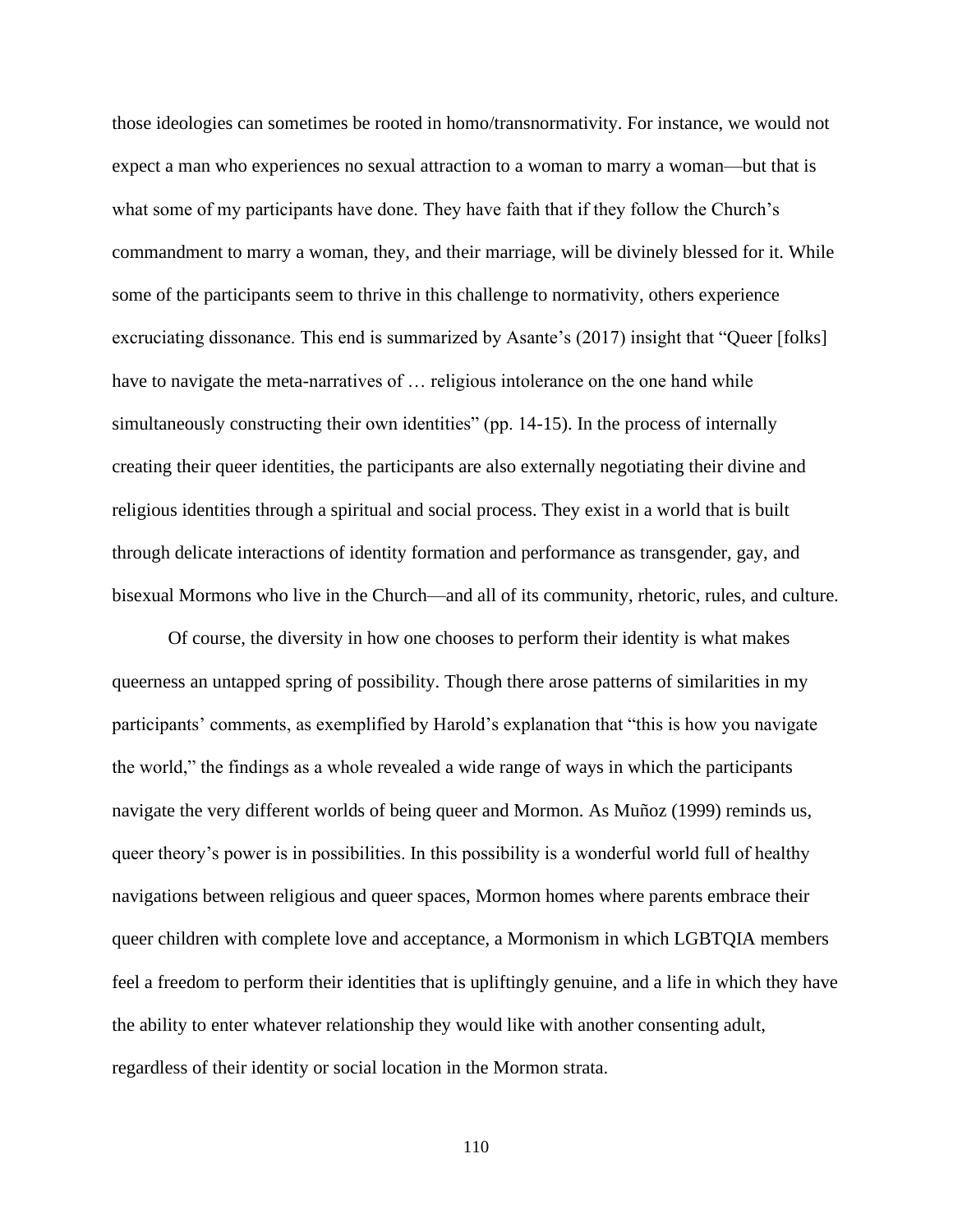those ideologies can sometimes be rooted in homo/transnormativity. For instance, we would not expect a man who experiences no sexual attraction to a woman to marry a woman—but that is what some of my participants have done. They have faith that if they follow the Church's commandment to marry a woman, they, and their marriage, will be divinely blessed for it. While some of the participants seem to thrive in this challenge to normativity, others experience excruciating dissonance. This end is summarized by Asante's (2017) insight that "Queer [folks] have to navigate the meta-narratives of … religious intolerance on the one hand while simultaneously constructing their own identities" (pp. 14-15). In the process of internally creating their queer identities, the participants are also externally negotiating their divine and religious identities through a spiritual and social process. They exist in a world that is built through delicate interactions of identity formation and performance as transgender, gay, and bisexual Mormons who live in the Church—and all of its community, rhetoric, rules, and culture.

Of course, the diversity in how one chooses to perform their identity is what makes queerness an untapped spring of possibility. Though there arose patterns of similarities in my participants' comments, as exemplified by Harold's explanation that "this is how you navigate the world," the findings as a whole revealed a wide range of ways in which the participants navigate the very different worlds of being queer and Mormon. As Muñoz (1999) reminds us, queer theory's power is in possibilities. In this possibility is a wonderful world full of healthy navigations between religious and queer spaces, Mormon homes where parents embrace their queer children with complete love and acceptance, a Mormonism in which LGBTQIA members feel a freedom to perform their identities that is upliftingly genuine, and a life in which they have the ability to enter whatever relationship they would like with another consenting adult, regardless of their identity or social location in the Mormon strata.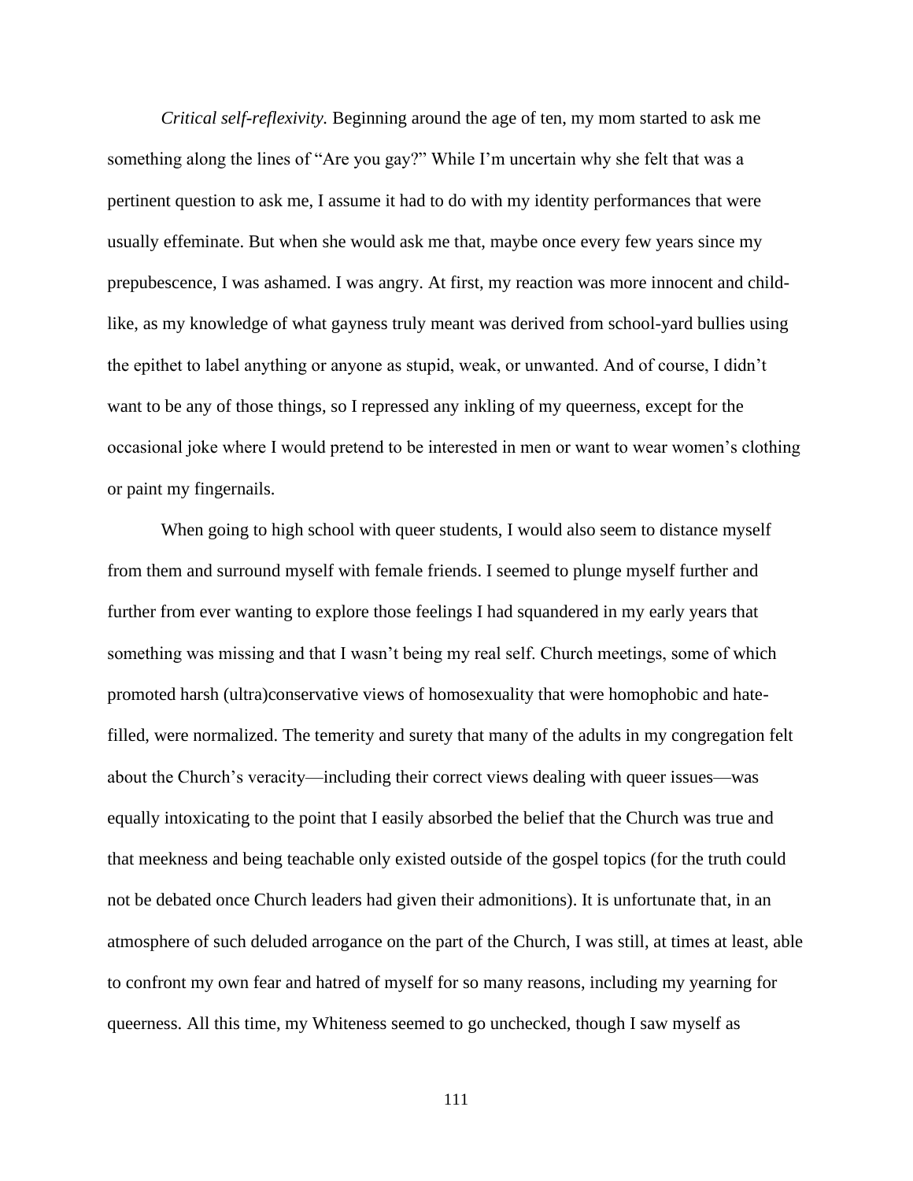*Critical self-reflexivity.* Beginning around the age of ten, my mom started to ask me something along the lines of "Are you gay?" While I'm uncertain why she felt that was a pertinent question to ask me, I assume it had to do with my identity performances that were usually effeminate. But when she would ask me that, maybe once every few years since my prepubescence, I was ashamed. I was angry. At first, my reaction was more innocent and child-like, as my knowledge of what gayness truly meant was derived from school-yard bullies using the epithet to label anything or anyone as stupid, weak, or unwanted. And of course, I didn't want to be any of those things, so I repressed any inkling of my queerness, except for the occasional joke where I would pretend to be interested in men or want to wear women's clothing or paint my fingernails.

When going to high school with queer students, I would also seem to distance myself from them and surround myself with female friends. I seemed to plunge myself further and further from ever wanting to explore those feelings I had squandered in my early years that something was missing and that I wasn't being my real self. Church meetings, some of which promoted harsh (ultra)conservative views of homosexuality that were homophobic and hate-filled, were normalized. The temerity and surety that many of the adults in my congregation felt about the Church's veracity—including their correct views dealing with queer issues—was equally intoxicating to the point that I easily absorbed the belief that the Church was true and that meekness and being teachable only existed outside of the gospel topics (for the truth could not be debated once Church leaders had given their admonitions). It is unfortunate that, in an atmosphere of such deluded arrogance on the part of the Church, I was still, at times at least, able to confront my own fear and hatred of myself for so many reasons, including my yearning for queerness. All this time, my Whiteness seemed to go unchecked, though I saw myself as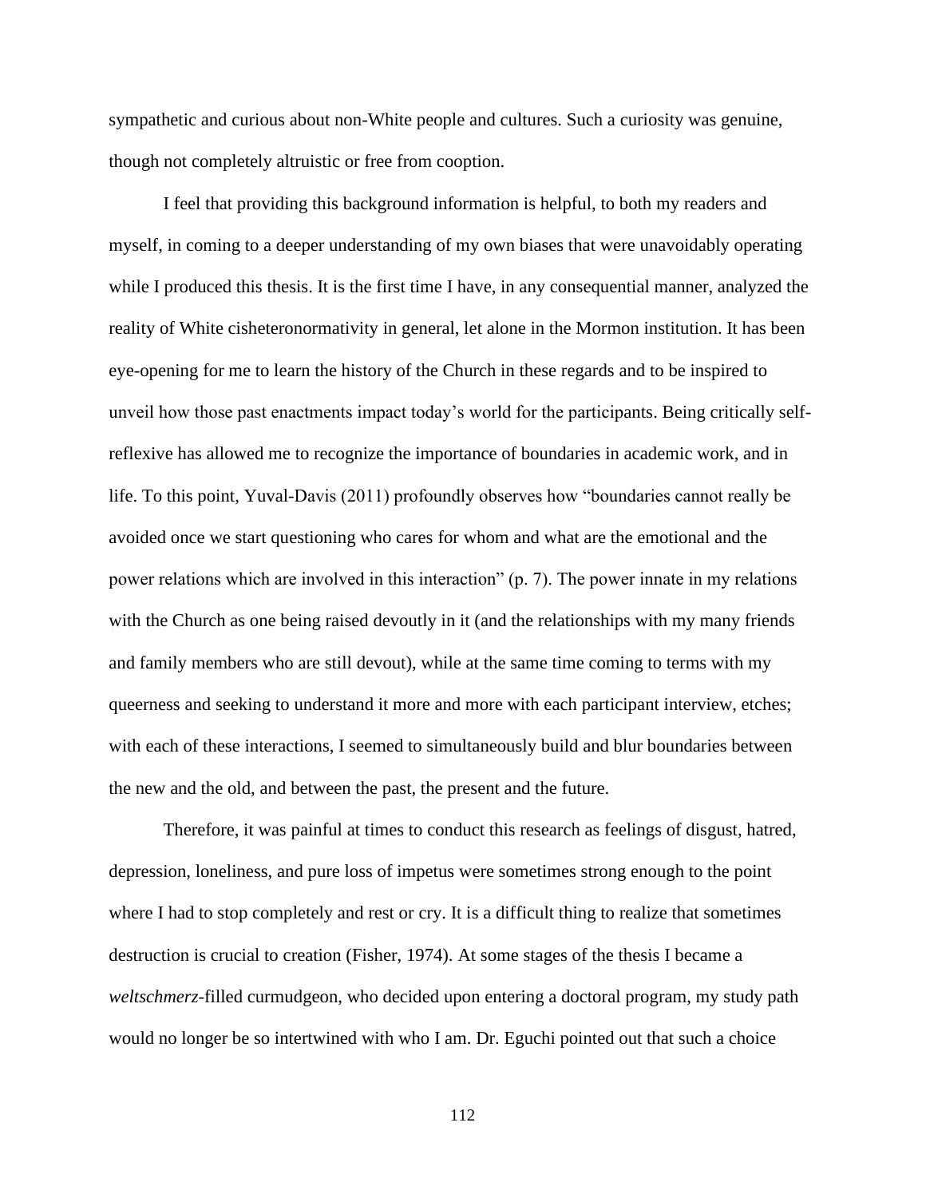sympathetic and curious about non-White people and cultures. Such a curiosity was genuine, though not completely altruistic or free from cooption.

I feel that providing this background information is helpful, to both my readers and myself, in coming to a deeper understanding of my own biases that were unavoidably operating while I produced this thesis. It is the first time I have, in any consequential manner, analyzed the reality of White cisheteronormativity in general, let alone in the Mormon institution. It has been eye-opening for me to learn the history of the Church in these regards and to be inspired to unveil how those past enactments impact today's world for the participants. Being critically self-reflexive has allowed me to recognize the importance of boundaries in academic work, and in life. To this point, Yuval-Davis (2011) profoundly observes how "boundaries cannot really be avoided once we start questioning who cares for whom and what are the emotional and the power relations which are involved in this interaction" (p. 7). The power innate in my relations with the Church as one being raised devoutly in it (and the relationships with my many friends and family members who are still devout), while at the same time coming to terms with my queerness and seeking to understand it more and more with each participant interview, etches; with each of these interactions, I seemed to simultaneously build and blur boundaries between the new and the old, and between the past, the present and the future.

Therefore, it was painful at times to conduct this research as feelings of disgust, hatred, depression, loneliness, and pure loss of impetus were sometimes strong enough to the point where I had to stop completely and rest or cry. It is a difficult thing to realize that sometimes destruction is crucial to creation (Fisher, 1974). At some stages of the thesis I became a *weltschmerz*-filled curmudgeon, who decided upon entering a doctoral program, my study path would no longer be so intertwined with who I am. Dr. Eguchi pointed out that such a choice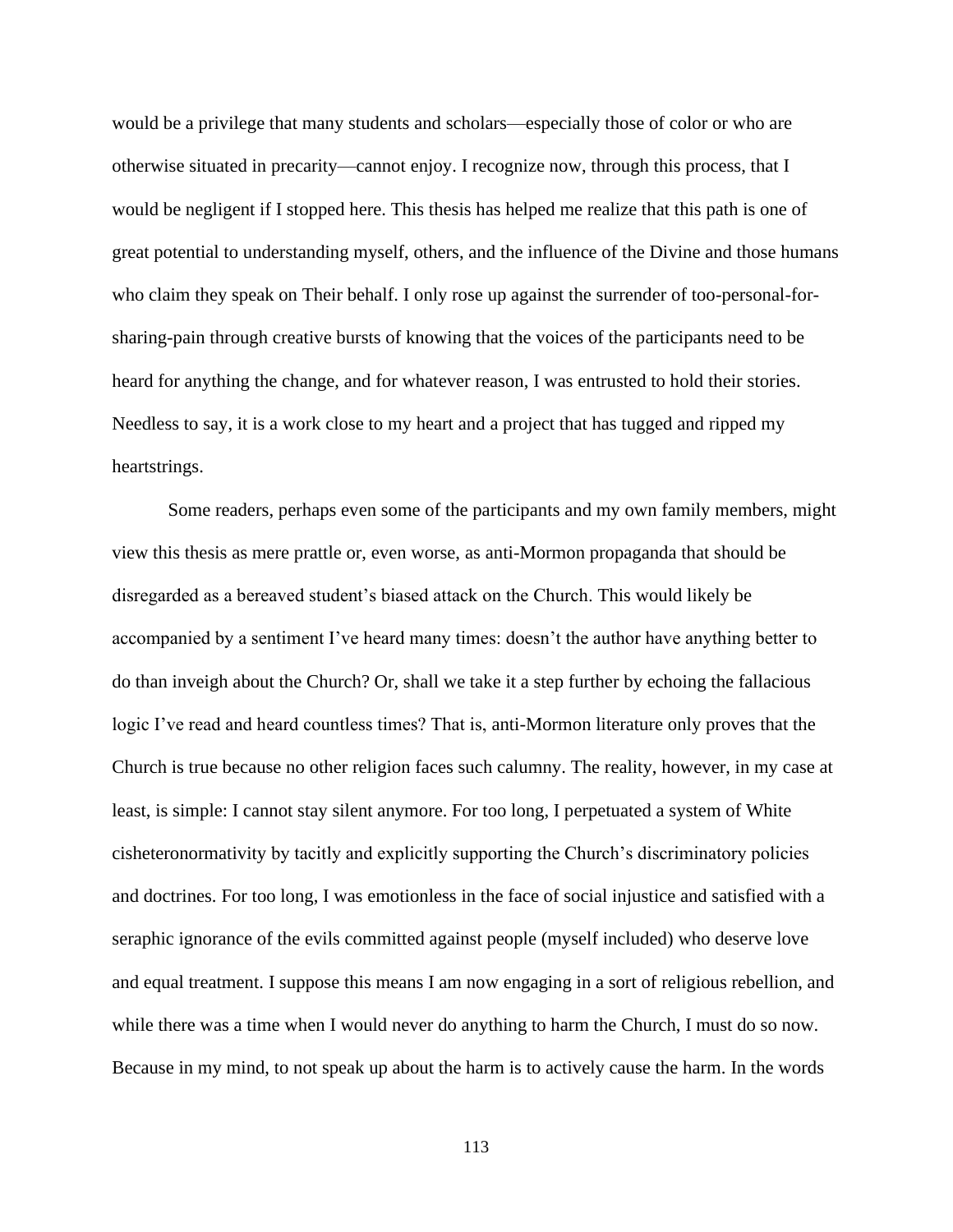would be a privilege that many students and scholars—especially those of color or who are otherwise situated in precarity—cannot enjoy. I recognize now, through this process, that I would be negligent if I stopped here. This thesis has helped me realize that this path is one of great potential to understanding myself, others, and the influence of the Divine and those humans who claim they speak on Their behalf. I only rose up against the surrender of too-personal-for-sharing-pain through creative bursts of knowing that the voices of the participants need to be heard for anything the change, and for whatever reason, I was entrusted to hold their stories. Needless to say, it is a work close to my heart and a project that has tugged and ripped my heartstrings.

Some readers, perhaps even some of the participants and my own family members, might view this thesis as mere prattle or, even worse, as anti-Mormon propaganda that should be disregarded as a bereaved student's biased attack on the Church. This would likely be accompanied by a sentiment I've heard many times: doesn't the author have anything better to do than inveigh about the Church? Or, shall we take it a step further by echoing the fallacious logic I've read and heard countless times? That is, anti-Mormon literature only proves that the Church is true because no other religion faces such calumny. The reality, however, in my case at least, is simple: I cannot stay silent anymore. For too long, I perpetuated a system of White cisheteronormativity by tacitly and explicitly supporting the Church's discriminatory policies and doctrines. For too long, I was emotionless in the face of social injustice and satisfied with a seraphic ignorance of the evils committed against people (myself included) who deserve love and equal treatment. I suppose this means I am now engaging in a sort of religious rebellion, and while there was a time when I would never do anything to harm the Church, I must do so now. Because in my mind, to not speak up about the harm is to actively cause the harm. In the words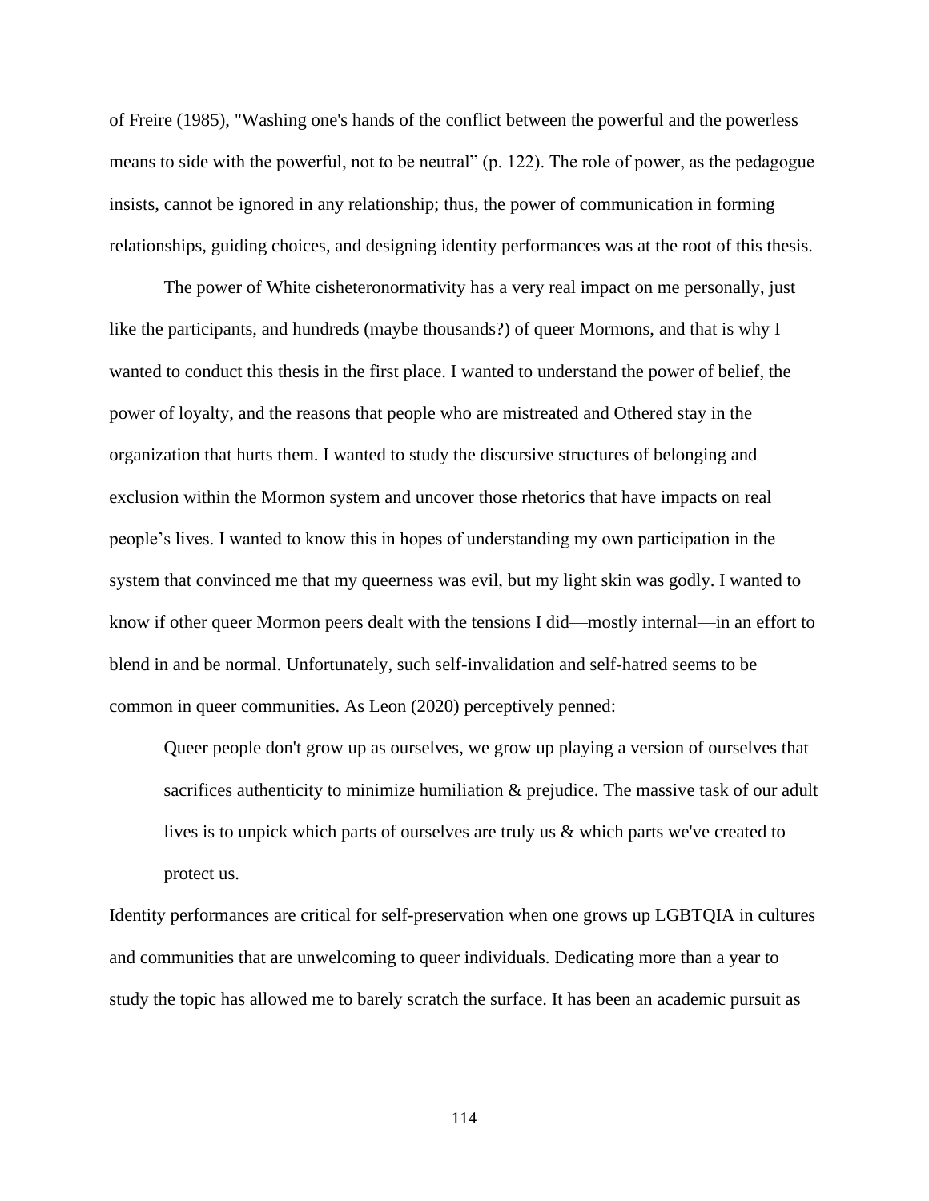of Freire (1985), "Washing one's hands of the conflict between the powerful and the powerless means to side with the powerful, not to be neutral" (p. 122). The role of power, as the pedagogue insists, cannot be ignored in any relationship; thus, the power of communication in forming relationships, guiding choices, and designing identity performances was at the root of this thesis.

The power of White cisheteronormativity has a very real impact on me personally, just like the participants, and hundreds (maybe thousands?) of queer Mormons, and that is why I wanted to conduct this thesis in the first place. I wanted to understand the power of belief, the power of loyalty, and the reasons that people who are mistreated and Othered stay in the organization that hurts them. I wanted to study the discursive structures of belonging and exclusion within the Mormon system and uncover those rhetorics that have impacts on real people's lives. I wanted to know this in hopes of understanding my own participation in the system that convinced me that my queerness was evil, but my light skin was godly. I wanted to know if other queer Mormon peers dealt with the tensions I did—mostly internal—in an effort to blend in and be normal. Unfortunately, such self-invalidation and self-hatred seems to be common in queer communities. As Leon (2020) perceptively penned:

> Queer people don't grow up as ourselves, we grow up playing a version of ourselves that sacrifices authenticity to minimize humiliation & prejudice. The massive task of our adult lives is to unpick which parts of ourselves are truly us & which parts we've created to protect us.

Identity performances are critical for self-preservation when one grows up LGBTQIA in cultures and communities that are unwelcoming to queer individuals. Dedicating more than a year to study the topic has allowed me to barely scratch the surface. It has been an academic pursuit as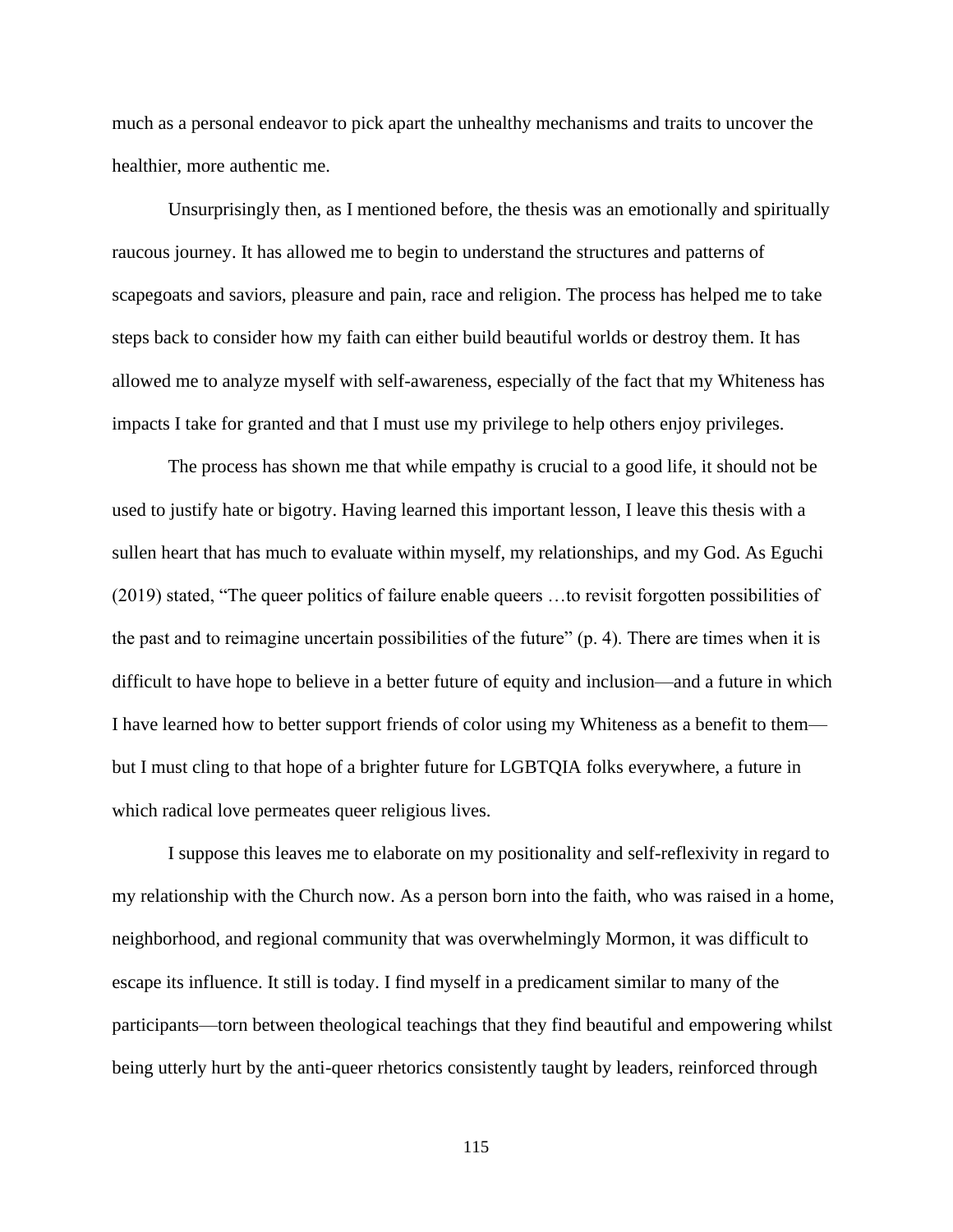much as a personal endeavor to pick apart the unhealthy mechanisms and traits to uncover the healthier, more authentic me.

Unsurprisingly then, as I mentioned before, the thesis was an emotionally and spiritually raucous journey. It has allowed me to begin to understand the structures and patterns of scapegoats and saviors, pleasure and pain, race and religion. The process has helped me to take steps back to consider how my faith can either build beautiful worlds or destroy them. It has allowed me to analyze myself with self-awareness, especially of the fact that my Whiteness has impacts I take for granted and that I must use my privilege to help others enjoy privileges.

The process has shown me that while empathy is crucial to a good life, it should not be used to justify hate or bigotry. Having learned this important lesson, I leave this thesis with a sullen heart that has much to evaluate within myself, my relationships, and my God. As Eguchi (2019) stated, "The queer politics of failure enable queers …to revisit forgotten possibilities of the past and to reimagine uncertain possibilities of the future" (p. 4). There are times when it is difficult to have hope to believe in a better future of equity and inclusion—and a future in which I have learned how to better support friends of color using my Whiteness as a benefit to them—but I must cling to that hope of a brighter future for LGBTQIA folks everywhere, a future in which radical love permeates queer religious lives.

I suppose this leaves me to elaborate on my positionality and self-reflexivity in regard to my relationship with the Church now. As a person born into the faith, who was raised in a home, neighborhood, and regional community that was overwhelmingly Mormon, it was difficult to escape its influence. It still is today. I find myself in a predicament similar to many of the participants—torn between theological teachings that they find beautiful and empowering whilst being utterly hurt by the anti-queer rhetorics consistently taught by leaders, reinforced through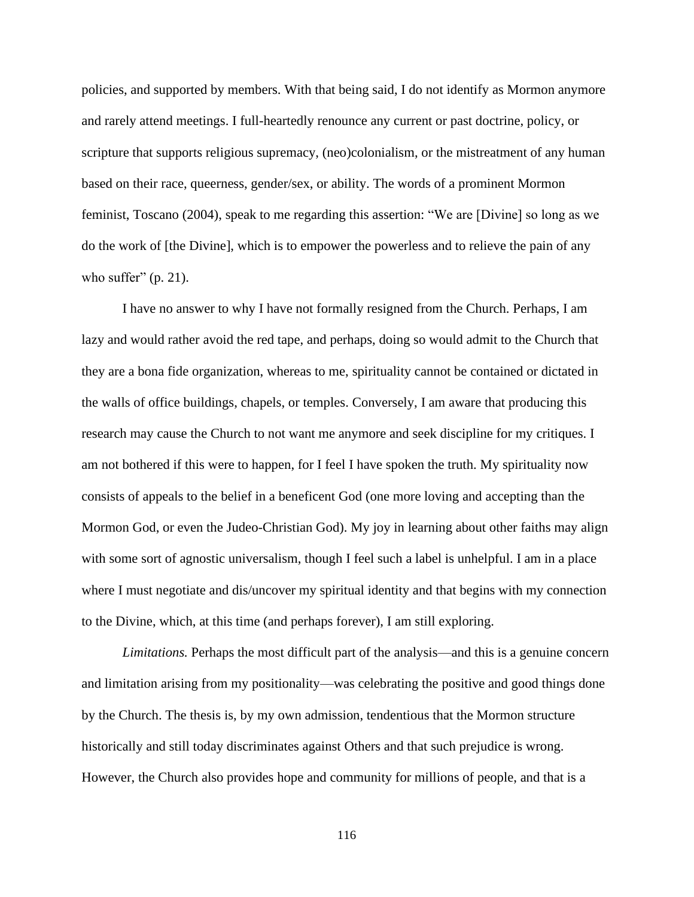policies, and supported by members. With that being said, I do not identify as Mormon anymore and rarely attend meetings. I full-heartedly renounce any current or past doctrine, policy, or scripture that supports religious supremacy, (neo)colonialism, or the mistreatment of any human based on their race, queerness, gender/sex, or ability. The words of a prominent Mormon feminist, Toscano (2004), speak to me regarding this assertion: "We are [Divine] so long as we do the work of [the Divine], which is to empower the powerless and to relieve the pain of any who suffer" (p. 21).

I have no answer to why I have not formally resigned from the Church. Perhaps, I am lazy and would rather avoid the red tape, and perhaps, doing so would admit to the Church that they are a bona fide organization, whereas to me, spirituality cannot be contained or dictated in the walls of office buildings, chapels, or temples. Conversely, I am aware that producing this research may cause the Church to not want me anymore and seek discipline for my critiques. I am not bothered if this were to happen, for I feel I have spoken the truth. My spirituality now consists of appeals to the belief in a beneficent God (one more loving and accepting than the Mormon God, or even the Judeo-Christian God). My joy in learning about other faiths may align with some sort of agnostic universalism, though I feel such a label is unhelpful. I am in a place where I must negotiate and dis/uncover my spiritual identity and that begins with my connection to the Divine, which, at this time (and perhaps forever), I am still exploring.

*Limitations.* Perhaps the most difficult part of the analysis—and this is a genuine concern and limitation arising from my positionality—was celebrating the positive and good things done by the Church. The thesis is, by my own admission, tendentious that the Mormon structure historically and still today discriminates against Others and that such prejudice is wrong. However, the Church also provides hope and community for millions of people, and that is a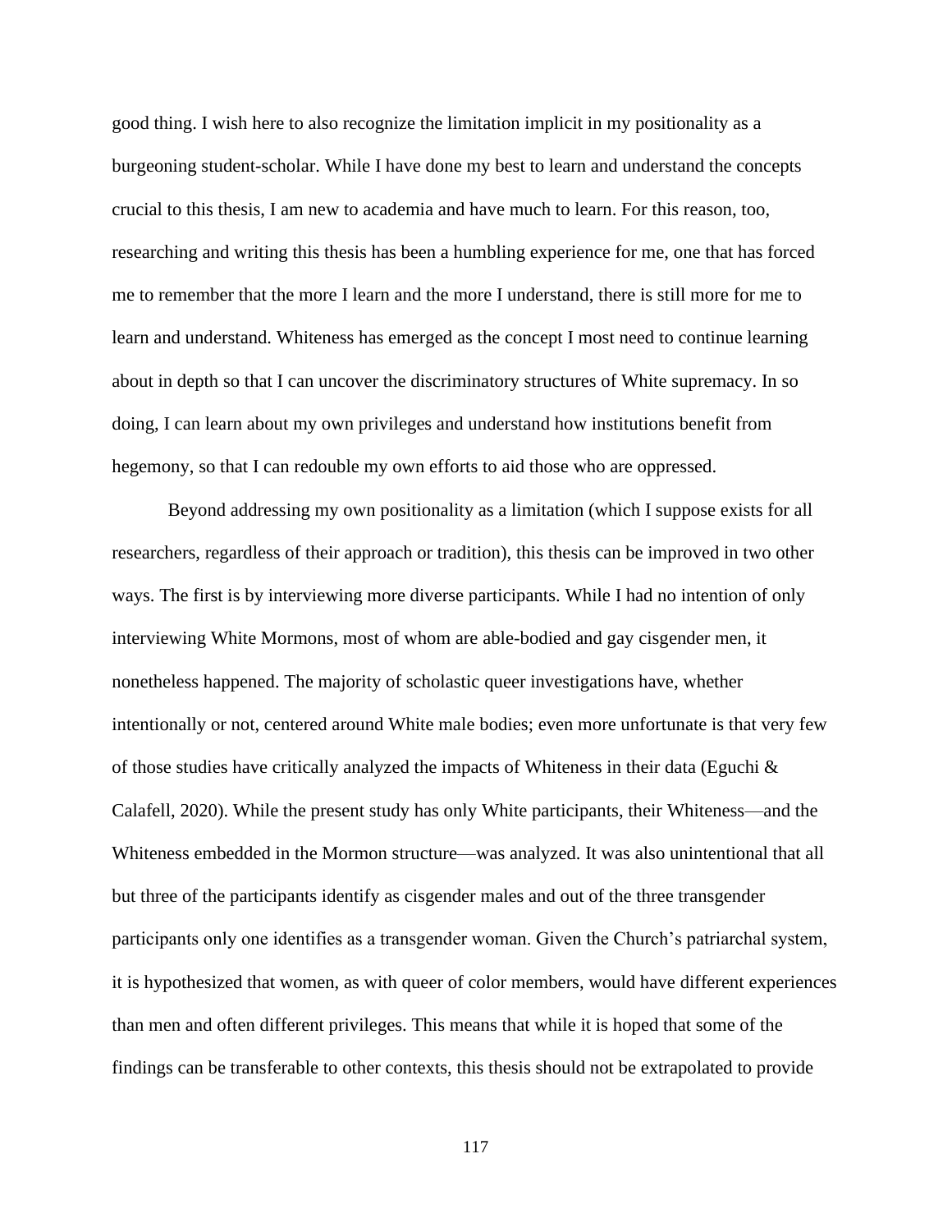good thing. I wish here to also recognize the limitation implicit in my positionality as a burgeoning student-scholar. While I have done my best to learn and understand the concepts crucial to this thesis, I am new to academia and have much to learn. For this reason, too, researching and writing this thesis has been a humbling experience for me, one that has forced me to remember that the more I learn and the more I understand, there is still more for me to learn and understand. Whiteness has emerged as the concept I most need to continue learning about in depth so that I can uncover the discriminatory structures of White supremacy. In so doing, I can learn about my own privileges and understand how institutions benefit from hegemony, so that I can redouble my own efforts to aid those who are oppressed.

Beyond addressing my own positionality as a limitation (which I suppose exists for all researchers, regardless of their approach or tradition), this thesis can be improved in two other ways. The first is by interviewing more diverse participants. While I had no intention of only interviewing White Mormons, most of whom are able-bodied and gay cisgender men, it nonetheless happened. The majority of scholastic queer investigations have, whether intentionally or not, centered around White male bodies; even more unfortunate is that very few of those studies have critically analyzed the impacts of Whiteness in their data (Eguchi & Calafell, 2020). While the present study has only White participants, their Whiteness—and the Whiteness embedded in the Mormon structure—was analyzed. It was also unintentional that all but three of the participants identify as cisgender males and out of the three transgender participants only one identifies as a transgender woman. Given the Church's patriarchal system, it is hypothesized that women, as with queer of color members, would have different experiences than men and often different privileges. This means that while it is hoped that some of the findings can be transferable to other contexts, this thesis should not be extrapolated to provide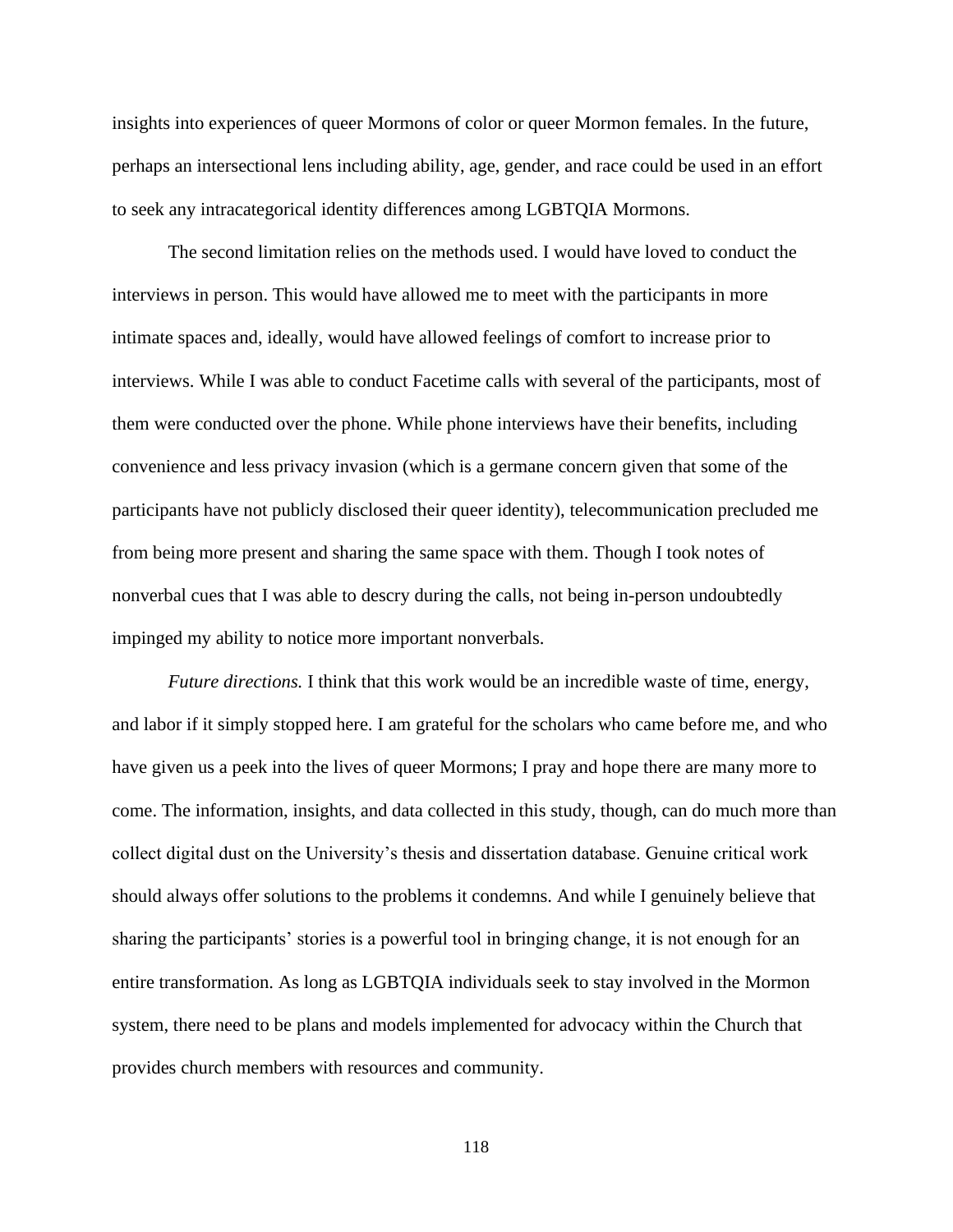insights into experiences of queer Mormons of color or queer Mormon females. In the future, perhaps an intersectional lens including ability, age, gender, and race could be used in an effort to seek any intracategorical identity differences among LGBTQIA Mormons.

The second limitation relies on the methods used. I would have loved to conduct the interviews in person. This would have allowed me to meet with the participants in more intimate spaces and, ideally, would have allowed feelings of comfort to increase prior to interviews. While I was able to conduct Facetime calls with several of the participants, most of them were conducted over the phone. While phone interviews have their benefits, including convenience and less privacy invasion (which is a germane concern given that some of the participants have not publicly disclosed their queer identity), telecommunication precluded me from being more present and sharing the same space with them. Though I took notes of nonverbal cues that I was able to descry during the calls, not being in-person undoubtedly impinged my ability to notice more important nonverbals.

*Future directions.* I think that this work would be an incredible waste of time, energy, and labor if it simply stopped here. I am grateful for the scholars who came before me, and who have given us a peek into the lives of queer Mormons; I pray and hope there are many more to come. The information, insights, and data collected in this study, though, can do much more than collect digital dust on the University's thesis and dissertation database. Genuine critical work should always offer solutions to the problems it condemns. And while I genuinely believe that sharing the participants' stories is a powerful tool in bringing change, it is not enough for an entire transformation. As long as LGBTQIA individuals seek to stay involved in the Mormon system, there need to be plans and models implemented for advocacy within the Church that provides church members with resources and community.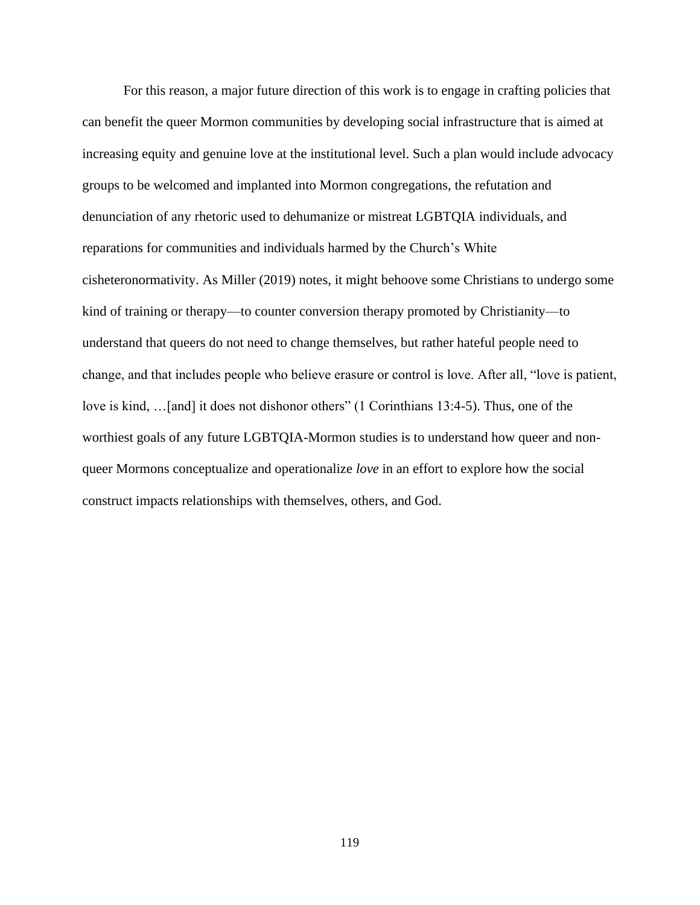For this reason, a major future direction of this work is to engage in crafting policies that can benefit the queer Mormon communities by developing social infrastructure that is aimed at increasing equity and genuine love at the institutional level. Such a plan would include advocacy groups to be welcomed and implanted into Mormon congregations, the refutation and denunciation of any rhetoric used to dehumanize or mistreat LGBTQIA individuals, and reparations for communities and individuals harmed by the Church's White cisheteronormativity. As Miller (2019) notes, it might behoove some Christians to undergo some kind of training or therapy—to counter conversion therapy promoted by Christianity—to understand that queers do not need to change themselves, but rather hateful people need to change, and that includes people who believe erasure or control is love. After all, "love is patient, love is kind, …[and] it does not dishonor others" (1 Corinthians 13:4-5). Thus, one of the worthiest goals of any future LGBTQIA-Mormon studies is to understand how queer and non-queer Mormons conceptualize and operationalize *love* in an effort to explore how the social construct impacts relationships with themselves, others, and God.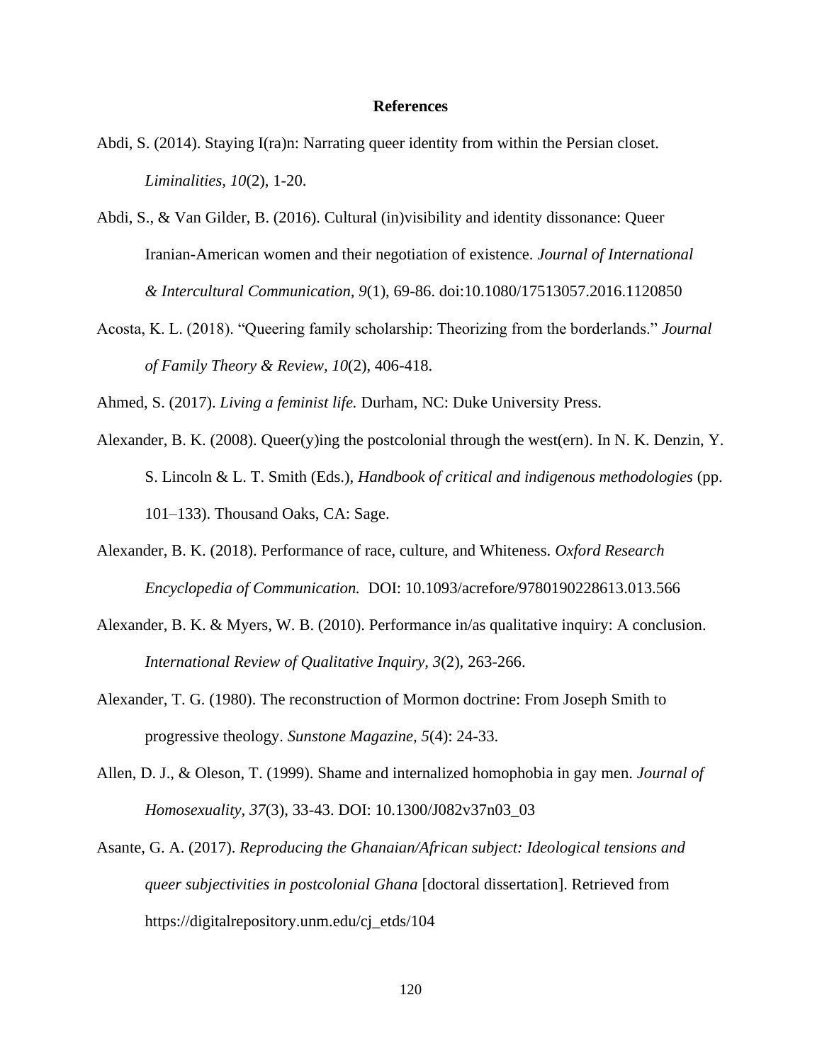# References

Abdi, S. (2014). Staying I(ra)n: Narrating queer identity from within the Persian closet. *Liminalities, 10*(2), 1-20.

Abdi, S., & Van Gilder, B. (2016). Cultural (in)visibility and identity dissonance: Queer Iranian-American women and their negotiation of existence. *Journal of International & Intercultural Communication, 9*(1), 69-86. doi:10.1080/17513057.2016.1120850

Acosta, K. L. (2018). "Queering family scholarship: Theorizing from the borderlands." *Journal of Family Theory & Review, 10*(2), 406-418.

Ahmed, S. (2017). *Living a feminist life.* Durham, NC: Duke University Press.

Alexander, B. K. (2008). Queer(y)ing the postcolonial through the west(ern). In N. K. Denzin, Y. S. Lincoln & L. T. Smith (Eds.), *Handbook of critical and indigenous methodologies* (pp. 101–133). Thousand Oaks, CA: Sage.

Alexander, B. K. (2018). Performance of race, culture, and Whiteness. *Oxford Research Encyclopedia of Communication.* DOI: 10.1093/acrefore/9780190228613.013.566

Alexander, B. K. & Myers, W. B. (2010). Performance in/as qualitative inquiry: A conclusion. *International Review of Qualitative Inquiry, 3*(2), 263-266.

Alexander, T. G. (1980). The reconstruction of Mormon doctrine: From Joseph Smith to progressive theology. *Sunstone Magazine, 5*(4): 24-33.

Allen, D. J., & Oleson, T. (1999). Shame and internalized homophobia in gay men. *Journal of Homosexuality, 37*(3), 33-43. DOI: 10.1300/J082v37n03_03

Asante, G. A. (2017). *Reproducing the Ghanaian/African subject: Ideological tensions and queer subjectivities in postcolonial Ghana* [doctoral dissertation]. Retrieved from https://digitalrepository.unm.edu/cj_etds/104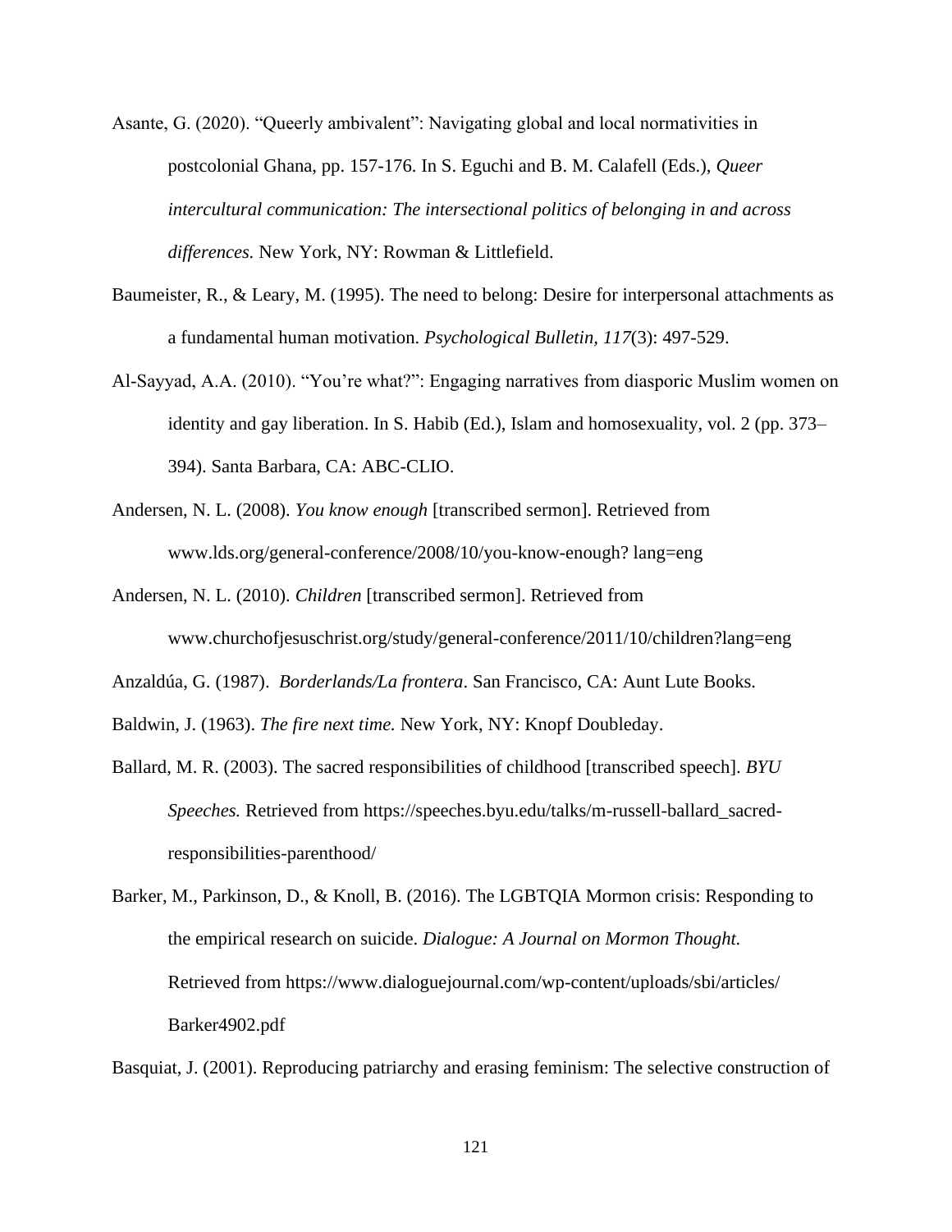Asante, G. (2020). "Queerly ambivalent": Navigating global and local normativities in postcolonial Ghana, pp. 157-176. In S. Eguchi and B. M. Calafell (Eds.), *Queer intercultural communication: The intersectional politics of belonging in and across differences.* New York, NY: Rowman & Littlefield.

Baumeister, R., & Leary, M. (1995). The need to belong: Desire for interpersonal attachments as a fundamental human motivation. *Psychological Bulletin, 117*(3): 497-529.

Al-Sayyad, A.A. (2010). "You're what?": Engaging narratives from diasporic Muslim women on identity and gay liberation. In S. Habib (Ed.), Islam and homosexuality, vol. 2 (pp. 373–394). Santa Barbara, CA: ABC-CLIO.

Andersen, N. L. (2008). *You know enough* [transcribed sermon]. Retrieved from www.lds.org/general-conference/2008/10/you-know-enough? lang=eng

Andersen, N. L. (2010). *Children* [transcribed sermon]. Retrieved from www.churchofjesuschrist.org/study/general-conference/2011/10/children?lang=eng

Anzaldúa, G. (1987). *Borderlands/La frontera*. San Francisco, CA: Aunt Lute Books.

Baldwin, J. (1963). *The fire next time.* New York, NY: Knopf Doubleday.

Ballard, M. R. (2003). The sacred responsibilities of childhood [transcribed speech]. *BYU Speeches.* Retrieved from https://speeches.byu.edu/talks/m-russell-ballard_sacred-responsibilities-parenthood/

Barker, M., Parkinson, D., & Knoll, B. (2016). The LGBTQIA Mormon crisis: Responding to the empirical research on suicide. *Dialogue: A Journal on Mormon Thought.* Retrieved from https://www.dialoguejournal.com/wp-content/uploads/sbi/articles/Barker4902.pdf

Basquiat, J. (2001). Reproducing patriarchy and erasing feminism: The selective construction of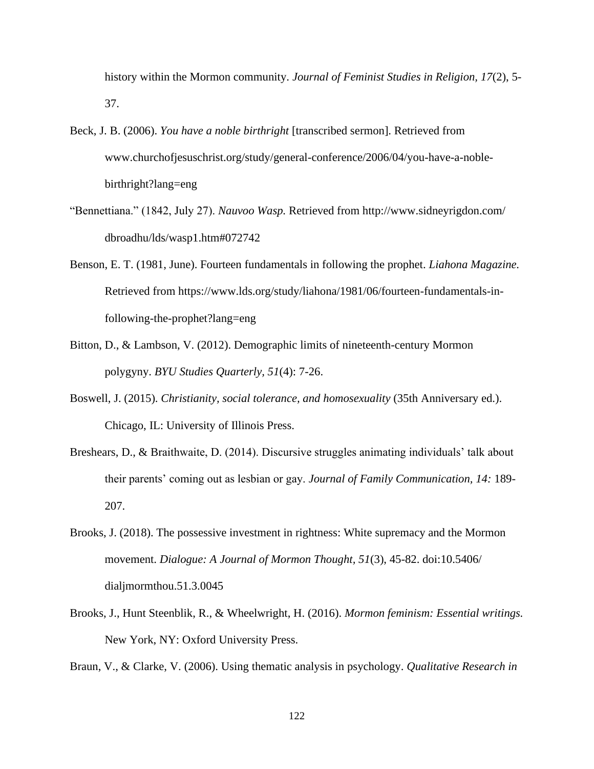history within the Mormon community. *Journal of Feminist Studies in Religion, 17*(2), 5-37.

Beck, J. B. (2006). *You have a noble birthright* [transcribed sermon]. Retrieved from www.churchofjesuschrist.org/study/general-conference/2006/04/you-have-a-noble-birthright?lang=eng

"Bennettiana." (1842, July 27). *Nauvoo Wasp.* Retrieved from http://www.sidneyrigdon.com/dbroadhu/lds/wasp1.htm#072742

Benson, E. T. (1981, June). Fourteen fundamentals in following the prophet. *Liahona Magazine.* Retrieved from https://www.lds.org/study/liahona/1981/06/fourteen-fundamentals-in-following-the-prophet?lang=eng

Bitton, D., & Lambson, V. (2012). Demographic limits of nineteenth-century Mormon polygyny. *BYU Studies Quarterly, 51*(4): 7-26.

Boswell, J. (2015). *Christianity, social tolerance, and homosexuality* (35th Anniversary ed.). Chicago, IL: University of Illinois Press.

Breshears, D., & Braithwaite, D. (2014). Discursive struggles animating individuals' talk about their parents' coming out as lesbian or gay. *Journal of Family Communication, 14:* 189-207.

Brooks, J. (2018). The possessive investment in rightness: White supremacy and the Mormon movement. *Dialogue: A Journal of Mormon Thought, 51*(3), 45-82. doi:10.5406/dialjmormthou.51.3.0045

Brooks, J., Hunt Steenblik, R., & Wheelwright, H. (2016). *Mormon feminism: Essential writings.* New York, NY: Oxford University Press.

Braun, V., & Clarke, V. (2006). Using thematic analysis in psychology. *Qualitative Research in*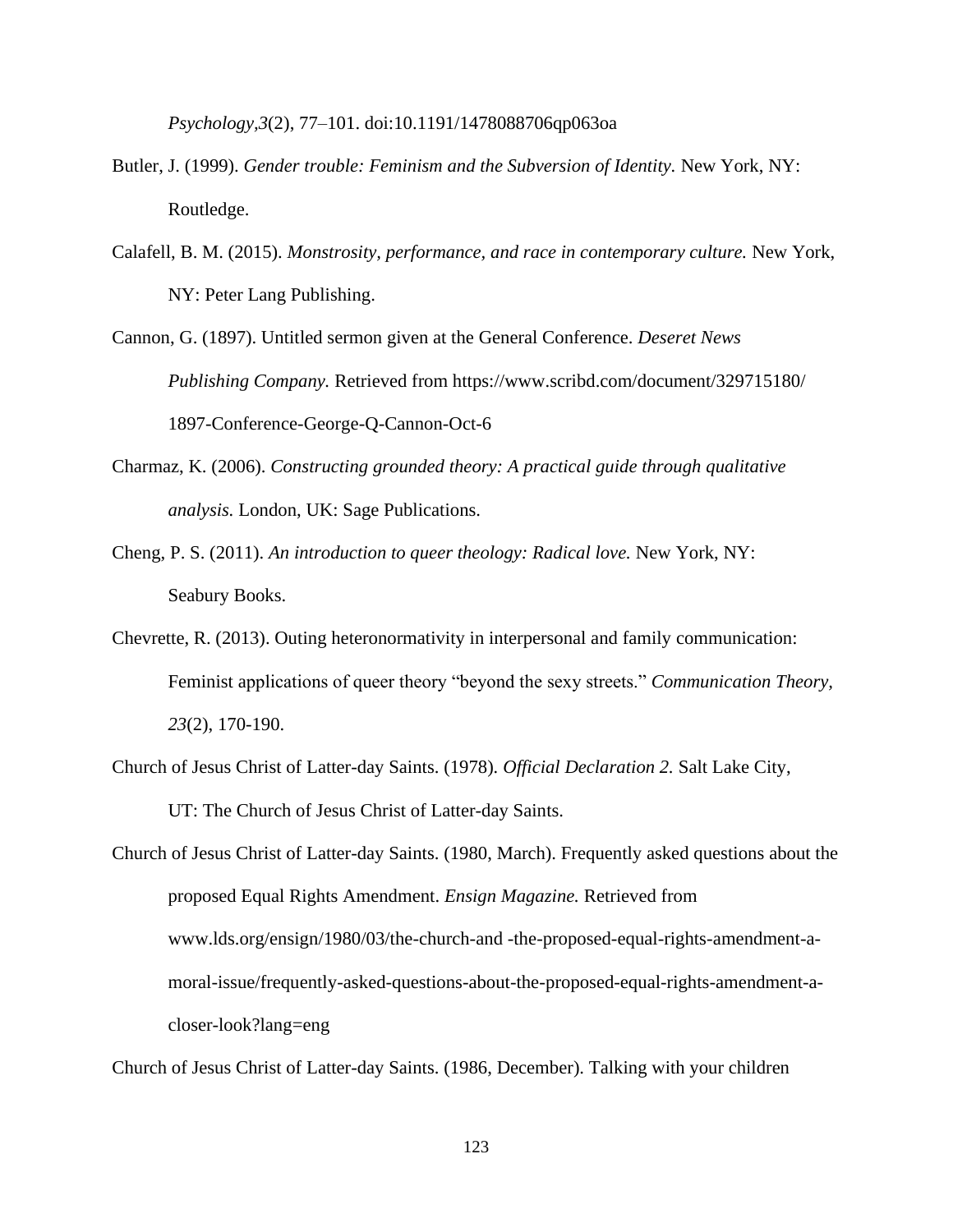*Psychology,3*(2), 77–101. doi:10.1191/1478088706qp063oa

Butler, J. (1999). *Gender trouble: Feminism and the Subversion of Identity.* New York, NY: Routledge.

Calafell, B. M. (2015). *Monstrosity, performance, and race in contemporary culture.* New York, NY: Peter Lang Publishing.

Cannon, G. (1897). Untitled sermon given at the General Conference. *Deseret News Publishing Company.* Retrieved from https://www.scribd.com/document/329715180/1897-Conference-George-Q-Cannon-Oct-6

Charmaz, K. (2006). *Constructing grounded theory: A practical guide through qualitative analysis.* London, UK: Sage Publications.

Cheng, P. S. (2011). *An introduction to queer theology: Radical love.* New York, NY: Seabury Books.

Chevrette, R. (2013). Outing heteronormativity in interpersonal and family communication: Feminist applications of queer theory "beyond the sexy streets." *Communication Theory, 23*(2), 170-190.

Church of Jesus Christ of Latter-day Saints. (1978). *Official Declaration 2.* Salt Lake City, UT: The Church of Jesus Christ of Latter-day Saints.

Church of Jesus Christ of Latter-day Saints. (1980, March). Frequently asked questions about the proposed Equal Rights Amendment. *Ensign Magazine.* Retrieved from www.lds.org/ensign/1980/03/the-church-and -the-proposed-equal-rights-amendment-a-moral-issue/frequently-asked-questions-about-the-proposed-equal-rights-amendment-a-closer-look?lang=eng

Church of Jesus Christ of Latter-day Saints. (1986, December). Talking with your children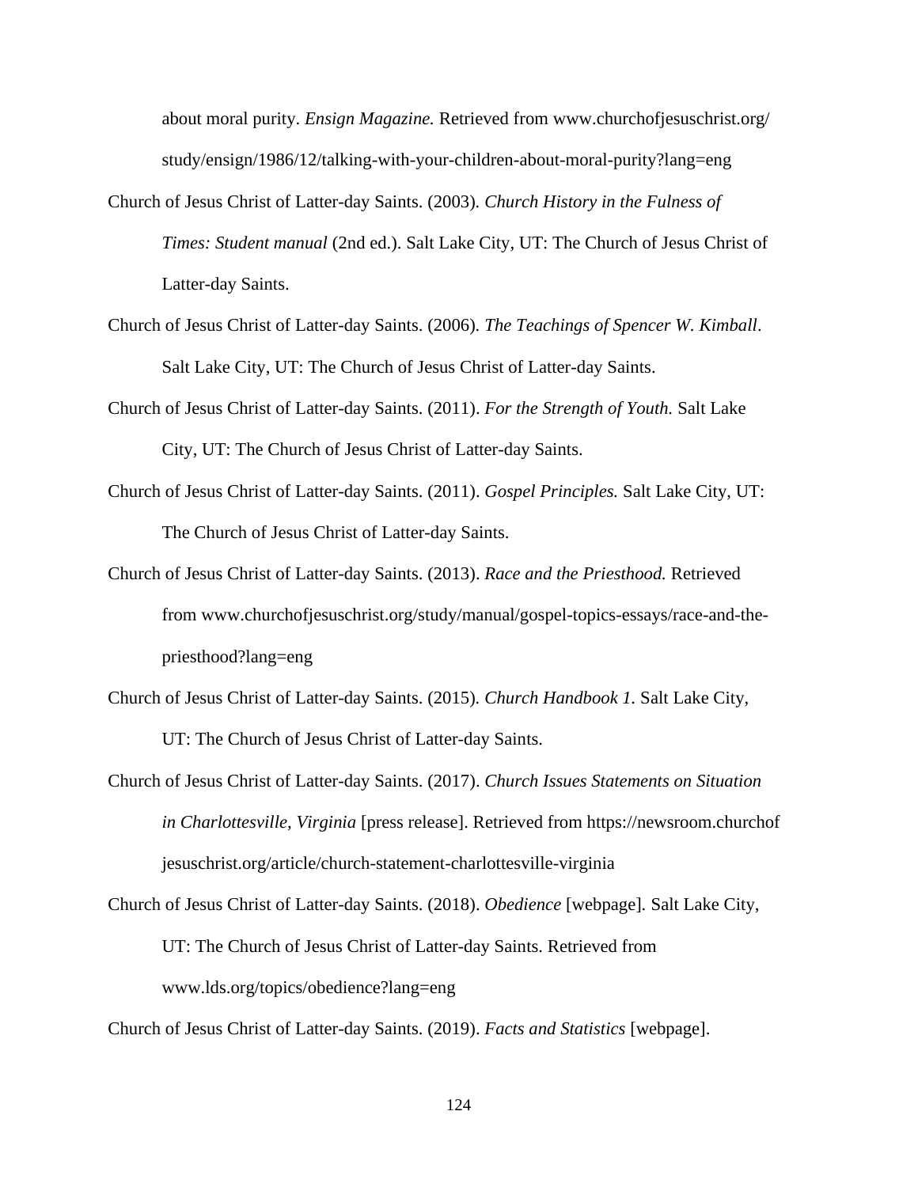about moral purity. *Ensign Magazine.* Retrieved from www.churchofjesuschrist.org/study/ensign/1986/12/talking-with-your-children-about-moral-purity?lang=eng

Church of Jesus Christ of Latter-day Saints. (2003). *Church History in the Fulness of Times: Student manual* (2nd ed.). Salt Lake City, UT: The Church of Jesus Christ of Latter-day Saints.

Church of Jesus Christ of Latter-day Saints. (2006). *The Teachings of Spencer W. Kimball*. Salt Lake City, UT: The Church of Jesus Christ of Latter-day Saints.

Church of Jesus Christ of Latter-day Saints. (2011). *For the Strength of Youth.* Salt Lake City, UT: The Church of Jesus Christ of Latter-day Saints.

Church of Jesus Christ of Latter-day Saints. (2011). *Gospel Principles.* Salt Lake City, UT: The Church of Jesus Christ of Latter-day Saints.

Church of Jesus Christ of Latter-day Saints. (2013). *Race and the Priesthood.* Retrieved from www.churchofjesuschrist.org/study/manual/gospel-topics-essays/race-and-the-priesthood?lang=eng

Church of Jesus Christ of Latter-day Saints. (2015). *Church Handbook 1.* Salt Lake City, UT: The Church of Jesus Christ of Latter-day Saints.

Church of Jesus Christ of Latter-day Saints. (2017). *Church Issues Statements on Situation in Charlottesville, Virginia* [press release]. Retrieved from https://newsroom.churchofjesuschrist.org/article/church-statement-charlottesville-virginia

Church of Jesus Christ of Latter-day Saints. (2018). *Obedience* [webpage]. Salt Lake City, UT: The Church of Jesus Christ of Latter-day Saints. Retrieved from www.lds.org/topics/obedience?lang=eng

Church of Jesus Christ of Latter-day Saints. (2019). *Facts and Statistics* [webpage].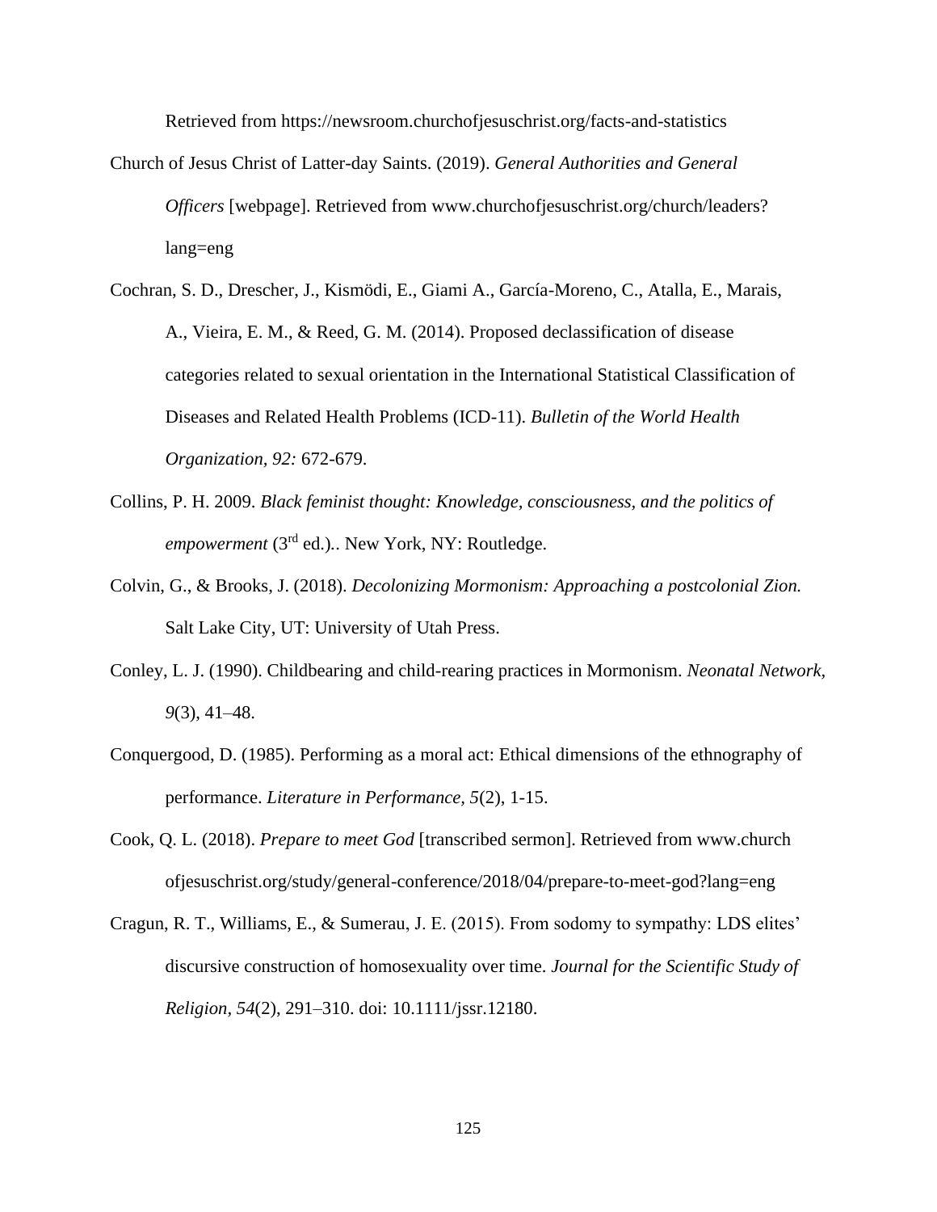Retrieved from https://newsroom.churchofjesuschrist.org/facts-and-statistics

Church of Jesus Christ of Latter-day Saints. (2019). *General Authorities and General Officers* [webpage]. Retrieved from www.churchofjesuschrist.org/church/leaders?lang=eng

Cochran, S. D., Drescher, J., Kismödi, E., Giami A., García-Moreno, C., Atalla, E., Marais, A., Vieira, E. M., & Reed, G. M. (2014). Proposed declassification of disease categories related to sexual orientation in the International Statistical Classification of Diseases and Related Health Problems (ICD-11). *Bulletin of the World Health Organization, 92:* 672-679.

Collins, P. H. 2009. *Black feminist thought: Knowledge, consciousness, and the politics of empowerment* (3rd ed.).. New York, NY: Routledge.

Colvin, G., & Brooks, J. (2018). *Decolonizing Mormonism: Approaching a postcolonial Zion.* Salt Lake City, UT: University of Utah Press.

Conley, L. J. (1990). Childbearing and child-rearing practices in Mormonism. *Neonatal Network, 9*(3), 41–48.

Conquergood, D. (1985). Performing as a moral act: Ethical dimensions of the ethnography of performance. *Literature in Performance, 5*(2), 1-15.

Cook, Q. L. (2018). *Prepare to meet God* [transcribed sermon]. Retrieved from www.churchofjesuschrist.org/study/general-conference/2018/04/prepare-to-meet-god?lang=eng

Cragun, R. T., Williams, E., & Sumerau, J. E. (2015). From sodomy to sympathy: LDS elites' discursive construction of homosexuality over time. *Journal for the Scientific Study of Religion*, *54*(2), 291–310. doi: 10.1111/jssr.12180.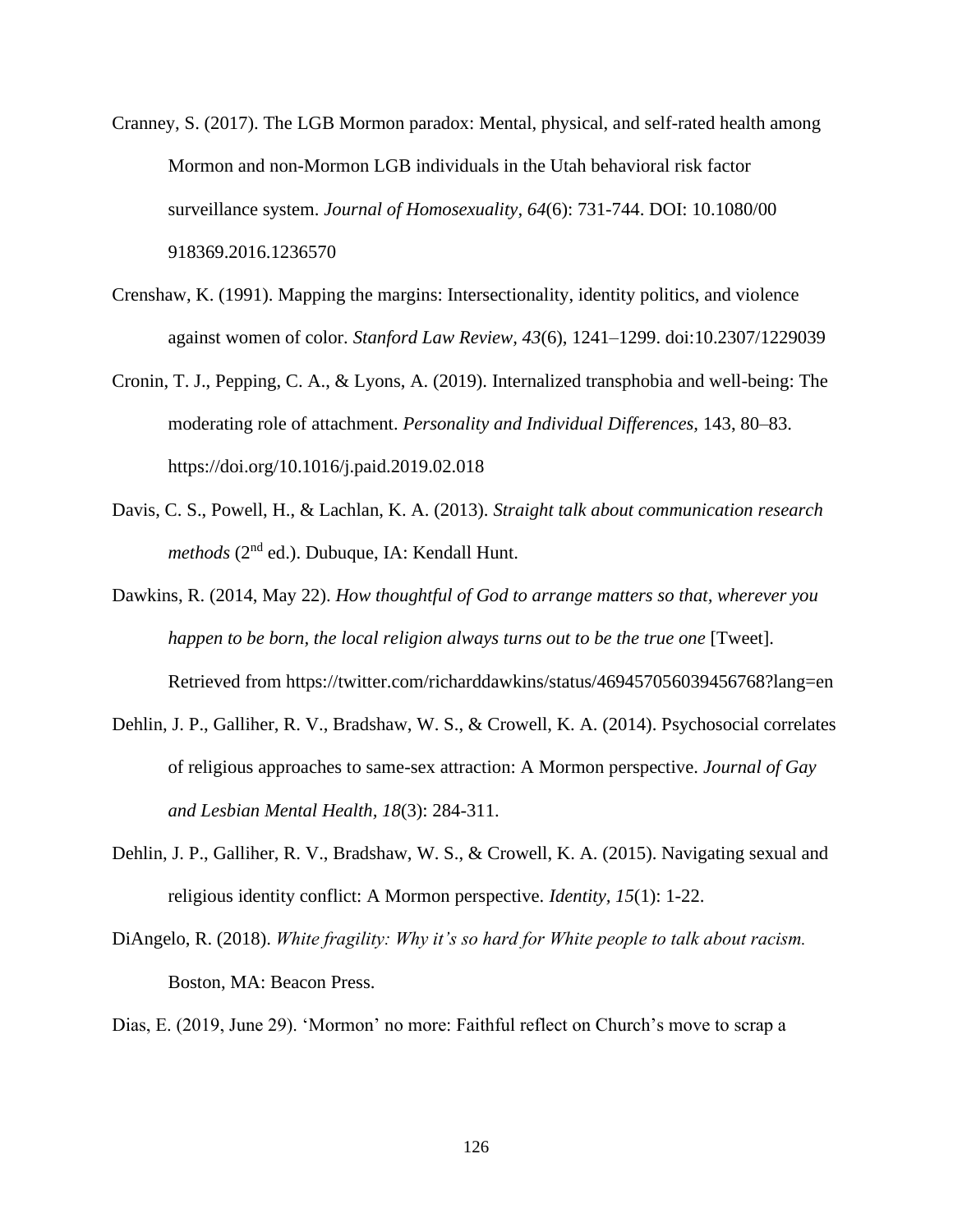Cranney, S. (2017). The LGB Mormon paradox: Mental, physical, and self-rated health among Mormon and non-Mormon LGB individuals in the Utah behavioral risk factor surveillance system. *Journal of Homosexuality, 64*(6): 731-744. DOI: 10.1080/00 918369.2016.1236570

Crenshaw, K. (1991). Mapping the margins: Intersectionality, identity politics, and violence against women of color. *Stanford Law Review, 43*(6), 1241–1299. doi:10.2307/1229039

Cronin, T. J., Pepping, C. A., & Lyons, A. (2019). Internalized transphobia and well-being: The moderating role of attachment. *Personality and Individual Differences,* 143, 80–83. https://doi.org/10.1016/j.paid.2019.02.018

Davis, C. S., Powell, H., & Lachlan, K. A. (2013). *Straight talk about communication research methods* (2nd ed.). Dubuque, IA: Kendall Hunt.

Dawkins, R. (2014, May 22). *How thoughtful of God to arrange matters so that, wherever you happen to be born, the local religion always turns out to be the true one* [Tweet]. Retrieved from https://twitter.com/richarddawkins/status/469457056039456768?lang=en

Dehlin, J. P., Galliher, R. V., Bradshaw, W. S., & Crowell, K. A. (2014). Psychosocial correlates of religious approaches to same-sex attraction: A Mormon perspective. *Journal of Gay and Lesbian Mental Health, 18*(3): 284-311.

Dehlin, J. P., Galliher, R. V., Bradshaw, W. S., & Crowell, K. A. (2015). Navigating sexual and religious identity conflict: A Mormon perspective. *Identity, 15*(1): 1-22.

DiAngelo, R. (2018). *White fragility: Why it's so hard for White people to talk about racism.* Boston, MA: Beacon Press.

Dias, E. (2019, June 29). 'Mormon' no more: Faithful reflect on Church's move to scrap a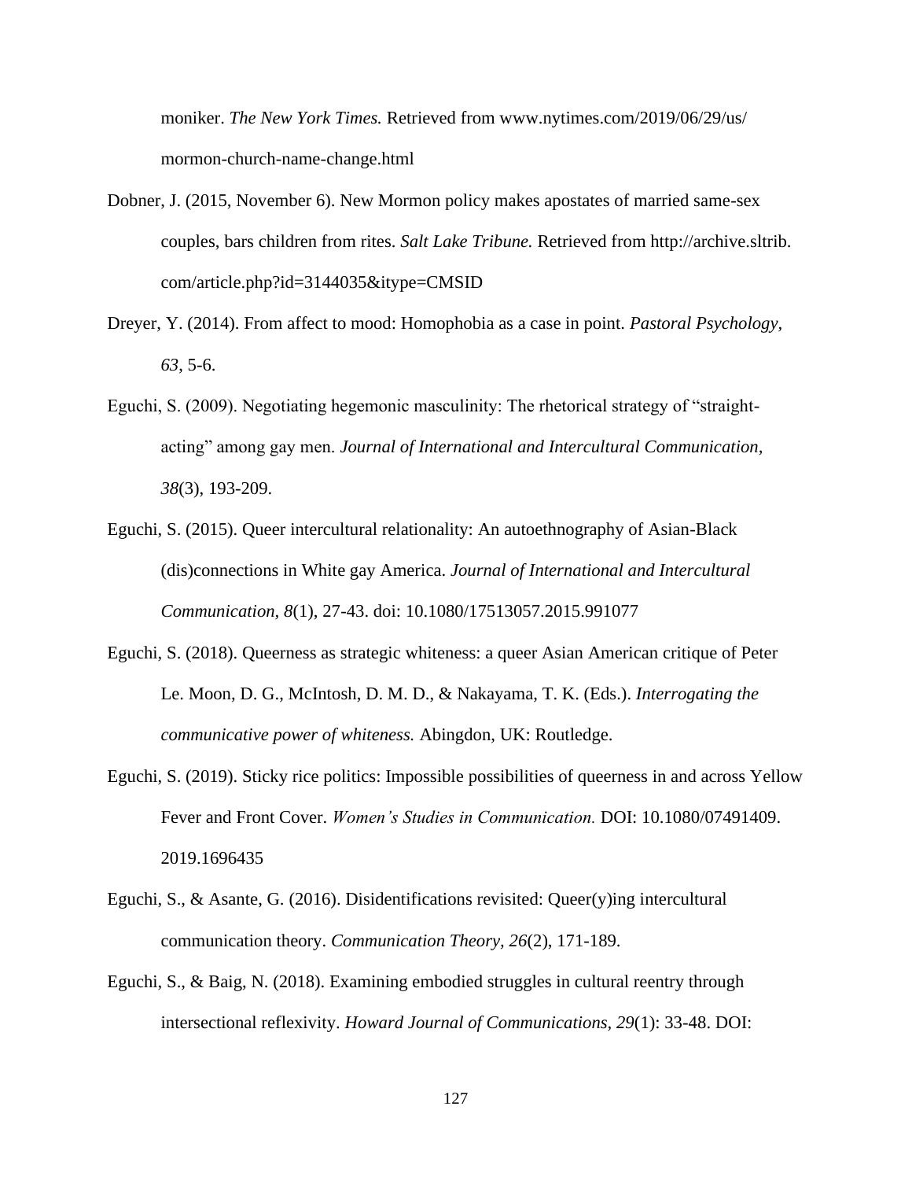moniker. *The New York Times.* Retrieved from www.nytimes.com/2019/06/29/us/mormon-church-name-change.html

Dobner, J. (2015, November 6). New Mormon policy makes apostates of married same-sex couples, bars children from rites. *Salt Lake Tribune.* Retrieved from http://archive.sltrib.com/article.php?id=3144035&itype=CMSID

Dreyer, Y. (2014). From affect to mood: Homophobia as a case in point. *Pastoral Psychology*, *63*, 5-6.

Eguchi, S. (2009). Negotiating hegemonic masculinity: The rhetorical strategy of "straight-acting" among gay men. *Journal of International and Intercultural Communication*, *38*(3), 193-209.

Eguchi, S. (2015). Queer intercultural relationality: An autoethnography of Asian-Black (dis)connections in White gay America. *Journal of International and Intercultural Communication, 8*(1), 27-43. doi: 10.1080/17513057.2015.991077

Eguchi, S. (2018). Queerness as strategic whiteness: a queer Asian American critique of Peter Le. Moon, D. G., McIntosh, D. M. D., & Nakayama, T. K. (Eds.). *Interrogating the communicative power of whiteness.* Abingdon, UK: Routledge.

Eguchi, S. (2019). Sticky rice politics: Impossible possibilities of queerness in and across Yellow Fever and Front Cover. *Women's Studies in Communication.* DOI: 10.1080/07491409.2019.1696435

Eguchi, S., & Asante, G. (2016). Disidentifications revisited: Queer(y)ing intercultural communication theory. *Communication Theory, 26*(2), 171-189.

Eguchi, S., & Baig, N. (2018). Examining embodied struggles in cultural reentry through intersectional reflexivity. *Howard Journal of Communications*, *29*(1): 33-48. DOI: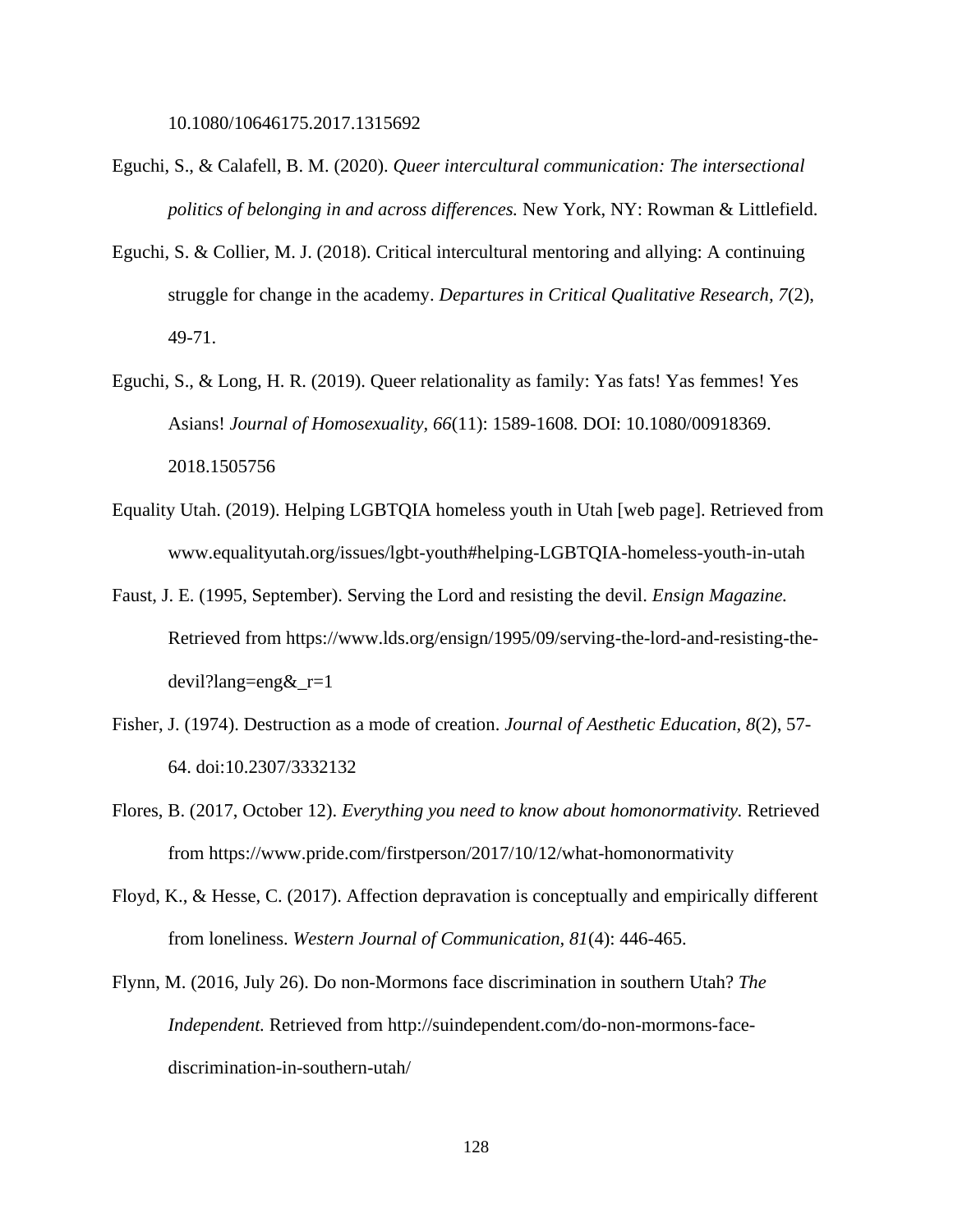10.1080/10646175.2017.1315692

Eguchi, S., & Calafell, B. M. (2020). *Queer intercultural communication: The intersectional politics of belonging in and across differences.* New York, NY: Rowman & Littlefield.

Eguchi, S. & Collier, M. J. (2018). Critical intercultural mentoring and allying: A continuing struggle for change in the academy. *Departures in Critical Qualitative Research, 7*(2), 49-71.

Eguchi, S., & Long, H. R. (2019). Queer relationality as family: Yas fats! Yas femmes! Yes Asians! *Journal of Homosexuality, 66*(11): 1589-1608. DOI: 10.1080/00918369. 2018.1505756

Equality Utah. (2019). Helping LGBTQIA homeless youth in Utah [web page]. Retrieved from www.equalityutah.org/issues/lgbt-youth#helping-LGBTQIA-homeless-youth-in-utah

Faust, J. E. (1995, September). Serving the Lord and resisting the devil. *Ensign Magazine.* Retrieved from https://www.lds.org/ensign/1995/09/serving-the-lord-and-resisting-the-devil?lang=eng&_r=1

Fisher, J. (1974). Destruction as a mode of creation. *Journal of Aesthetic Education, 8*(2), 57-64. doi:10.2307/3332132

Flores, B. (2017, October 12). *Everything you need to know about homonormativity.* Retrieved from https://www.pride.com/firstperson/2017/10/12/what-homonormativity

Floyd, K., & Hesse, C. (2017). Affection depravation is conceptually and empirically different from loneliness. *Western Journal of Communication, 81*(4): 446-465.

Flynn, M. (2016, July 26). Do non-Mormons face discrimination in southern Utah? *The Independent.* Retrieved from http://suindependent.com/do-non-mormons-face-discrimination-in-southern-utah/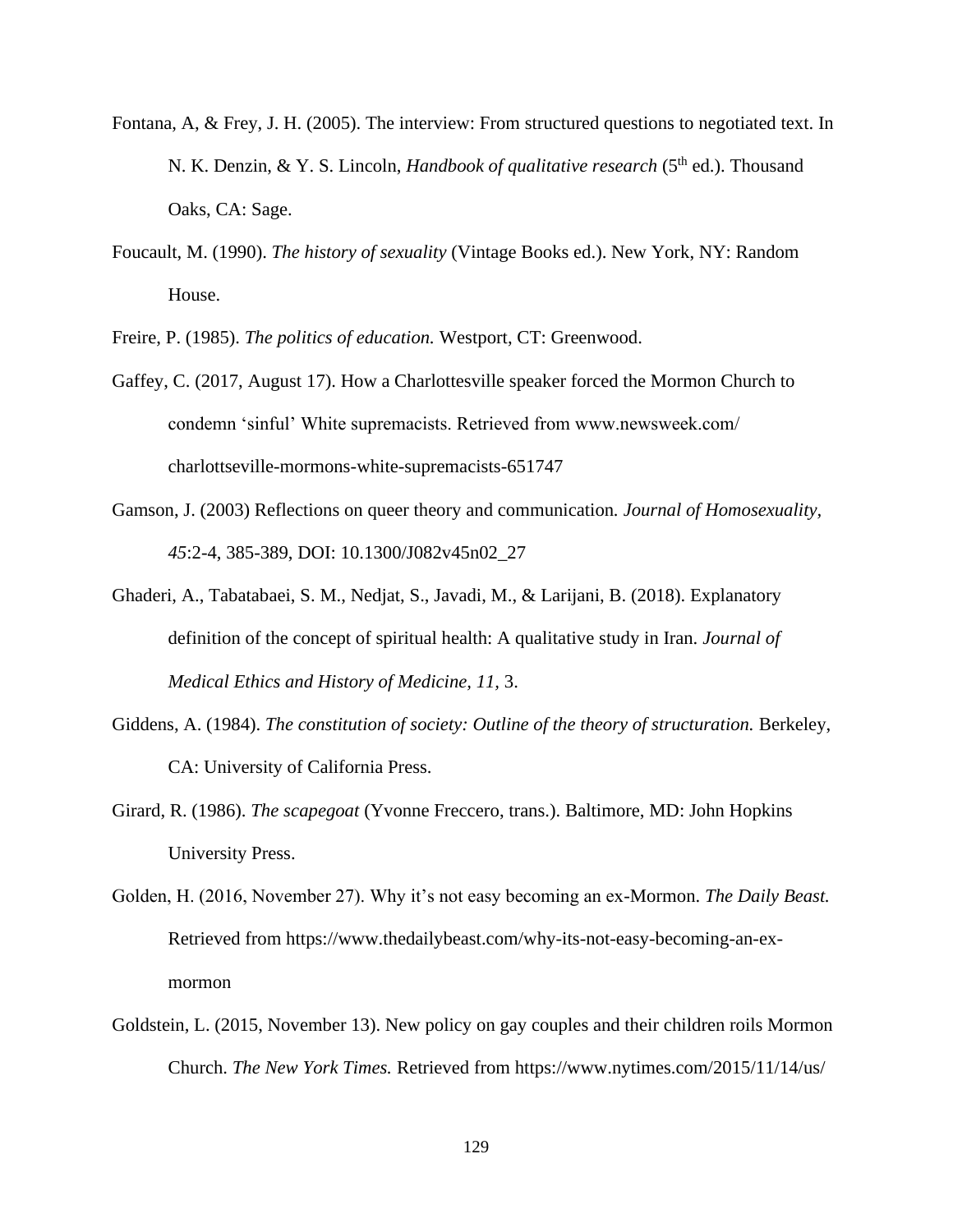Fontana, A, & Frey, J. H. (2005). The interview: From structured questions to negotiated text. In N. K. Denzin, & Y. S. Lincoln, *Handbook of qualitative research* (5th ed.). Thousand Oaks, CA: Sage.

Foucault, M. (1990). *The history of sexuality* (Vintage Books ed.). New York, NY: Random House.

Freire, P. (1985). *The politics of education.* Westport, CT: Greenwood.

Gaffey, C. (2017, August 17). How a Charlottesville speaker forced the Mormon Church to condemn 'sinful' White supremacists. Retrieved from www.newsweek.com/charlottseville-mormons-white-supremacists-651747

Gamson, J. (2003) Reflections on queer theory and communication. *Journal of Homosexuality, 45*:2-4, 385-389, DOI: 10.1300/J082v45n02_27

Ghaderi, A., Tabatabaei, S. M., Nedjat, S., Javadi, M., & Larijani, B. (2018). Explanatory definition of the concept of spiritual health: A qualitative study in Iran. *Journal of Medical Ethics and History of Medicine, 11,* 3.

Giddens, A. (1984). *The constitution of society: Outline of the theory of structuration.* Berkeley, CA: University of California Press.

Girard, R. (1986). *The scapegoat* (Yvonne Freccero, trans.). Baltimore, MD: John Hopkins University Press.

Golden, H. (2016, November 27). Why it's not easy becoming an ex-Mormon. *The Daily Beast.* Retrieved from https://www.thedailybeast.com/why-its-not-easy-becoming-an-ex-mormon

Goldstein, L. (2015, November 13). New policy on gay couples and their children roils Mormon Church. *The New York Times.* Retrieved from https://www.nytimes.com/2015/11/14/us/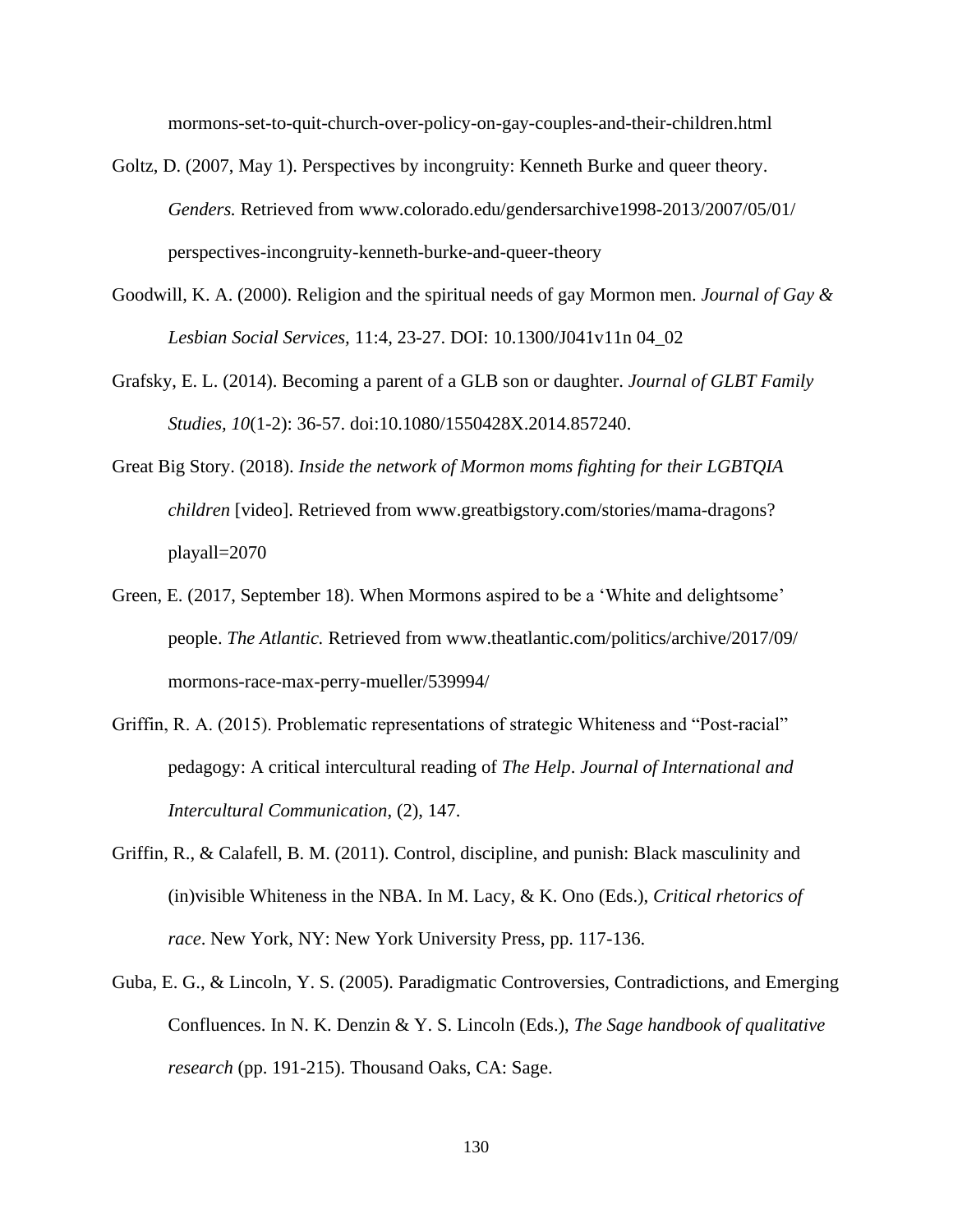mormons-set-to-quit-church-over-policy-on-gay-couples-and-their-children.html

Goltz, D. (2007, May 1). Perspectives by incongruity: Kenneth Burke and queer theory. *Genders.* Retrieved from www.colorado.edu/gendersarchive1998-2013/2007/05/01/ perspectives-incongruity-kenneth-burke-and-queer-theory

Goodwill, K. A. (2000). Religion and the spiritual needs of gay Mormon men. *Journal of Gay & Lesbian Social Services*, 11:4, 23-27. DOI: 10.1300/J041v11n 04_02

Grafsky, E. L. (2014). Becoming a parent of a GLB son or daughter. *Journal of GLBT Family Studies, 10*(1-2): 36-57. doi:10.1080/1550428X.2014.857240.

Great Big Story. (2018). *Inside the network of Mormon moms fighting for their LGBTQIA children* [video]. Retrieved from www.greatbigstory.com/stories/mama-dragons? playall=2070

Green, E. (2017, September 18). When Mormons aspired to be a 'White and delightsome' people. *The Atlantic.* Retrieved from www.theatlantic.com/politics/archive/2017/09/ mormons-race-max-perry-mueller/539994/

Griffin, R. A. (2015). Problematic representations of strategic Whiteness and "Post-racial" pedagogy: A critical intercultural reading of *The Help*. *Journal of International and Intercultural Communication*, (2), 147.

Griffin, R., & Calafell, B. M. (2011). Control, discipline, and punish: Black masculinity and (in)visible Whiteness in the NBA. In M. Lacy, & K. Ono (Eds.), *Critical rhetorics of race*. New York, NY: New York University Press, pp. 117-136.

Guba, E. G., & Lincoln, Y. S. (2005). Paradigmatic Controversies, Contradictions, and Emerging Confluences. In N. K. Denzin & Y. S. Lincoln (Eds.), *The Sage handbook of qualitative research* (pp. 191-215). Thousand Oaks, CA: Sage.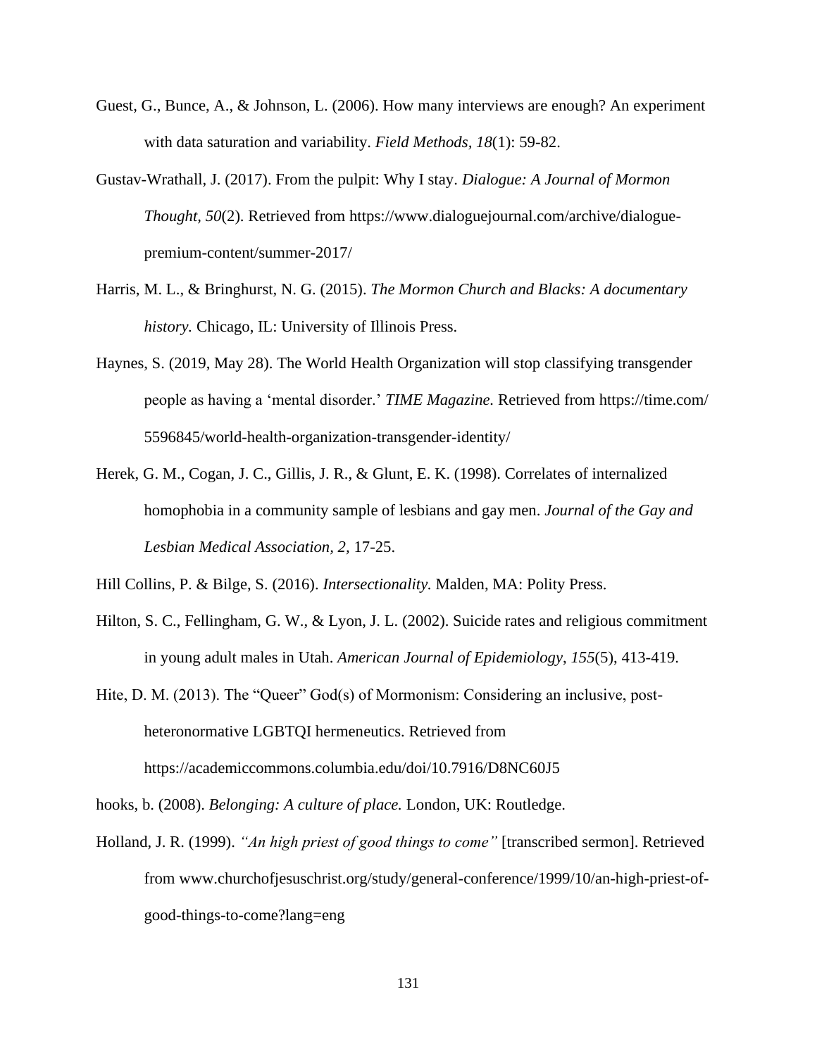Guest, G., Bunce, A., & Johnson, L. (2006). How many interviews are enough? An experiment with data saturation and variability. *Field Methods, 18*(1): 59-82.

Gustav-Wrathall, J. (2017). From the pulpit: Why I stay. *Dialogue: A Journal of Mormon Thought, 50*(2). Retrieved from https://www.dialoguejournal.com/archive/dialogue-premium-content/summer-2017/

Harris, M. L., & Bringhurst, N. G. (2015). *The Mormon Church and Blacks: A documentary history.* Chicago, IL: University of Illinois Press.

Haynes, S. (2019, May 28). The World Health Organization will stop classifying transgender people as having a 'mental disorder.' *TIME Magazine.* Retrieved from https://time.com/5596845/world-health-organization-transgender-identity/

Herek, G. M., Cogan, J. C., Gillis, J. R., & Glunt, E. K. (1998). Correlates of internalized homophobia in a community sample of lesbians and gay men. *Journal of the Gay and Lesbian Medical Association, 2,* 17-25.

Hill Collins, P. & Bilge, S. (2016). *Intersectionality.* Malden, MA: Polity Press.

Hilton, S. C., Fellingham, G. W., & Lyon, J. L. (2002). Suicide rates and religious commitment in young adult males in Utah. *American Journal of Epidemiology*, *155*(5), 413-419.

Hite, D. M. (2013). The "Queer" God(s) of Mormonism: Considering an inclusive, post-heteronormative LGBTQI hermeneutics. Retrieved from https://academiccommons.columbia.edu/doi/10.7916/D8NC60J5

hooks, b. (2008). *Belonging: A culture of place.* London, UK: Routledge.

Holland, J. R. (1999). *"An high priest of good things to come"* [transcribed sermon]. Retrieved from www.churchofjesuschrist.org/study/general-conference/1999/10/an-high-priest-of-good-things-to-come?lang=eng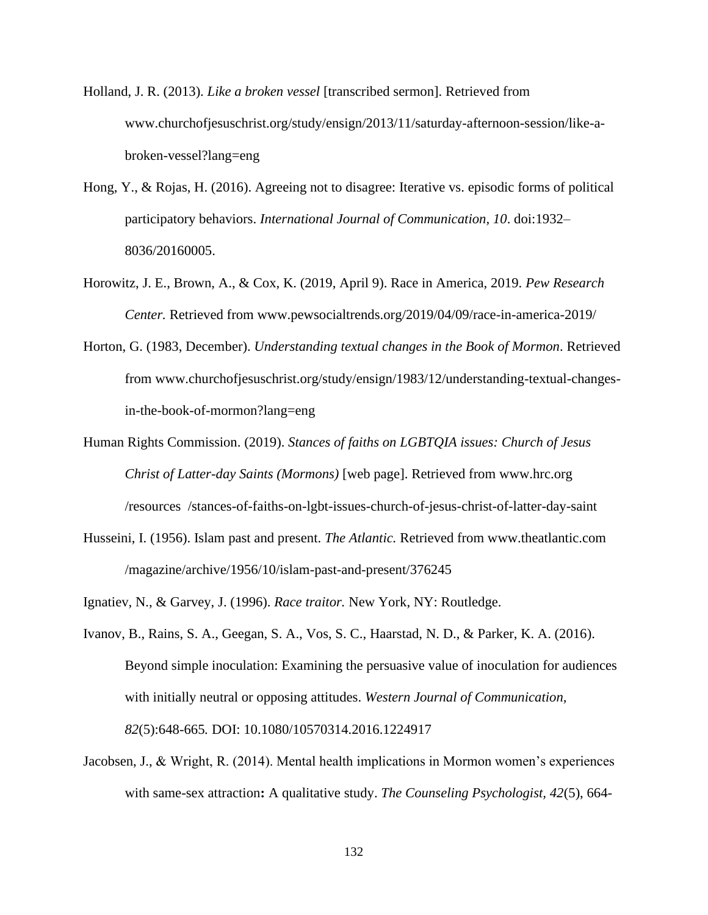Holland, J. R. (2013). *Like a broken vessel* [transcribed sermon]. Retrieved from www.churchofjesuschrist.org/study/ensign/2013/11/saturday-afternoon-session/like-a-broken-vessel?lang=eng

Hong, Y., & Rojas, H. (2016). Agreeing not to disagree: Iterative vs. episodic forms of political participatory behaviors. *International Journal of Communication, 10*. doi:1932–8036/20160005.

Horowitz, J. E., Brown, A., & Cox, K. (2019, April 9). Race in America, 2019. *Pew Research Center.* Retrieved from www.pewsocialtrends.org/2019/04/09/race-in-america-2019/

Horton, G. (1983, December). *Understanding textual changes in the Book of Mormon*. Retrieved from www.churchofjesuschrist.org/study/ensign/1983/12/understanding-textual-changes-in-the-book-of-mormon?lang=eng

Human Rights Commission. (2019). *Stances of faiths on LGBTQIA issues: Church of Jesus Christ of Latter-day Saints (Mormons)* [web page]. Retrieved from www.hrc.org /resources /stances-of-faiths-on-lgbt-issues-church-of-jesus-christ-of-latter-day-saint

Husseini, I. (1956). Islam past and present. *The Atlantic.* Retrieved from www.theatlantic.com /magazine/archive/1956/10/islam-past-and-present/376245

Ignatiev, N., & Garvey, J. (1996). *Race traitor.* New York, NY: Routledge.

Ivanov, B., Rains, S. A., Geegan, S. A., Vos, S. C., Haarstad, N. D., & Parker, K. A. (2016). Beyond simple inoculation: Examining the persuasive value of inoculation for audiences with initially neutral or opposing attitudes. *Western Journal of Communication, 82*(5):648-665*.* DOI: 10.1080/10570314.2016.1224917

Jacobsen, J., & Wright, R. (2014). Mental health implications in Mormon women's experiences with same-sex attraction**:** A qualitative study. *The Counseling Psychologist, 42*(5), 664-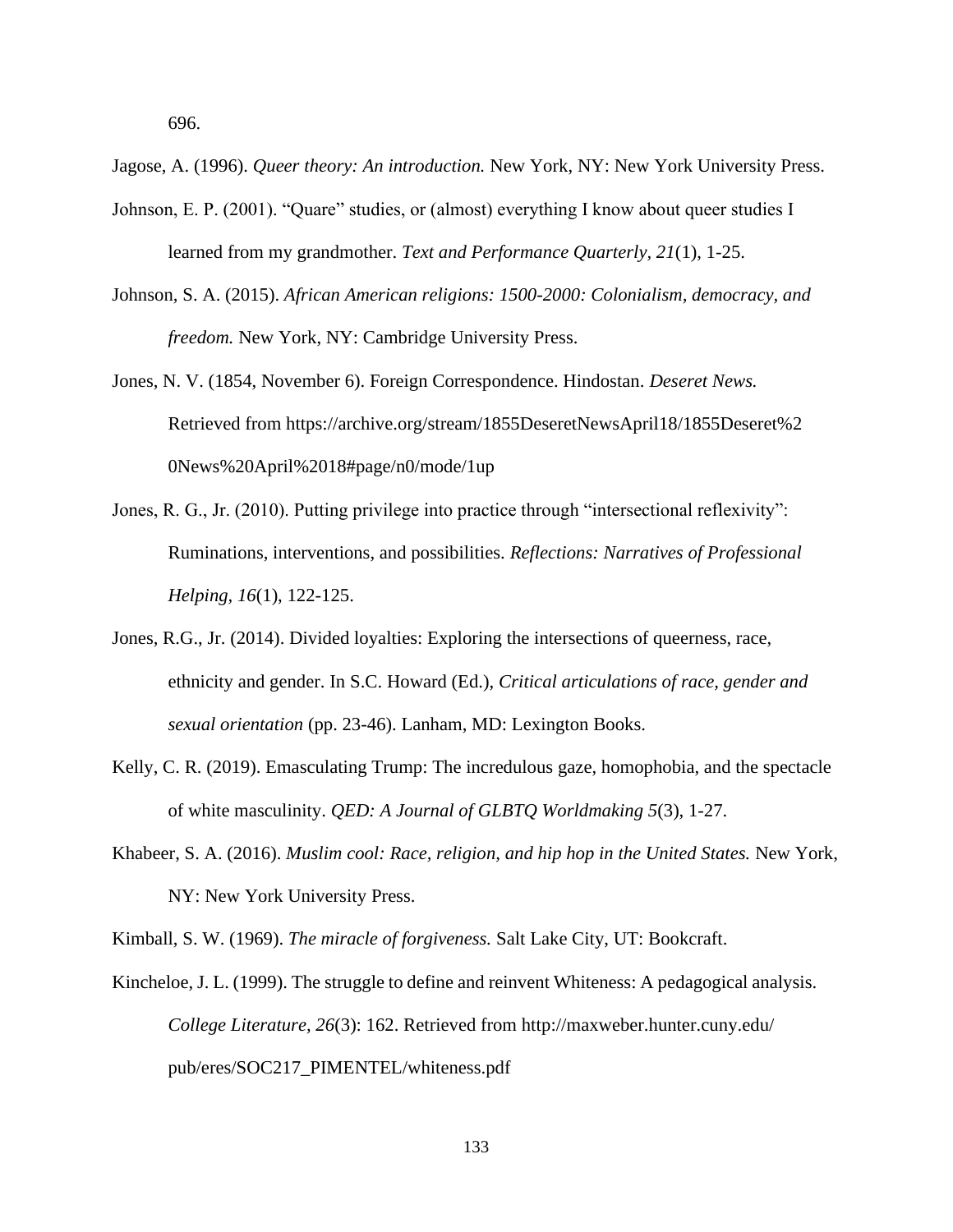696.

Jagose, A. (1996). *Queer theory: An introduction.* New York, NY: New York University Press.

Johnson, E. P. (2001). “Quare” studies, or (almost) everything I know about queer studies I learned from my grandmother. *Text and Performance Quarterly, 21*(1), 1-25.

Johnson, S. A. (2015). *African American religions: 1500-2000: Colonialism, democracy, and freedom.* New York, NY: Cambridge University Press.

Jones, N. V. (1854, November 6). Foreign Correspondence. Hindostan. *Deseret News.* Retrieved from https://archive.org/stream/1855DeseretNewsApril18/1855Deseret%20News%20April%2018#page/n0/mode/1up

Jones, R. G., Jr. (2010). Putting privilege into practice through “intersectional reflexivity”: Ruminations, interventions, and possibilities. *Reflections: Narratives of Professional Helping, 16*(1), 122-125.

Jones, R.G., Jr. (2014). Divided loyalties: Exploring the intersections of queerness, race, ethnicity and gender. In S.C. Howard (Ed.), *Critical articulations of race, gender and sexual orientation* (pp. 23-46). Lanham, MD: Lexington Books.

Kelly, C. R. (2019). Emasculating Trump: The incredulous gaze, homophobia, and the spectacle of white masculinity. *QED: A Journal of GLBTQ Worldmaking 5*(3), 1-27.

Khabeer, S. A. (2016). *Muslim cool: Race, religion, and hip hop in the United States.* New York, NY: New York University Press.

Kimball, S. W. (1969). *The miracle of forgiveness.* Salt Lake City, UT: Bookcraft.

Kincheloe, J. L. (1999). The struggle to define and reinvent Whiteness: A pedagogical analysis. *College Literature, 26*(3): 162. Retrieved from http://maxweber.hunter.cuny.edu/pub/eres/SOC217_PIMENTEL/whiteness.pdf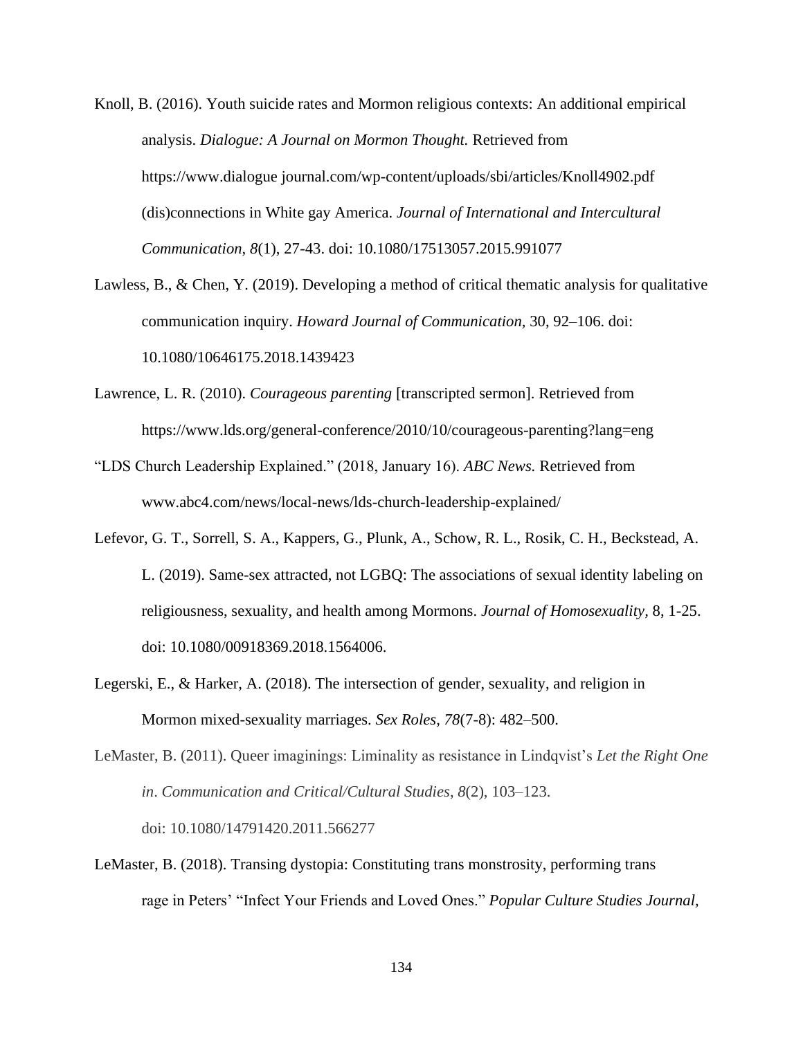Knoll, B. (2016). Youth suicide rates and Mormon religious contexts: An additional empirical analysis. *Dialogue: A Journal on Mormon Thought.* Retrieved from https://www.dialogue journal.com/wp-content/uploads/sbi/articles/Knoll4902.pdf (dis)connections in White gay America. *Journal of International and Intercultural Communication, 8*(1), 27-43. doi: 10.1080/17513057.2015.991077

Lawless, B., & Chen, Y. (2019). Developing a method of critical thematic analysis for qualitative communication inquiry. *Howard Journal of Communication,* 30, 92–106. doi: 10.1080/10646175.2018.1439423

Lawrence, L. R. (2010). *Courageous parenting* [transcripted sermon]. Retrieved from https://www.lds.org/general-conference/2010/10/courageous-parenting?lang=eng

"LDS Church Leadership Explained." (2018, January 16). *ABC News.* Retrieved from www.abc4.com/news/local-news/lds-church-leadership-explained/

Lefevor, G. T., Sorrell, S. A., Kappers, G., Plunk, A., Schow, R. L., Rosik, C. H., Beckstead, A. L. (2019). Same-sex attracted, not LGBQ: The associations of sexual identity labeling on religiousness, sexuality, and health among Mormons. *Journal of Homosexuality,* 8, 1-25. doi: 10.1080/00918369.2018.1564006.

Legerski, E., & Harker, A. (2018). The intersection of gender, sexuality, and religion in Mormon mixed-sexuality marriages. *Sex Roles, 78*(7-8): 482–500.

LeMaster, B. (2011). Queer imaginings: Liminality as resistance in Lindqvist's *Let the Right One in*. *Communication and Critical/Cultural Studies*, *8*(2), 103–123. doi: 10.1080/14791420.2011.566277

LeMaster, B. (2018). Transing dystopia: Constituting trans monstrosity, performing trans rage in Peters' "Infect Your Friends and Loved Ones." *Popular Culture Studies Journal,*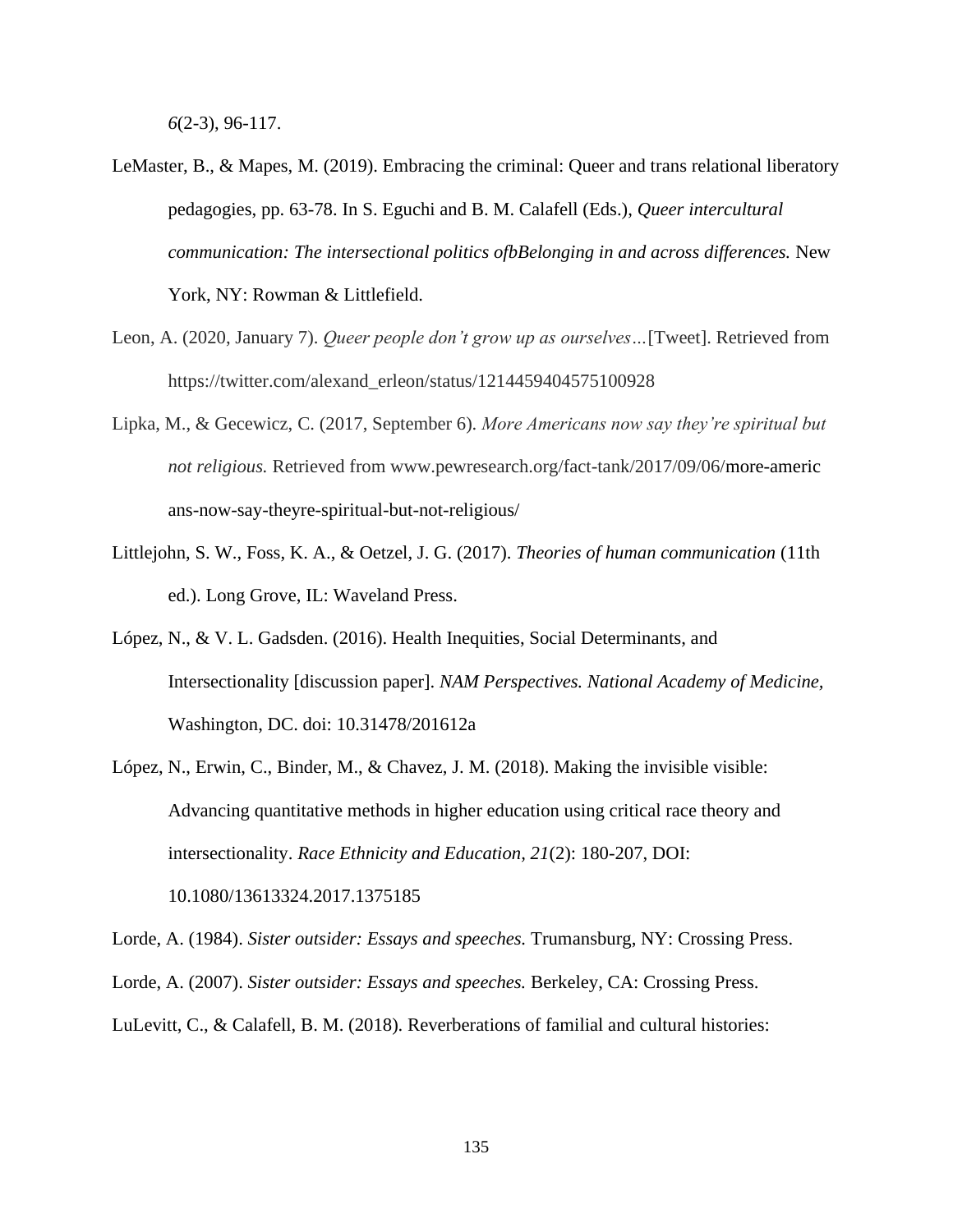*6*(2-3), 96-117.

LeMaster, B., & Mapes, M. (2019). Embracing the criminal: Queer and trans relational liberatory pedagogies, pp. 63-78. In S. Eguchi and B. M. Calafell (Eds.), *Queer intercultural communication: The intersectional politics ofbBelonging in and across differences.* New York, NY: Rowman & Littlefield.

Leon, A. (2020, January 7). *Queer people don't grow up as ourselves…*[Tweet]. Retrieved from https://twitter.com/alexand_erleon/status/1214459404575100928

Lipka, M., & Gecewicz, C. (2017, September 6). *More Americans now say they're spiritual but not religious.* Retrieved from www.pewresearch.org/fact-tank/2017/09/06/more-americans-now-say-theyre-spiritual-but-not-religious/

Littlejohn, S. W., Foss, K. A., & Oetzel, J. G. (2017). *Theories of human communication* (11th ed.). Long Grove, IL: Waveland Press.

López, N., & V. L. Gadsden. (2016). Health Inequities, Social Determinants, and Intersectionality [discussion paper]. *NAM Perspectives. National Academy of Medicine*, Washington, DC. doi: 10.31478/201612a

López, N., Erwin, C., Binder, M., & Chavez, J. M. (2018). Making the invisible visible: Advancing quantitative methods in higher education using critical race theory and intersectionality. *Race Ethnicity and Education, 21*(2): 180-207, DOI: 10.1080/13613324.2017.1375185

Lorde, A. (1984). *Sister outsider: Essays and speeches.* Trumansburg, NY: Crossing Press.

Lorde, A. (2007). *Sister outsider: Essays and speeches.* Berkeley, CA: Crossing Press.

LuLevitt, C., & Calafell, B. M. (2018). Reverberations of familial and cultural histories: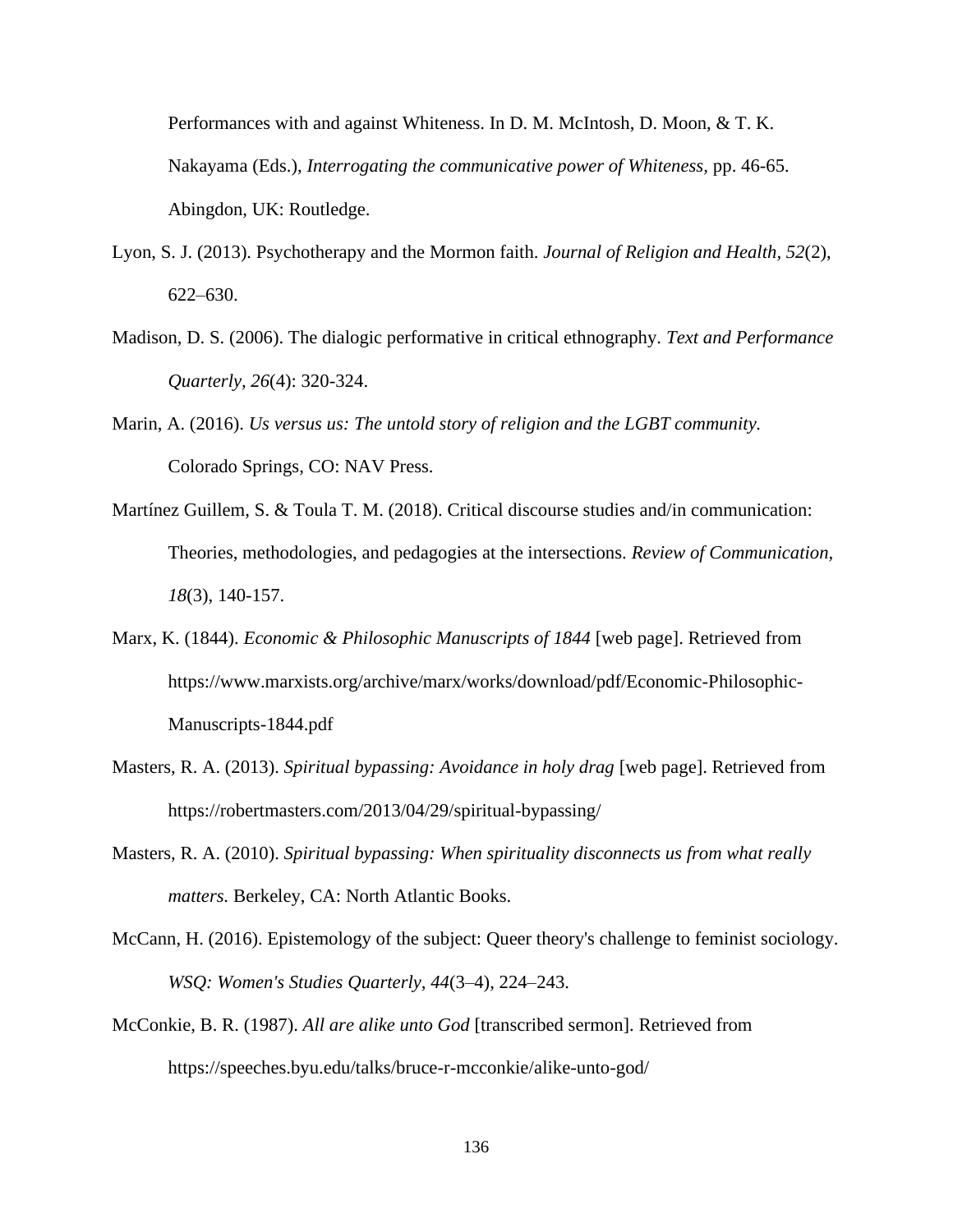Performances with and against Whiteness. In D. M. McIntosh, D. Moon, & T. K. Nakayama (Eds.), *Interrogating the communicative power of Whiteness*, pp. 46-65. Abingdon, UK: Routledge.

Lyon, S. J. (2013). Psychotherapy and the Mormon faith. *Journal of Religion and Health*, *52*(2), 622–630.

Madison, D. S. (2006). The dialogic performative in critical ethnography. *Text and Performance Quarterly*, *26*(4): 320-324.

Marin, A. (2016). *Us versus us: The untold story of religion and the LGBT community.* Colorado Springs, CO: NAV Press.

Martínez Guillem, S. & Toula T. M. (2018). Critical discourse studies and/in communication: Theories, methodologies, and pedagogies at the intersections. *Review of Communication*, *18*(3), 140-157.

Marx, K. (1844). *Economic & Philosophic Manuscripts of 1844* [web page]. Retrieved from https://www.marxists.org/archive/marx/works/download/pdf/Economic-Philosophic-Manuscripts-1844.pdf

Masters, R. A. (2013). *Spiritual bypassing: Avoidance in holy drag* [web page]. Retrieved from https://robertmasters.com/2013/04/29/spiritual-bypassing/

Masters, R. A. (2010). *Spiritual bypassing: When spirituality disconnects us from what really matters.* Berkeley, CA: North Atlantic Books.

McCann, H. (2016). Epistemology of the subject: Queer theory's challenge to feminist sociology. *WSQ: Women's Studies Quarterly*, *44*(3–4), 224–243.

McConkie, B. R. (1987). *All are alike unto God* [transcribed sermon]. Retrieved from https://speeches.byu.edu/talks/bruce-r-mcconkie/alike-unto-god/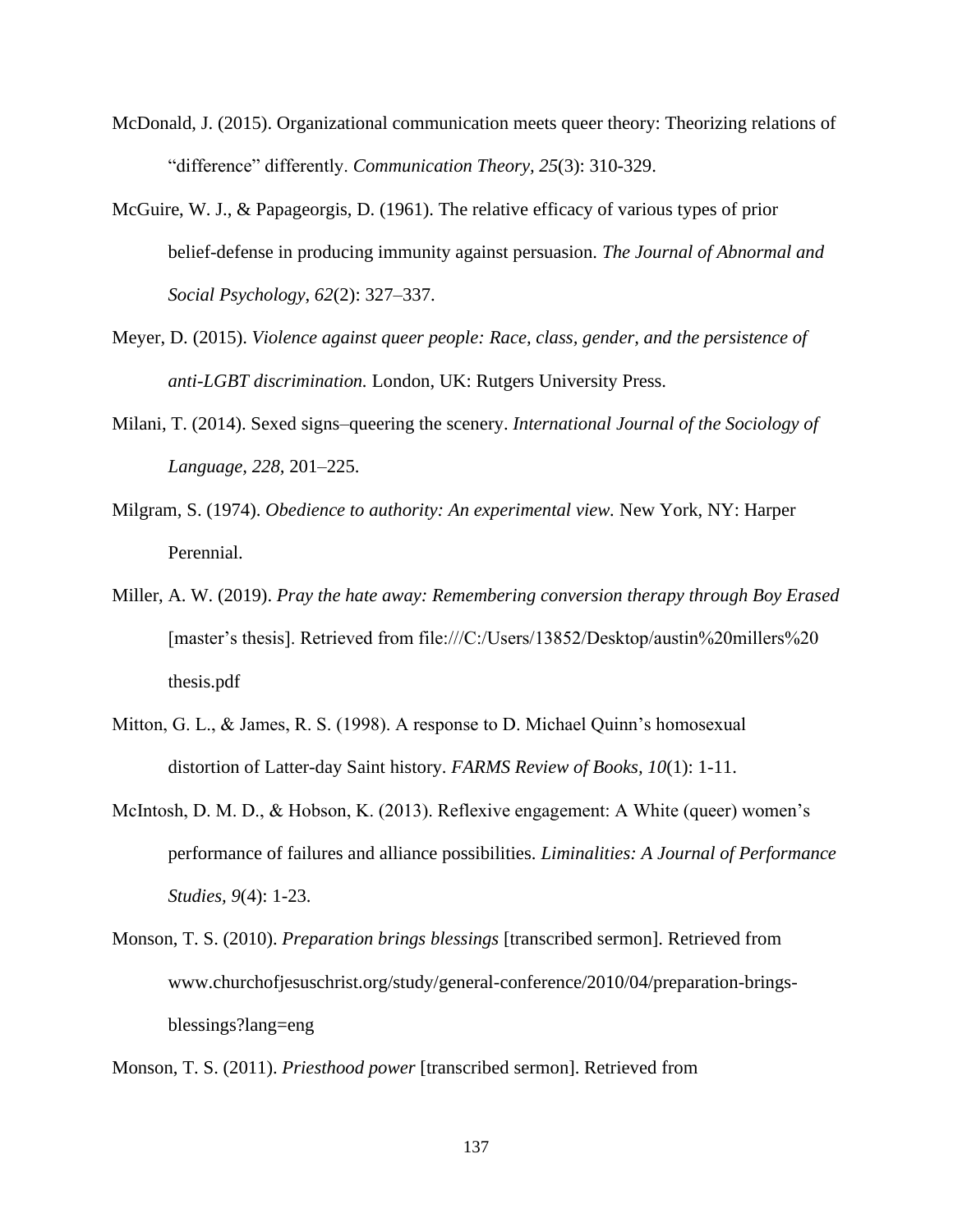McDonald, J. (2015). Organizational communication meets queer theory: Theorizing relations of “difference” differently. *Communication Theory, 25*(3): 310-329.

McGuire, W. J., & Papageorgis, D. (1961). The relative efficacy of various types of prior belief-defense in producing immunity against persuasion. *The Journal of Abnormal and Social Psychology*, *62*(2): 327–337.

Meyer, D. (2015). *Violence against queer people: Race, class, gender, and the persistence of anti-LGBT discrimination.* London, UK: Rutgers University Press.

Milani, T. (2014). Sexed signs–queering the scenery. *International Journal of the Sociology of Language, 228,* 201–225.

Milgram, S. (1974). *Obedience to authority: An experimental view.* New York, NY: Harper Perennial.

Miller, A. W. (2019). *Pray the hate away: Remembering conversion therapy through Boy Erased* [master’s thesis]. Retrieved from file:///C:/Users/13852/Desktop/austin%20millers%20 thesis.pdf

Mitton, G. L., & James, R. S. (1998). A response to D. Michael Quinn’s homosexual distortion of Latter-day Saint history. *FARMS Review of Books, 10*(1): 1-11.

McIntosh, D. M. D., & Hobson, K. (2013). Reflexive engagement: A White (queer) women’s performance of failures and alliance possibilities. *Liminalities: A Journal of Performance Studies, 9*(4): 1-23.

Monson, T. S. (2010). *Preparation brings blessings* [transcribed sermon]. Retrieved from www.churchofjesuschrist.org/study/general-conference/2010/04/preparation-brings-blessings?lang=eng

Monson, T. S. (2011). *Priesthood power* [transcribed sermon]. Retrieved from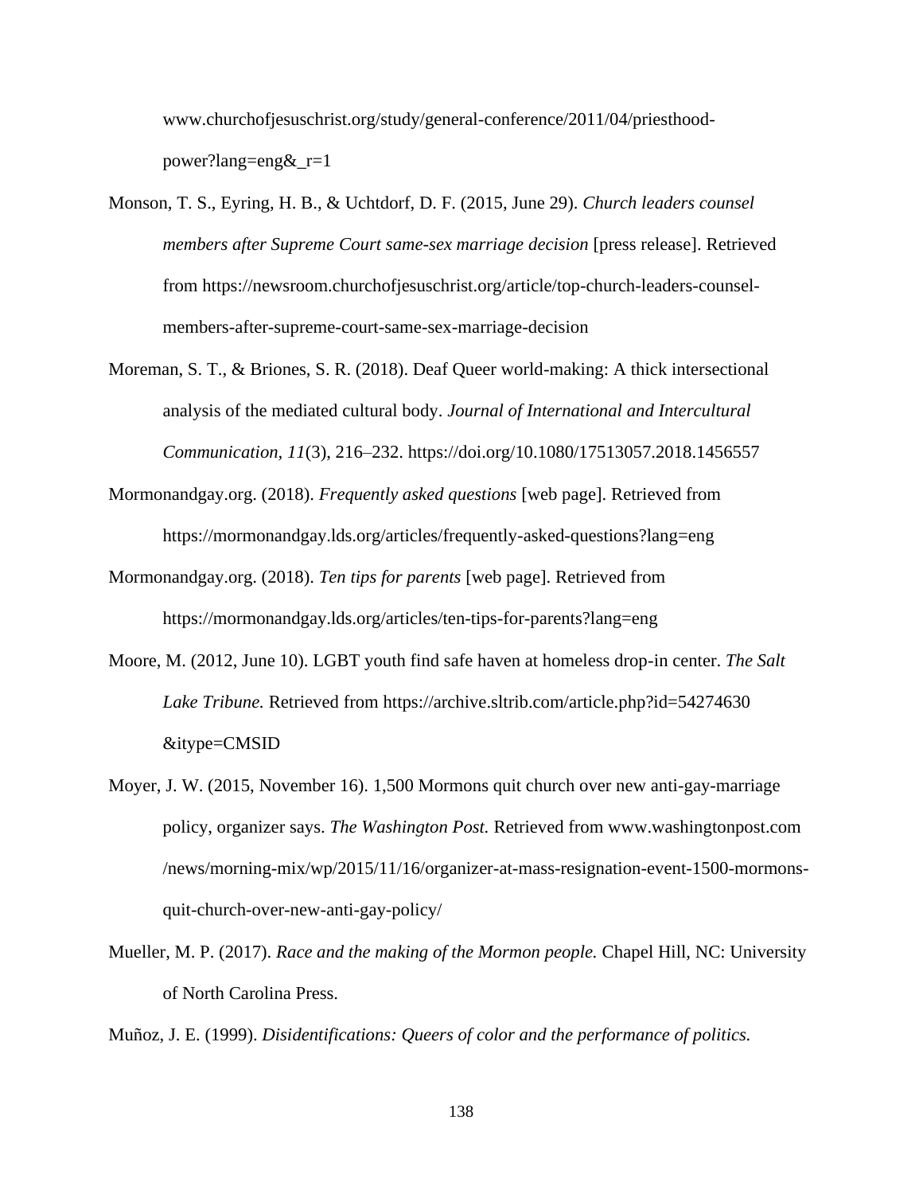www.churchofjesuschrist.org/study/general-conference/2011/04/priesthood-power?lang=eng&_r=1

Monson, T. S., Eyring, H. B., & Uchtdorf, D. F. (2015, June 29). *Church leaders counsel members after Supreme Court same-sex marriage decision* [press release]. Retrieved from https://newsroom.churchofjesuschrist.org/article/top-church-leaders-counsel-members-after-supreme-court-same-sex-marriage-decision

Moreman, S. T., & Briones, S. R. (2018). Deaf Queer world-making: A thick intersectional analysis of the mediated cultural body. *Journal of International and Intercultural Communication, 11*(3), 216–232. https://doi.org/10.1080/17513057.2018.1456557

Mormonandgay.org. (2018). *Frequently asked questions* [web page]. Retrieved from https://mormonandgay.lds.org/articles/frequently-asked-questions?lang=eng

Mormonandgay.org. (2018). *Ten tips for parents* [web page]. Retrieved from https://mormonandgay.lds.org/articles/ten-tips-for-parents?lang=eng

Moore, M. (2012, June 10). LGBT youth find safe haven at homeless drop-in center. *The Salt Lake Tribune.* Retrieved from https://archive.sltrib.com/article.php?id=54274630&itype=CMSID

Moyer, J. W. (2015, November 16). 1,500 Mormons quit church over new anti-gay-marriage policy, organizer says. *The Washington Post.* Retrieved from www.washingtonpost.com/news/morning-mix/wp/2015/11/16/organizer-at-mass-resignation-event-1500-mormons-quit-church-over-new-anti-gay-policy/

Mueller, M. P. (2017). *Race and the making of the Mormon people.* Chapel Hill, NC: University of North Carolina Press.

Muñoz, J. E. (1999). *Disidentifications: Queers of color and the performance of politics.*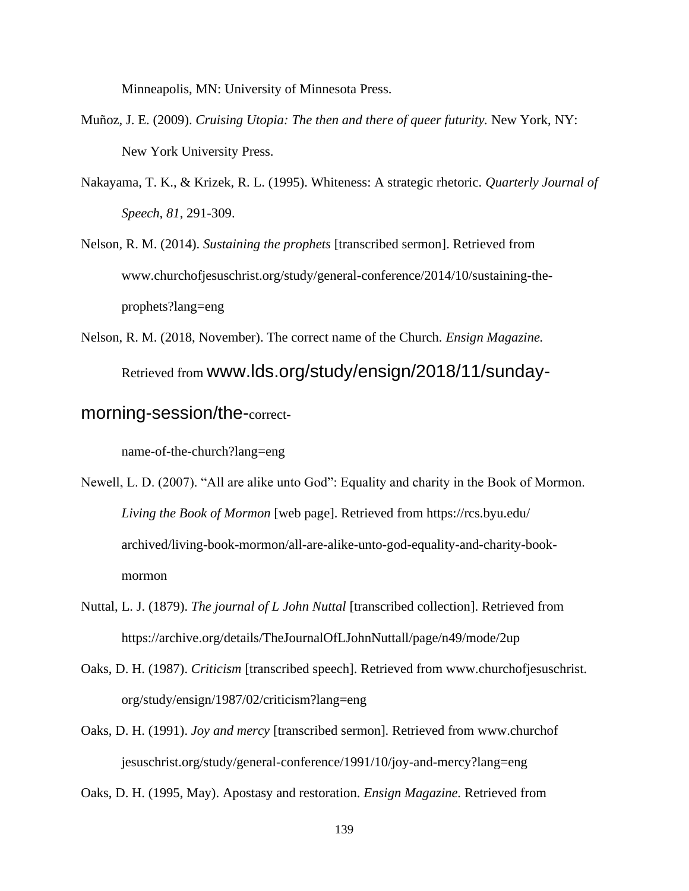Minneapolis, MN: University of Minnesota Press.

Muñoz, J. E. (2009). *Cruising Utopia: The then and there of queer futurity.* New York, NY: New York University Press.

Nakayama, T. K., & Krizek, R. L. (1995). Whiteness: A strategic rhetoric. *Quarterly Journal of Speech, 81*, 291-309.

Nelson, R. M. (2014). *Sustaining the prophets* [transcribed sermon]. Retrieved from www.churchofjesuschrist.org/study/general-conference/2014/10/sustaining-the-prophets?lang=eng

Nelson, R. M. (2018, November). The correct name of the Church. *Ensign Magazine.* Retrieved from www.lds.org/study/ensign/2018/11/sunday-morning-session/the-correct-name-of-the-church?lang=eng

Newell, L. D. (2007). "All are alike unto God": Equality and charity in the Book of Mormon. *Living the Book of Mormon* [web page]. Retrieved from https://rcs.byu.edu/archived/living-book-mormon/all-are-alike-unto-god-equality-and-charity-book-mormon

Nuttal, L. J. (1879). *The journal of L John Nuttal* [transcribed collection]. Retrieved from https://archive.org/details/TheJournalOfLJohnNuttall/page/n49/mode/2up

Oaks, D. H. (1987). *Criticism* [transcribed speech]. Retrieved from www.churchofjesuschrist.org/study/ensign/1987/02/criticism?lang=eng

Oaks, D. H. (1991). *Joy and mercy* [transcribed sermon]. Retrieved from www.churchofjesuschrist.org/study/general-conference/1991/10/joy-and-mercy?lang=eng

Oaks, D. H. (1995, May). Apostasy and restoration. *Ensign Magazine.* Retrieved from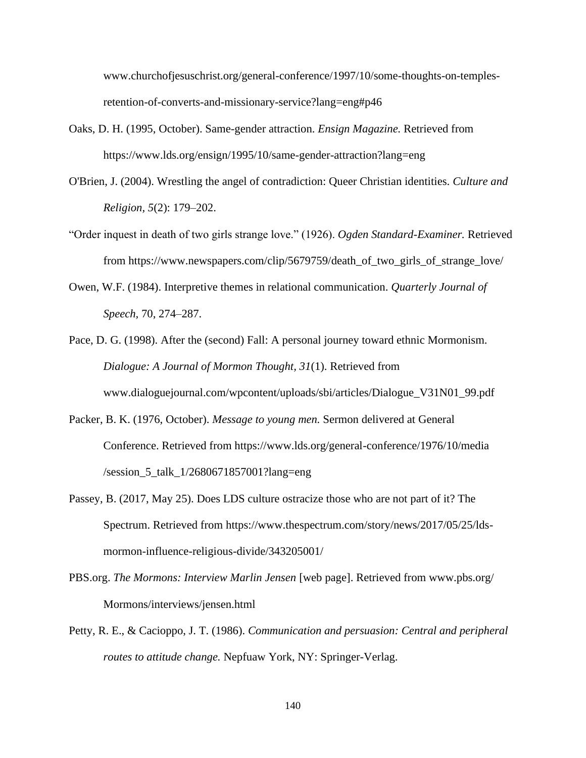www.churchofjesuschrist.org/general-conference/1997/10/some-thoughts-on-temples-retention-of-converts-and-missionary-service?lang=eng#p46

Oaks, D. H. (1995, October). Same-gender attraction. *Ensign Magazine.* Retrieved from https://www.lds.org/ensign/1995/10/same-gender-attraction?lang=eng

O'Brien, J. (2004). Wrestling the angel of contradiction: Queer Christian identities. *Culture and Religion*, *5*(2): 179–202.

"Order inquest in death of two girls strange love." (1926). *Ogden Standard-Examiner.* Retrieved from https://www.newspapers.com/clip/5679759/death_of_two_girls_of_strange_love/

Owen, W.F. (1984). Interpretive themes in relational communication. *Quarterly Journal of Speech*, 70, 274–287.

Pace, D. G. (1998). After the (second) Fall: A personal journey toward ethnic Mormonism. *Dialogue: A Journal of Mormon Thought, 31*(1). Retrieved from www.dialoguejournal.com/wpcontent/uploads/sbi/articles/Dialogue_V31N01_99.pdf

Packer, B. K. (1976, October). *Message to young men.* Sermon delivered at General Conference. Retrieved from https://www.lds.org/general-conference/1976/10/media/session_5_talk_1/2680671857001?lang=eng

Passey, B. (2017, May 25). Does LDS culture ostracize those who are not part of it? The Spectrum. Retrieved from https://www.thespectrum.com/story/news/2017/05/25/lds-mormon-influence-religious-divide/343205001/

PBS.org. *The Mormons: Interview Marlin Jensen* [web page]. Retrieved from www.pbs.org/Mormons/interviews/jensen.html

Petty, R. E., & Cacioppo, J. T. (1986). *Communication and persuasion: Central and peripheral routes to attitude change.* Nepfuaw York, NY: Springer-Verlag.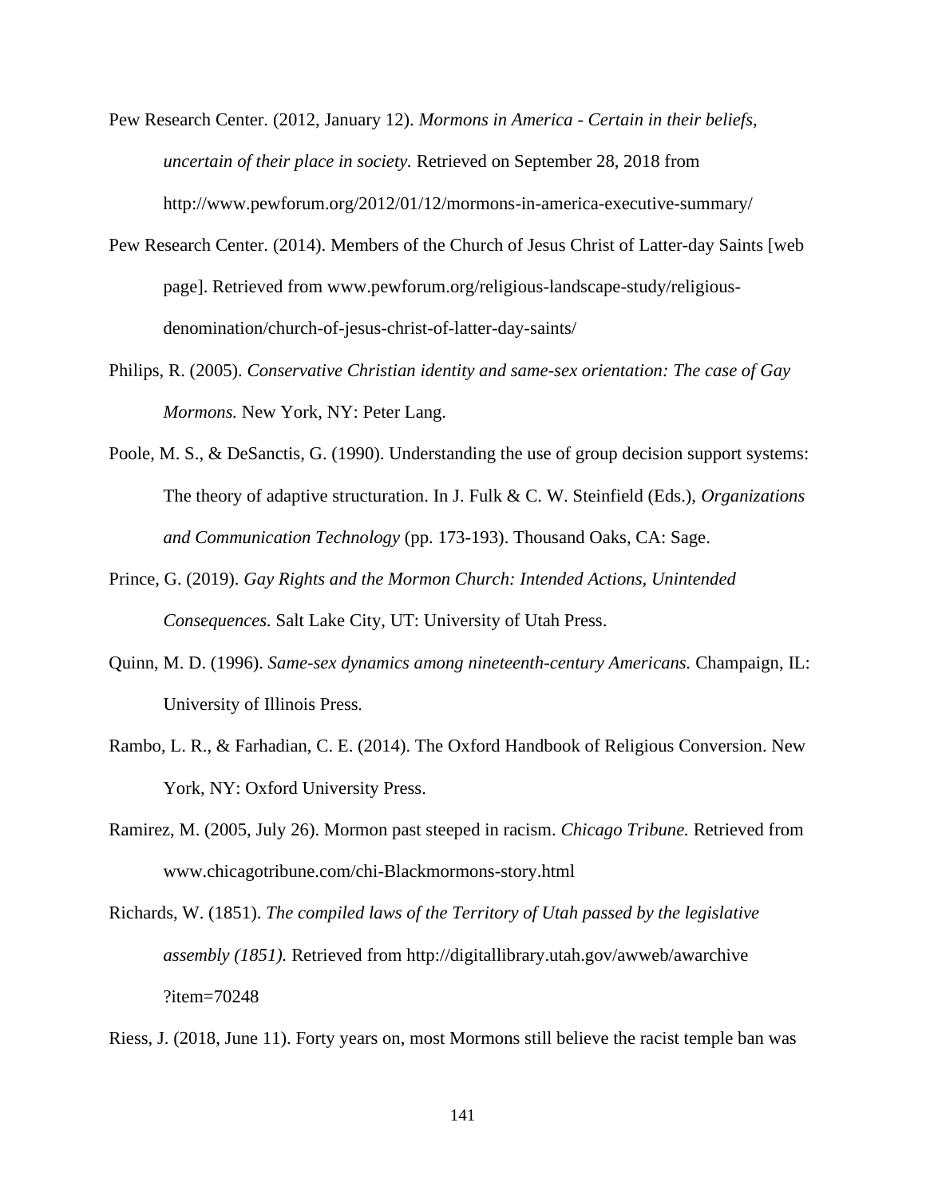Pew Research Center. (2012, January 12). *Mormons in America - Certain in their beliefs, uncertain of their place in society.* Retrieved on September 28, 2018 from http://www.pewforum.org/2012/01/12/mormons-in-america-executive-summary/

Pew Research Center. (2014). Members of the Church of Jesus Christ of Latter-day Saints [web page]. Retrieved from www.pewforum.org/religious-landscape-study/religious-denomination/church-of-jesus-christ-of-latter-day-saints/

Philips, R. (2005). *Conservative Christian identity and same-sex orientation: The case of Gay Mormons.* New York, NY: Peter Lang.

Poole, M. S., & DeSanctis, G. (1990). Understanding the use of group decision support systems: The theory of adaptive structuration. In J. Fulk & C. W. Steinfield (Eds.), *Organizations and Communication Technology* (pp. 173-193). Thousand Oaks, CA: Sage.

Prince, G. (2019). *Gay Rights and the Mormon Church: Intended Actions, Unintended Consequences.* Salt Lake City, UT: University of Utah Press.

Quinn, M. D. (1996). *Same-sex dynamics among nineteenth-century Americans.* Champaign, IL: University of Illinois Press.

Rambo, L. R., & Farhadian, C. E. (2014). The Oxford Handbook of Religious Conversion. New York, NY: Oxford University Press.

Ramirez, M. (2005, July 26). Mormon past steeped in racism. *Chicago Tribune.* Retrieved from www.chicagotribune.com/chi-Blackmormons-story.html

Richards, W. (1851). *The compiled laws of the Territory of Utah passed by the legislative assembly (1851).* Retrieved from http://digitallibrary.utah.gov/awweb/awarchive ?item=70248

Riess, J. (2018, June 11). Forty years on, most Mormons still believe the racist temple ban was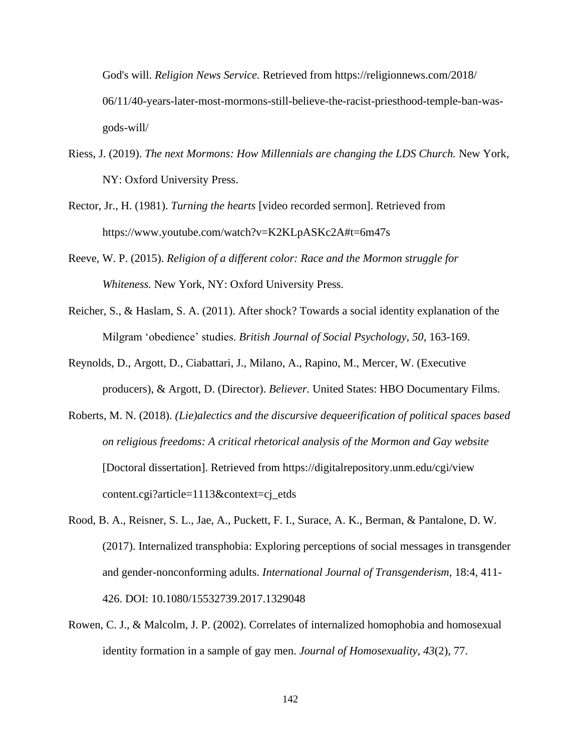God's will. *Religion News Service.* Retrieved from https://religionnews.com/2018/06/11/40-years-later-most-mormons-still-believe-the-racist-priesthood-temple-ban-was-gods-will/

Riess, J. (2019). *The next Mormons: How Millennials are changing the LDS Church.* New York, NY: Oxford University Press.

Rector, Jr., H. (1981). *Turning the hearts* [video recorded sermon]. Retrieved from https://www.youtube.com/watch?v=K2KLpASKc2A#t=6m47s

Reeve, W. P. (2015). *Religion of a different color: Race and the Mormon struggle for Whiteness.* New York, NY: Oxford University Press.

Reicher, S., & Haslam, S. A. (2011). After shock? Towards a social identity explanation of the Milgram 'obedience' studies. *British Journal of Social Psychology*, *50*, 163-169.

Reynolds, D., Argott, D., Ciabattari, J., Milano, A., Rapino, M., Mercer, W. (Executive producers), & Argott, D. (Director). *Believer.* United States: HBO Documentary Films.

Roberts, M. N. (2018). *(Lie)alectics and the discursive dequeerification of political spaces based on religious freedoms: A critical rhetorical analysis of the Mormon and Gay website* [Doctoral dissertation]. Retrieved from https://digitalrepository.unm.edu/cgi/viewcontent.cgi?article=1113&context=cj_etds

Rood, B. A., Reisner, S. L., Jae, A., Puckett, F. I., Surace, A. K., Berman, & Pantalone, D. W. (2017). Internalized transphobia: Exploring perceptions of social messages in transgender and gender-nonconforming adults. *International Journal of Transgenderism*, 18:4, 411-426. DOI: 10.1080/15532739.2017.1329048

Rowen, C. J., & Malcolm, J. P. (2002). Correlates of internalized homophobia and homosexual identity formation in a sample of gay men. *Journal of Homosexuality, 43*(2), 77.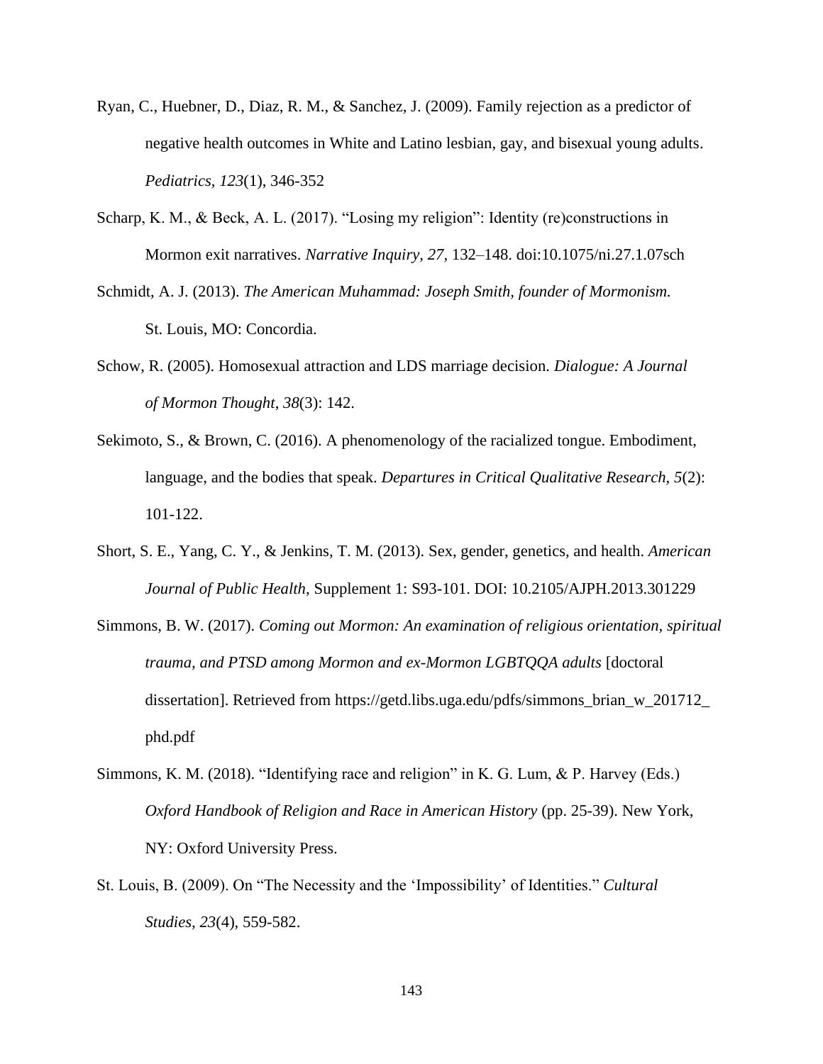Ryan, C., Huebner, D., Diaz, R. M., & Sanchez, J. (2009). Family rejection as a predictor of negative health outcomes in White and Latino lesbian, gay, and bisexual young adults. *Pediatrics*, *123*(1), 346-352

Scharp, K. M., & Beck, A. L. (2017). "Losing my religion": Identity (re)constructions in Mormon exit narratives. *Narrative Inquiry, 27,* 132–148. doi:10.1075/ni.27.1.07sch

Schmidt, A. J. (2013). *The American Muhammad: Joseph Smith, founder of Mormonism.* St. Louis, MO: Concordia.

Schow, R. (2005). Homosexual attraction and LDS marriage decision. *Dialogue: A Journal of Mormon Thought*, *38*(3): 142.

Sekimoto, S., & Brown, C. (2016). A phenomenology of the racialized tongue. Embodiment, language, and the bodies that speak. *Departures in Critical Qualitative Research*, *5*(2): 101-122.

Short, S. E., Yang, C. Y., & Jenkins, T. M. (2013). Sex, gender, genetics, and health. *American Journal of Public Health,* Supplement 1: S93-101. DOI: 10.2105/AJPH.2013.301229

Simmons, B. W. (2017). *Coming out Mormon: An examination of religious orientation, spiritual trauma, and PTSD among Mormon and ex-Mormon LGBTQQA adults* [doctoral dissertation]. Retrieved from https://getd.libs.uga.edu/pdfs/simmons_brian_w_201712_phd.pdf

Simmons, K. M. (2018). "Identifying race and religion" in K. G. Lum, & P. Harvey (Eds.) *Oxford Handbook of Religion and Race in American History* (pp. 25-39). New York, NY: Oxford University Press.

St. Louis, B. (2009). On "The Necessity and the 'Impossibility' of Identities." *Cultural Studies, 23*(4), 559-582.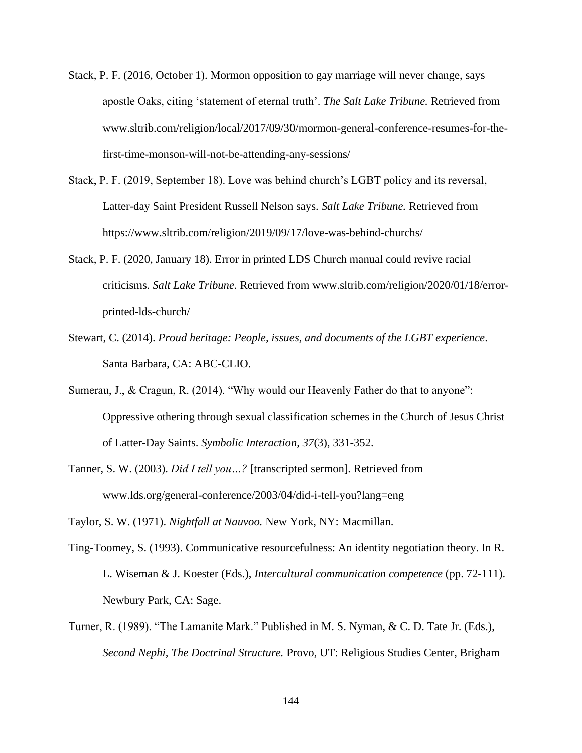Stack, P. F. (2016, October 1). Mormon opposition to gay marriage will never change, says apostle Oaks, citing 'statement of eternal truth'. *The Salt Lake Tribune.* Retrieved from www.sltrib.com/religion/local/2017/09/30/mormon-general-conference-resumes-for-the-first-time-monson-will-not-be-attending-any-sessions/

Stack, P. F. (2019, September 18). Love was behind church's LGBT policy and its reversal, Latter-day Saint President Russell Nelson says. *Salt Lake Tribune.* Retrieved from https://www.sltrib.com/religion/2019/09/17/love-was-behind-churchs/

Stack, P. F. (2020, January 18). Error in printed LDS Church manual could revive racial criticisms. *Salt Lake Tribune.* Retrieved from www.sltrib.com/religion/2020/01/18/error-printed-lds-church/

Stewart, C. (2014). *Proud heritage: People, issues, and documents of the LGBT experience*. Santa Barbara, CA: ABC-CLIO.

Sumerau, J., & Cragun, R. (2014). "Why would our Heavenly Father do that to anyone": Oppressive othering through sexual classification schemes in the Church of Jesus Christ of Latter-Day Saints. *Symbolic Interaction*, *37*(3), 331-352.

Tanner, S. W. (2003). *Did I tell you…?* [transcripted sermon]. Retrieved from www.lds.org/general-conference/2003/04/did-i-tell-you?lang=eng

Taylor, S. W. (1971). *Nightfall at Nauvoo.* New York, NY: Macmillan.

Ting-Toomey, S. (1993). Communicative resourcefulness: An identity negotiation theory. In R. L. Wiseman & J. Koester (Eds.), *Intercultural communication competence* (pp. 72-111). Newbury Park, CA: Sage.

Turner, R. (1989). "The Lamanite Mark." Published in M. S. Nyman, & C. D. Tate Jr. (Eds.), *Second Nephi, The Doctrinal Structure.* Provo, UT: Religious Studies Center, Brigham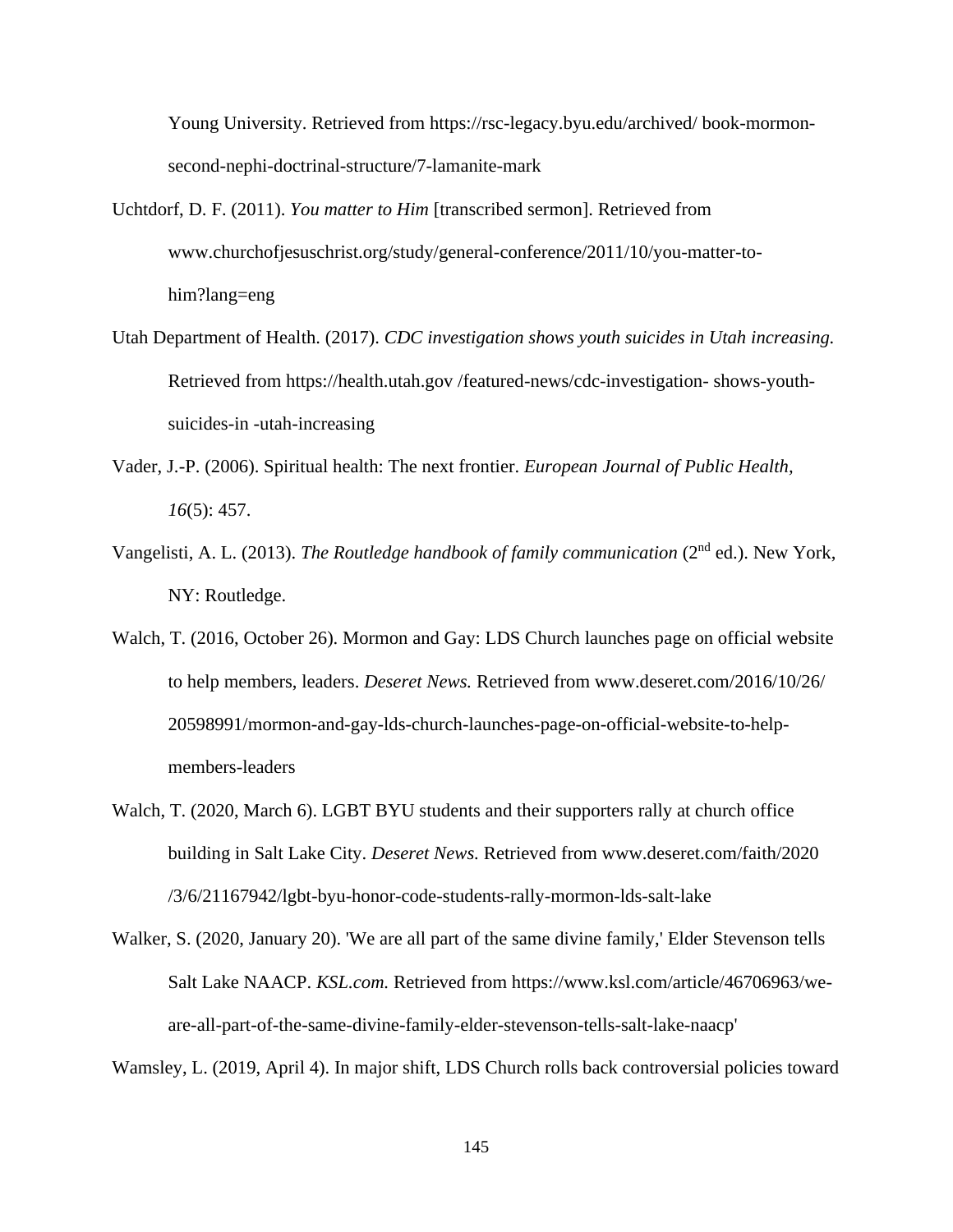Young University. Retrieved from https://rsc-legacy.byu.edu/archived/ book-mormon-second-nephi-doctrinal-structure/7-lamanite-mark

Uchtdorf, D. F. (2011). *You matter to Him* [transcribed sermon]. Retrieved from www.churchofjesuschrist.org/study/general-conference/2011/10/you-matter-to-him?lang=eng

Utah Department of Health. (2017). *CDC investigation shows youth suicides in Utah increasing.* Retrieved from https://health.utah.gov /featured-news/cdc-investigation- shows-youth-suicides-in -utah-increasing

Vader, J.-P. (2006). Spiritual health: The next frontier. *European Journal of Public Health, 16*(5): 457.

Vangelisti, A. L. (2013). *The Routledge handbook of family communication* (2nd ed.). New York, NY: Routledge.

Walch, T. (2016, October 26). Mormon and Gay: LDS Church launches page on official website to help members, leaders. *Deseret News.* Retrieved from www.deseret.com/2016/10/26/ 20598991/mormon-and-gay-lds-church-launches-page-on-official-website-to-help-members-leaders

Walch, T. (2020, March 6). LGBT BYU students and their supporters rally at church office building in Salt Lake City. *Deseret News.* Retrieved from www.deseret.com/faith/2020 /3/6/21167942/lgbt-byu-honor-code-students-rally-mormon-lds-salt-lake

Walker, S. (2020, January 20). 'We are all part of the same divine family,' Elder Stevenson tells Salt Lake NAACP. *KSL.com.* Retrieved from https://www.ksl.com/article/46706963/we-are-all-part-of-the-same-divine-family-elder-stevenson-tells-salt-lake-naacp'

Wamsley, L. (2019, April 4). In major shift, LDS Church rolls back controversial policies toward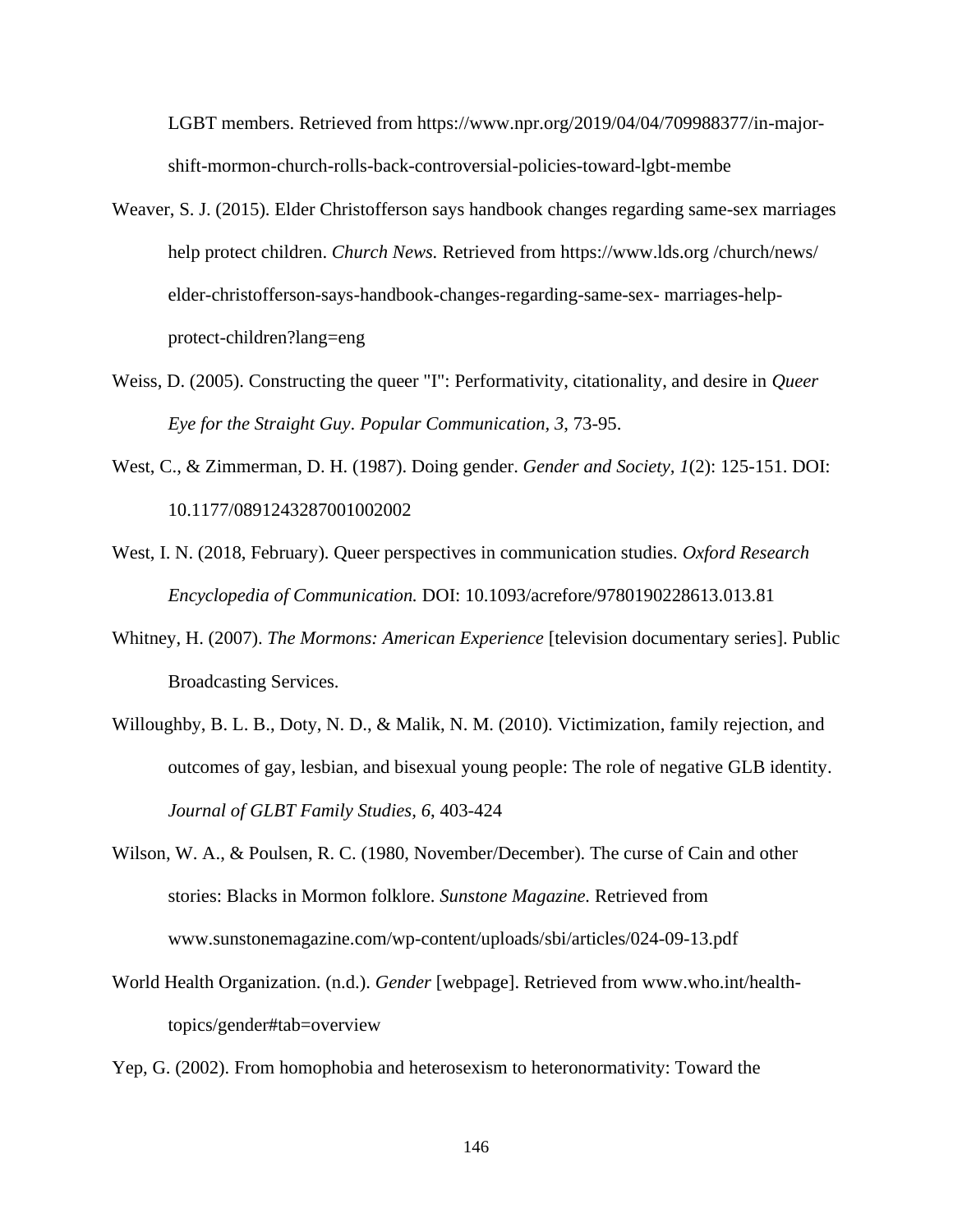LGBT members. Retrieved from https://www.npr.org/2019/04/04/709988377/in-major-shift-mormon-church-rolls-back-controversial-policies-toward-lgbt-membe

Weaver, S. J. (2015). Elder Christofferson says handbook changes regarding same-sex marriages help protect children. *Church News.* Retrieved from https://www.lds.org /church/news/ elder-christofferson-says-handbook-changes-regarding-same-sex- marriages-help-protect-children?lang=eng

Weiss, D. (2005). Constructing the queer "I": Performativity, citationality, and desire in *Queer Eye for the Straight Guy*. *Popular Communication, 3*, 73-95.

West, C., & Zimmerman, D. H. (1987). Doing gender. *Gender and Society, 1*(2): 125-151. DOI: 10.1177/0891243287001002002

West, I. N. (2018, February). Queer perspectives in communication studies. *Oxford Research Encyclopedia of Communication.* DOI: 10.1093/acrefore/9780190228613.013.81

Whitney, H. (2007). *The Mormons: American Experience* [television documentary series]. Public Broadcasting Services.

Willoughby, B. L. B., Doty, N. D., & Malik, N. M. (2010). Victimization, family rejection, and outcomes of gay, lesbian, and bisexual young people: The role of negative GLB identity. *Journal of GLBT Family Studies*, *6*, 403-424

Wilson, W. A., & Poulsen, R. C. (1980, November/December). The curse of Cain and other stories: Blacks in Mormon folklore. *Sunstone Magazine.* Retrieved from www.sunstonemagazine.com/wp-content/uploads/sbi/articles/024-09-13.pdf

World Health Organization. (n.d.). *Gender* [webpage]. Retrieved from www.who.int/health-topics/gender#tab=overview

Yep, G. (2002). From homophobia and heterosexism to heteronormativity: Toward the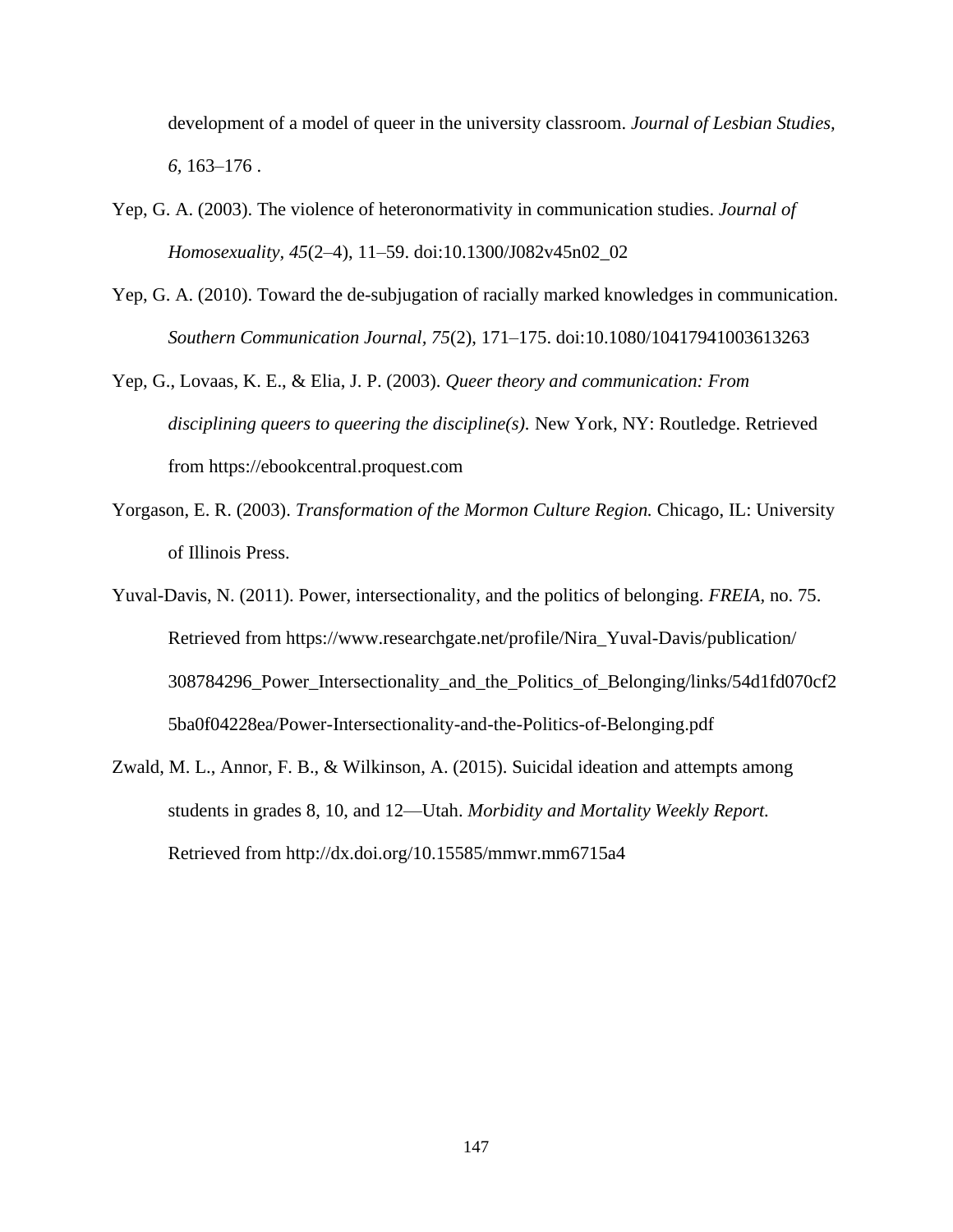development of a model of queer in the university classroom. *Journal of Lesbian Studies, 6*, 163–176 .

Yep, G. A. (2003). The violence of heteronormativity in communication studies. *Journal of Homosexuality, 45*(2–4), 11–59. doi:10.1300/J082v45n02_02

Yep, G. A. (2010). Toward the de-subjugation of racially marked knowledges in communication. *Southern Communication Journal, 75*(2), 171–175. doi:10.1080/10417941003613263

Yep, G., Lovaas, K. E., & Elia, J. P. (2003). *Queer theory and communication: From disciplining queers to queering the discipline(s).* New York, NY: Routledge. Retrieved from https://ebookcentral.proquest.com

Yorgason, E. R. (2003). *Transformation of the Mormon Culture Region.* Chicago, IL: University of Illinois Press.

Yuval-Davis, N. (2011). Power, intersectionality, and the politics of belonging. *FREIA*, no. 75. Retrieved from https://www.researchgate.net/profile/Nira_Yuval-Davis/publication/308784296_Power_Intersectionality_and_the_Politics_of_Belonging/links/54d1fd070cf25ba0f04228ea/Power-Intersectionality-and-the-Politics-of-Belonging.pdf

Zwald, M. L., Annor, F. B., & Wilkinson, A. (2015). Suicidal ideation and attempts among students in grades 8, 10, and 12—Utah. *Morbidity and Mortality Weekly Report.* Retrieved from http://dx.doi.org/10.15585/mmwr.mm6715a4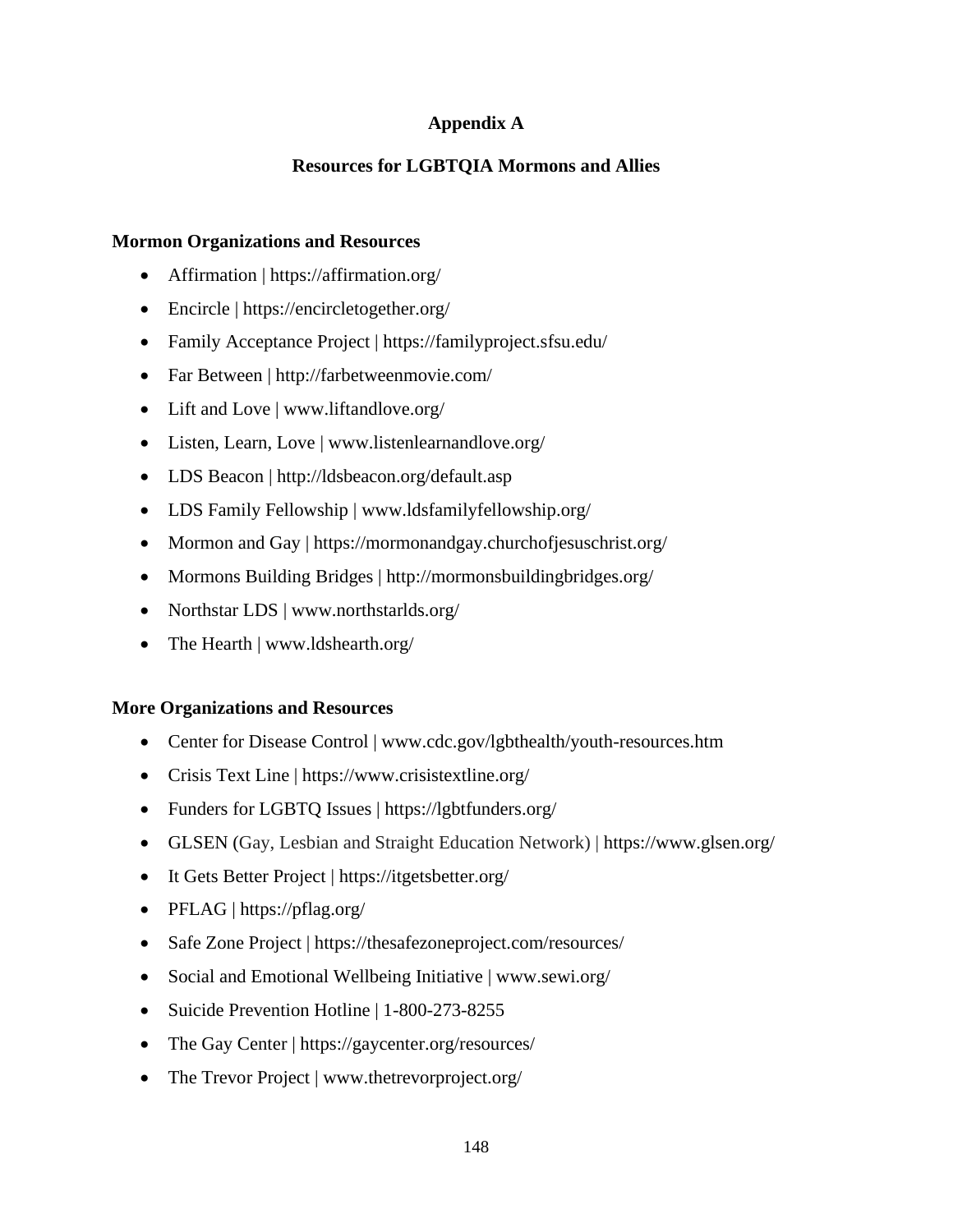# Appendix A

## Resources for LGBTQIA Mormons and Allies

### Mormon Organizations and Resources

- Affirmation | https://affirmation.org/
- Encircle | https://encircletogether.org/
- Family Acceptance Project | https://familyproject.sfsu.edu/
- Far Between | http://farbetweenmovie.com/
- Lift and Love | www.liftandlove.org/
- Listen, Learn, Love | www.listenlearnandlove.org/
- LDS Beacon | http://ldsbeacon.org/default.asp
- LDS Family Fellowship | www.ldsfamilyfellowship.org/
- Mormon and Gay | https://mormonandgay.churchofjesuschrist.org/
- Mormons Building Bridges | http://mormonsbuildingbridges.org/
- Northstar LDS | www.northstarlds.org/
- The Hearth | www.ldshearth.org/

### More Organizations and Resources

- Center for Disease Control | www.cdc.gov/lgbthealth/youth-resources.htm
- Crisis Text Line | https://www.crisistextline.org/
- Funders for LGBTQ Issues | https://lgbtfunders.org/
- GLSEN (Gay, Lesbian and Straight Education Network) | https://www.glsen.org/
- It Gets Better Project | https://itgetsbetter.org/
- PFLAG | https://pflag.org/
- Safe Zone Project | https://thesafezoneproject.com/resources/
- Social and Emotional Wellbeing Initiative | www.sewi.org/
- Suicide Prevention Hotline | 1-800-273-8255
- The Gay Center | https://gaycenter.org/resources/
- The Trevor Project | www.thetrevorproject.org/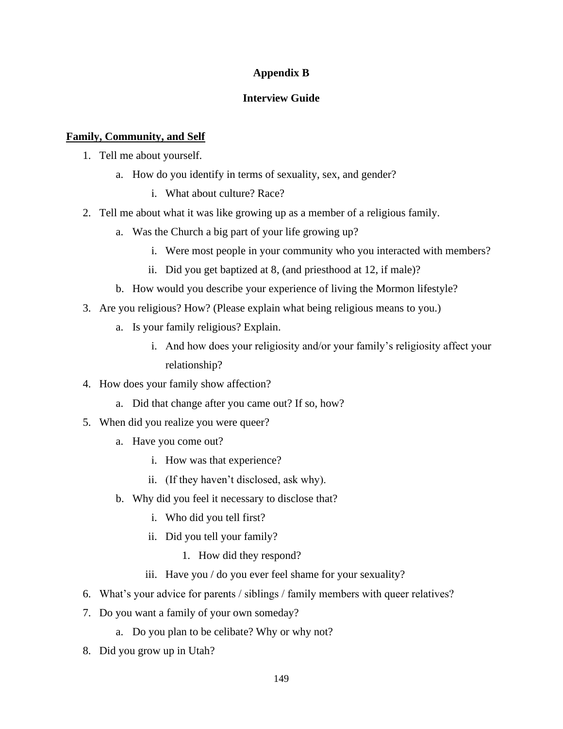# Appendix B

## Interview Guide

**Family, Community, and Self**

1. Tell me about yourself.
    a. How do you identify in terms of sexuality, sex, and gender?
        i. What about culture? Race?
2. Tell me about what it was like growing up as a member of a religious family.
    a. Was the Church a big part of your life growing up?
        i. Were most people in your community who you interacted with members?
        ii. Did you get baptized at 8, (and priesthood at 12, if male)?
    b. How would you describe your experience of living the Mormon lifestyle?
3. Are you religious? How? (Please explain what being religious means to you.)
    a. Is your family religious? Explain.
        i. And how does your religiosity and/or your family's religiosity affect your relationship?
4. How does your family show affection?
    a. Did that change after you came out? If so, how?
5. When did you realize you were queer?
    a. Have you come out?
        i. How was that experience?
        ii. (If they haven't disclosed, ask why).
    b. Why did you feel it necessary to disclose that?
        i. Who did you tell first?
        ii. Did you tell your family?
            1. How did they respond?
        iii. Have you / do you ever feel shame for your sexuality?
6. What's your advice for parents / siblings / family members with queer relatives?
7. Do you want a family of your own someday?
    a. Do you plan to be celibate? Why or why not?
8. Did you grow up in Utah?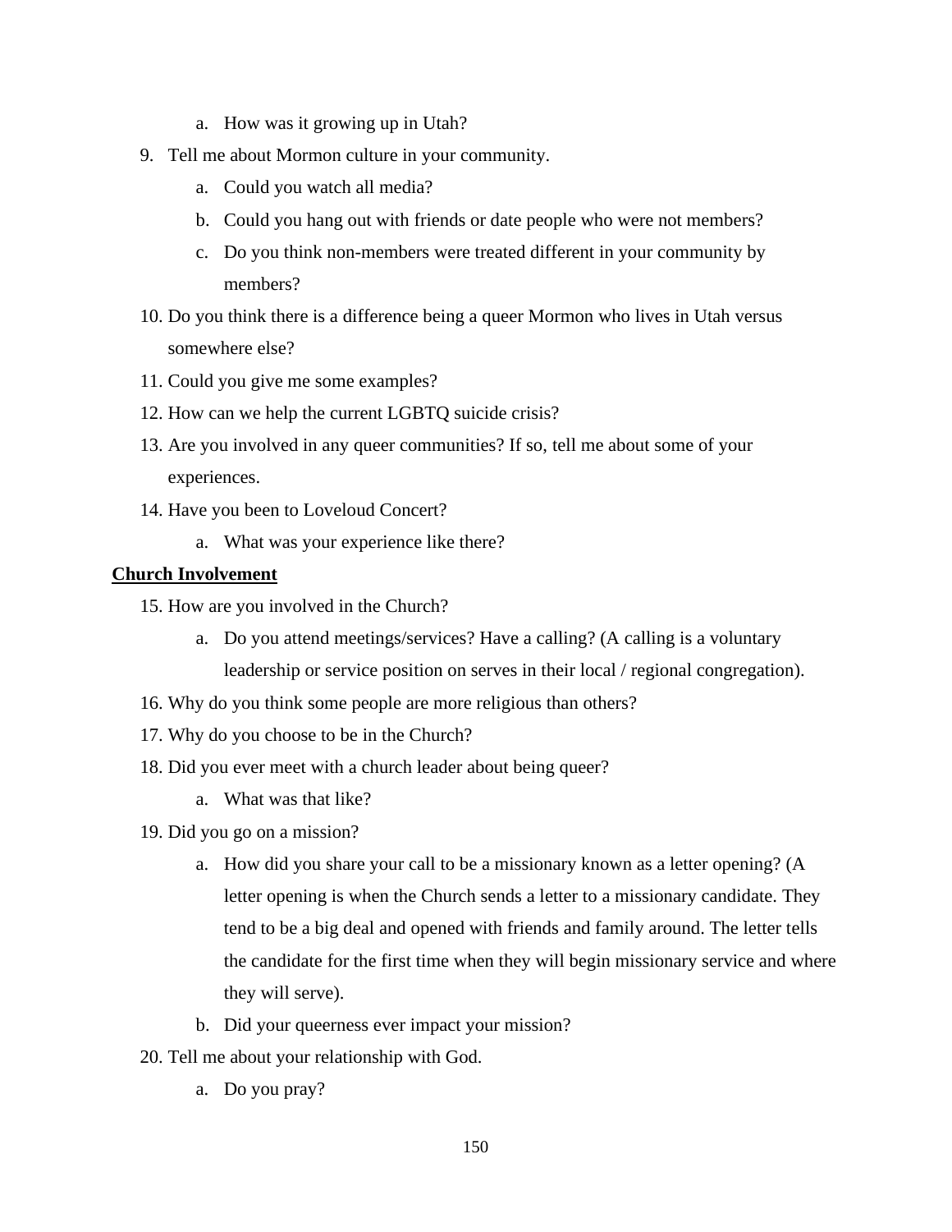a. How was it growing up in Utah?

9. Tell me about Mormon culture in your community.
   a. Could you watch all media?
   b. Could you hang out with friends or date people who were not members?
   c. Do you think non-members were treated different in your community by members?
10. Do you think there is a difference being a queer Mormon who lives in Utah versus somewhere else?
11. Could you give me some examples?
12. How can we help the current LGBTQ suicide crisis?
13. Are you involved in any queer communities? If so, tell me about some of your experiences.
14. Have you been to Loveloud Concert?
    a. What was your experience like there?

**Church Involvement**

15. How are you involved in the Church?
    a. Do you attend meetings/services? Have a calling? (A calling is a voluntary leadership or service position on serves in their local / regional congregation).
16. Why do you think some people are more religious than others?
17. Why do you choose to be in the Church?
18. Did you ever meet with a church leader about being queer?
    a. What was that like?
19. Did you go on a mission?
    a. How did you share your call to be a missionary known as a letter opening? (A letter opening is when the Church sends a letter to a missionary candidate. They tend to be a big deal and opened with friends and family around. The letter tells the candidate for the first time when they will begin missionary service and where they will serve).
    b. Did your queerness ever impact your mission?
20. Tell me about your relationship with God.
    a. Do you pray?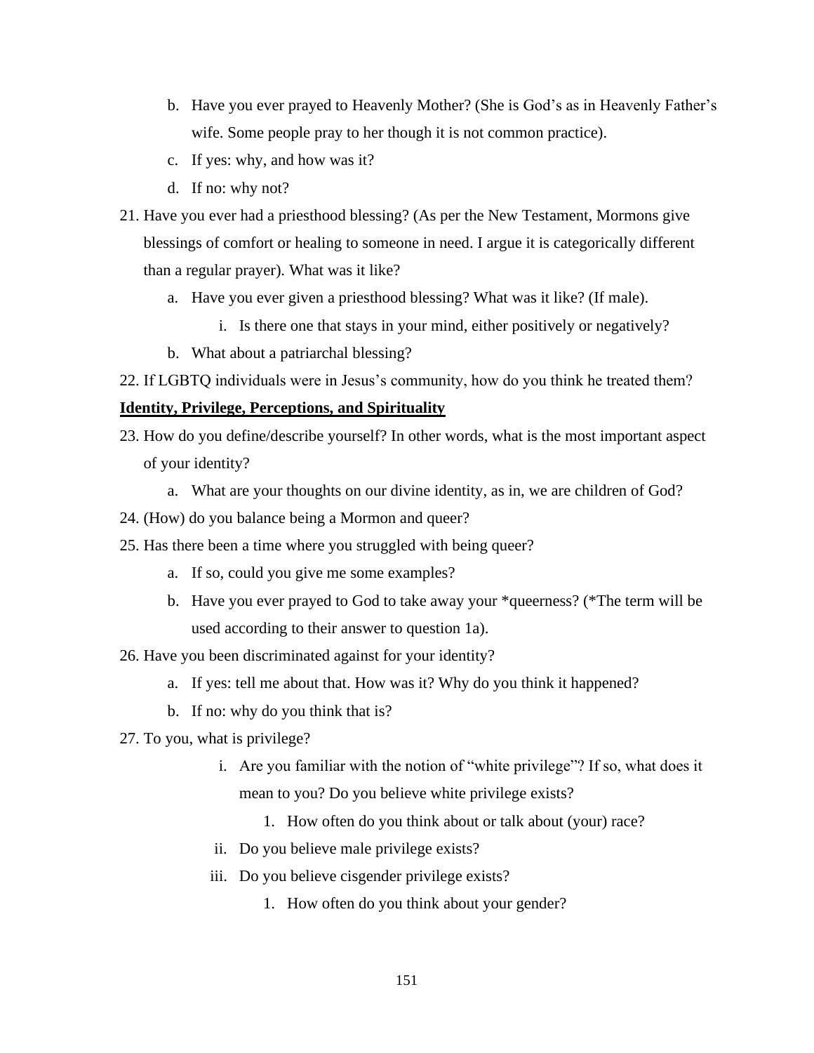b. Have you ever prayed to Heavenly Mother? (She is God's as in Heavenly Father's wife. Some people pray to her though it is not common practice).
   c. If yes: why, and how was it?
   d. If no: why not?

21. Have you ever had a priesthood blessing? (As per the New Testament, Mormons give blessings of comfort or healing to someone in need. I argue it is categorically different than a regular prayer). What was it like?
   a. Have you ever given a priesthood blessing? What was it like? (If male).
      i. Is there one that stays in your mind, either positively or negatively?
   b. What about a patriarchal blessing?
22. If LGBTQ individuals were in Jesus's community, how do you think he treated them?

**<u>Identity, Privilege, Perceptions, and Spirituality</u>**

23. How do you define/describe yourself? In other words, what is the most important aspect of your identity?
   a. What are your thoughts on our divine identity, as in, we are children of God?
24. (How) do you balance being a Mormon and queer?
25. Has there been a time where you struggled with being queer?
   a. If so, could you give me some examples?
   b. Have you ever prayed to God to take away your *queerness? (*The term will be used according to their answer to question 1a).
26. Have you been discriminated against for your identity?
   a. If yes: tell me about that. How was it? Why do you think it happened?
   b. If no: why do you think that is?
27. To you, what is privilege?
      i. Are you familiar with the notion of "white privilege"? If so, what does it mean to you? Do you believe white privilege exists?
         1. How often do you think about or talk about (your) race?
      ii. Do you believe male privilege exists?
      iii. Do you believe cisgender privilege exists?
         1. How often do you think about your gender?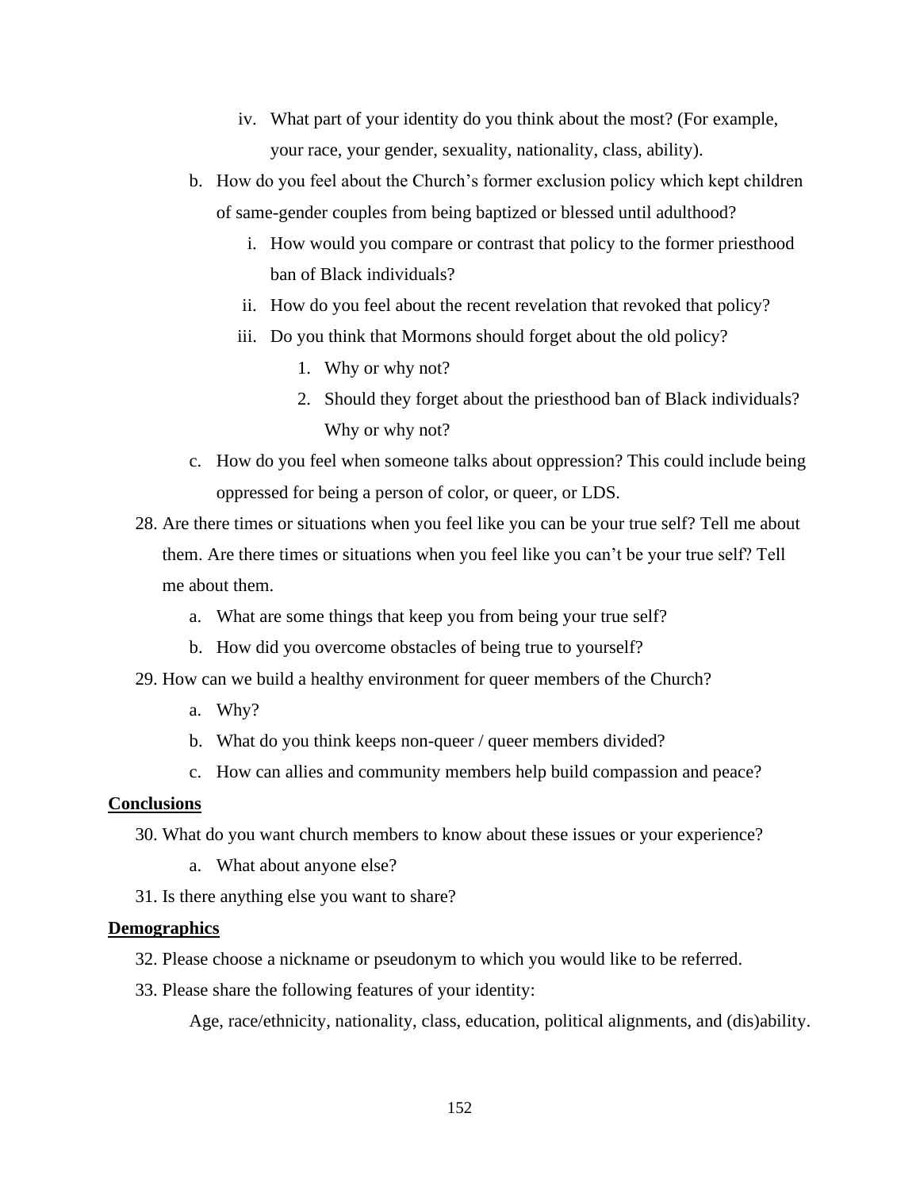iv. What part of your identity do you think about the most? (For example, your race, your gender, sexuality, nationality, class, ability).

b. How do you feel about the Church's former exclusion policy which kept children of same-gender couples from being baptized or blessed until adulthood?

   i. How would you compare or contrast that policy to the former priesthood ban of Black individuals?

   ii. How do you feel about the recent revelation that revoked that policy?

   iii. Do you think that Mormons should forget about the old policy?

      1. Why or why not?

      2. Should they forget about the priesthood ban of Black individuals? Why or why not?

c. How do you feel when someone talks about oppression? This could include being oppressed for being a person of color, or queer, or LDS.

28. Are there times or situations when you feel like you can be your true self? Tell me about them. Are there times or situations when you feel like you can't be your true self? Tell me about them.

   a. What are some things that keep you from being your true self?

   b. How did you overcome obstacles of being true to yourself?

29. How can we build a healthy environment for queer members of the Church?

   a. Why?

   b. What do you think keeps non-queer / queer members divided?

   c. How can allies and community members help build compassion and peace?

**Conclusions**

30. What do you want church members to know about these issues or your experience?

   a. What about anyone else?

31. Is there anything else you want to share?

**Demographics**

32. Please choose a nickname or pseudonym to which you would like to be referred.

33. Please share the following features of your identity:

   Age, race/ethnicity, nationality, class, education, political alignments, and (dis)ability.